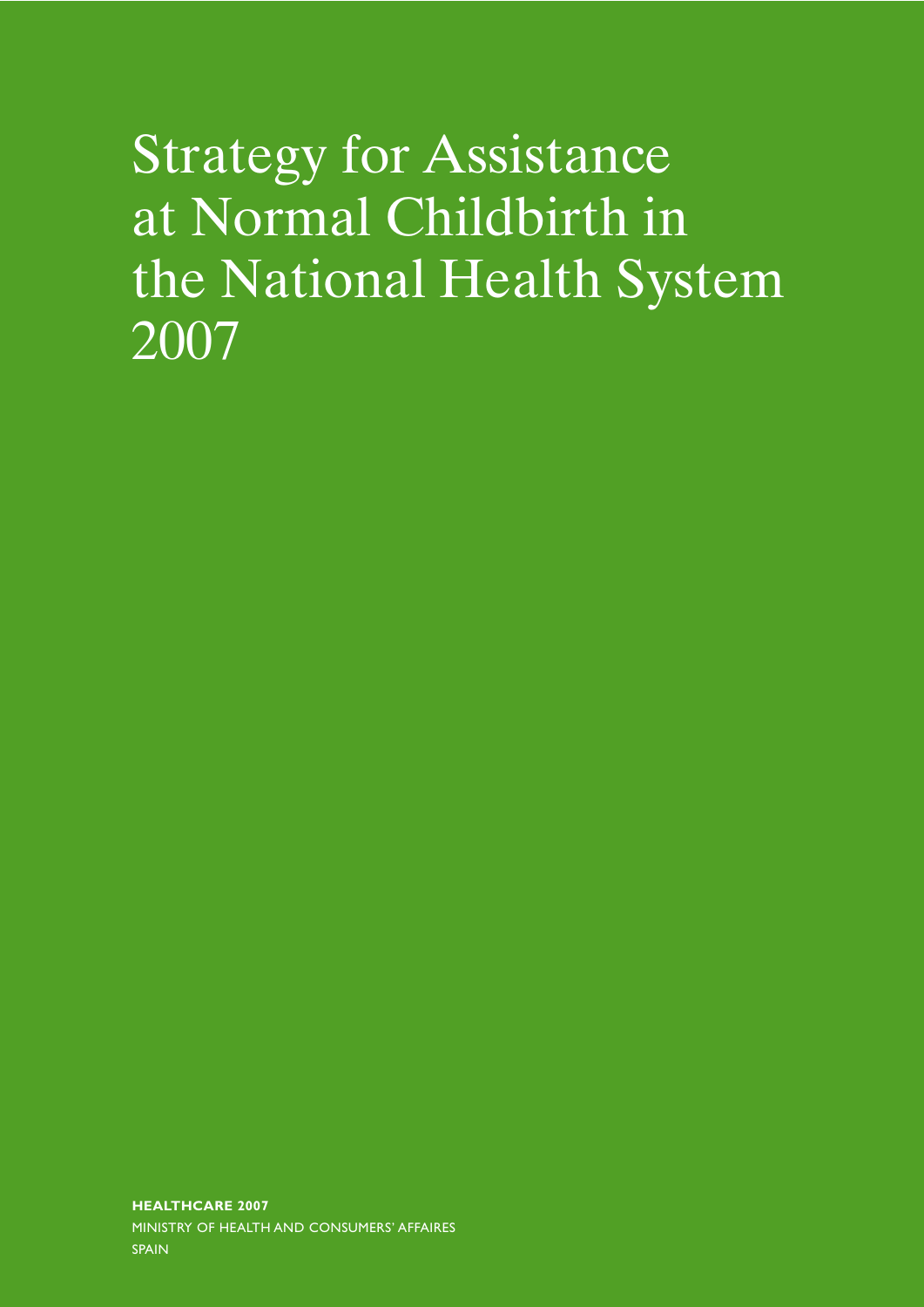# Strategy for Assistance at Normal Childbirth in the National Health System 2007

**HEALTHCARE 2007**

MINISTRY OF HEALTH AND CONSUMERS' AFFAIRES

SPAIN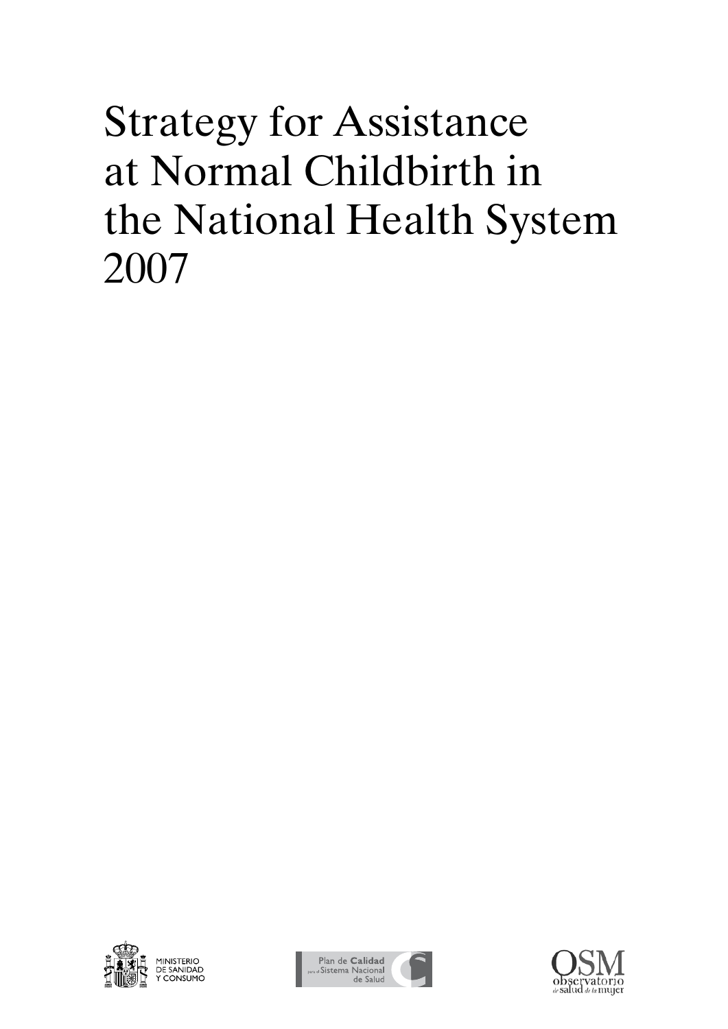# Strategy for Assistance at Normal Childbirth in the National Health System 2007

MINISTERIO DE SANIDAD Y CONSUMO

Plan de Calidad para el Sistema Nacional de Salud

OSM observatorio de salud de la mujer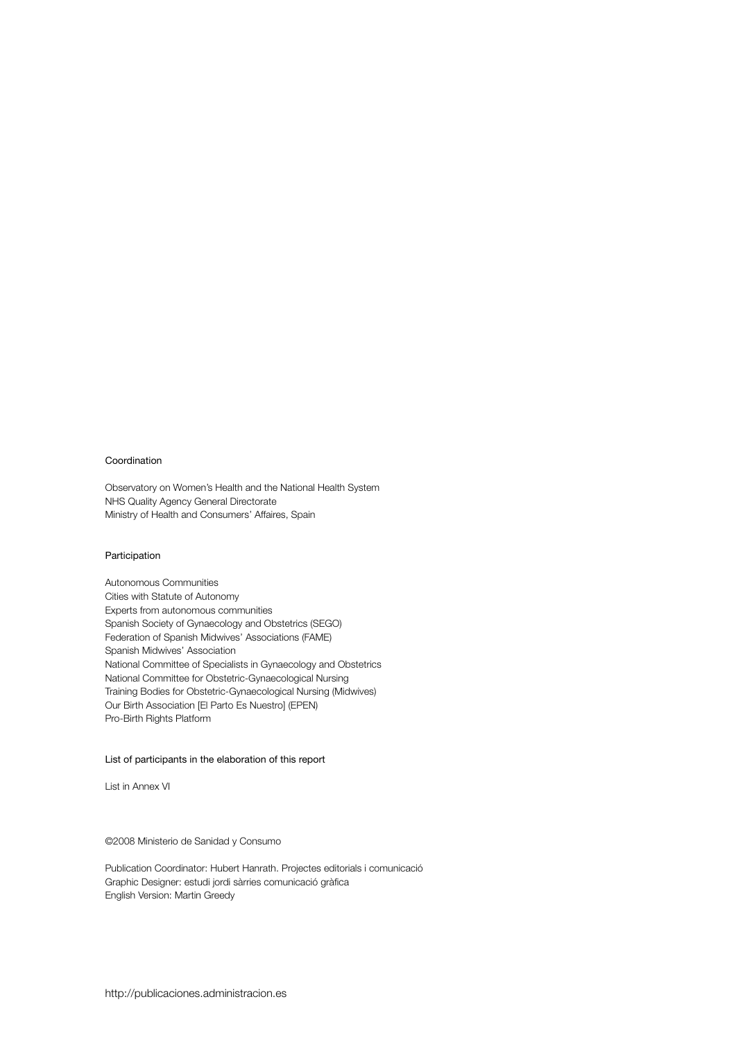Coordination

Observatory on Women's Health and the National Health System
NHS Quality Agency General Directorate
Ministry of Health and Consumers' Affaires, Spain

Participation

Autonomous Communities
Cities with Statute of Autonomy
Experts from autonomous communities
Spanish Society of Gynaecology and Obstetrics (SEGO)
Federation of Spanish Midwives' Associations (FAME)
Spanish Midwives' Association
National Committee of Specialists in Gynaecology and Obstetrics
National Committee for Obstetric-Gynaecological Nursing
Training Bodies for Obstetric-Gynaecological Nursing (Midwives)
Our Birth Association [El Parto Es Nuestro] (EPEN)
Pro-Birth Rights Platform

List of participants in the elaboration of this report

List in Annex VI

©2008 Ministerio de Sanidad y Consumo

Publication Coordinator: Hubert Hanrath. Projectes editorials i comunicació
Graphic Designer: estudi jordi sàrries comunicació gràfica
English Version: Martin Greedy

http://publicaciones.administracion.es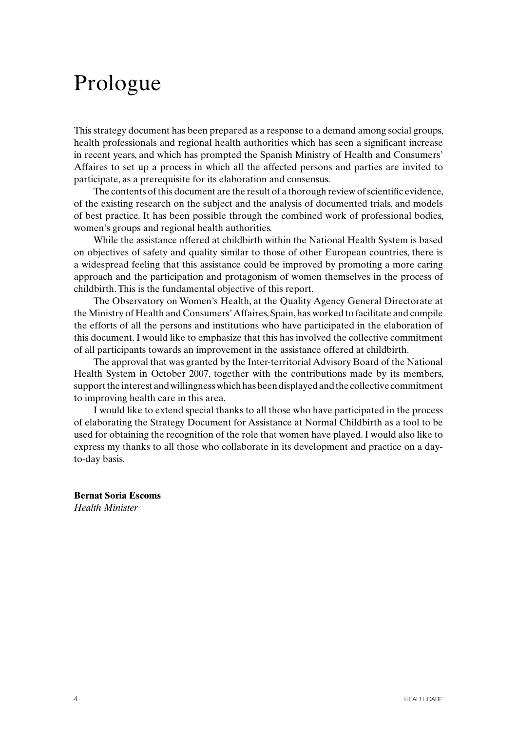# Prologue

This strategy document has been prepared as a response to a demand among social groups, health professionals and regional health authorities which has seen a significant increase in recent years, and which has prompted the Spanish Ministry of Health and Consumers' Affaires to set up a process in which all the affected persons and parties are invited to participate, as a prerequisite for its elaboration and consensus.

The contents of this document are the result of a thorough review of scientific evidence, of the existing research on the subject and the analysis of documented trials, and models of best practice. It has been possible through the combined work of professional bodies, women's groups and regional health authorities.

While the assistance offered at childbirth within the National Health System is based on objectives of safety and quality similar to those of other European countries, there is a widespread feeling that this assistance could be improved by promoting a more caring approach and the participation and protagonism of women themselves in the process of childbirth. This is the fundamental objective of this report.

The Observatory on Women's Health, at the Quality Agency General Directorate at the Ministry of Health and Consumers' Affaires, Spain, has worked to facilitate and compile the efforts of all the persons and institutions who have participated in the elaboration of this document. I would like to emphasize that this has involved the collective commitment of all participants towards an improvement in the assistance offered at childbirth.

The approval that was granted by the Inter-territorial Advisory Board of the National Health System in October 2007, together with the contributions made by its members, support the interest and willingness which has been displayed and the collective commitment to improving health care in this area.

I would like to extend special thanks to all those who have participated in the process of elaborating the Strategy Document for Assistance at Normal Childbirth as a tool to be used for obtaining the recognition of the role that women have played. I would also like to express my thanks to all those who collaborate in its development and practice on a day-to-day basis.

**Bernat Soria Escoms**
*Health Minister*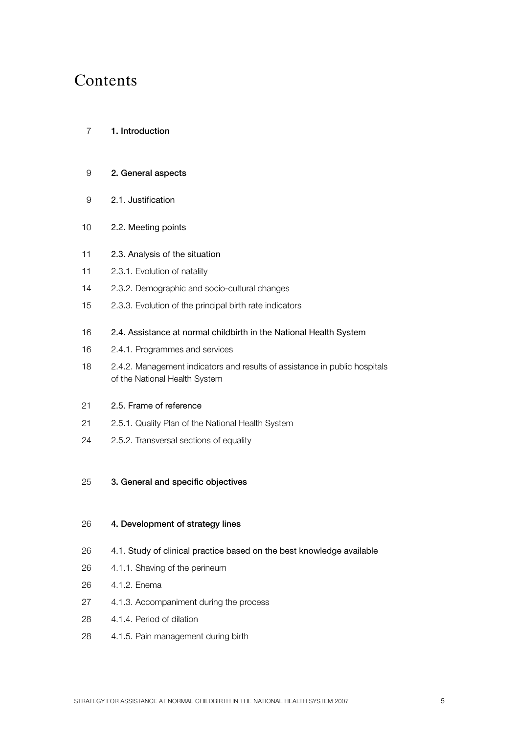# Contents

| | |
|---|---|
| 7 | **1. Introduction** |
| 9 | **2. General aspects** |
| 9 | 2.1. Justification |
| 10 | 2.2. Meeting points |
| 11 | 2.3. Analysis of the situation |
| 11 | 2.3.1. Evolution of natality |
| 14 | 2.3.2. Demographic and socio-cultural changes |
| 15 | 2.3.3. Evolution of the principal birth rate indicators |
| 16 | 2.4. Assistance at normal childbirth in the National Health System |
| 16 | 2.4.1. Programmes and services |
| 18 | 2.4.2. Management indicators and results of assistance in public hospitals of the National Health System |
| 21 | 2.5. Frame of reference |
| 21 | 2.5.1. Quality Plan of the National Health System |
| 24 | 2.5.2. Transversal sections of equality |
| 25 | **3. General and specific objectives** |
| 26 | **4. Development of strategy lines** |
| 26 | 4.1. Study of clinical practice based on the best knowledge available |
| 26 | 4.1.1. Shaving of the perineum |
| 26 | 4.1.2. Enema |
| 27 | 4.1.3. Accompaniment during the process |
| 28 | 4.1.4. Period of dilation |
| 28 | 4.1.5. Pain management during birth |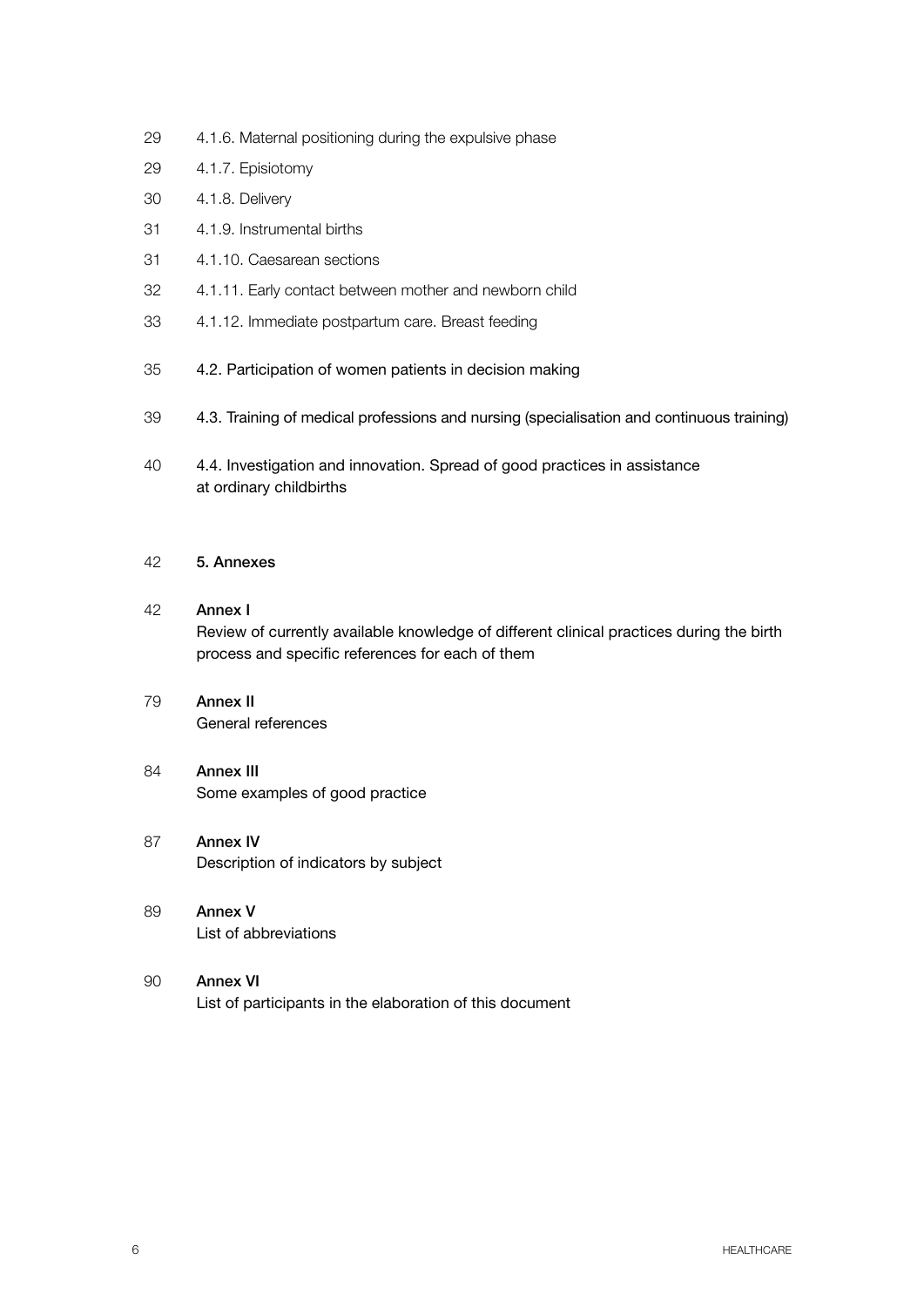29 4.1.6. Maternal positioning during the expulsive phase

29 4.1.7. Episiotomy

30 4.1.8. Delivery

31 4.1.9. Instrumental births

31 4.1.10. Caesarean sections

32 4.1.11. Early contact between mother and newborn child

33 4.1.12. Immediate postpartum care. Breast feeding

35 4.2. Participation of women patients in decision making

39 4.3. Training of medical professions and nursing (specialisation and continuous training)

40 4.4. Investigation and innovation. Spread of good practices in assistance at ordinary childbirths

42 **5. Annexes**

42 **Annex I**
Review of currently available knowledge of different clinical practices during the birth process and specific references for each of them

79 **Annex II**
General references

84 **Annex III**
Some examples of good practice

87 **Annex IV**
Description of indicators by subject

89 **Annex V**
List of abbreviations

90 **Annex VI**
List of participants in the elaboration of this document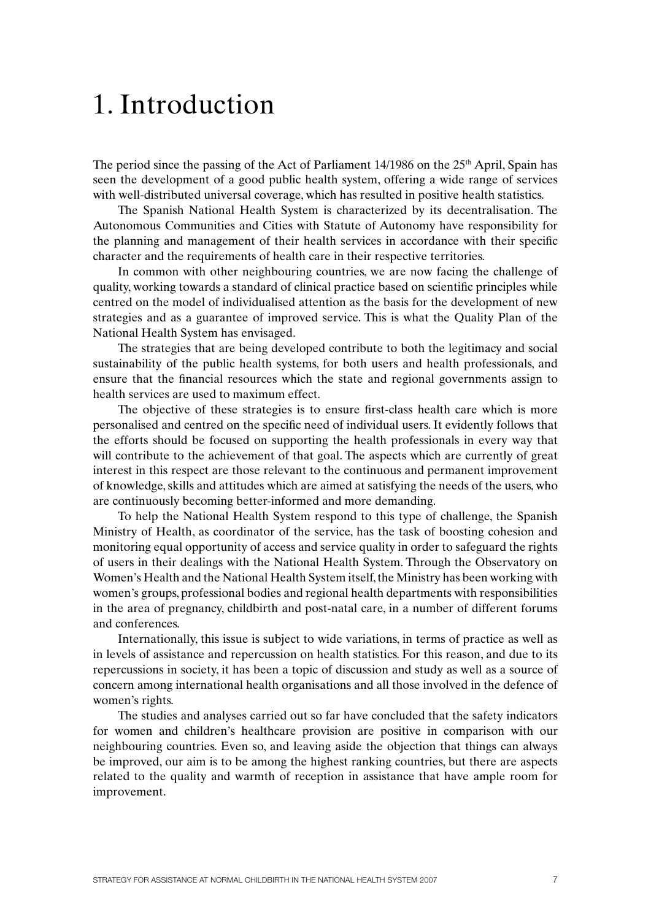# 1. Introduction

The period since the passing of the Act of Parliament 14/1986 on the 25th April, Spain has seen the development of a good public health system, offering a wide range of services with well-distributed universal coverage, which has resulted in positive health statistics.

The Spanish National Health System is characterized by its decentralisation. The Autonomous Communities and Cities with Statute of Autonomy have responsibility for the planning and management of their health services in accordance with their specific character and the requirements of health care in their respective territories.

In common with other neighbouring countries, we are now facing the challenge of quality, working towards a standard of clinical practice based on scientific principles while centred on the model of individualised attention as the basis for the development of new strategies and as a guarantee of improved service. This is what the Quality Plan of the National Health System has envisaged.

The strategies that are being developed contribute to both the legitimacy and social sustainability of the public health systems, for both users and health professionals, and ensure that the financial resources which the state and regional governments assign to health services are used to maximum effect.

The objective of these strategies is to ensure first-class health care which is more personalised and centred on the specific need of individual users. It evidently follows that the efforts should be focused on supporting the health professionals in every way that will contribute to the achievement of that goal. The aspects which are currently of great interest in this respect are those relevant to the continuous and permanent improvement of knowledge, skills and attitudes which are aimed at satisfying the needs of the users, who are continuously becoming better-informed and more demanding.

To help the National Health System respond to this type of challenge, the Spanish Ministry of Health, as coordinator of the service, has the task of boosting cohesion and monitoring equal opportunity of access and service quality in order to safeguard the rights of users in their dealings with the National Health System. Through the Observatory on Women's Health and the National Health System itself, the Ministry has been working with women's groups, professional bodies and regional health departments with responsibilities in the area of pregnancy, childbirth and post-natal care, in a number of different forums and conferences.

Internationally, this issue is subject to wide variations, in terms of practice as well as in levels of assistance and repercussion on health statistics. For this reason, and due to its repercussions in society, it has been a topic of discussion and study as well as a source of concern among international health organisations and all those involved in the defence of women's rights.

The studies and analyses carried out so far have concluded that the safety indicators for women and children's healthcare provision are positive in comparison with our neighbouring countries. Even so, and leaving aside the objection that things can always be improved, our aim is to be among the highest ranking countries, but there are aspects related to the quality and warmth of reception in assistance that have ample room for improvement.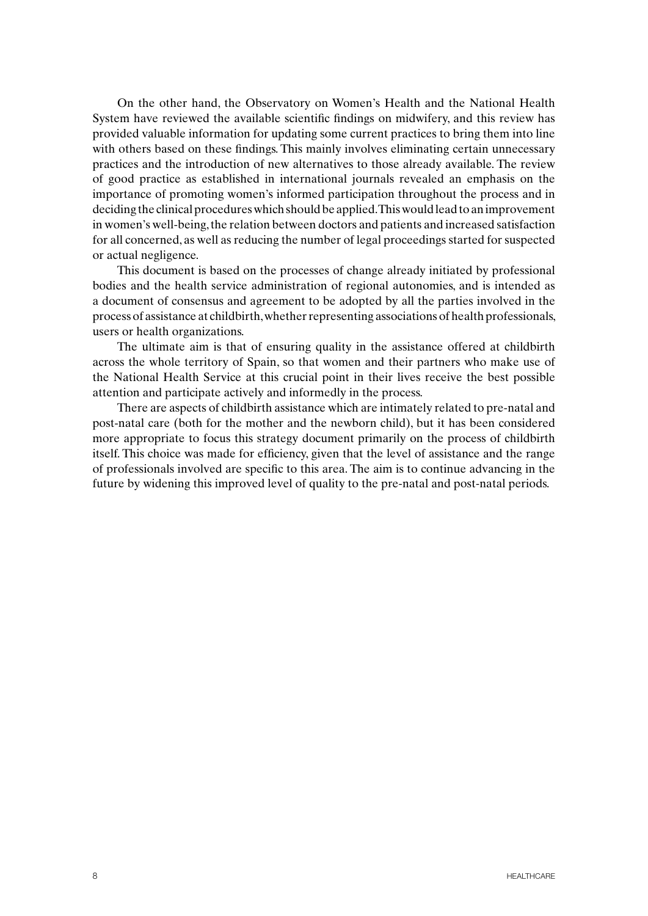On the other hand, the Observatory on Women's Health and the National Health System have reviewed the available scientific findings on midwifery, and this review has provided valuable information for updating some current practices to bring them into line with others based on these findings. This mainly involves eliminating certain unnecessary practices and the introduction of new alternatives to those already available. The review of good practice as established in international journals revealed an emphasis on the importance of promoting women's informed participation throughout the process and in deciding the clinical procedures which should be applied. This would lead to an improvement in women's well-being, the relation between doctors and patients and increased satisfaction for all concerned, as well as reducing the number of legal proceedings started for suspected or actual negligence.

This document is based on the processes of change already initiated by professional bodies and the health service administration of regional autonomies, and is intended as a document of consensus and agreement to be adopted by all the parties involved in the process of assistance at childbirth, whether representing associations of health professionals, users or health organizations.

The ultimate aim is that of ensuring quality in the assistance offered at childbirth across the whole territory of Spain, so that women and their partners who make use of the National Health Service at this crucial point in their lives receive the best possible attention and participate actively and informedly in the process.

There are aspects of childbirth assistance which are intimately related to pre-natal and post-natal care (both for the mother and the newborn child), but it has been considered more appropriate to focus this strategy document primarily on the process of childbirth itself. This choice was made for efficiency, given that the level of assistance and the range of professionals involved are specific to this area. The aim is to continue advancing in the future by widening this improved level of quality to the pre-natal and post-natal periods.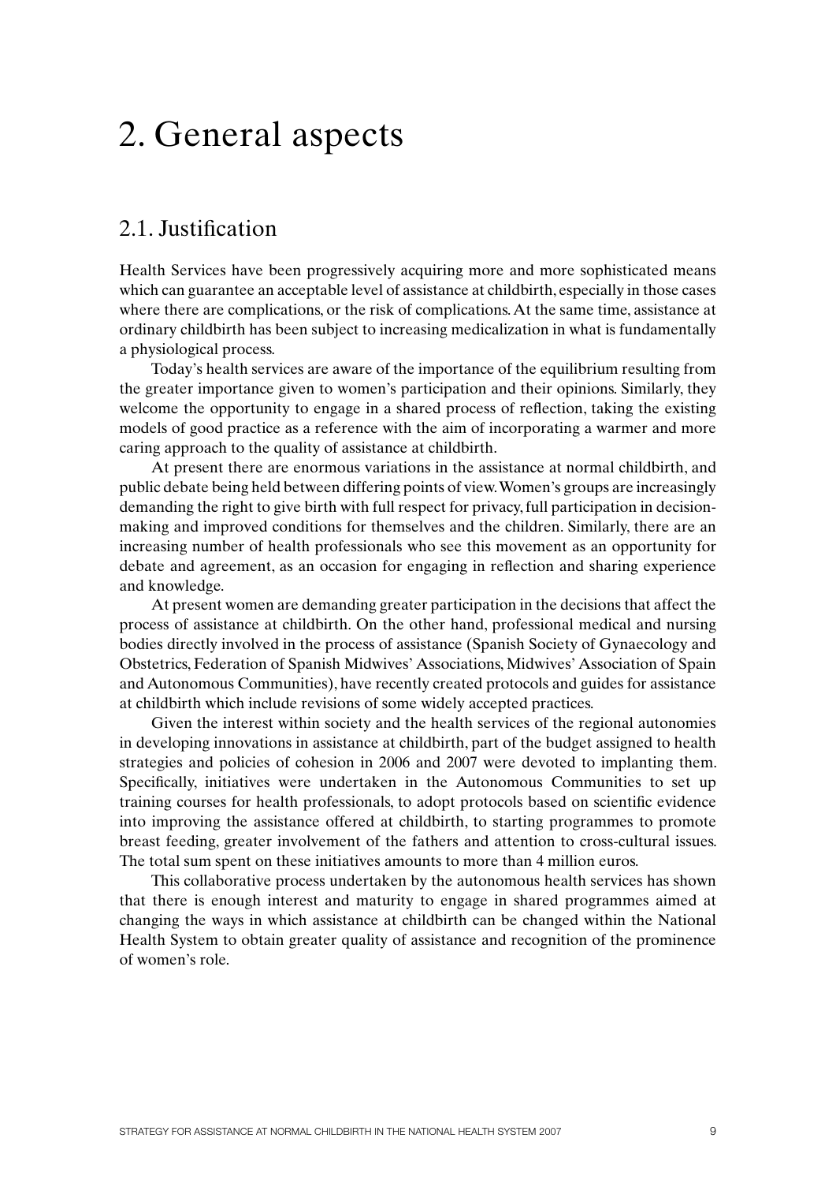# 2. General aspects

## 2.1. Justification

Health Services have been progressively acquiring more and more sophisticated means which can guarantee an acceptable level of assistance at childbirth, especially in those cases where there are complications, or the risk of complications. At the same time, assistance at ordinary childbirth has been subject to increasing medicalization in what is fundamentally a physiological process.

Today's health services are aware of the importance of the equilibrium resulting from the greater importance given to women's participation and their opinions. Similarly, they welcome the opportunity to engage in a shared process of reflection, taking the existing models of good practice as a reference with the aim of incorporating a warmer and more caring approach to the quality of assistance at childbirth.

At present there are enormous variations in the assistance at normal childbirth, and public debate being held between differing points of view. Women's groups are increasingly demanding the right to give birth with full respect for privacy, full participation in decision-making and improved conditions for themselves and the children. Similarly, there are an increasing number of health professionals who see this movement as an opportunity for debate and agreement, as an occasion for engaging in reflection and sharing experience and knowledge.

At present women are demanding greater participation in the decisions that affect the process of assistance at childbirth. On the other hand, professional medical and nursing bodies directly involved in the process of assistance (Spanish Society of Gynaecology and Obstetrics, Federation of Spanish Midwives' Associations, Midwives' Association of Spain and Autonomous Communities), have recently created protocols and guides for assistance at childbirth which include revisions of some widely accepted practices.

Given the interest within society and the health services of the regional autonomies in developing innovations in assistance at childbirth, part of the budget assigned to health strategies and policies of cohesion in 2006 and 2007 were devoted to implanting them. Specifically, initiatives were undertaken in the Autonomous Communities to set up training courses for health professionals, to adopt protocols based on scientific evidence into improving the assistance offered at childbirth, to starting programmes to promote breast feeding, greater involvement of the fathers and attention to cross-cultural issues. The total sum spent on these initiatives amounts to more than 4 million euros.

This collaborative process undertaken by the autonomous health services has shown that there is enough interest and maturity to engage in shared programmes aimed at changing the ways in which assistance at childbirth can be changed within the National Health System to obtain greater quality of assistance and recognition of the prominence of women's role.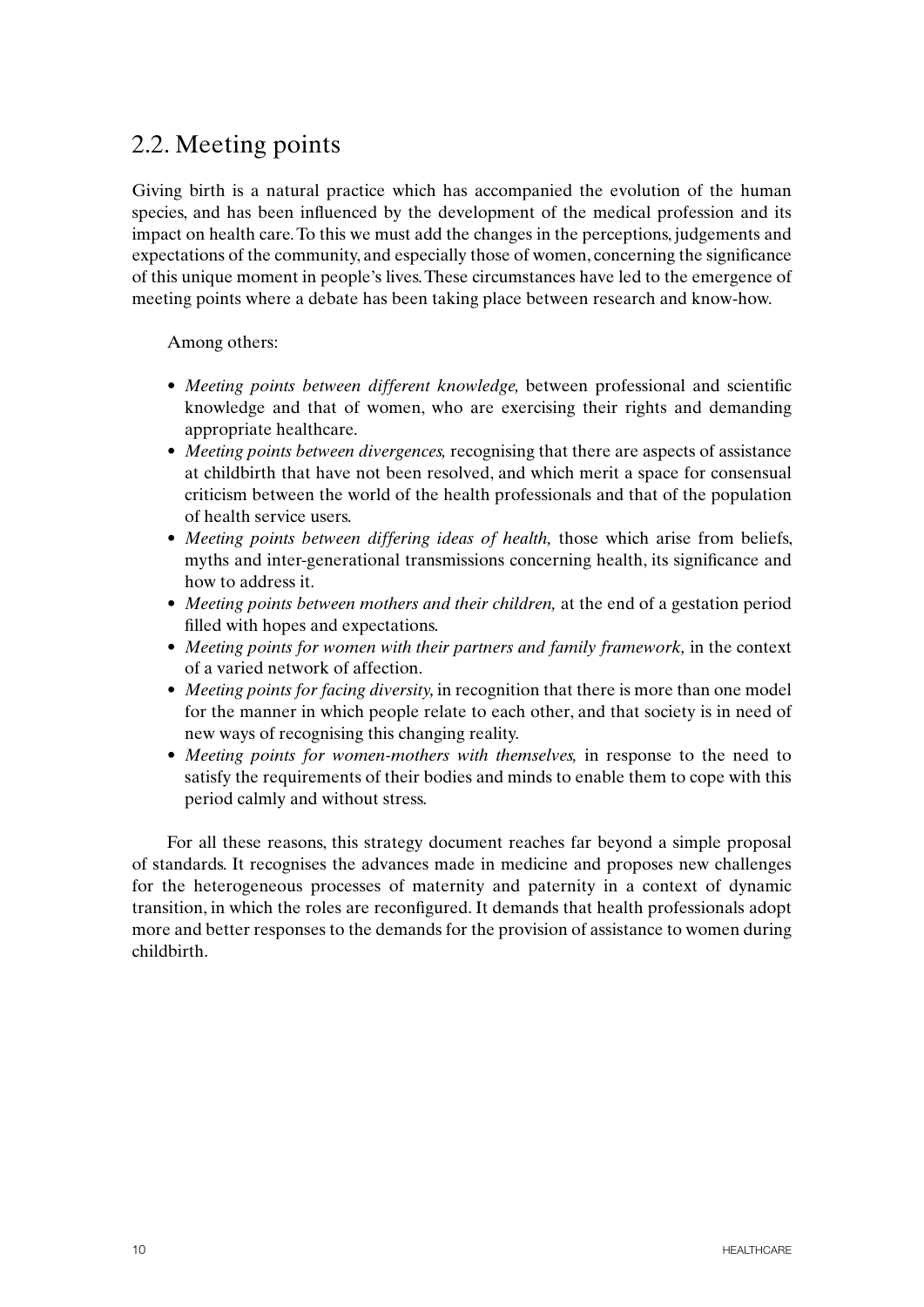## 2.2. Meeting points

Giving birth is a natural practice which has accompanied the evolution of the human species, and has been influenced by the development of the medical profession and its impact on health care. To this we must add the changes in the perceptions, judgements and expectations of the community, and especially those of women, concerning the significance of this unique moment in people's lives. These circumstances have led to the emergence of meeting points where a debate has been taking place between research and know-how.

Among others:

- *Meeting points between different knowledge,* between professional and scientific knowledge and that of women, who are exercising their rights and demanding appropriate healthcare.
- *Meeting points between divergences,* recognising that there are aspects of assistance at childbirth that have not been resolved, and which merit a space for consensual criticism between the world of the health professionals and that of the population of health service users.
- *Meeting points between differing ideas of health,* those which arise from beliefs, myths and inter-generational transmissions concerning health, its significance and how to address it.
- *Meeting points between mothers and their children,* at the end of a gestation period filled with hopes and expectations.
- *Meeting points for women with their partners and family framework,* in the context of a varied network of affection.
- *Meeting points for facing diversity,* in recognition that there is more than one model for the manner in which people relate to each other, and that society is in need of new ways of recognising this changing reality.
- *Meeting points for women-mothers with themselves,* in response to the need to satisfy the requirements of their bodies and minds to enable them to cope with this period calmly and without stress.

For all these reasons, this strategy document reaches far beyond a simple proposal of standards. It recognises the advances made in medicine and proposes new challenges for the heterogeneous processes of maternity and paternity in a context of dynamic transition, in which the roles are reconfigured. It demands that health professionals adopt more and better responses to the demands for the provision of assistance to women during childbirth.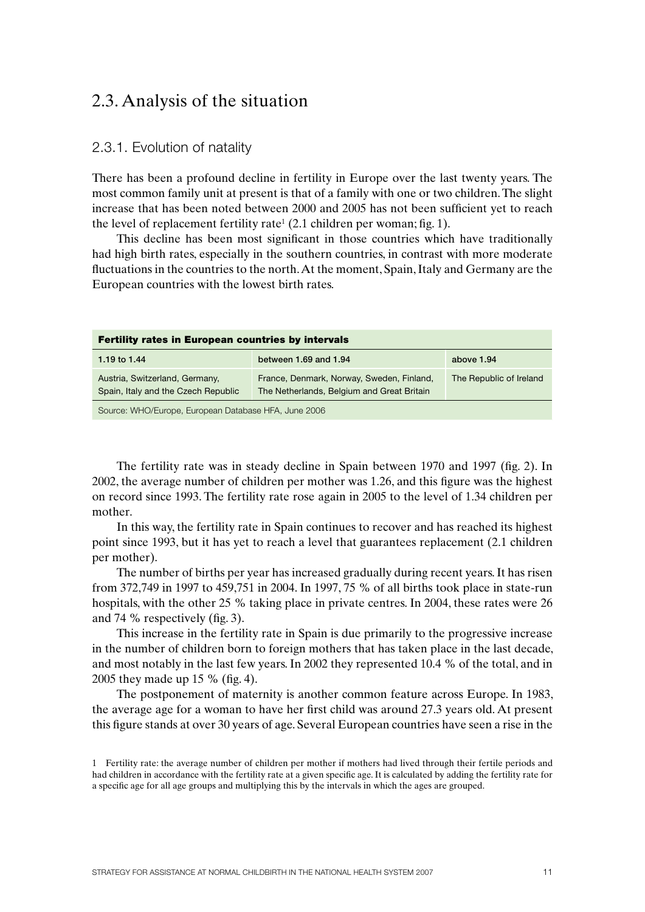## 2.3. Analysis of the situation

### 2.3.1. Evolution of natality

There has been a profound decline in fertility in Europe over the last twenty years. The most common family unit at present is that of a family with one or two children. The slight increase that has been noted between 2000 and 2005 has not been sufficient yet to reach the level of replacement fertility rate[1] (2.1 children per woman; fig. 1).

This decline has been most significant in those countries which have traditionally had high birth rates, especially in the southern countries, in contrast with more moderate fluctuations in the countries to the north. At the moment, Spain, Italy and Germany are the European countries with the lowest birth rates.

| **Fertility rates in European countries by intervals** | | |
|---|---|---|
| 1.19 to 1.44 | between 1.69 and 1.94 | above 1.94 |
| Austria, Switzerland, Germany, Spain, Italy and the Czech Republic | France, Denmark, Norway, Sweden, Finland, The Netherlands, Belgium and Great Britain | The Republic of Ireland |

Source: WHO/Europe, European Database HFA, June 2006

The fertility rate was in steady decline in Spain between 1970 and 1997 (fig. 2). In 2002, the average number of children per mother was 1.26, and this figure was the highest on record since 1993. The fertility rate rose again in 2005 to the level of 1.34 children per mother.

In this way, the fertility rate in Spain continues to recover and has reached its highest point since 1993, but it has yet to reach a level that guarantees replacement (2.1 children per mother).

The number of births per year has increased gradually during recent years. It has risen from 372,749 in 1997 to 459,751 in 2004. In 1997, 75 % of all births took place in state-run hospitals, with the other 25 % taking place in private centres. In 2004, these rates were 26 and 74 % respectively (fig. 3).

This increase in the fertility rate in Spain is due primarily to the progressive increase in the number of children born to foreign mothers that has taken place in the last decade, and most notably in the last few years. In 2002 they represented 10.4 % of the total, and in 2005 they made up 15 % (fig. 4).

The postponement of maternity is another common feature across Europe. In 1983, the average age for a woman to have her first child was around 27.3 years old. At present this figure stands at over 30 years of age. Several European countries have seen a rise in the

[1] Fertility rate: the average number of children per mother if mothers had lived through their fertile periods and had children in accordance with the fertility rate at a given specific age. It is calculated by adding the fertility rate for a specific age for all age groups and multiplying this by the intervals in which the ages are grouped.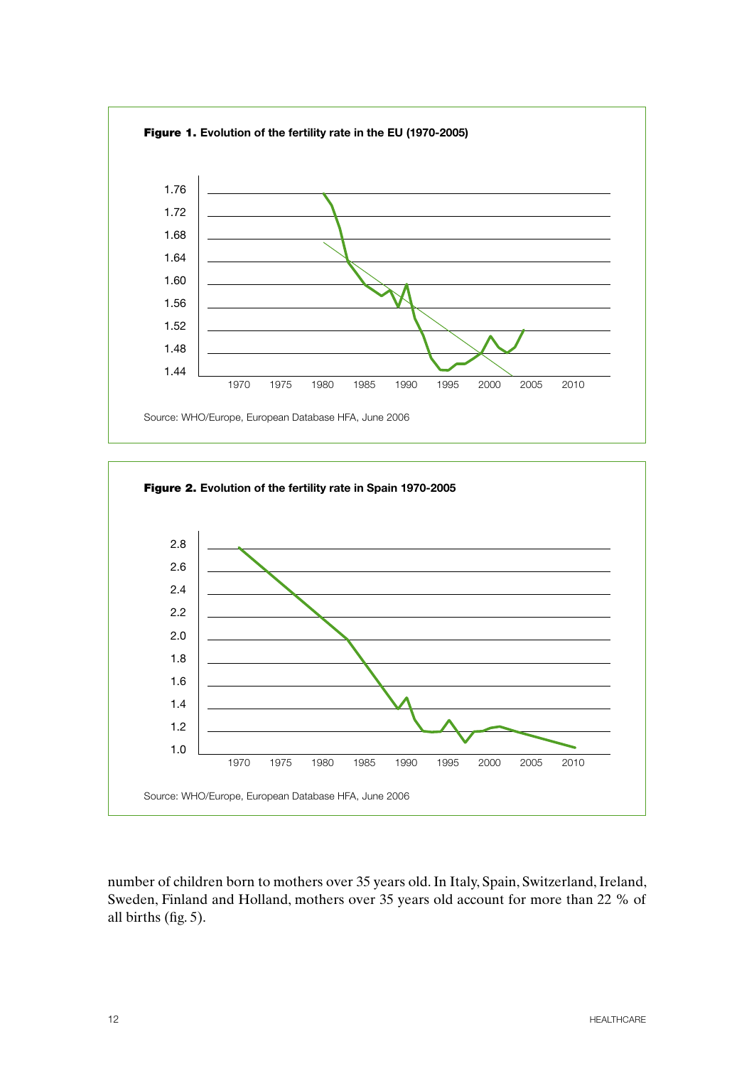**Figure 1.** Evolution of the fertility rate in the EU (1970-2005)

Source: WHO/Europe, European Database HFA, June 2006

**Figure 2.** Evolution of the fertility rate in Spain 1970-2005

Source: WHO/Europe, European Database HFA, June 2006

number of children born to mothers over 35 years old. In Italy, Spain, Switzerland, Ireland, Sweden, Finland and Holland, mothers over 35 years old account for more than 22 % of all births (fig. 5).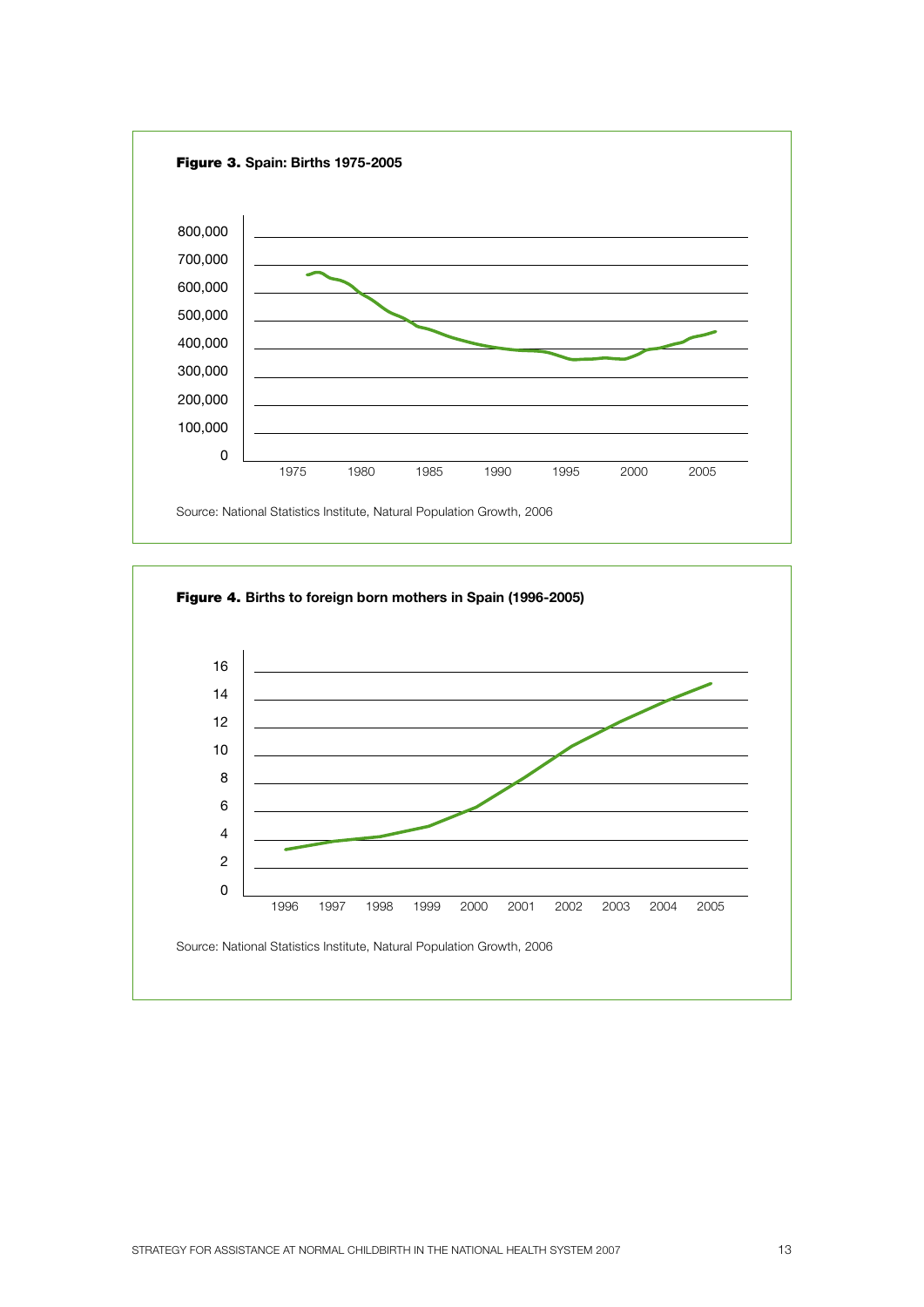**Figure 3.** Spain: Births 1975-2005

Source: National Statistics Institute, Natural Population Growth, 2006

**Figure 4.** Births to foreign born mothers in Spain (1996-2005)

Source: National Statistics Institute, Natural Population Growth, 2006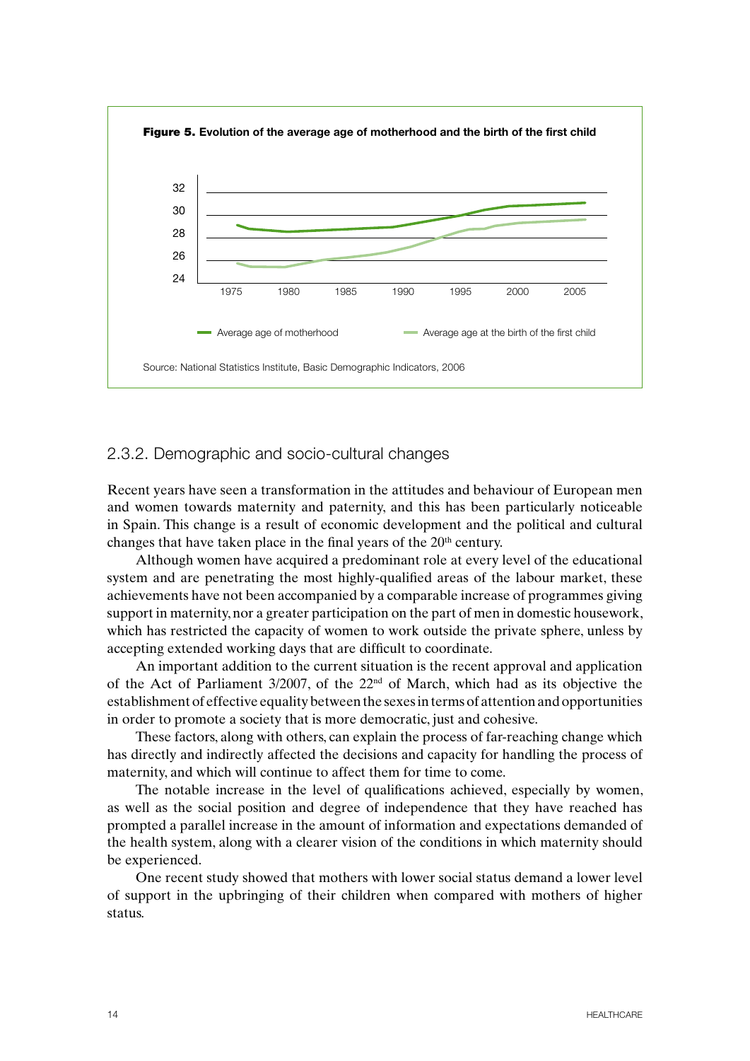**Figure 5.** Evolution of the average age of motherhood and the birth of the first child

Source: National Statistics Institute, Basic Demographic Indicators, 2006

## 2.3.2. Demographic and socio-cultural changes

Recent years have seen a transformation in the attitudes and behaviour of European men and women towards maternity and paternity, and this has been particularly noticeable in Spain. This change is a result of economic development and the political and cultural changes that have taken place in the final years of the 20th century.

Although women have acquired a predominant role at every level of the educational system and are penetrating the most highly-qualified areas of the labour market, these achievements have not been accompanied by a comparable increase of programmes giving support in maternity, nor a greater participation on the part of men in domestic housework, which has restricted the capacity of women to work outside the private sphere, unless by accepting extended working days that are difficult to coordinate.

An important addition to the current situation is the recent approval and application of the Act of Parliament 3/2007, of the 22nd of March, which had as its objective the establishment of effective equality between the sexes in terms of attention and opportunities in order to promote a society that is more democratic, just and cohesive.

These factors, along with others, can explain the process of far-reaching change which has directly and indirectly affected the decisions and capacity for handling the process of maternity, and which will continue to affect them for time to come.

The notable increase in the level of qualifications achieved, especially by women, as well as the social position and degree of independence that they have reached has prompted a parallel increase in the amount of information and expectations demanded of the health system, along with a clearer vision of the conditions in which maternity should be experienced.

One recent study showed that mothers with lower social status demand a lower level of support in the upbringing of their children when compared with mothers of higher status.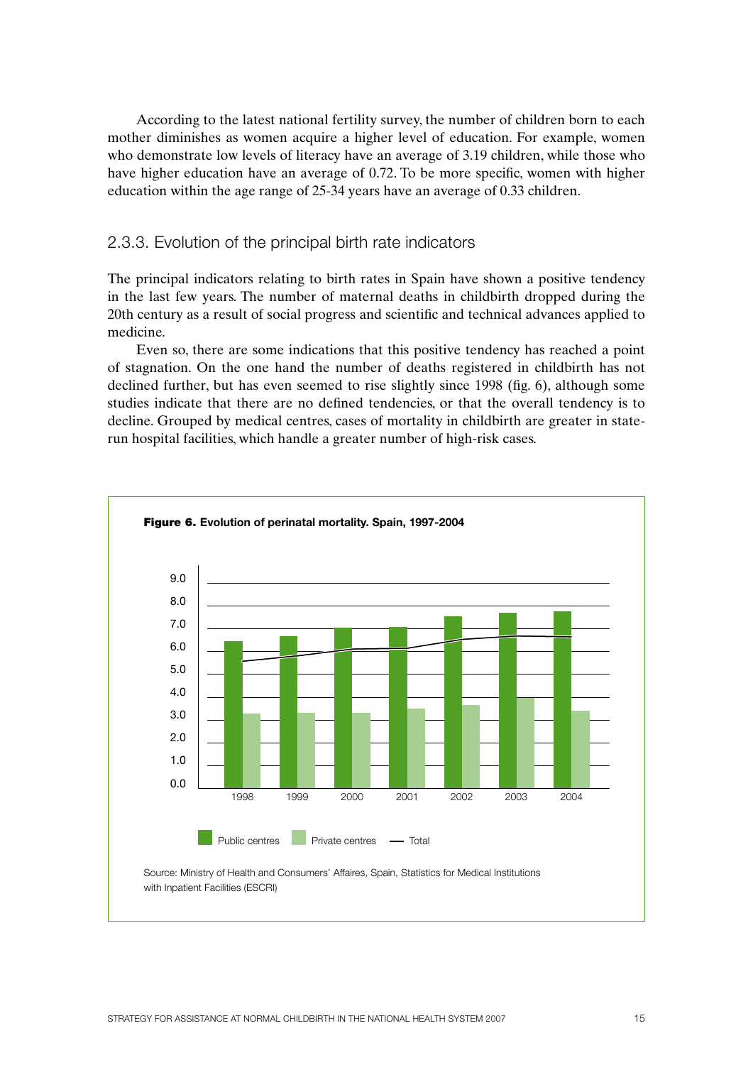According to the latest national fertility survey, the number of children born to each mother diminishes as women acquire a higher level of education. For example, women who demonstrate low levels of literacy have an average of 3.19 children, while those who have higher education have an average of 0.72. To be more specific, women with higher education within the age range of 25-34 years have an average of 0.33 children.

### 2.3.3. Evolution of the principal birth rate indicators

The principal indicators relating to birth rates in Spain have shown a positive tendency in the last few years. The number of maternal deaths in childbirth dropped during the 20th century as a result of social progress and scientific and technical advances applied to medicine.

Even so, there are some indications that this positive tendency has reached a point of stagnation. On the one hand the number of deaths registered in childbirth has not declined further, but has even seemed to rise slightly since 1998 (fig. 6), although some studies indicate that there are no defined tendencies, or that the overall tendency is to decline. Grouped by medical centres, cases of mortality in childbirth are greater in state-run hospital facilities, which handle a greater number of high-risk cases.

**Figure 6.** **Evolution of perinatal mortality. Spain, 1997-2004**

Source: Ministry of Health and Consumers' Affaires, Spain, Statistics for Medical Institutions with Inpatient Facilities (ESCRI)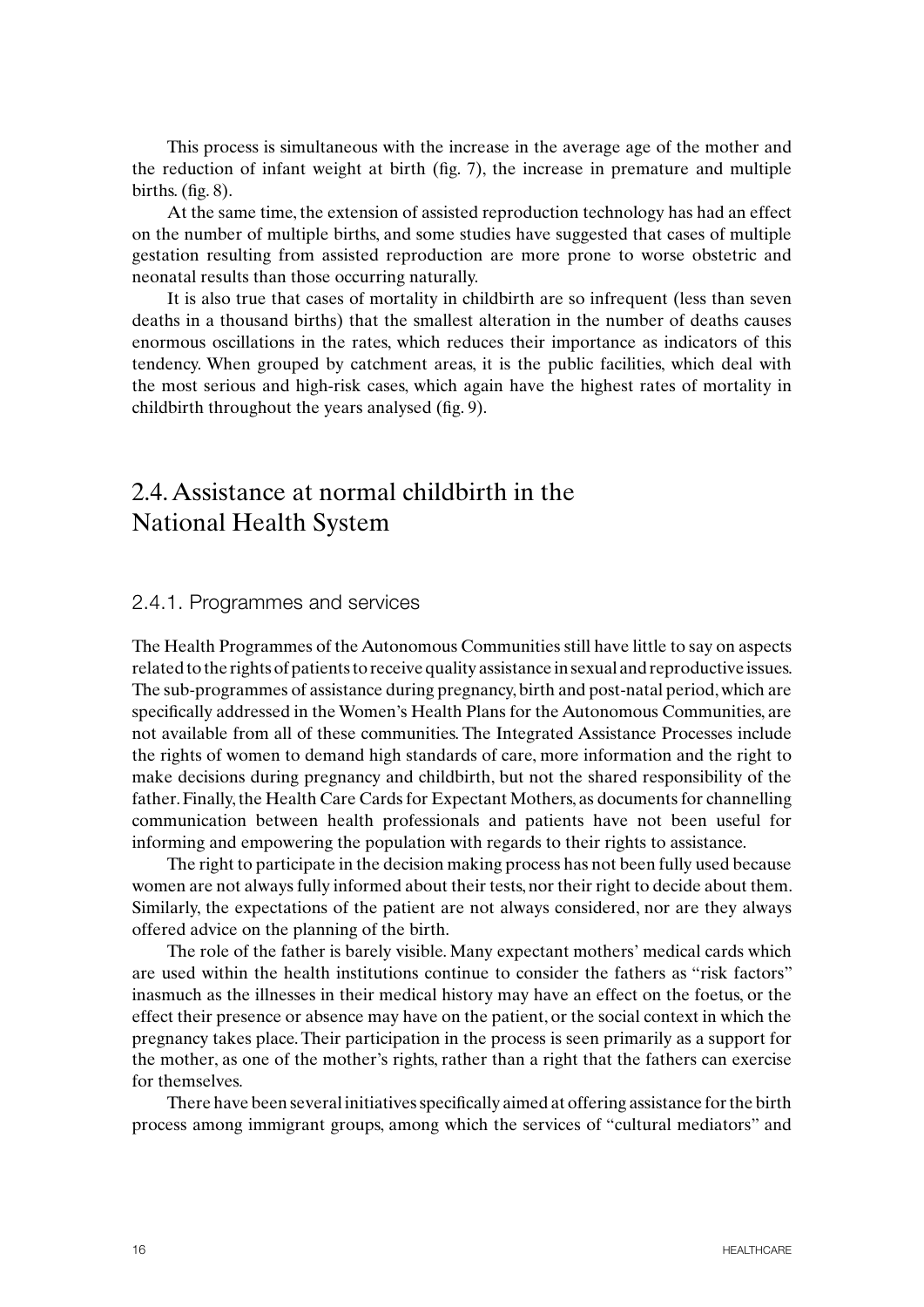This process is simultaneous with the increase in the average age of the mother and the reduction of infant weight at birth (fig. 7), the increase in premature and multiple births. (fig. 8).

At the same time, the extension of assisted reproduction technology has had an effect on the number of multiple births, and some studies have suggested that cases of multiple gestation resulting from assisted reproduction are more prone to worse obstetric and neonatal results than those occurring naturally.

It is also true that cases of mortality in childbirth are so infrequent (less than seven deaths in a thousand births) that the smallest alteration in the number of deaths causes enormous oscillations in the rates, which reduces their importance as indicators of this tendency. When grouped by catchment areas, it is the public facilities, which deal with the most serious and high-risk cases, which again have the highest rates of mortality in childbirth throughout the years analysed (fig. 9).

## 2.4. Assistance at normal childbirth in the National Health System

### 2.4.1. Programmes and services

The Health Programmes of the Autonomous Communities still have little to say on aspects related to the rights of patients to receive quality assistance in sexual and reproductive issues. The sub-programmes of assistance during pregnancy, birth and post-natal period, which are specifically addressed in the Women's Health Plans for the Autonomous Communities, are not available from all of these communities. The Integrated Assistance Processes include the rights of women to demand high standards of care, more information and the right to make decisions during pregnancy and childbirth, but not the shared responsibility of the father. Finally, the Health Care Cards for Expectant Mothers, as documents for channelling communication between health professionals and patients have not been useful for informing and empowering the population with regards to their rights to assistance.

The right to participate in the decision making process has not been fully used because women are not always fully informed about their tests, nor their right to decide about them. Similarly, the expectations of the patient are not always considered, nor are they always offered advice on the planning of the birth.

The role of the father is barely visible. Many expectant mothers' medical cards which are used within the health institutions continue to consider the fathers as "risk factors" inasmuch as the illnesses in their medical history may have an effect on the foetus, or the effect their presence or absence may have on the patient, or the social context in which the pregnancy takes place. Their participation in the process is seen primarily as a support for the mother, as one of the mother's rights, rather than a right that the fathers can exercise for themselves.

There have been several initiatives specifically aimed at offering assistance for the birth process among immigrant groups, among which the services of "cultural mediators" and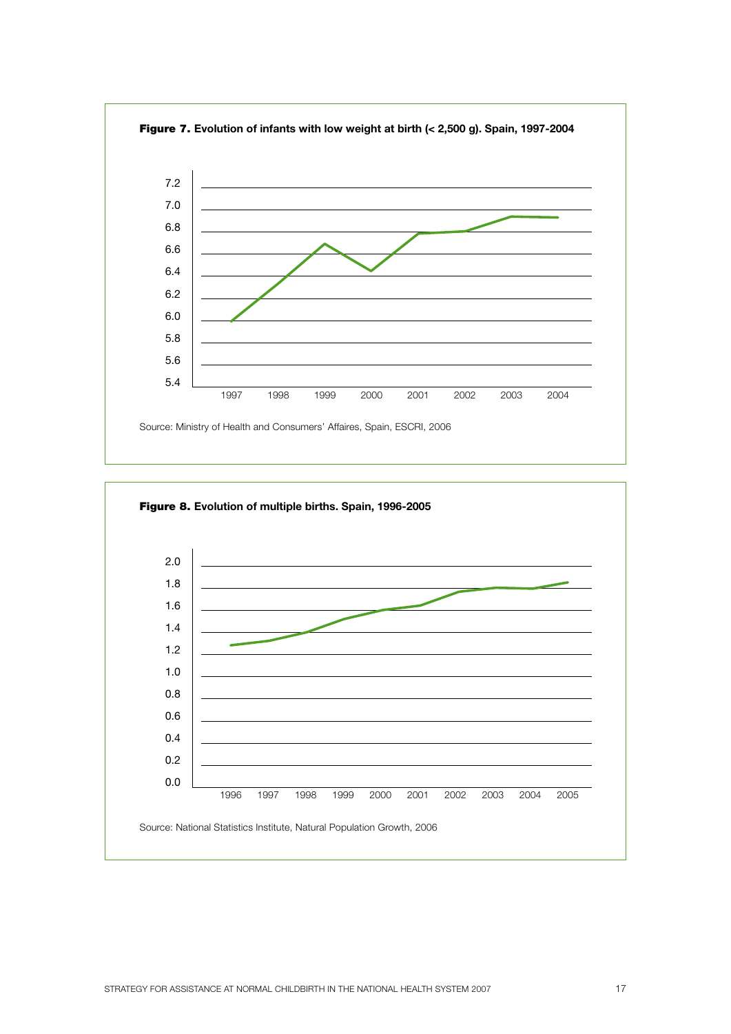**Figure 7.** **Evolution of infants with low weight at birth (< 2,500 g). Spain, 1997-2004**

Source: Ministry of Health and Consumers' Affaires, Spain, ESCRI, 2006

**Figure 8.** **Evolution of multiple births. Spain, 1996-2005**

Source: National Statistics Institute, Natural Population Growth, 2006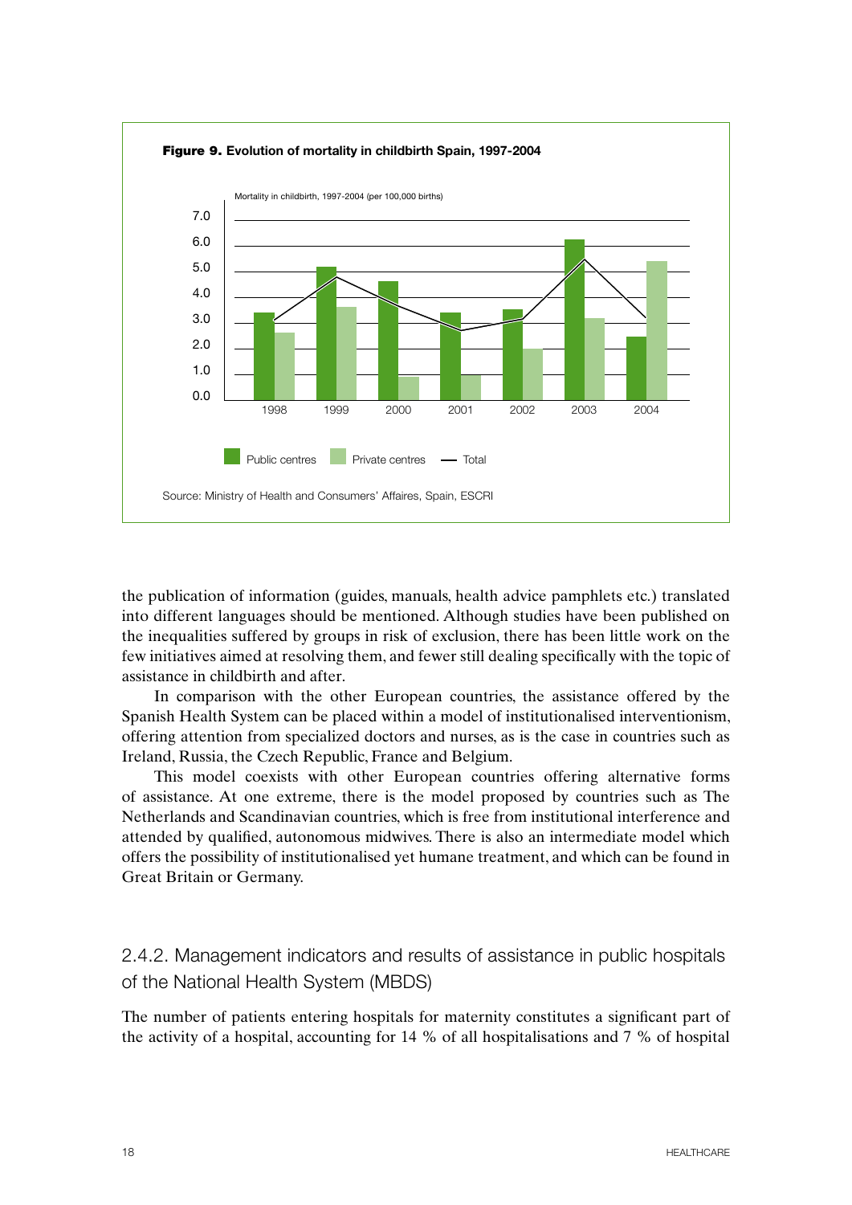**Figure 9.** Evolution of mortality in childbirth Spain, 1997-2004

Mortality in childbirth, 1997-2004 (per 100,000 births)

Public centres | Private centres | Total

Source: Ministry of Health and Consumers' Affaires, Spain, ESCRI

the publication of information (guides, manuals, health advice pamphlets etc.) translated into different languages should be mentioned. Although studies have been published on the inequalities suffered by groups in risk of exclusion, there has been little work on the few initiatives aimed at resolving them, and fewer still dealing specifically with the topic of assistance in childbirth and after.

In comparison with the other European countries, the assistance offered by the Spanish Health System can be placed within a model of institutionalised interventionism, offering attention from specialized doctors and nurses, as is the case in countries such as Ireland, Russia, the Czech Republic, France and Belgium.

This model coexists with other European countries offering alternative forms of assistance. At one extreme, there is the model proposed by countries such as The Netherlands and Scandinavian countries, which is free from institutional interference and attended by qualified, autonomous midwives. There is also an intermediate model which offers the possibility of institutionalised yet humane treatment, and which can be found in Great Britain or Germany.

### 2.4.2. Management indicators and results of assistance in public hospitals of the National Health System (MBDS)

The number of patients entering hospitals for maternity constitutes a significant part of the activity of a hospital, accounting for 14 % of all hospitalisations and 7 % of hospital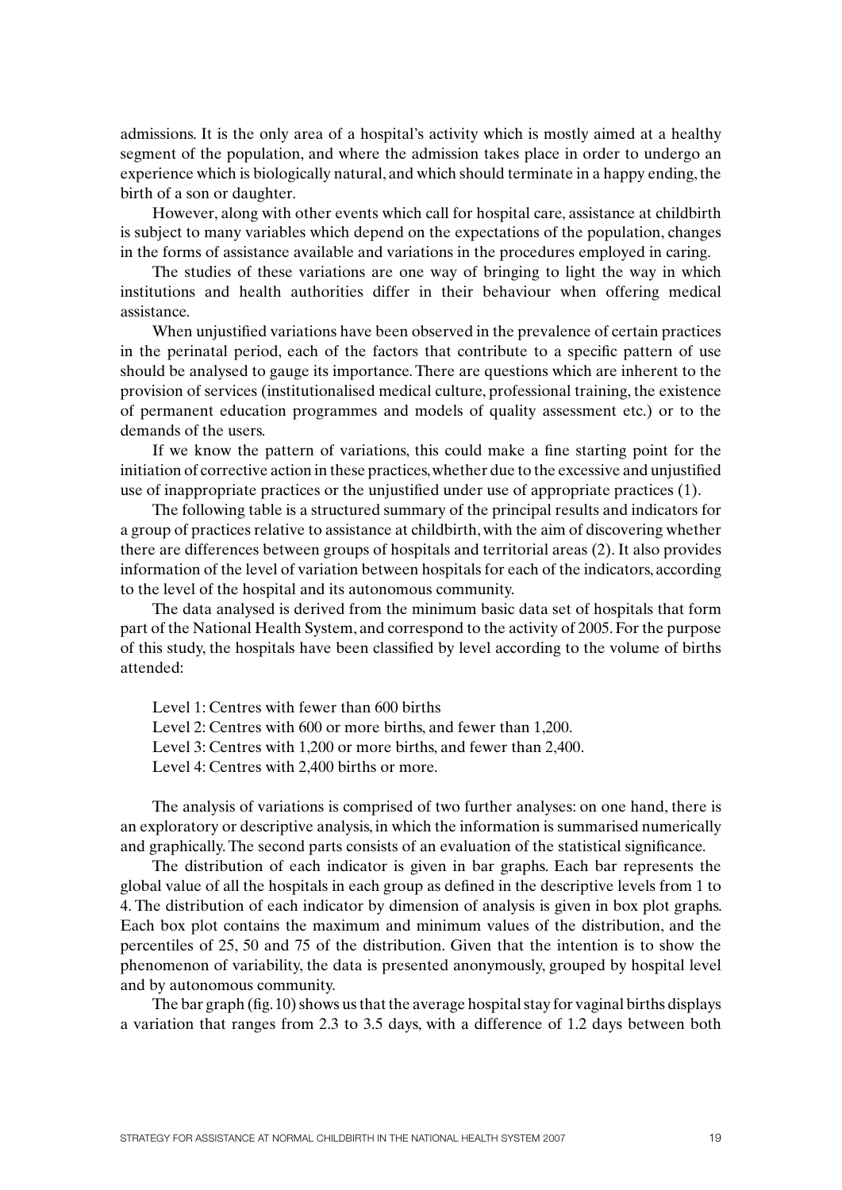admissions. It is the only area of a hospital's activity which is mostly aimed at a healthy segment of the population, and where the admission takes place in order to undergo an experience which is biologically natural, and which should terminate in a happy ending, the birth of a son or daughter.

However, along with other events which call for hospital care, assistance at childbirth is subject to many variables which depend on the expectations of the population, changes in the forms of assistance available and variations in the procedures employed in caring.

The studies of these variations are one way of bringing to light the way in which institutions and health authorities differ in their behaviour when offering medical assistance.

When unjustified variations have been observed in the prevalence of certain practices in the perinatal period, each of the factors that contribute to a specific pattern of use should be analysed to gauge its importance. There are questions which are inherent to the provision of services (institutionalised medical culture, professional training, the existence of permanent education programmes and models of quality assessment etc.) or to the demands of the users.

If we know the pattern of variations, this could make a fine starting point for the initiation of corrective action in these practices, whether due to the excessive and unjustified use of inappropriate practices or the unjustified under use of appropriate practices (1).

The following table is a structured summary of the principal results and indicators for a group of practices relative to assistance at childbirth, with the aim of discovering whether there are differences between groups of hospitals and territorial areas (2). It also provides information of the level of variation between hospitals for each of the indicators, according to the level of the hospital and its autonomous community.

The data analysed is derived from the minimum basic data set of hospitals that form part of the National Health System, and correspond to the activity of 2005. For the purpose of this study, the hospitals have been classified by level according to the volume of births attended:

Level 1: Centres with fewer than 600 births  
Level 2: Centres with 600 or more births, and fewer than 1,200.  
Level 3: Centres with 1,200 or more births, and fewer than 2,400.  
Level 4: Centres with 2,400 births or more.

The analysis of variations is comprised of two further analyses: on one hand, there is an exploratory or descriptive analysis, in which the information is summarised numerically and graphically. The second parts consists of an evaluation of the statistical significance.

The distribution of each indicator is given in bar graphs. Each bar represents the global value of all the hospitals in each group as defined in the descriptive levels from 1 to 4. The distribution of each indicator by dimension of analysis is given in box plot graphs. Each box plot contains the maximum and minimum values of the distribution, and the percentiles of 25, 50 and 75 of the distribution. Given that the intention is to show the phenomenon of variability, the data is presented anonymously, grouped by hospital level and by autonomous community.

The bar graph (fig. 10) shows us that the average hospital stay for vaginal births displays a variation that ranges from 2.3 to 3.5 days, with a difference of 1.2 days between both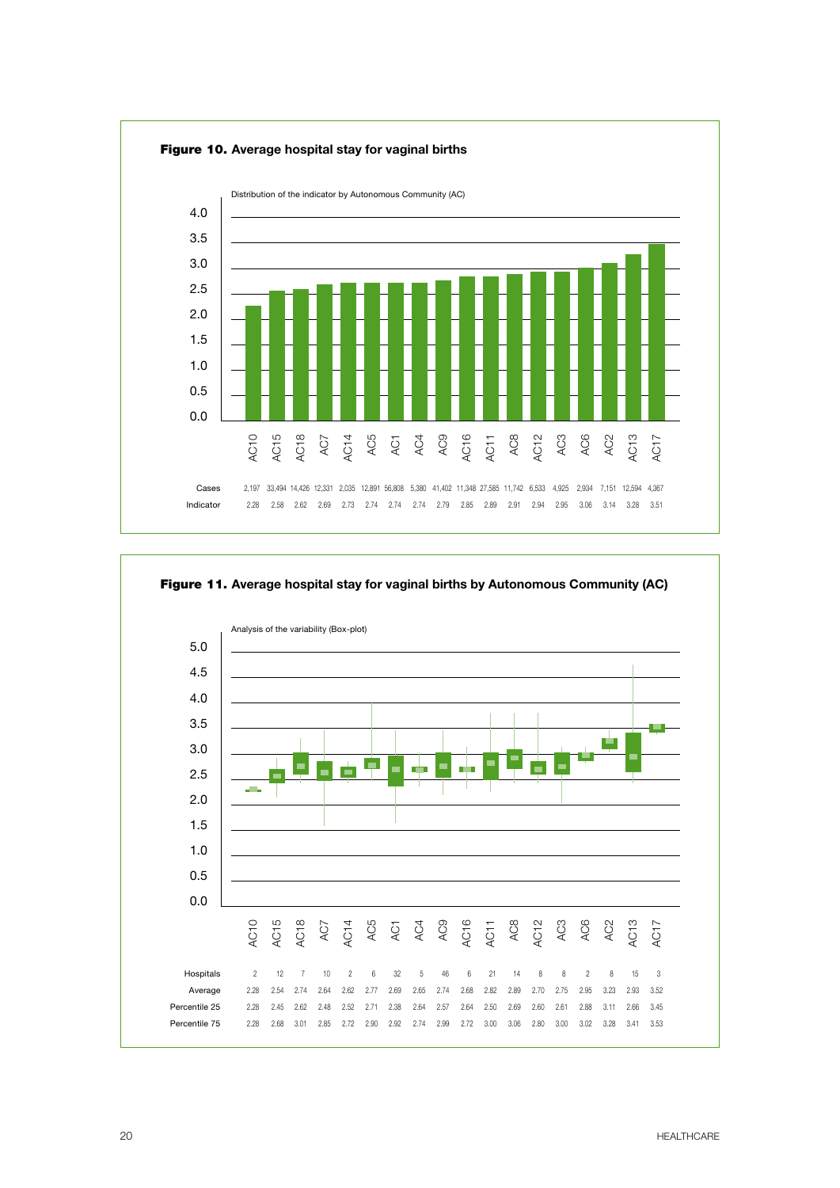**Figure 10.** Average hospital stay for vaginal births

Distribution of the indicator by Autonomous Community (AC)

| | AC10 | AC15 | AC18 | AC7 | AC14 | AC5 | AC1 | AC4 | AC9 | AC16 | AC11 | AC8 | AC12 | AC3 | AC6 | AC2 | AC13 | AC17 |
|---|---|---|---|---|---|---|---|---|---|---|---|---|---|---|---|---|---|---|
| Cases | 2,197 | 33,494 | 14,426 | 12,331 | 2,035 | 12,891 | 56,808 | 5,380 | 41,402 | 11,348 | 27,585 | 11,742 | 6,533 | 4,925 | 2,934 | 7,151 | 12,594 | 4,367 |
| Indicator | 2.28 | 2.58 | 2.62 | 2.69 | 2.73 | 2.74 | 2.74 | 2.74 | 2.79 | 2.85 | 2.89 | 2.91 | 2.94 | 2.95 | 3.06 | 3.14 | 3.28 | 3.51 |

**Figure 11.** Average hospital stay for vaginal births by Autonomous Community (AC)

Analysis of the variability (Box-plot)

| | AC10 | AC15 | AC18 | AC7 | AC14 | AC5 | AC1 | AC4 | AC9 | AC16 | AC11 | AC8 | AC12 | AC3 | AC6 | AC2 | AC13 | AC17 |
|---|---|---|---|---|---|---|---|---|---|---|---|---|---|---|---|---|---|---|
| Hospitals | 2 | 12 | 7 | 10 | 2 | 6 | 32 | 5 | 46 | 6 | 21 | 14 | 8 | 8 | 2 | 8 | 15 | 3 |
| Average | 2.28 | 2.54 | 2.74 | 2.64 | 2.62 | 2.77 | 2.69 | 2.65 | 2.74 | 2.68 | 2.82 | 2.89 | 2.70 | 2.75 | 2.95 | 3.23 | 2.93 | 3.52 |
| Percentile 25 | 2.28 | 2.45 | 2.62 | 2.48 | 2.52 | 2.71 | 2.38 | 2.64 | 2.57 | 2.64 | 2.50 | 2.69 | 2.60 | 2.61 | 2.88 | 3.11 | 2.66 | 3.45 |
| Percentile 75 | 2.28 | 2.68 | 3.01 | 2.85 | 2.72 | 2.90 | 2.92 | 2.74 | 2.99 | 2.72 | 3.00 | 3.06 | 2.80 | 3.00 | 3.02 | 3.28 | 3.41 | 3.53 |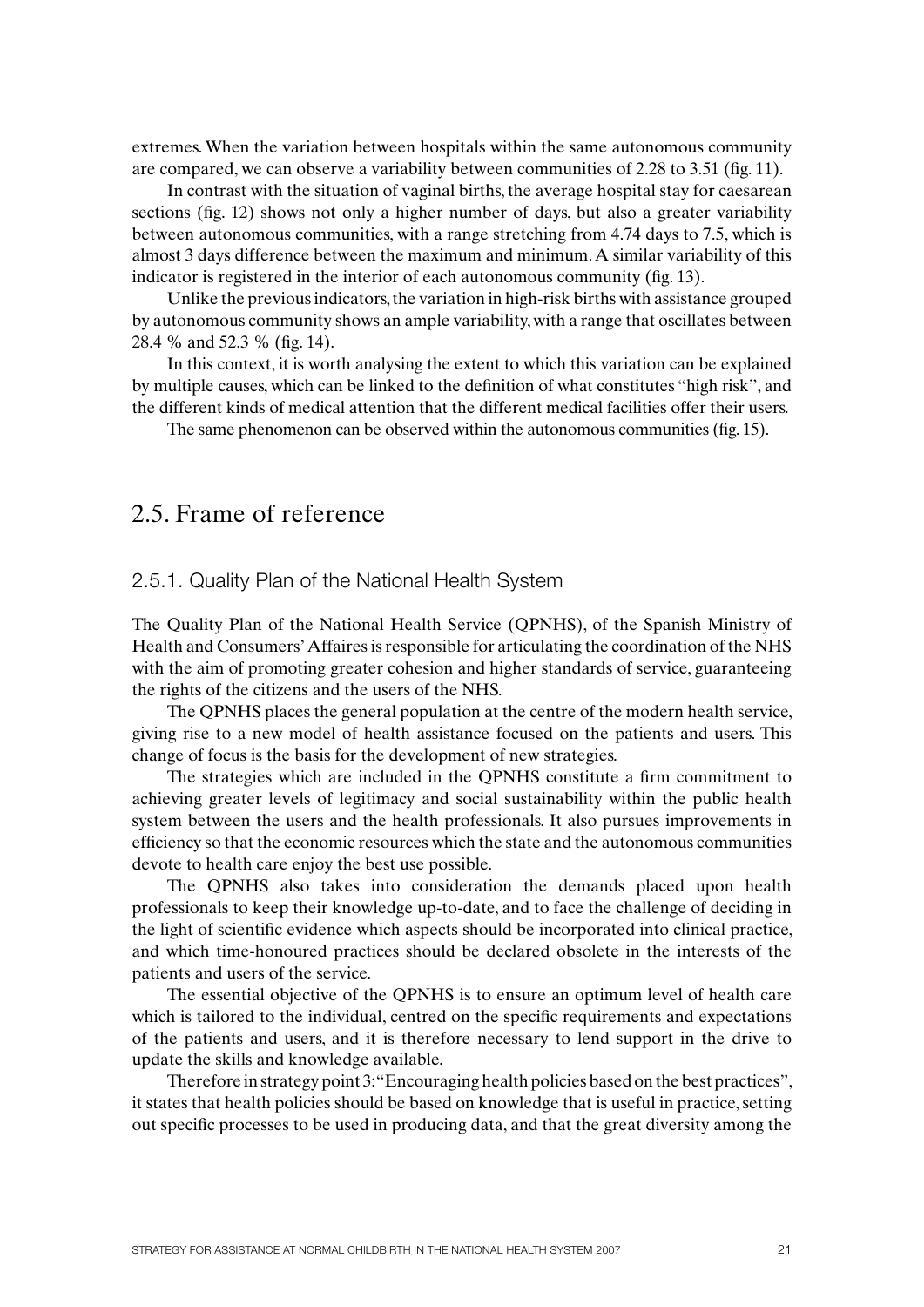extremes. When the variation between hospitals within the same autonomous community are compared, we can observe a variability between communities of 2.28 to 3.51 (fig. 11).

In contrast with the situation of vaginal births, the average hospital stay for caesarean sections (fig. 12) shows not only a higher number of days, but also a greater variability between autonomous communities, with a range stretching from 4.74 days to 7.5, which is almost 3 days difference between the maximum and minimum. A similar variability of this indicator is registered in the interior of each autonomous community (fig. 13).

Unlike the previous indicators, the variation in high-risk births with assistance grouped by autonomous community shows an ample variability, with a range that oscillates between 28.4 % and 52.3 % (fig. 14).

In this context, it is worth analysing the extent to which this variation can be explained by multiple causes, which can be linked to the definition of what constitutes "high risk", and the different kinds of medical attention that the different medical facilities offer their users.

The same phenomenon can be observed within the autonomous communities (fig. 15).

## 2.5. Frame of reference

### 2.5.1. Quality Plan of the National Health System

The Quality Plan of the National Health Service (QPNHS), of the Spanish Ministry of Health and Consumers' Affaires is responsible for articulating the coordination of the NHS with the aim of promoting greater cohesion and higher standards of service, guaranteeing the rights of the citizens and the users of the NHS.

The QPNHS places the general population at the centre of the modern health service, giving rise to a new model of health assistance focused on the patients and users. This change of focus is the basis for the development of new strategies.

The strategies which are included in the QPNHS constitute a firm commitment to achieving greater levels of legitimacy and social sustainability within the public health system between the users and the health professionals. It also pursues improvements in efficiency so that the economic resources which the state and the autonomous communities devote to health care enjoy the best use possible.

The QPNHS also takes into consideration the demands placed upon health professionals to keep their knowledge up-to-date, and to face the challenge of deciding in the light of scientific evidence which aspects should be incorporated into clinical practice, and which time-honoured practices should be declared obsolete in the interests of the patients and users of the service.

The essential objective of the QPNHS is to ensure an optimum level of health care which is tailored to the individual, centred on the specific requirements and expectations of the patients and users, and it is therefore necessary to lend support in the drive to update the skills and knowledge available.

Therefore in strategy point 3: "Encouraging health policies based on the best practices", it states that health policies should be based on knowledge that is useful in practice, setting out specific processes to be used in producing data, and that the great diversity among the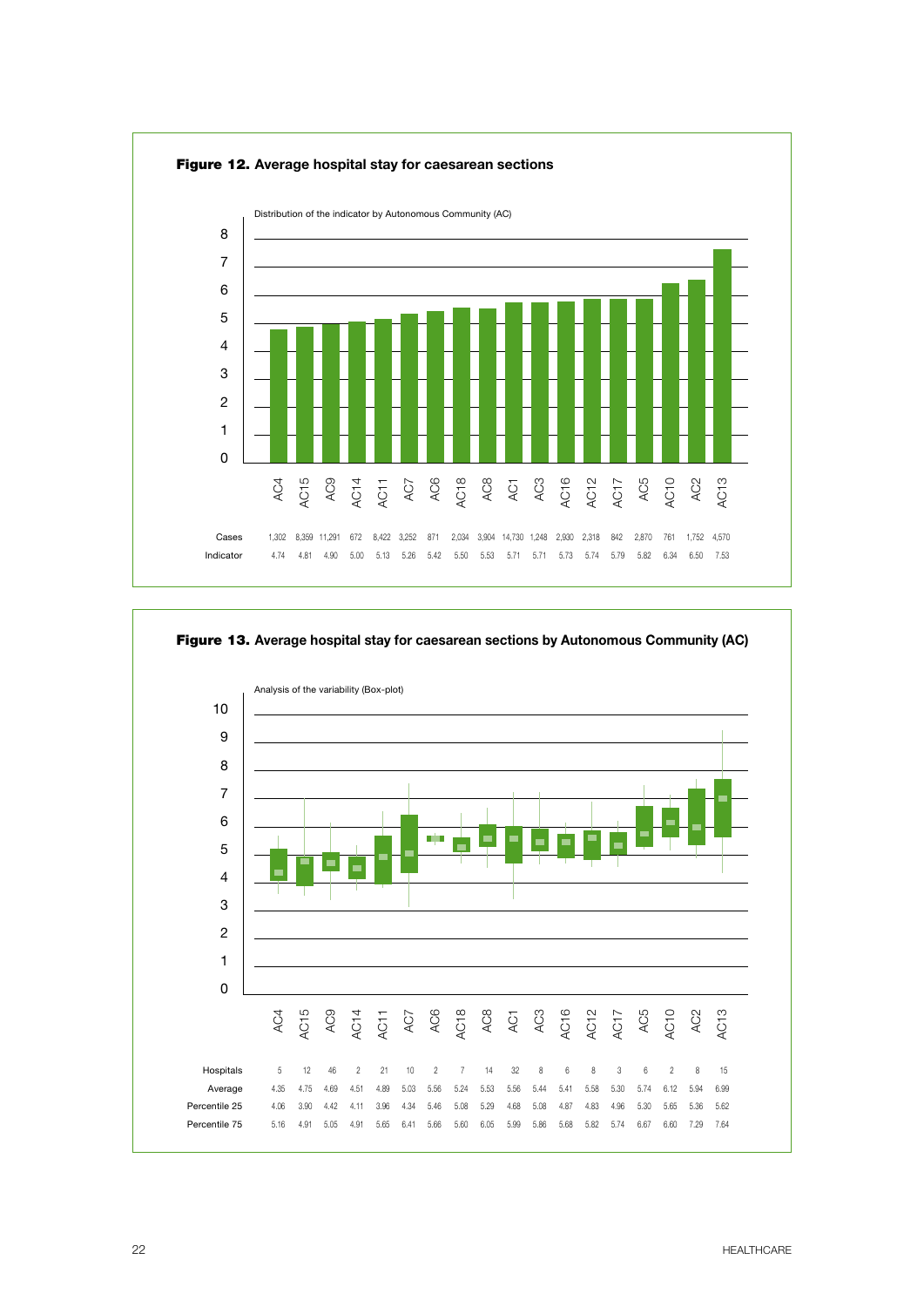**Figure 12.** Average hospital stay for caesarean sections

Distribution of the indicator by Autonomous Community (AC)

| | AC4 | AC15 | AC9 | AC14 | AC11 | AC7 | AC6 | AC18 | AC8 | AC1 | AC3 | AC16 | AC12 | AC17 | AC5 | AC10 | AC2 | AC13 |
|---|---|---|---|---|---|---|---|---|---|---|---|---|---|---|---|---|---|---|
| Cases | 1,302 | 8,359 | 11,291 | 672 | 8,422 | 3,252 | 871 | 2,034 | 3,904 | 14,730 | 1,248 | 2,930 | 2,318 | 842 | 2,870 | 761 | 1,752 | 4,570 |
| Indicator | 4.74 | 4.81 | 4.90 | 5.00 | 5.13 | 5.26 | 5.42 | 5.50 | 5.53 | 5.71 | 5.71 | 5.73 | 5.74 | 5.79 | 5.82 | 6.34 | 6.50 | 7.53 |

**Figure 13.** Average hospital stay for caesarean sections by Autonomous Community (AC)

Analysis of the variability (Box-plot)

| | AC4 | AC15 | AC9 | AC14 | AC11 | AC7 | AC6 | AC18 | AC8 | AC1 | AC3 | AC16 | AC12 | AC17 | AC5 | AC10 | AC2 | AC13 |
|---|---|---|---|---|---|---|---|---|---|---|---|---|---|---|---|---|---|---|
| Hospitals | 5 | 12 | 46 | 2 | 21 | 10 | 2 | 7 | 14 | 32 | 8 | 6 | 8 | 3 | 6 | 2 | 8 | 15 |
| Average | 4.35 | 4.75 | 4.69 | 4.51 | 4.89 | 5.03 | 5.56 | 5.24 | 5.53 | 5.56 | 5.44 | 5.41 | 5.58 | 5.30 | 5.74 | 6.12 | 5.94 | 6.99 |
| Percentile 25 | 4.06 | 3.90 | 4.42 | 4.11 | 3.96 | 4.34 | 5.46 | 5.08 | 5.29 | 4.68 | 5.08 | 4.87 | 4.83 | 4.96 | 5.30 | 5.65 | 5.36 | 5.62 |
| Percentile 75 | 5.16 | 4.91 | 5.05 | 4.91 | 5.65 | 6.41 | 5.66 | 5.60 | 6.05 | 5.99 | 5.86 | 5.68 | 5.82 | 5.74 | 6.67 | 6.60 | 7.29 | 7.64 |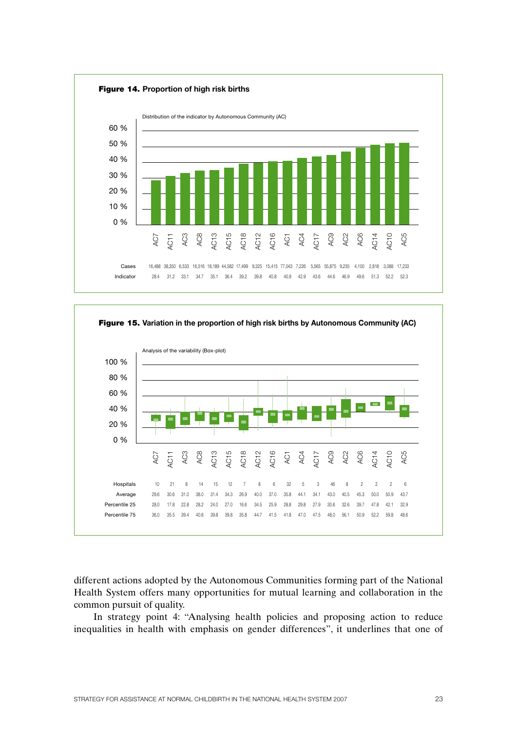**Figure 14.** Proportion of high risk births

Distribution of the indicator by Autonomous Community (AC)

| | AC7 | AC11 | AC3 | AC8 | AC13 | AC15 | AC18 | AC12 | AC16 | AC1 | AC4 | AC17 | AC9 | AC2 | AC6 | AC14 | AC10 | AC5 |
|---|---|---|---|---|---|---|---|---|---|---|---|---|---|---|---|---|---|---|
| Cases | 16,488 | 38,350 | 6,533 | 16,516 | 18,189 | 44,582 | 17,499 | 9,325 | 15,415 | 77,043 | 7,226 | 5,565 | 55,875 | 9,235 | 4,100 | 2,818 | 3,088 | 17,233 |
| Indicator | 28.4 | 31.2 | 33.1 | 34.7 | 35.1 | 36.4 | 39.2 | 39.8 | 40.8 | 40.9 | 42.9 | 43.6 | 44.6 | 46.9 | 49.6 | 51.3 | 52.2 | 52.3 |

**Figure 15.** Variation in the proportion of high risk births by Autonomous Community (AC)

Analysis of the variability (Box-plot)

| | AC7 | AC11 | AC3 | AC8 | AC13 | AC15 | AC18 | AC12 | AC16 | AC1 | AC4 | AC17 | AC9 | AC2 | AC6 | AC14 | AC10 | AC5 |
|---|---|---|---|---|---|---|---|---|---|---|---|---|---|---|---|---|---|---|
| Hospitals | 10 | 21 | 8 | 14 | 15 | 12 | 7 | 8 | 6 | 32 | 5 | 3 | 46 | 8 | 2 | 2 | 2 | 6 |
| Average | 29.6 | 30.6 | 31.0 | 38.0 | 31.4 | 34.3 | 26.9 | 40.0 | 37.0 | 35.8 | 44.1 | 34.1 | 43.0 | 40.5 | 45.3 | 50.0 | 50.9 | 43.7 |
| Percentile 25 | 28.0 | 17.8 | 22.8 | 28.2 | 24.0 | 27.0 | 16.6 | 34.5 | 25.9 | 28.8 | 29.8 | 27.9 | 30.6 | 32.6 | 39.7 | 47.8 | 42.1 | 32.9 |
| Percentile 75 | 36.0 | 35.5 | 39.4 | 40.6 | 39.8 | 39.8 | 35.8 | 44.7 | 41.5 | 41.8 | 47.0 | 47.5 | 48.0 | 56.1 | 50.9 | 52.2 | 59.8 | 48.6 |

different actions adopted by the Autonomous Communities forming part of the National Health System offers many opportunities for mutual learning and collaboration in the common pursuit of quality.

In strategy point 4: "Analysing health policies and proposing action to reduce inequalities in health with emphasis on gender differences", it underlines that one of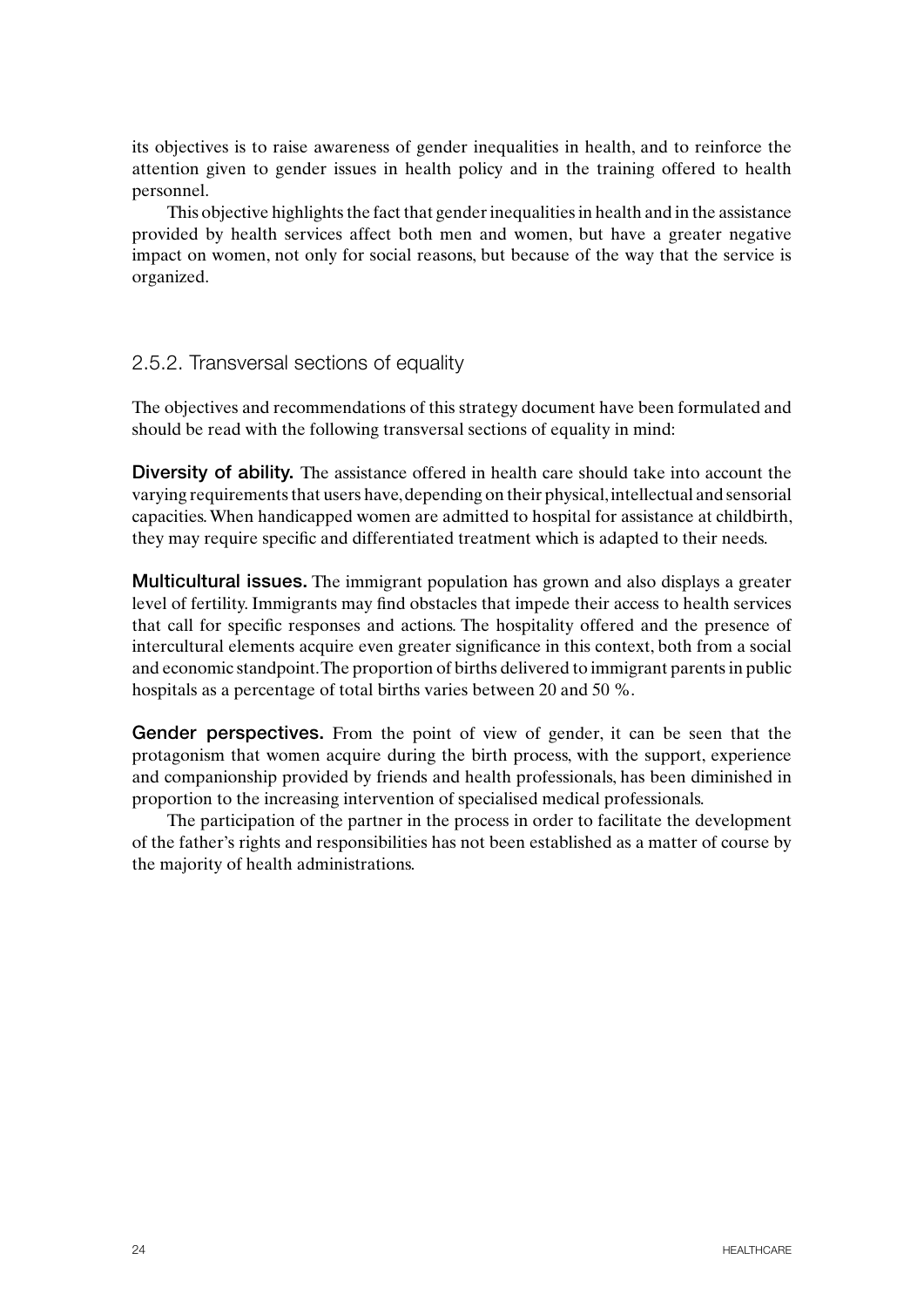its objectives is to raise awareness of gender inequalities in health, and to reinforce the attention given to gender issues in health policy and in the training offered to health personnel.

This objective highlights the fact that gender inequalities in health and in the assistance provided by health services affect both men and women, but have a greater negative impact on women, not only for social reasons, but because of the way that the service is organized.

### 2.5.2. Transversal sections of equality

The objectives and recommendations of this strategy document have been formulated and should be read with the following transversal sections of equality in mind:

**Diversity of ability.** The assistance offered in health care should take into account the varying requirements that users have, depending on their physical, intellectual and sensorial capacities. When handicapped women are admitted to hospital for assistance at childbirth, they may require specific and differentiated treatment which is adapted to their needs.

**Multicultural issues.** The immigrant population has grown and also displays a greater level of fertility. Immigrants may find obstacles that impede their access to health services that call for specific responses and actions. The hospitality offered and the presence of intercultural elements acquire even greater significance in this context, both from a social and economic standpoint. The proportion of births delivered to immigrant parents in public hospitals as a percentage of total births varies between 20 and 50 %.

**Gender perspectives.** From the point of view of gender, it can be seen that the protagonism that women acquire during the birth process, with the support, experience and companionship provided by friends and health professionals, has been diminished in proportion to the increasing intervention of specialised medical professionals.

The participation of the partner in the process in order to facilitate the development of the father's rights and responsibilities has not been established as a matter of course by the majority of health administrations.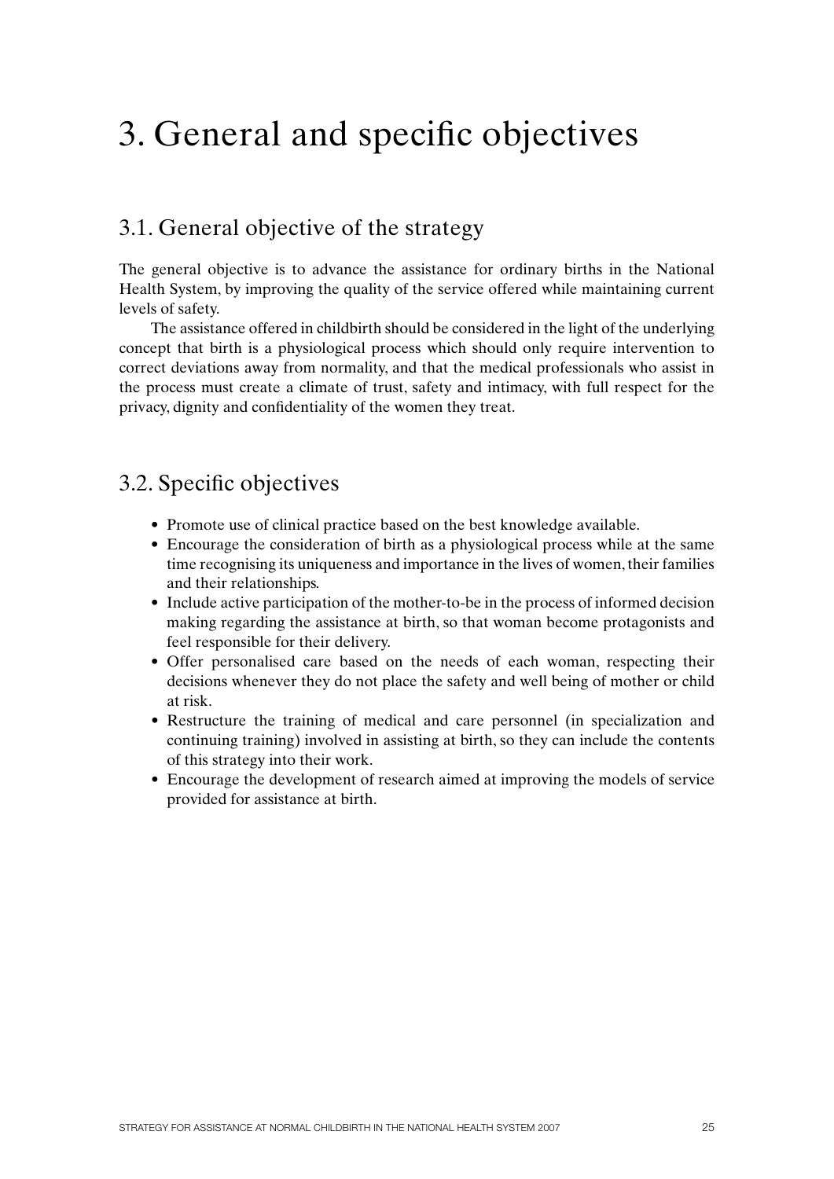# 3. General and specific objectives

## 3.1. General objective of the strategy

The general objective is to advance the assistance for ordinary births in the National Health System, by improving the quality of the service offered while maintaining current levels of safety.

The assistance offered in childbirth should be considered in the light of the underlying concept that birth is a physiological process which should only require intervention to correct deviations away from normality, and that the medical professionals who assist in the process must create a climate of trust, safety and intimacy, with full respect for the privacy, dignity and confidentiality of the women they treat.

## 3.2. Specific objectives

- Promote use of clinical practice based on the best knowledge available.
- Encourage the consideration of birth as a physiological process while at the same time recognising its uniqueness and importance in the lives of women, their families and their relationships.
- Include active participation of the mother-to-be in the process of informed decision making regarding the assistance at birth, so that woman become protagonists and feel responsible for their delivery.
- Offer personalised care based on the needs of each woman, respecting their decisions whenever they do not place the safety and well being of mother or child at risk.
- Restructure the training of medical and care personnel (in specialization and continuing training) involved in assisting at birth, so they can include the contents of this strategy into their work.
- Encourage the development of research aimed at improving the models of service provided for assistance at birth.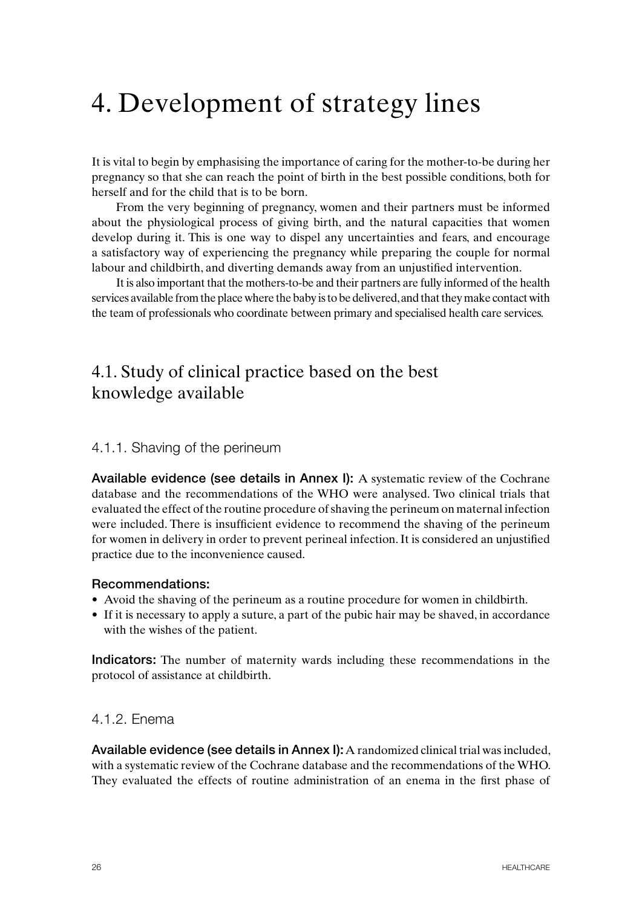# 4. Development of strategy lines

It is vital to begin by emphasising the importance of caring for the mother-to-be during her pregnancy so that she can reach the point of birth in the best possible conditions, both for herself and for the child that is to be born.

From the very beginning of pregnancy, women and their partners must be informed about the physiological process of giving birth, and the natural capacities that women develop during it. This is one way to dispel any uncertainties and fears, and encourage a satisfactory way of experiencing the pregnancy while preparing the couple for normal labour and childbirth, and diverting demands away from an unjustified intervention.

It is also important that the mothers-to-be and their partners are fully informed of the health services available from the place where the baby is to be delivered, and that they make contact with the team of professionals who coordinate between primary and specialised health care services.

## 4.1. Study of clinical practice based on the best knowledge available

### 4.1.1. Shaving of the perineum

**Available evidence (see details in Annex I):** A systematic review of the Cochrane database and the recommendations of the WHO were analysed. Two clinical trials that evaluated the effect of the routine procedure of shaving the perineum on maternal infection were included. There is insufficient evidence to recommend the shaving of the perineum for women in delivery in order to prevent perineal infection. It is considered an unjustified practice due to the inconvenience caused.

**Recommendations:**

- Avoid the shaving of the perineum as a routine procedure for women in childbirth.
- If it is necessary to apply a suture, a part of the pubic hair may be shaved, in accordance with the wishes of the patient.

**Indicators:** The number of maternity wards including these recommendations in the protocol of assistance at childbirth.

### 4.1.2. Enema

**Available evidence (see details in Annex I):** A randomized clinical trial was included, with a systematic review of the Cochrane database and the recommendations of the WHO. They evaluated the effects of routine administration of an enema in the first phase of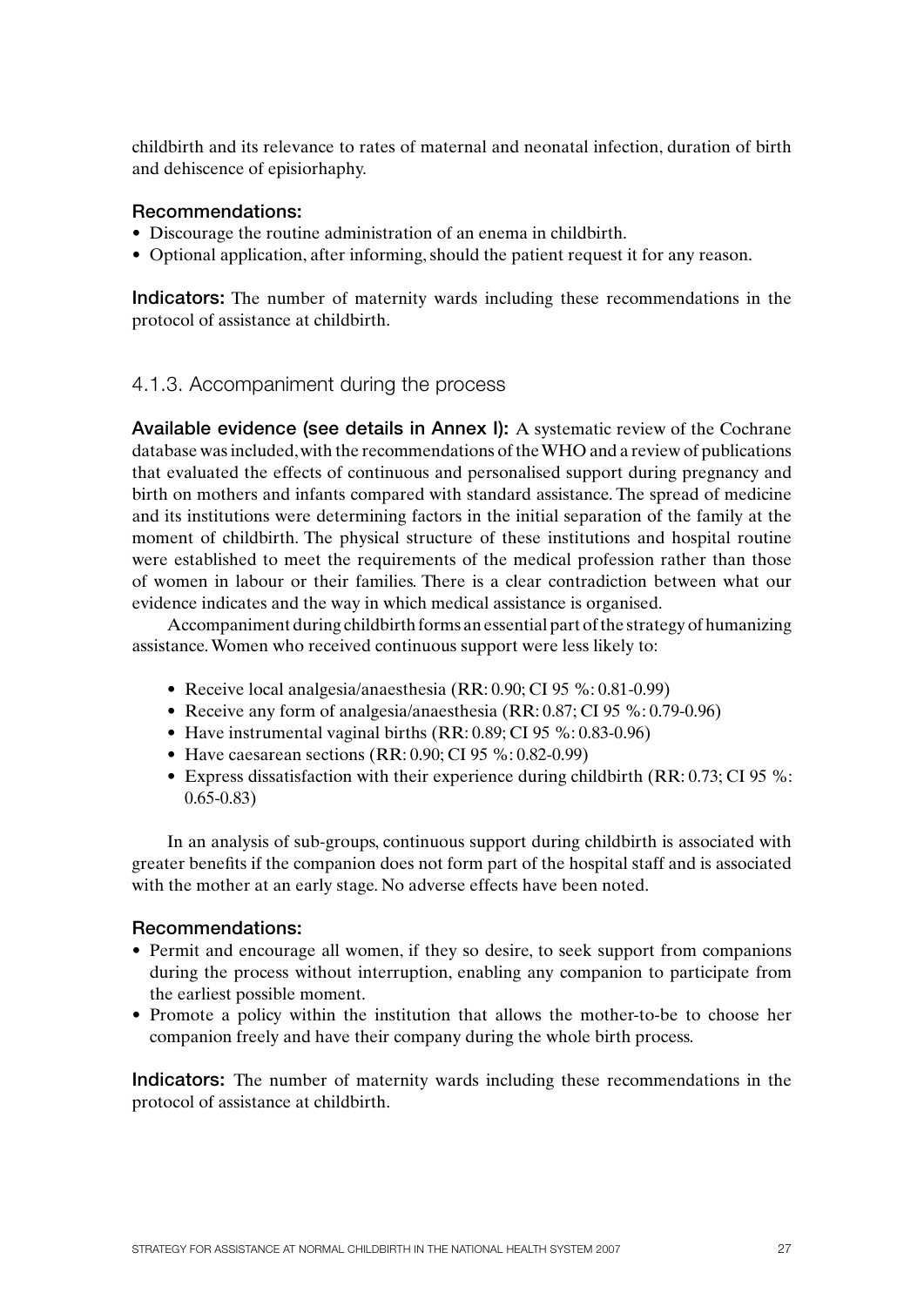childbirth and its relevance to rates of maternal and neonatal infection, duration of birth and dehiscence of episiorhaphy.

**Recommendations:**

- Discourage the routine administration of an enema in childbirth.
- Optional application, after informing, should the patient request it for any reason.

**Indicators:** The number of maternity wards including these recommendations in the protocol of assistance at childbirth.

### 4.1.3. Accompaniment during the process

**Available evidence (see details in Annex I):** A systematic review of the Cochrane database was included, with the recommendations of the WHO and a review of publications that evaluated the effects of continuous and personalised support during pregnancy and birth on mothers and infants compared with standard assistance. The spread of medicine and its institutions were determining factors in the initial separation of the family at the moment of childbirth. The physical structure of these institutions and hospital routine were established to meet the requirements of the medical profession rather than those of women in labour or their families. There is a clear contradiction between what our evidence indicates and the way in which medical assistance is organised.

Accompaniment during childbirth forms an essential part of the strategy of humanizing assistance. Women who received continuous support were less likely to:

- Receive local analgesia/anaesthesia (RR: 0.90; CI 95 %: 0.81-0.99)
- Receive any form of analgesia/anaesthesia (RR: 0.87; CI 95 %: 0.79-0.96)
- Have instrumental vaginal births (RR: 0.89; CI 95 %: 0.83-0.96)
- Have caesarean sections (RR: 0.90; CI 95 %: 0.82-0.99)
- Express dissatisfaction with their experience during childbirth (RR: 0.73; CI 95 %: 0.65-0.83)

In an analysis of sub-groups, continuous support during childbirth is associated with greater benefits if the companion does not form part of the hospital staff and is associated with the mother at an early stage. No adverse effects have been noted.

**Recommendations:**

- Permit and encourage all women, if they so desire, to seek support from companions during the process without interruption, enabling any companion to participate from the earliest possible moment.
- Promote a policy within the institution that allows the mother-to-be to choose her companion freely and have their company during the whole birth process.

**Indicators:** The number of maternity wards including these recommendations in the protocol of assistance at childbirth.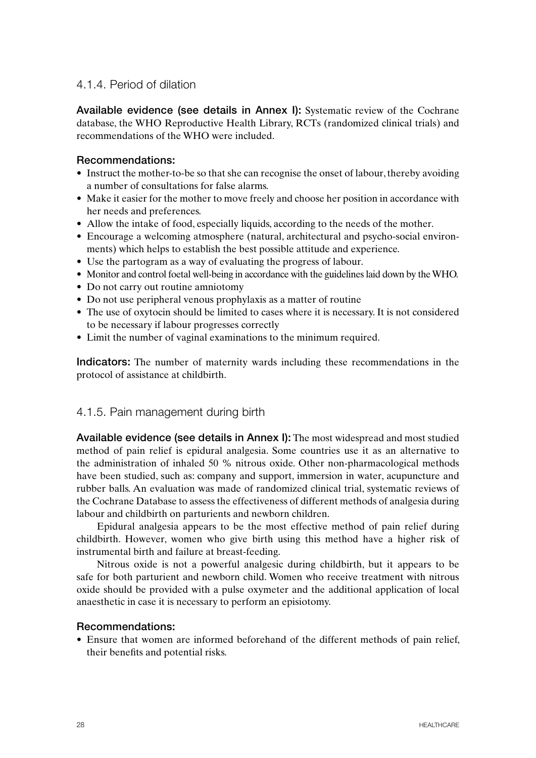### 4.1.4. Period of dilation

**Available evidence (see details in Annex I):** Systematic review of the Cochrane database, the WHO Reproductive Health Library, RCTs (randomized clinical trials) and recommendations of the WHO were included.

**Recommendations:**

- Instruct the mother-to-be so that she can recognise the onset of labour, thereby avoiding a number of consultations for false alarms.
- Make it easier for the mother to move freely and choose her position in accordance with her needs and preferences.
- Allow the intake of food, especially liquids, according to the needs of the mother.
- Encourage a welcoming atmosphere (natural, architectural and psycho-social environments) which helps to establish the best possible attitude and experience.
- Use the partogram as a way of evaluating the progress of labour.
- Monitor and control foetal well-being in accordance with the guidelines laid down by the WHO.
- Do not carry out routine amniotomy
- Do not use peripheral venous prophylaxis as a matter of routine
- The use of oxytocin should be limited to cases where it is necessary. It is not considered to be necessary if labour progresses correctly
- Limit the number of vaginal examinations to the minimum required.

**Indicators:** The number of maternity wards including these recommendations in the protocol of assistance at childbirth.

### 4.1.5. Pain management during birth

**Available evidence (see details in Annex I):** The most widespread and most studied method of pain relief is epidural analgesia. Some countries use it as an alternative to the administration of inhaled 50 % nitrous oxide. Other non-pharmacological methods have been studied, such as: company and support, immersion in water, acupuncture and rubber balls. An evaluation was made of randomized clinical trial, systematic reviews of the Cochrane Database to assess the effectiveness of different methods of analgesia during labour and childbirth on parturients and newborn children.

Epidural analgesia appears to be the most effective method of pain relief during childbirth. However, women who give birth using this method have a higher risk of instrumental birth and failure at breast-feeding.

Nitrous oxide is not a powerful analgesic during childbirth, but it appears to be safe for both parturient and newborn child. Women who receive treatment with nitrous oxide should be provided with a pulse oxymeter and the additional application of local anaesthetic in case it is necessary to perform an episiotomy.

**Recommendations:**

- Ensure that women are informed beforehand of the different methods of pain relief, their benefits and potential risks.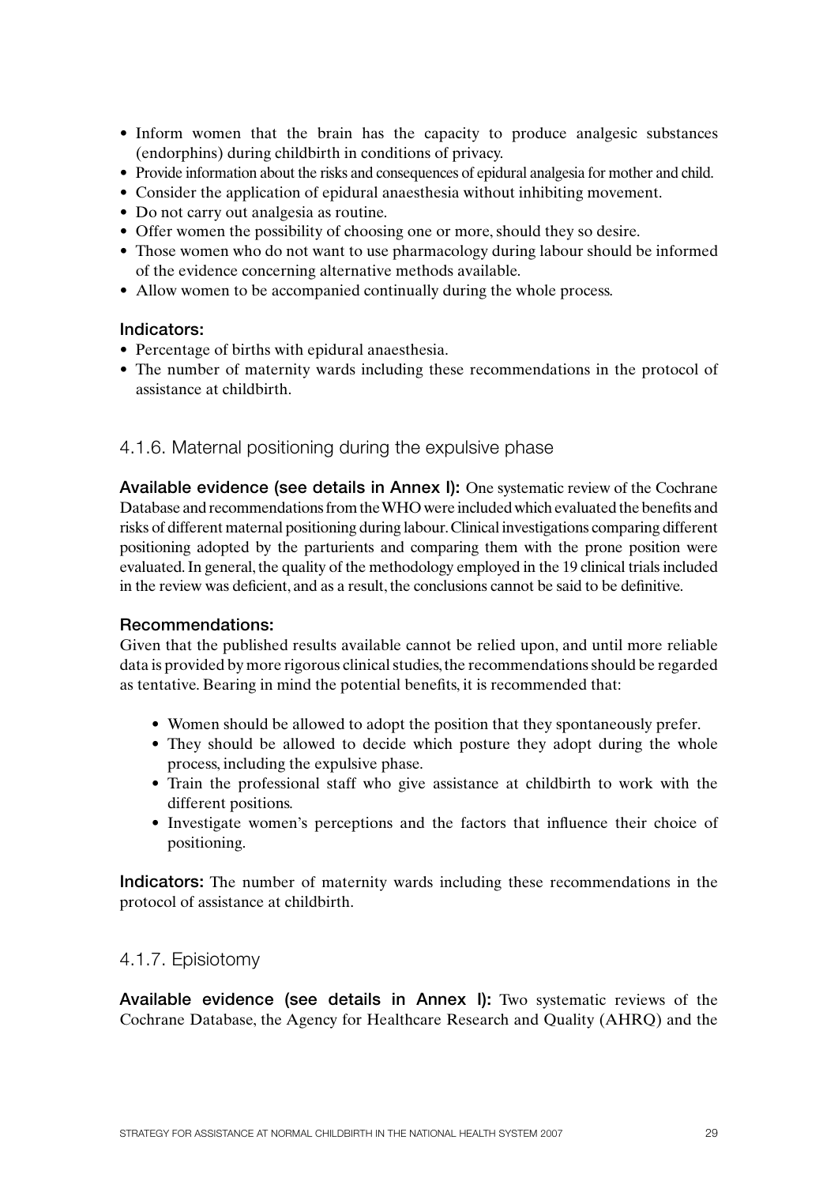- Inform women that the brain has the capacity to produce analgesic substances (endorphins) during childbirth in conditions of privacy.
- Provide information about the risks and consequences of epidural analgesia for mother and child.
- Consider the application of epidural anaesthesia without inhibiting movement.
- Do not carry out analgesia as routine.
- Offer women the possibility of choosing one or more, should they so desire.
- Those women who do not want to use pharmacology during labour should be informed of the evidence concerning alternative methods available.
- Allow women to be accompanied continually during the whole process.

**Indicators:**

- Percentage of births with epidural anaesthesia.
- The number of maternity wards including these recommendations in the protocol of assistance at childbirth.

### 4.1.6. Maternal positioning during the expulsive phase

**Available evidence (see details in Annex I):** One systematic review of the Cochrane Database and recommendations from the WHO were included which evaluated the benefits and risks of different maternal positioning during labour. Clinical investigations comparing different positioning adopted by the parturients and comparing them with the prone position were evaluated. In general, the quality of the methodology employed in the 19 clinical trials included in the review was deficient, and as a result, the conclusions cannot be said to be definitive.

**Recommendations:**

Given that the published results available cannot be relied upon, and until more reliable data is provided by more rigorous clinical studies, the recommendations should be regarded as tentative. Bearing in mind the potential benefits, it is recommended that:

- Women should be allowed to adopt the position that they spontaneously prefer.
- They should be allowed to decide which posture they adopt during the whole process, including the expulsive phase.
- Train the professional staff who give assistance at childbirth to work with the different positions.
- Investigate women's perceptions and the factors that influence their choice of positioning.

**Indicators:** The number of maternity wards including these recommendations in the protocol of assistance at childbirth.

### 4.1.7. Episiotomy

**Available evidence (see details in Annex I):** Two systematic reviews of the Cochrane Database, the Agency for Healthcare Research and Quality (AHRQ) and the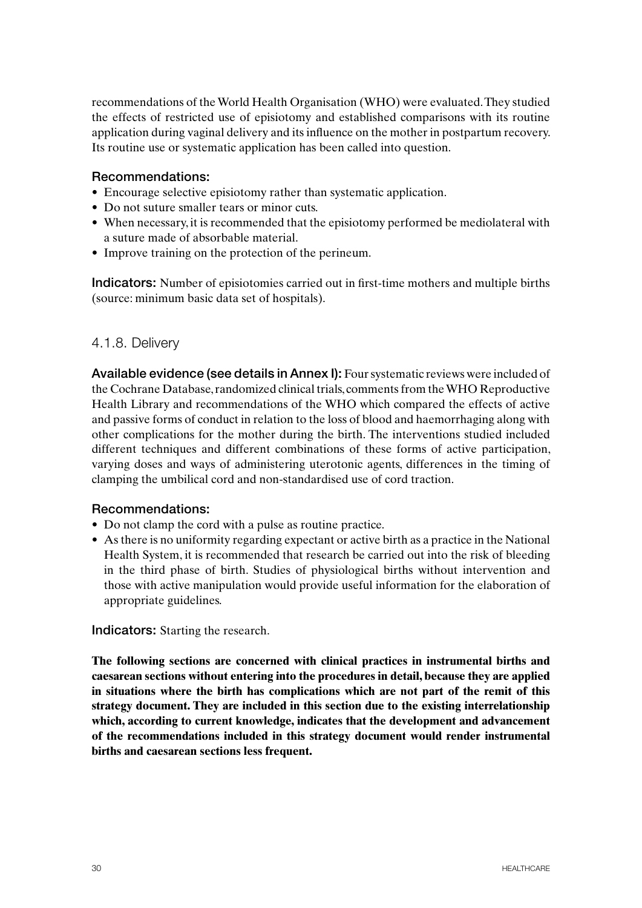recommendations of the World Health Organisation (WHO) were evaluated. They studied the effects of restricted use of episiotomy and established comparisons with its routine application during vaginal delivery and its influence on the mother in postpartum recovery. Its routine use or systematic application has been called into question.

### Recommendations:

- Encourage selective episiotomy rather than systematic application.
- Do not suture smaller tears or minor cuts.
- When necessary, it is recommended that the episiotomy performed be mediolateral with a suture made of absorbable material.
- Improve training on the protection of the perineum.

**Indicators:** Number of episiotomies carried out in first-time mothers and multiple births (source: minimum basic data set of hospitals).

## 4.1.8. Delivery

**Available evidence (see details in Annex I):** Four systematic reviews were included of the Cochrane Database, randomized clinical trials, comments from the WHO Reproductive Health Library and recommendations of the WHO which compared the effects of active and passive forms of conduct in relation to the loss of blood and haemorrhaging along with other complications for the mother during the birth. The interventions studied included different techniques and different combinations of these forms of active participation, varying doses and ways of administering uterotonic agents, differences in the timing of clamping the umbilical cord and non-standardised use of cord traction.

### Recommendations:

- Do not clamp the cord with a pulse as routine practice.
- As there is no uniformity regarding expectant or active birth as a practice in the National Health System, it is recommended that research be carried out into the risk of bleeding in the third phase of birth. Studies of physiological births without intervention and those with active manipulation would provide useful information for the elaboration of appropriate guidelines.

**Indicators:** Starting the research.

**The following sections are concerned with clinical practices in instrumental births and caesarean sections without entering into the procedures in detail, because they are applied in situations where the birth has complications which are not part of the remit of this strategy document. They are included in this section due to the existing interrelationship which, according to current knowledge, indicates that the development and advancement of the recommendations included in this strategy document would render instrumental births and caesarean sections less frequent.**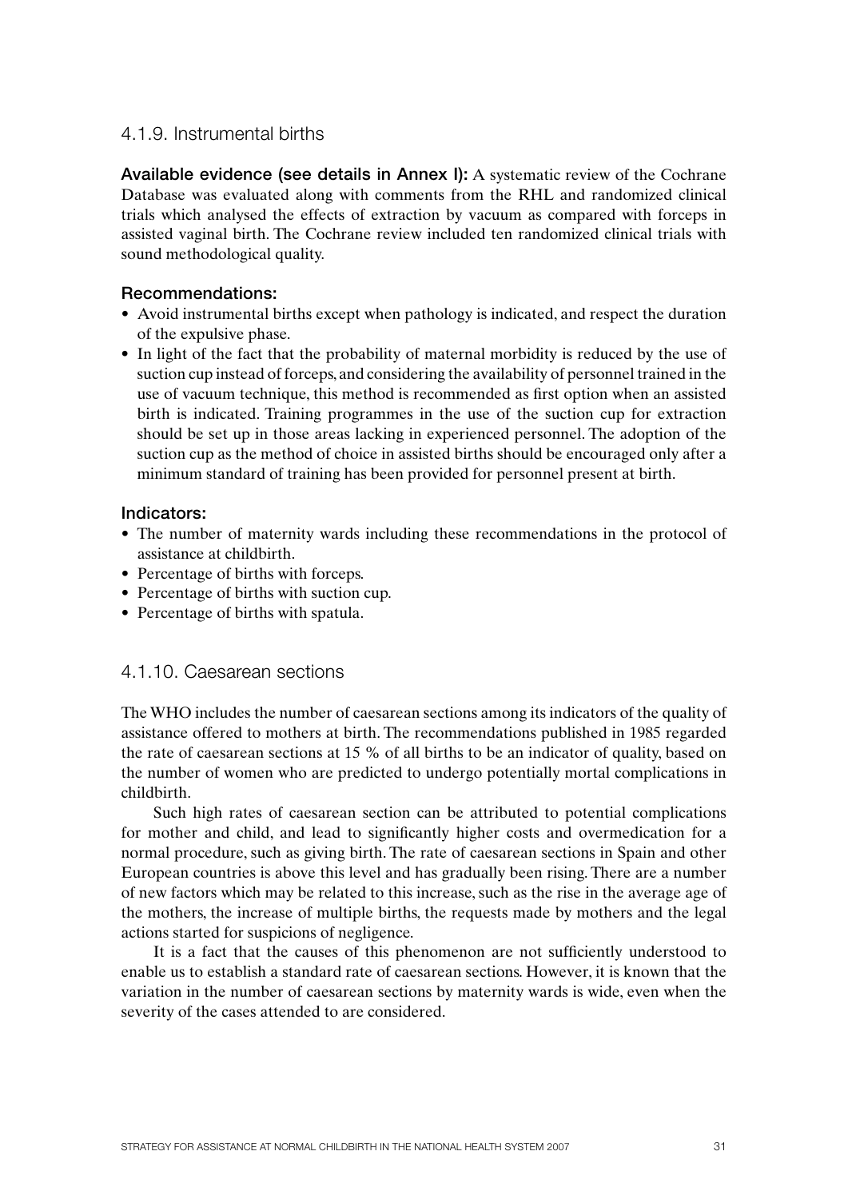### 4.1.9. Instrumental births

**Available evidence (see details in Annex I):** A systematic review of the Cochrane Database was evaluated along with comments from the RHL and randomized clinical trials which analysed the effects of extraction by vacuum as compared with forceps in assisted vaginal birth. The Cochrane review included ten randomized clinical trials with sound methodological quality.

**Recommendations:**

- Avoid instrumental births except when pathology is indicated, and respect the duration of the expulsive phase.
- In light of the fact that the probability of maternal morbidity is reduced by the use of suction cup instead of forceps, and considering the availability of personnel trained in the use of vacuum technique, this method is recommended as first option when an assisted birth is indicated. Training programmes in the use of the suction cup for extraction should be set up in those areas lacking in experienced personnel. The adoption of the suction cup as the method of choice in assisted births should be encouraged only after a minimum standard of training has been provided for personnel present at birth.

**Indicators:**

- The number of maternity wards including these recommendations in the protocol of assistance at childbirth.
- Percentage of births with forceps.
- Percentage of births with suction cup.
- Percentage of births with spatula.

### 4.1.10. Caesarean sections

The WHO includes the number of caesarean sections among its indicators of the quality of assistance offered to mothers at birth. The recommendations published in 1985 regarded the rate of caesarean sections at 15 % of all births to be an indicator of quality, based on the number of women who are predicted to undergo potentially mortal complications in childbirth.

Such high rates of caesarean section can be attributed to potential complications for mother and child, and lead to significantly higher costs and overmedication for a normal procedure, such as giving birth. The rate of caesarean sections in Spain and other European countries is above this level and has gradually been rising. There are a number of new factors which may be related to this increase, such as the rise in the average age of the mothers, the increase of multiple births, the requests made by mothers and the legal actions started for suspicions of negligence.

It is a fact that the causes of this phenomenon are not sufficiently understood to enable us to establish a standard rate of caesarean sections. However, it is known that the variation in the number of caesarean sections by maternity wards is wide, even when the severity of the cases attended to are considered.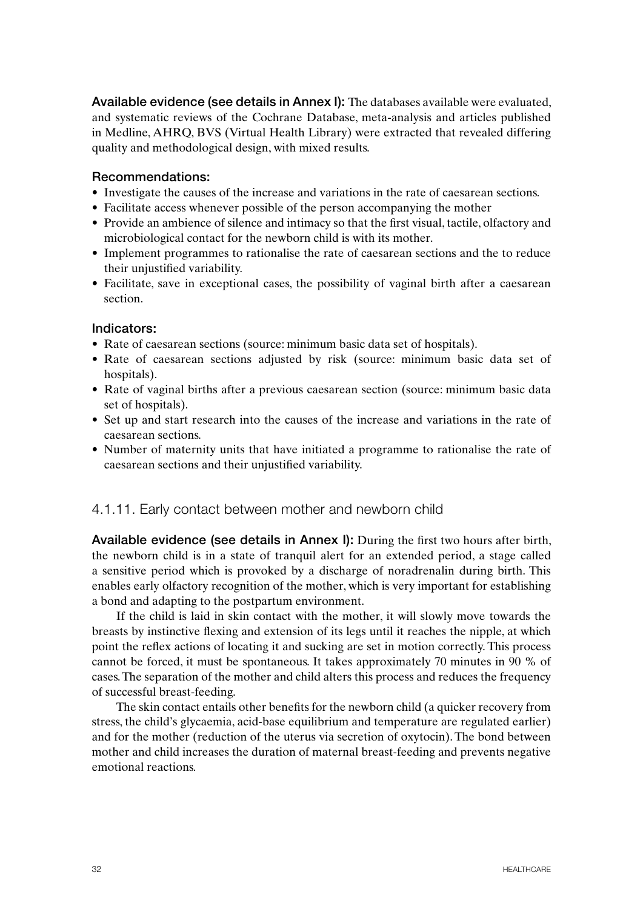**Available evidence (see details in Annex I):** The databases available were evaluated, and systematic reviews of the Cochrane Database, meta-analysis and articles published in Medline, AHRQ, BVS (Virtual Health Library) were extracted that revealed differing quality and methodological design, with mixed results.

### Recommendations:

- Investigate the causes of the increase and variations in the rate of caesarean sections.
- Facilitate access whenever possible of the person accompanying the mother
- Provide an ambience of silence and intimacy so that the first visual, tactile, olfactory and microbiological contact for the newborn child is with its mother.
- Implement programmes to rationalise the rate of caesarean sections and the to reduce their unjustified variability.
- Facilitate, save in exceptional cases, the possibility of vaginal birth after a caesarean section.

### Indicators:

- Rate of caesarean sections (source: minimum basic data set of hospitals).
- Rate of caesarean sections adjusted by risk (source: minimum basic data set of hospitals).
- Rate of vaginal births after a previous caesarean section (source: minimum basic data set of hospitals).
- Set up and start research into the causes of the increase and variations in the rate of caesarean sections.
- Number of maternity units that have initiated a programme to rationalise the rate of caesarean sections and their unjustified variability.

## 4.1.11. Early contact between mother and newborn child

**Available evidence (see details in Annex I):** During the first two hours after birth, the newborn child is in a state of tranquil alert for an extended period, a stage called a sensitive period which is provoked by a discharge of noradrenalin during birth. This enables early olfactory recognition of the mother, which is very important for establishing a bond and adapting to the postpartum environment.

If the child is laid in skin contact with the mother, it will slowly move towards the breasts by instinctive flexing and extension of its legs until it reaches the nipple, at which point the reflex actions of locating it and sucking are set in motion correctly. This process cannot be forced, it must be spontaneous. It takes approximately 70 minutes in 90 % of cases. The separation of the mother and child alters this process and reduces the frequency of successful breast-feeding.

The skin contact entails other benefits for the newborn child (a quicker recovery from stress, the child's glycaemia, acid-base equilibrium and temperature are regulated earlier) and for the mother (reduction of the uterus via secretion of oxytocin). The bond between mother and child increases the duration of maternal breast-feeding and prevents negative emotional reactions.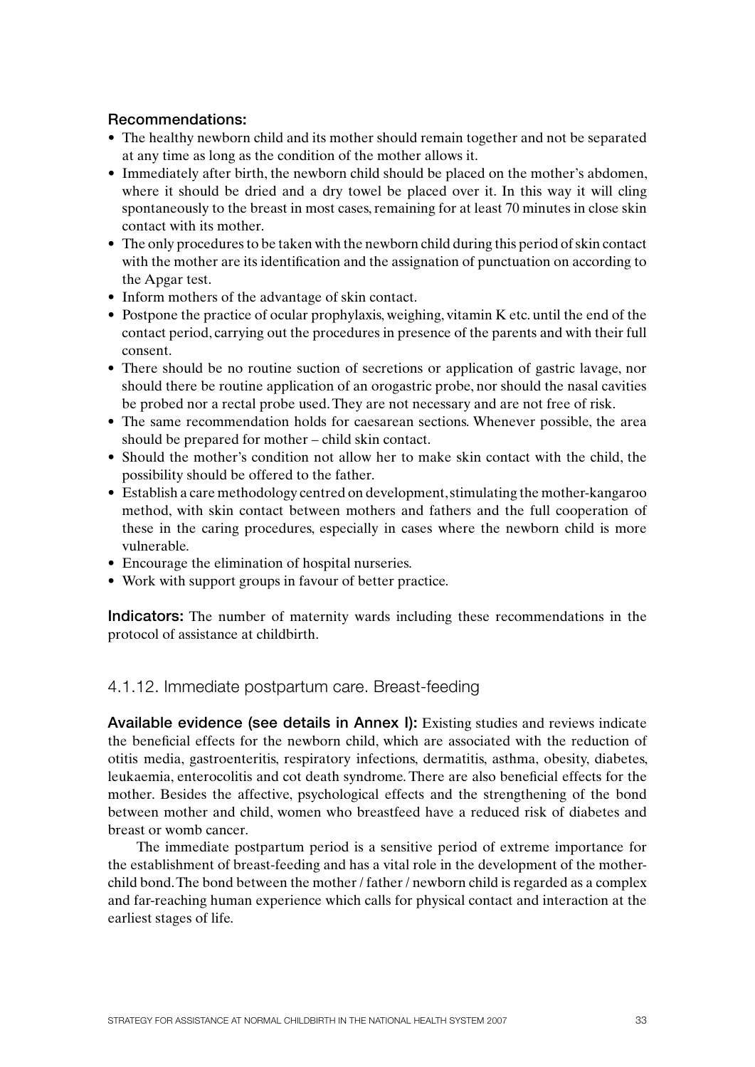**Recommendations:**

- The healthy newborn child and its mother should remain together and not be separated at any time as long as the condition of the mother allows it.
- Immediately after birth, the newborn child should be placed on the mother's abdomen, where it should be dried and a dry towel be placed over it. In this way it will cling spontaneously to the breast in most cases, remaining for at least 70 minutes in close skin contact with its mother.
- The only procedures to be taken with the newborn child during this period of skin contact with the mother are its identification and the assignation of punctuation on according to the Apgar test.
- Inform mothers of the advantage of skin contact.
- Postpone the practice of ocular prophylaxis, weighing, vitamin K etc. until the end of the contact period, carrying out the procedures in presence of the parents and with their full consent.
- There should be no routine suction of secretions or application of gastric lavage, nor should there be routine application of an orogastric probe, nor should the nasal cavities be probed nor a rectal probe used. They are not necessary and are not free of risk.
- The same recommendation holds for caesarean sections. Whenever possible, the area should be prepared for mother – child skin contact.
- Should the mother's condition not allow her to make skin contact with the child, the possibility should be offered to the father.
- Establish a care methodology centred on development, stimulating the mother-kangaroo method, with skin contact between mothers and fathers and the full cooperation of these in the caring procedures, especially in cases where the newborn child is more vulnerable.
- Encourage the elimination of hospital nurseries.
- Work with support groups in favour of better practice.

**Indicators:** The number of maternity wards including these recommendations in the protocol of assistance at childbirth.

### 4.1.12. Immediate postpartum care. Breast-feeding

**Available evidence (see details in Annex I):** Existing studies and reviews indicate the beneficial effects for the newborn child, which are associated with the reduction of otitis media, gastroenteritis, respiratory infections, dermatitis, asthma, obesity, diabetes, leukaemia, enterocolitis and cot death syndrome. There are also beneficial effects for the mother. Besides the affective, psychological effects and the strengthening of the bond between mother and child, women who breastfeed have a reduced risk of diabetes and breast or womb cancer.

The immediate postpartum period is a sensitive period of extreme importance for the establishment of breast-feeding and has a vital role in the development of the mother-child bond. The bond between the mother / father / newborn child is regarded as a complex and far-reaching human experience which calls for physical contact and interaction at the earliest stages of life.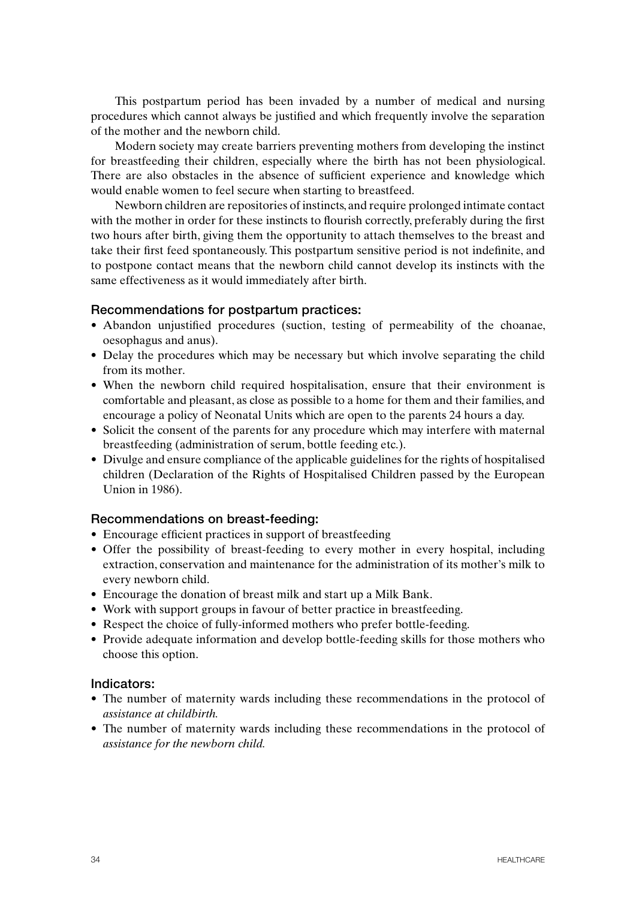This postpartum period has been invaded by a number of medical and nursing procedures which cannot always be justified and which frequently involve the separation of the mother and the newborn child.

Modern society may create barriers preventing mothers from developing the instinct for breastfeeding their children, especially where the birth has not been physiological. There are also obstacles in the absence of sufficient experience and knowledge which would enable women to feel secure when starting to breastfeed.

Newborn children are repositories of instincts, and require prolonged intimate contact with the mother in order for these instincts to flourish correctly, preferably during the first two hours after birth, giving them the opportunity to attach themselves to the breast and take their first feed spontaneously. This postpartum sensitive period is not indefinite, and to postpone contact means that the newborn child cannot develop its instincts with the same effectiveness as it would immediately after birth.

### Recommendations for postpartum practices:

- Abandon unjustified procedures (suction, testing of permeability of the choanae, oesophagus and anus).
- Delay the procedures which may be necessary but which involve separating the child from its mother.
- When the newborn child required hospitalisation, ensure that their environment is comfortable and pleasant, as close as possible to a home for them and their families, and encourage a policy of Neonatal Units which are open to the parents 24 hours a day.
- Solicit the consent of the parents for any procedure which may interfere with maternal breastfeeding (administration of serum, bottle feeding etc.).
- Divulge and ensure compliance of the applicable guidelines for the rights of hospitalised children (Declaration of the Rights of Hospitalised Children passed by the European Union in 1986).

### Recommendations on breast-feeding:

- Encourage efficient practices in support of breastfeeding
- Offer the possibility of breast-feeding to every mother in every hospital, including extraction, conservation and maintenance for the administration of its mother's milk to every newborn child.
- Encourage the donation of breast milk and start up a Milk Bank.
- Work with support groups in favour of better practice in breastfeeding.
- Respect the choice of fully-informed mothers who prefer bottle-feeding.
- Provide adequate information and develop bottle-feeding skills for those mothers who choose this option.

### Indicators:

- The number of maternity wards including these recommendations in the protocol of *assistance at childbirth.*
- The number of maternity wards including these recommendations in the protocol of *assistance for the newborn child.*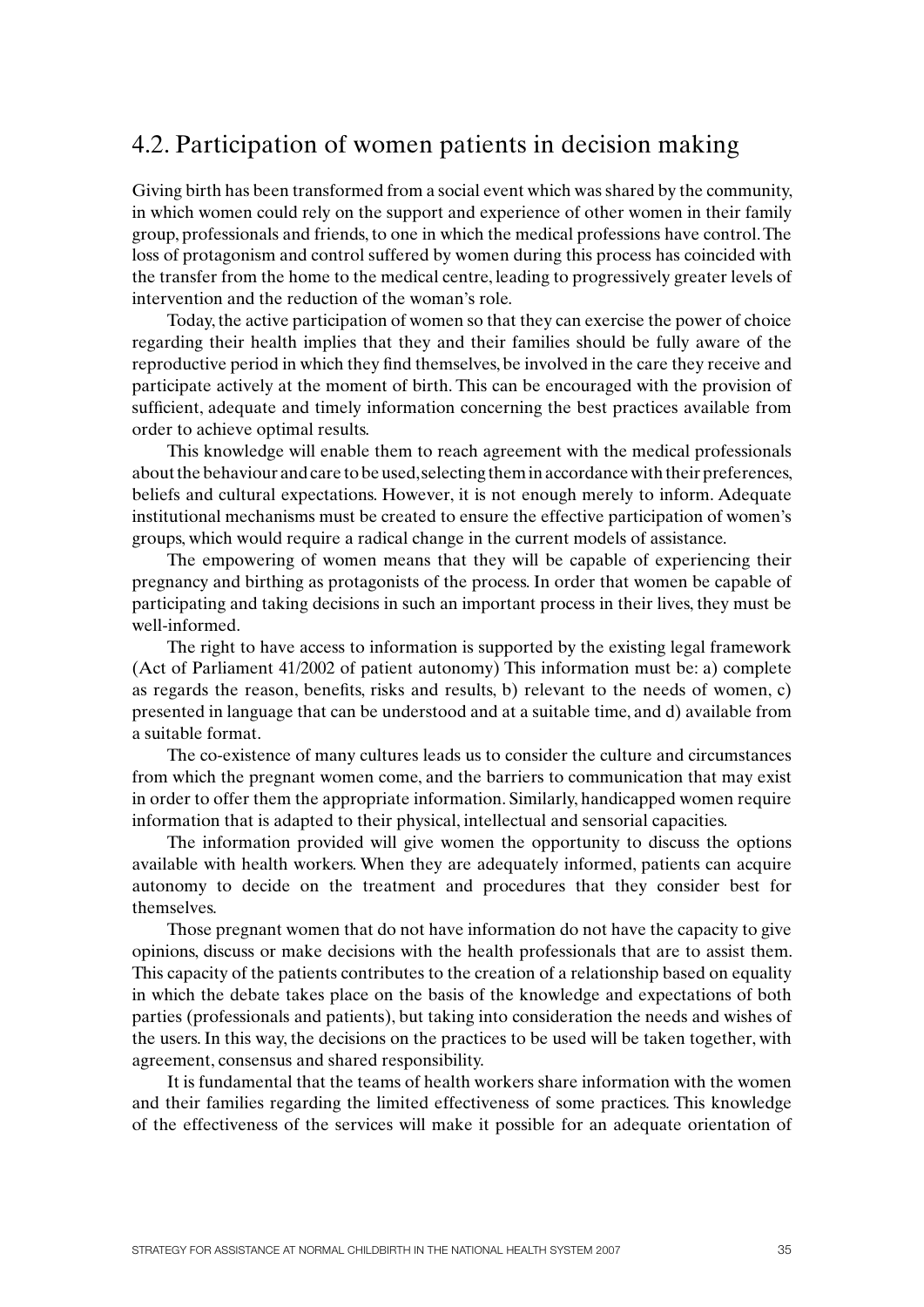## 4.2. Participation of women patients in decision making

Giving birth has been transformed from a social event which was shared by the community, in which women could rely on the support and experience of other women in their family group, professionals and friends, to one in which the medical professions have control. The loss of protagonism and control suffered by women during this process has coincided with the transfer from the home to the medical centre, leading to progressively greater levels of intervention and the reduction of the woman's role.

Today, the active participation of women so that they can exercise the power of choice regarding their health implies that they and their families should be fully aware of the reproductive period in which they find themselves, be involved in the care they receive and participate actively at the moment of birth. This can be encouraged with the provision of sufficient, adequate and timely information concerning the best practices available from order to achieve optimal results.

This knowledge will enable them to reach agreement with the medical professionals about the behaviour and care to be used, selecting them in accordance with their preferences, beliefs and cultural expectations. However, it is not enough merely to inform. Adequate institutional mechanisms must be created to ensure the effective participation of women's groups, which would require a radical change in the current models of assistance.

The empowering of women means that they will be capable of experiencing their pregnancy and birthing as protagonists of the process. In order that women be capable of participating and taking decisions in such an important process in their lives, they must be well-informed.

The right to have access to information is supported by the existing legal framework (Act of Parliament 41/2002 of patient autonomy) This information must be: a) complete as regards the reason, benefits, risks and results, b) relevant to the needs of women, c) presented in language that can be understood and at a suitable time, and d) available from a suitable format.

The co-existence of many cultures leads us to consider the culture and circumstances from which the pregnant women come, and the barriers to communication that may exist in order to offer them the appropriate information. Similarly, handicapped women require information that is adapted to their physical, intellectual and sensorial capacities.

The information provided will give women the opportunity to discuss the options available with health workers. When they are adequately informed, patients can acquire autonomy to decide on the treatment and procedures that they consider best for themselves.

Those pregnant women that do not have information do not have the capacity to give opinions, discuss or make decisions with the health professionals that are to assist them. This capacity of the patients contributes to the creation of a relationship based on equality in which the debate takes place on the basis of the knowledge and expectations of both parties (professionals and patients), but taking into consideration the needs and wishes of the users. In this way, the decisions on the practices to be used will be taken together, with agreement, consensus and shared responsibility.

It is fundamental that the teams of health workers share information with the women and their families regarding the limited effectiveness of some practices. This knowledge of the effectiveness of the services will make it possible for an adequate orientation of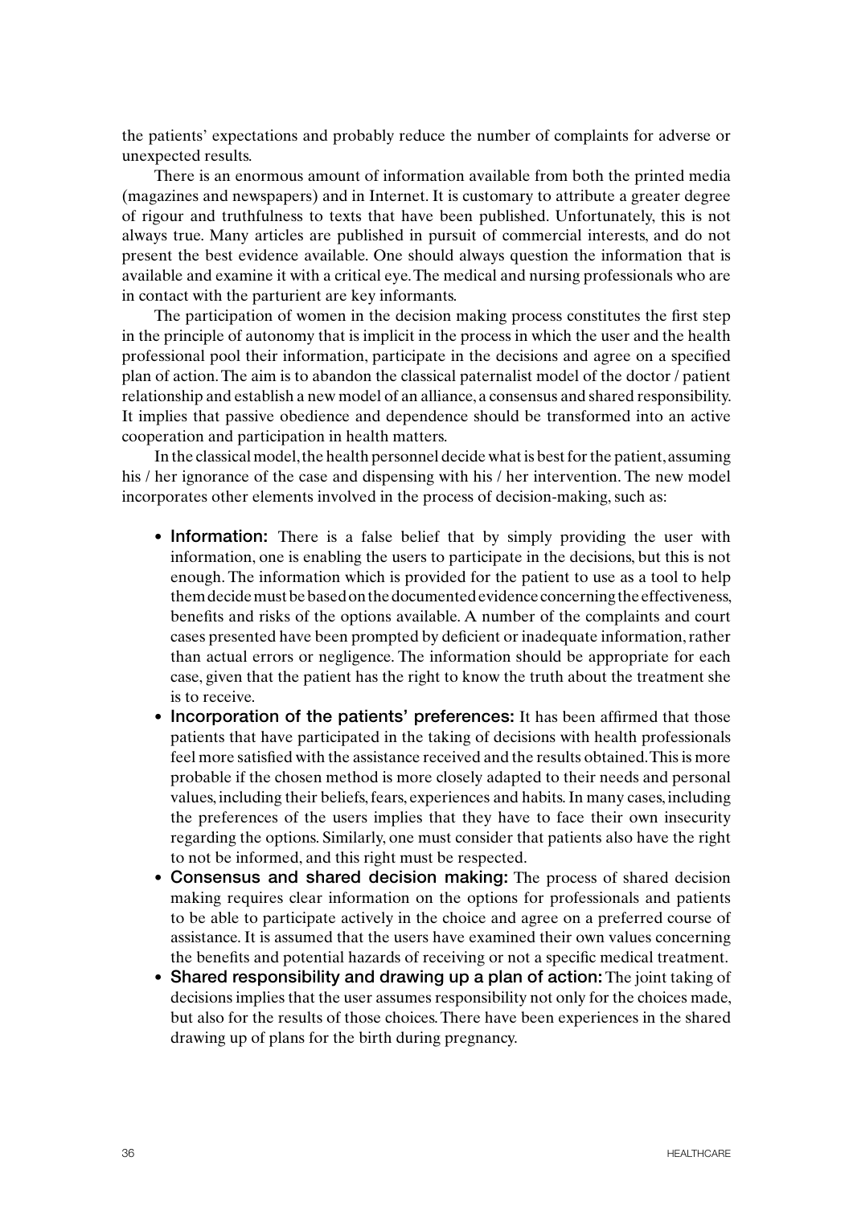the patients' expectations and probably reduce the number of complaints for adverse or unexpected results.

There is an enormous amount of information available from both the printed media (magazines and newspapers) and in Internet. It is customary to attribute a greater degree of rigour and truthfulness to texts that have been published. Unfortunately, this is not always true. Many articles are published in pursuit of commercial interests, and do not present the best evidence available. One should always question the information that is available and examine it with a critical eye. The medical and nursing professionals who are in contact with the parturient are key informants.

The participation of women in the decision making process constitutes the first step in the principle of autonomy that is implicit in the process in which the user and the health professional pool their information, participate in the decisions and agree on a specified plan of action. The aim is to abandon the classical paternalist model of the doctor / patient relationship and establish a new model of an alliance, a consensus and shared responsibility. It implies that passive obedience and dependence should be transformed into an active cooperation and participation in health matters.

In the classical model, the health personnel decide what is best for the patient, assuming his / her ignorance of the case and dispensing with his / her intervention. The new model incorporates other elements involved in the process of decision-making, such as:

- **Information:** There is a false belief that by simply providing the user with information, one is enabling the users to participate in the decisions, but this is not enough. The information which is provided for the patient to use as a tool to help them decide must be based on the documented evidence concerning the effectiveness, benefits and risks of the options available. A number of the complaints and court cases presented have been prompted by deficient or inadequate information, rather than actual errors or negligence. The information should be appropriate for each case, given that the patient has the right to know the truth about the treatment she is to receive.
- **Incorporation of the patients' preferences:** It has been affirmed that those patients that have participated in the taking of decisions with health professionals feel more satisfied with the assistance received and the results obtained. This is more probable if the chosen method is more closely adapted to their needs and personal values, including their beliefs, fears, experiences and habits. In many cases, including the preferences of the users implies that they have to face their own insecurity regarding the options. Similarly, one must consider that patients also have the right to not be informed, and this right must be respected.
- **Consensus and shared decision making:** The process of shared decision making requires clear information on the options for professionals and patients to be able to participate actively in the choice and agree on a preferred course of assistance. It is assumed that the users have examined their own values concerning the benefits and potential hazards of receiving or not a specific medical treatment.
- **Shared responsibility and drawing up a plan of action:** The joint taking of decisions implies that the user assumes responsibility not only for the choices made, but also for the results of those choices. There have been experiences in the shared drawing up of plans for the birth during pregnancy.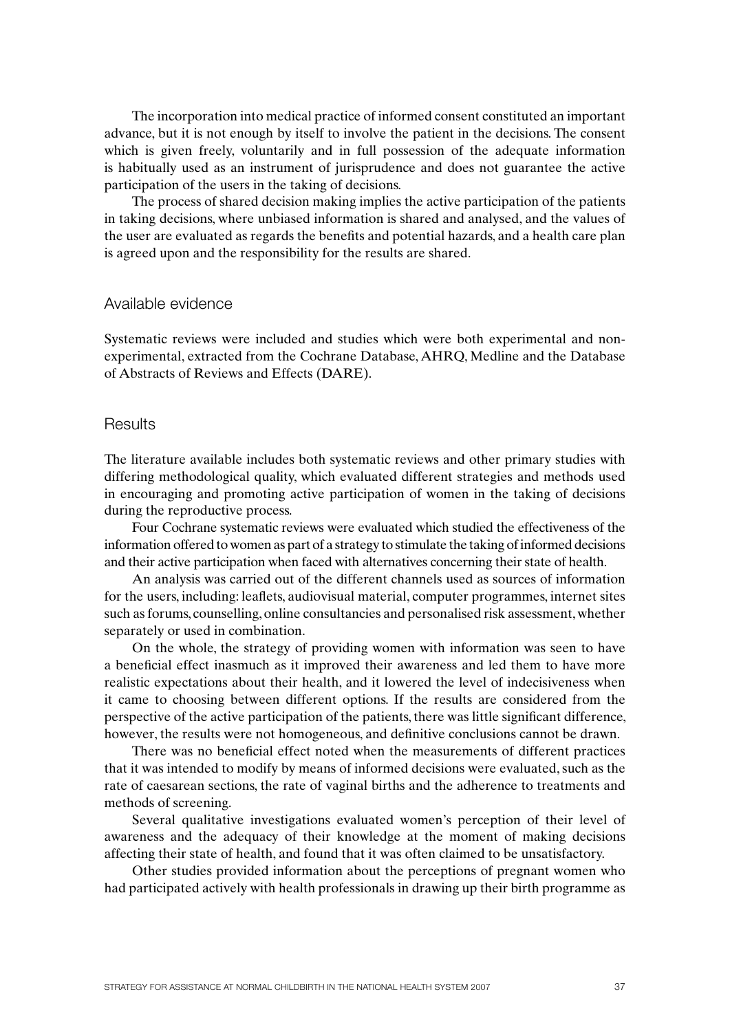The incorporation into medical practice of informed consent constituted an important advance, but it is not enough by itself to involve the patient in the decisions. The consent which is given freely, voluntarily and in full possession of the adequate information is habitually used as an instrument of jurisprudence and does not guarantee the active participation of the users in the taking of decisions.

The process of shared decision making implies the active participation of the patients in taking decisions, where unbiased information is shared and analysed, and the values of the user are evaluated as regards the benefits and potential hazards, and a health care plan is agreed upon and the responsibility for the results are shared.

## Available evidence

Systematic reviews were included and studies which were both experimental and non-experimental, extracted from the Cochrane Database, AHRQ, Medline and the Database of Abstracts of Reviews and Effects (DARE).

## Results

The literature available includes both systematic reviews and other primary studies with differing methodological quality, which evaluated different strategies and methods used in encouraging and promoting active participation of women in the taking of decisions during the reproductive process.

Four Cochrane systematic reviews were evaluated which studied the effectiveness of the information offered to women as part of a strategy to stimulate the taking of informed decisions and their active participation when faced with alternatives concerning their state of health.

An analysis was carried out of the different channels used as sources of information for the users, including: leaflets, audiovisual material, computer programmes, internet sites such as forums, counselling, online consultancies and personalised risk assessment, whether separately or used in combination.

On the whole, the strategy of providing women with information was seen to have a beneficial effect inasmuch as it improved their awareness and led them to have more realistic expectations about their health, and it lowered the level of indecisiveness when it came to choosing between different options. If the results are considered from the perspective of the active participation of the patients, there was little significant difference, however, the results were not homogeneous, and definitive conclusions cannot be drawn.

There was no beneficial effect noted when the measurements of different practices that it was intended to modify by means of informed decisions were evaluated, such as the rate of caesarean sections, the rate of vaginal births and the adherence to treatments and methods of screening.

Several qualitative investigations evaluated women's perception of their level of awareness and the adequacy of their knowledge at the moment of making decisions affecting their state of health, and found that it was often claimed to be unsatisfactory.

Other studies provided information about the perceptions of pregnant women who had participated actively with health professionals in drawing up their birth programme as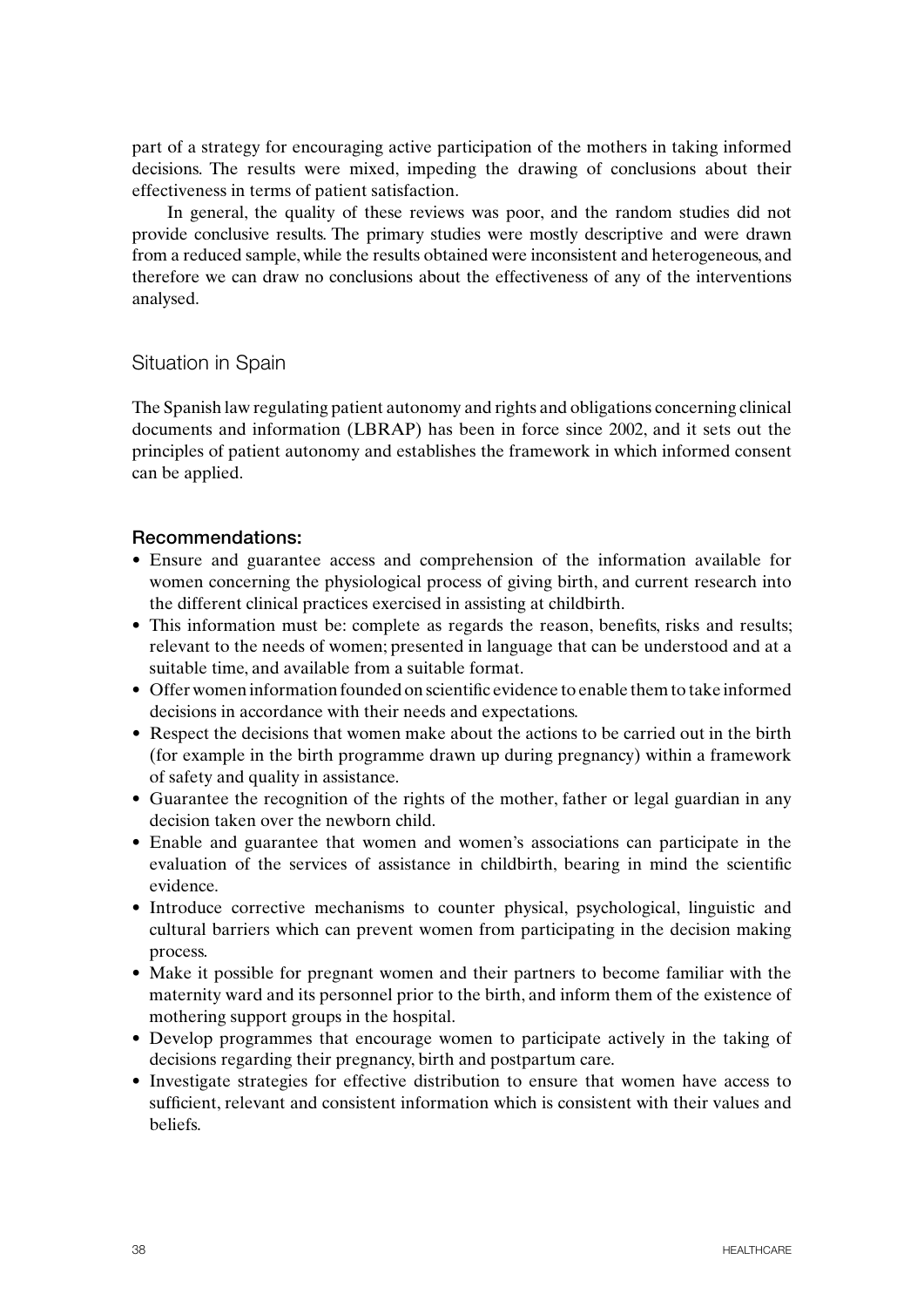part of a strategy for encouraging active participation of the mothers in taking informed decisions. The results were mixed, impeding the drawing of conclusions about their effectiveness in terms of patient satisfaction.

In general, the quality of these reviews was poor, and the random studies did not provide conclusive results. The primary studies were mostly descriptive and were drawn from a reduced sample, while the results obtained were inconsistent and heterogeneous, and therefore we can draw no conclusions about the effectiveness of any of the interventions analysed.

## Situation in Spain

The Spanish law regulating patient autonomy and rights and obligations concerning clinical documents and information (LBRAP) has been in force since 2002, and it sets out the principles of patient autonomy and establishes the framework in which informed consent can be applied.

### Recommendations:

- Ensure and guarantee access and comprehension of the information available for women concerning the physiological process of giving birth, and current research into the different clinical practices exercised in assisting at childbirth.
- This information must be: complete as regards the reason, benefits, risks and results; relevant to the needs of women; presented in language that can be understood and at a suitable time, and available from a suitable format.
- Offer women information founded on scientific evidence to enable them to take informed decisions in accordance with their needs and expectations.
- Respect the decisions that women make about the actions to be carried out in the birth (for example in the birth programme drawn up during pregnancy) within a framework of safety and quality in assistance.
- Guarantee the recognition of the rights of the mother, father or legal guardian in any decision taken over the newborn child.
- Enable and guarantee that women and women's associations can participate in the evaluation of the services of assistance in childbirth, bearing in mind the scientific evidence.
- Introduce corrective mechanisms to counter physical, psychological, linguistic and cultural barriers which can prevent women from participating in the decision making process.
- Make it possible for pregnant women and their partners to become familiar with the maternity ward and its personnel prior to the birth, and inform them of the existence of mothering support groups in the hospital.
- Develop programmes that encourage women to participate actively in the taking of decisions regarding their pregnancy, birth and postpartum care.
- Investigate strategies for effective distribution to ensure that women have access to sufficient, relevant and consistent information which is consistent with their values and beliefs.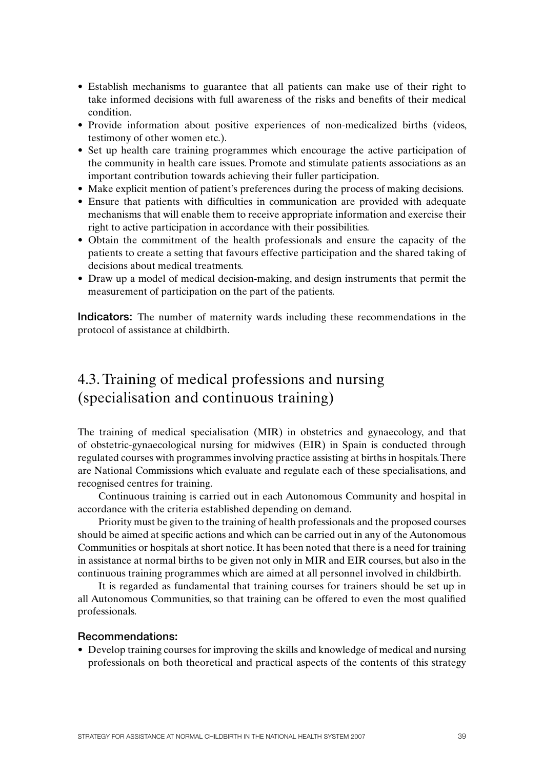- Establish mechanisms to guarantee that all patients can make use of their right to take informed decisions with full awareness of the risks and benefits of their medical condition.
- Provide information about positive experiences of non-medicalized births (videos, testimony of other women etc.).
- Set up health care training programmes which encourage the active participation of the community in health care issues. Promote and stimulate patients associations as an important contribution towards achieving their fuller participation.
- Make explicit mention of patient's preferences during the process of making decisions.
- Ensure that patients with difficulties in communication are provided with adequate mechanisms that will enable them to receive appropriate information and exercise their right to active participation in accordance with their possibilities.
- Obtain the commitment of the health professionals and ensure the capacity of the patients to create a setting that favours effective participation and the shared taking of decisions about medical treatments.
- Draw up a model of medical decision-making, and design instruments that permit the measurement of participation on the part of the patients.

**Indicators:** The number of maternity wards including these recommendations in the protocol of assistance at childbirth.

## 4.3. Training of medical professions and nursing (specialisation and continuous training)

The training of medical specialisation (MIR) in obstetrics and gynaecology, and that of obstetric-gynaecological nursing for midwives (EIR) in Spain is conducted through regulated courses with programmes involving practice assisting at births in hospitals. There are National Commissions which evaluate and regulate each of these specialisations, and recognised centres for training.

Continuous training is carried out in each Autonomous Community and hospital in accordance with the criteria established depending on demand.

Priority must be given to the training of health professionals and the proposed courses should be aimed at specific actions and which can be carried out in any of the Autonomous Communities or hospitals at short notice. It has been noted that there is a need for training in assistance at normal births to be given not only in MIR and EIR courses, but also in the continuous training programmes which are aimed at all personnel involved in childbirth.

It is regarded as fundamental that training courses for trainers should be set up in all Autonomous Communities, so that training can be offered to even the most qualified professionals.

### Recommendations:

- Develop training courses for improving the skills and knowledge of medical and nursing professionals on both theoretical and practical aspects of the contents of this strategy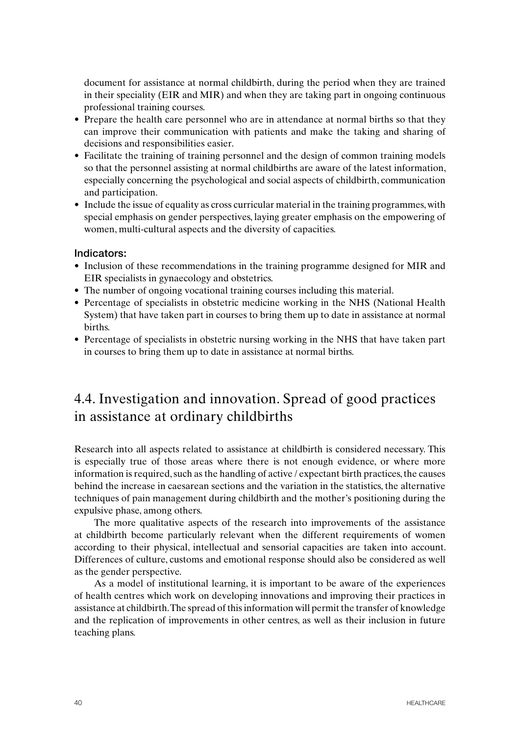document for assistance at normal childbirth, during the period when they are trained in their speciality (EIR and MIR) and when they are taking part in ongoing continuous professional training courses.

- Prepare the health care personnel who are in attendance at normal births so that they can improve their communication with patients and make the taking and sharing of decisions and responsibilities easier.
- Facilitate the training of training personnel and the design of common training models so that the personnel assisting at normal childbirths are aware of the latest information, especially concerning the psychological and social aspects of childbirth, communication and participation.
- Include the issue of equality as cross curricular material in the training programmes, with special emphasis on gender perspectives, laying greater emphasis on the empowering of women, multi-cultural aspects and the diversity of capacities.

#### Indicators:

- Inclusion of these recommendations in the training programme designed for MIR and EIR specialists in gynaecology and obstetrics.
- The number of ongoing vocational training courses including this material.
- Percentage of specialists in obstetric medicine working in the NHS (National Health System) that have taken part in courses to bring them up to date in assistance at normal births.
- Percentage of specialists in obstetric nursing working in the NHS that have taken part in courses to bring them up to date in assistance at normal births.

## 4.4. Investigation and innovation. Spread of good practices in assistance at ordinary childbirths

Research into all aspects related to assistance at childbirth is considered necessary. This is especially true of those areas where there is not enough evidence, or where more information is required, such as the handling of active / expectant birth practices, the causes behind the increase in caesarean sections and the variation in the statistics, the alternative techniques of pain management during childbirth and the mother's positioning during the expulsive phase, among others.

The more qualitative aspects of the research into improvements of the assistance at childbirth become particularly relevant when the different requirements of women according to their physical, intellectual and sensorial capacities are taken into account. Differences of culture, customs and emotional response should also be considered as well as the gender perspective.

As a model of institutional learning, it is important to be aware of the experiences of health centres which work on developing innovations and improving their practices in assistance at childbirth. The spread of this information will permit the transfer of knowledge and the replication of improvements in other centres, as well as their inclusion in future teaching plans.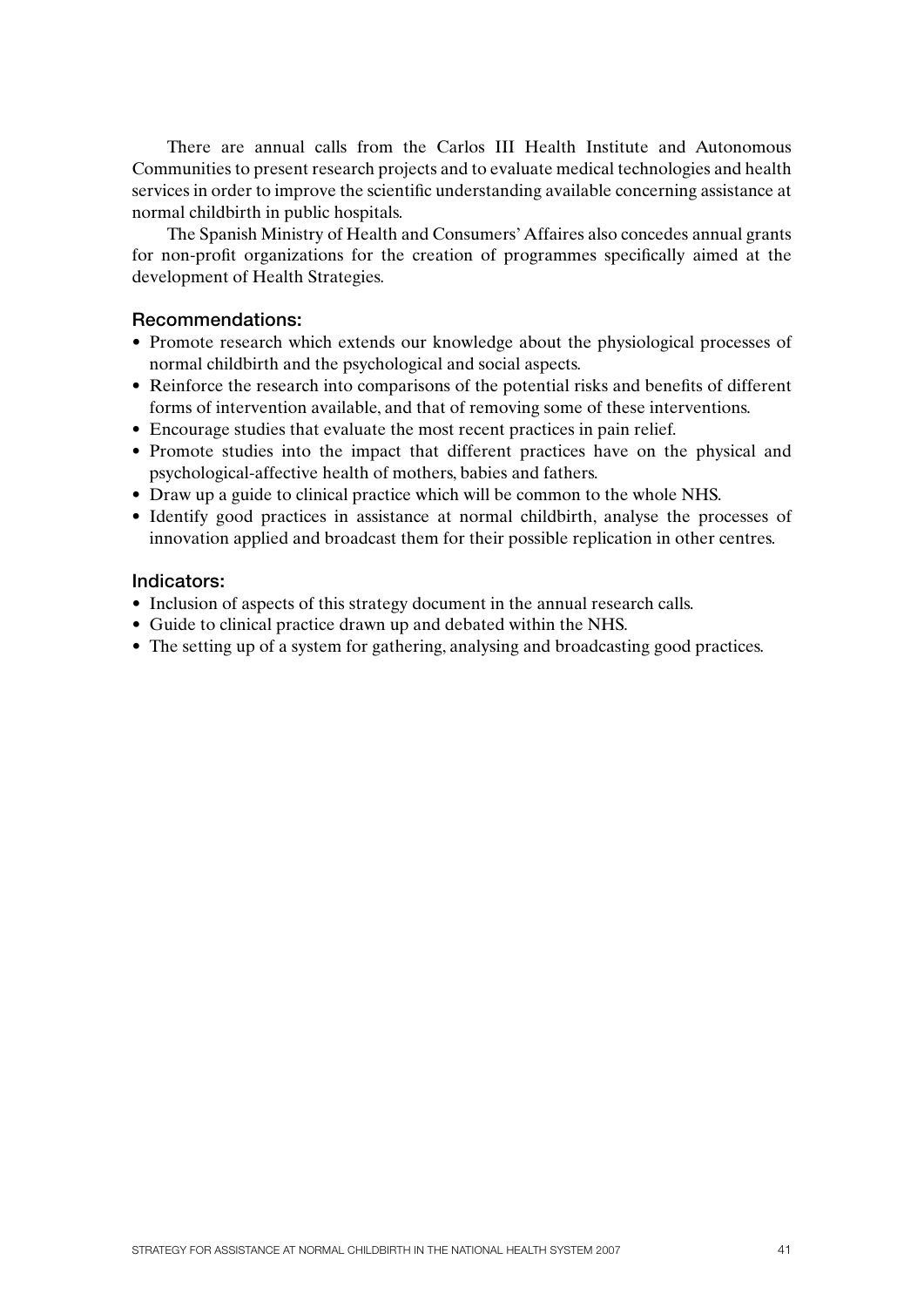There are annual calls from the Carlos III Health Institute and Autonomous Communities to present research projects and to evaluate medical technologies and health services in order to improve the scientific understanding available concerning assistance at normal childbirth in public hospitals.

The Spanish Ministry of Health and Consumers' Affaires also concedes annual grants for non-profit organizations for the creation of programmes specifically aimed at the development of Health Strategies.

### Recommendations:

- Promote research which extends our knowledge about the physiological processes of normal childbirth and the psychological and social aspects.
- Reinforce the research into comparisons of the potential risks and benefits of different forms of intervention available, and that of removing some of these interventions.
- Encourage studies that evaluate the most recent practices in pain relief.
- Promote studies into the impact that different practices have on the physical and psychological-affective health of mothers, babies and fathers.
- Draw up a guide to clinical practice which will be common to the whole NHS.
- Identify good practices in assistance at normal childbirth, analyse the processes of innovation applied and broadcast them for their possible replication in other centres.

### Indicators:

- Inclusion of aspects of this strategy document in the annual research calls.
- Guide to clinical practice drawn up and debated within the NHS.
- The setting up of a system for gathering, analysing and broadcasting good practices.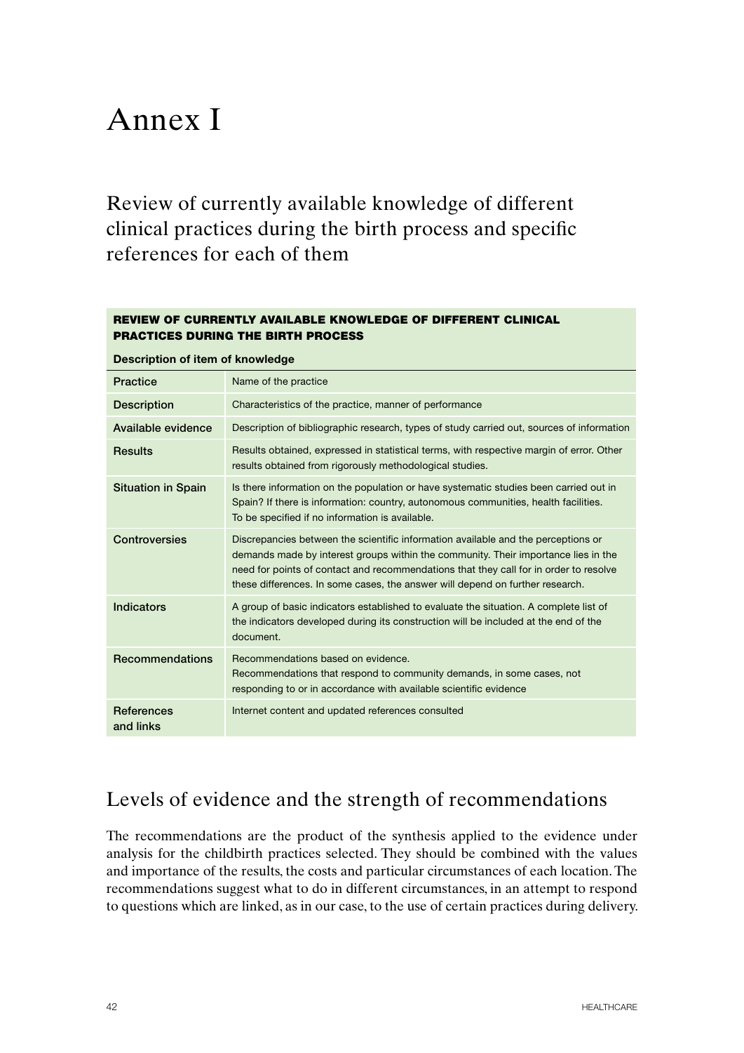# Annex I

## Review of currently available knowledge of different clinical practices during the birth process and specific references for each of them

| REVIEW OF CURRENTLY AVAILABLE KNOWLEDGE OF DIFFERENT CLINICAL PRACTICES DURING THE BIRTH PROCESS | |
|---|---|
| **Description of item of knowledge** | |
| Practice | Name of the practice |
| Description | Characteristics of the practice, manner of performance |
| Available evidence | Description of bibliographic research, types of study carried out, sources of information |
| Results | Results obtained, expressed in statistical terms, with respective margin of error. Other results obtained from rigorously methodological studies. |
| Situation in Spain | Is there information on the population or have systematic studies been carried out in Spain? If there is information: country, autonomous communities, health facilities. To be specified if no information is available. |
| Controversies | Discrepancies between the scientific information available and the perceptions or demands made by interest groups within the community. Their importance lies in the need for points of contact and recommendations that they call for in order to resolve these differences. In some cases, the answer will depend on further research. |
| Indicators | A group of basic indicators established to evaluate the situation. A complete list of the indicators developed during its construction will be included at the end of the document. |
| Recommendations | Recommendations based on evidence.<br>Recommendations that respond to community demands, in some cases, not responding to or in accordance with available scientific evidence |
| References and links | Internet content and updated references consulted |

## Levels of evidence and the strength of recommendations

The recommendations are the product of the synthesis applied to the evidence under analysis for the childbirth practices selected. They should be combined with the values and importance of the results, the costs and particular circumstances of each location. The recommendations suggest what to do in different circumstances, in an attempt to respond to questions which are linked, as in our case, to the use of certain practices during delivery.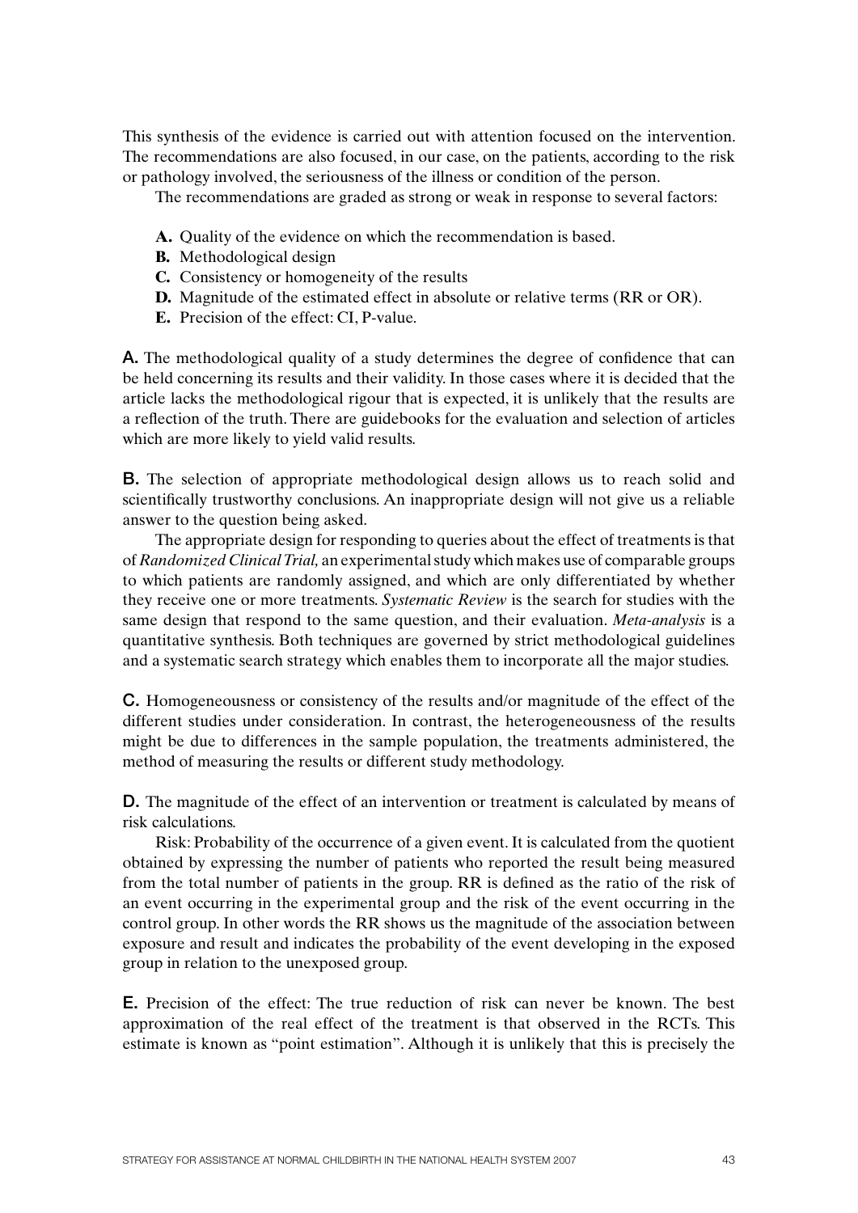This synthesis of the evidence is carried out with attention focused on the intervention. The recommendations are also focused, in our case, on the patients, according to the risk or pathology involved, the seriousness of the illness or condition of the person.

The recommendations are graded as strong or weak in response to several factors:

- **A.** Quality of the evidence on which the recommendation is based.
- **B.** Methodological design
- **C.** Consistency or homogeneity of the results
- **D.** Magnitude of the estimated effect in absolute or relative terms (RR or OR).
- **E.** Precision of the effect: CI, P-value.

**A.** The methodological quality of a study determines the degree of confidence that can be held concerning its results and their validity. In those cases where it is decided that the article lacks the methodological rigour that is expected, it is unlikely that the results are a reflection of the truth. There are guidebooks for the evaluation and selection of articles which are more likely to yield valid results.

**B.** The selection of appropriate methodological design allows us to reach solid and scientifically trustworthy conclusions. An inappropriate design will not give us a reliable answer to the question being asked.

The appropriate design for responding to queries about the effect of treatments is that of *Randomized Clinical Trial,* an experimental study which makes use of comparable groups to which patients are randomly assigned, and which are only differentiated by whether they receive one or more treatments. *Systematic Review* is the search for studies with the same design that respond to the same question, and their evaluation. *Meta-analysis* is a quantitative synthesis. Both techniques are governed by strict methodological guidelines and a systematic search strategy which enables them to incorporate all the major studies.

**C.** Homogeneousness or consistency of the results and/or magnitude of the effect of the different studies under consideration. In contrast, the heterogeneousness of the results might be due to differences in the sample population, the treatments administered, the method of measuring the results or different study methodology.

**D.** The magnitude of the effect of an intervention or treatment is calculated by means of risk calculations.

Risk: Probability of the occurrence of a given event. It is calculated from the quotient obtained by expressing the number of patients who reported the result being measured from the total number of patients in the group. RR is defined as the ratio of the risk of an event occurring in the experimental group and the risk of the event occurring in the control group. In other words the RR shows us the magnitude of the association between exposure and result and indicates the probability of the event developing in the exposed group in relation to the unexposed group.

**E.** Precision of the effect: The true reduction of risk can never be known. The best approximation of the real effect of the treatment is that observed in the RCTs. This estimate is known as "point estimation". Although it is unlikely that this is precisely the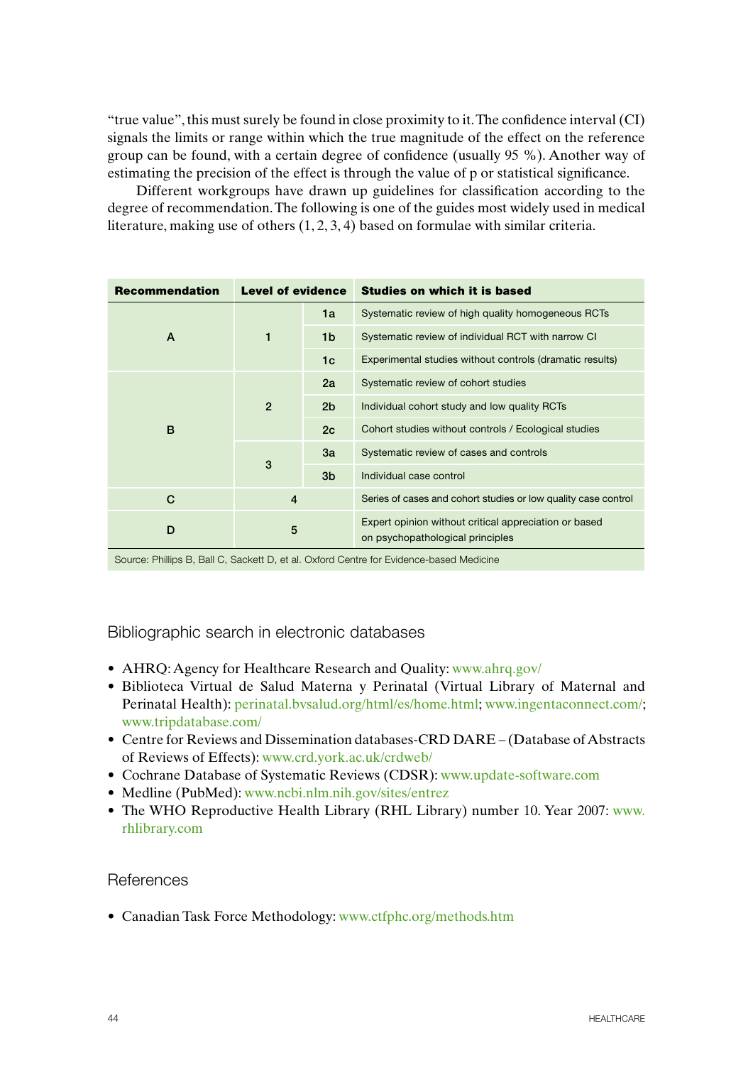"true value", this must surely be found in close proximity to it. The confidence interval (CI) signals the limits or range within which the true magnitude of the effect on the reference group can be found, with a certain degree of confidence (usually 95 %). Another way of estimating the precision of the effect is through the value of p or statistical significance.

Different workgroups have drawn up guidelines for classification according to the degree of recommendation. The following is one of the guides most widely used in medical literature, making use of others (1, 2, 3, 4) based on formulae with similar criteria.

| Recommendation | Level of evidence | | Studies on which it is based |
|---|---|---|---|
| A | 1 | 1a | Systematic review of high quality homogeneous RCTs |
| | | 1b | Systematic review of individual RCT with narrow CI |
| | | 1c | Experimental studies without controls (dramatic results) |
| B | 2 | 2a | Systematic review of cohort studies |
| | | 2b | Individual cohort study and low quality RCTs |
| | | 2c | Cohort studies without controls / Ecological studies |
| | 3 | 3a | Systematic review of cases and controls |
| | | 3b | Individual case control |
| C | 4 | | Series of cases and cohort studies or low quality case control |
| D | 5 | | Expert opinion without critical appreciation or based on psychopathological principles |

Source: Phillips B, Ball C, Sackett D, et al. Oxford Centre for Evidence-based Medicine

## Bibliographic search in electronic databases

- AHRQ: Agency for Healthcare Research and Quality: www.ahrq.gov/
- Biblioteca Virtual de Salud Materna y Perinatal (Virtual Library of Maternal and Perinatal Health): perinatal.bvsalud.org/html/es/home.html; www.ingentaconnect.com/; www.tripdatabase.com/
- Centre for Reviews and Dissemination databases-CRD DARE – (Database of Abstracts of Reviews of Effects): www.crd.york.ac.uk/crdweb/
- Cochrane Database of Systematic Reviews (CDSR): www.update-software.com
- Medline (PubMed): www.ncbi.nlm.nih.gov/sites/entrez
- The WHO Reproductive Health Library (RHL Library) number 10. Year 2007: www.rhlibrary.com

## References

- Canadian Task Force Methodology: www.ctfphc.org/methods.htm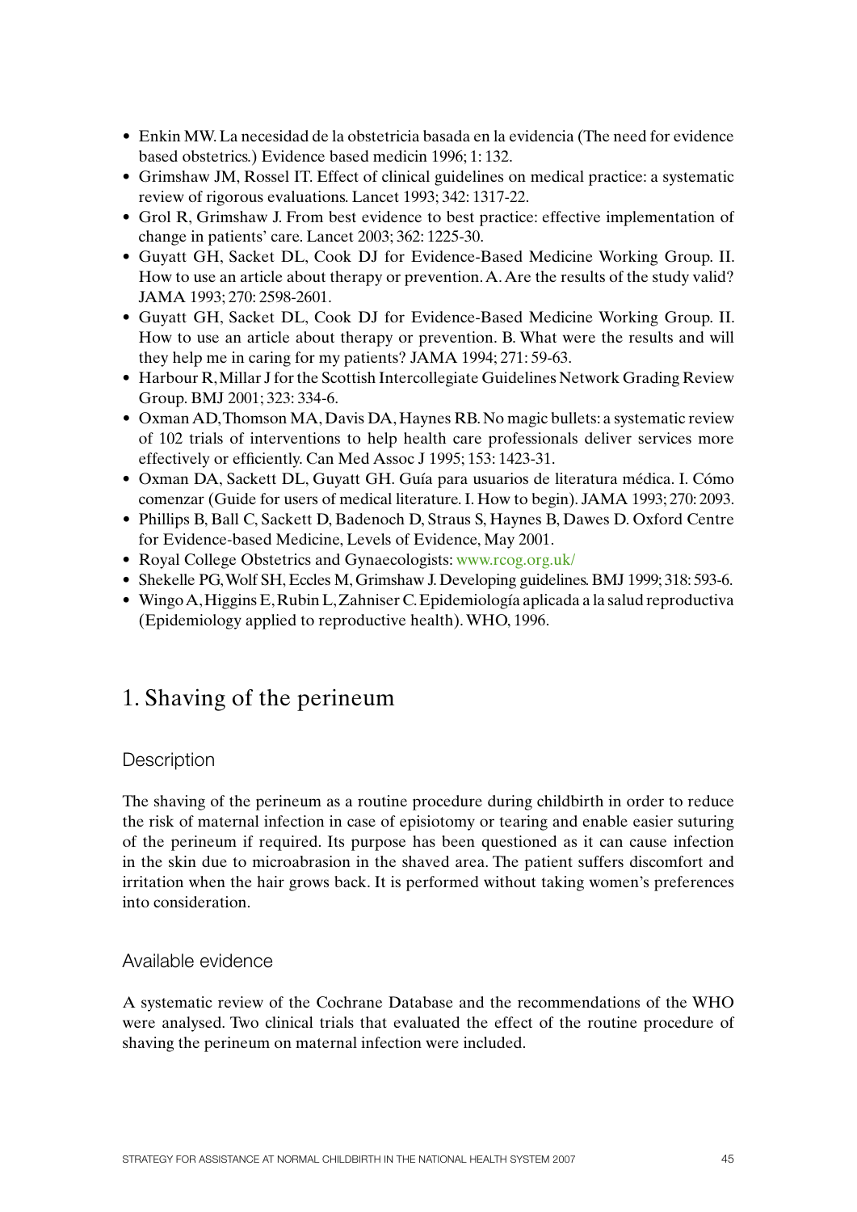- Enkin MW. La necesidad de la obstetricia basada en la evidencia (The need for evidence based obstetrics.) Evidence based medicin 1996; 1: 132.
- Grimshaw JM, Rossel IT. Effect of clinical guidelines on medical practice: a systematic review of rigorous evaluations. Lancet 1993; 342: 1317-22.
- Grol R, Grimshaw J. From best evidence to best practice: effective implementation of change in patients' care. Lancet 2003; 362: 1225-30.
- Guyatt GH, Sacket DL, Cook DJ for Evidence-Based Medicine Working Group. II. How to use an article about therapy or prevention. A. Are the results of the study valid? JAMA 1993; 270: 2598-2601.
- Guyatt GH, Sacket DL, Cook DJ for Evidence-Based Medicine Working Group. II. How to use an article about therapy or prevention. B. What were the results and will they help me in caring for my patients? JAMA 1994; 271: 59-63.
- Harbour R, Millar J for the Scottish Intercollegiate Guidelines Network Grading Review Group. BMJ 2001; 323: 334-6.
- Oxman AD, Thomson MA, Davis DA, Haynes RB. No magic bullets: a systematic review of 102 trials of interventions to help health care professionals deliver services more effectively or efficiently. Can Med Assoc J 1995; 153: 1423-31.
- Oxman DA, Sackett DL, Guyatt GH. Guía para usuarios de literatura médica. I. Cómo comenzar (Guide for users of medical literature. I. How to begin). JAMA 1993; 270: 2093.
- Phillips B, Ball C, Sackett D, Badenoch D, Straus S, Haynes B, Dawes D. Oxford Centre for Evidence-based Medicine, Levels of Evidence, May 2001.
- Royal College Obstetrics and Gynaecologists: www.rcog.org.uk/
- Shekelle PG, Wolf SH, Eccles M, Grimshaw J. Developing guidelines. BMJ 1999; 318: 593-6.
- Wingo A, Higgins E, Rubin L, Zahniser C. Epidemiología aplicada a la salud reproductiva (Epidemiology applied to reproductive health). WHO, 1996.

# 1. Shaving of the perineum

## Description

The shaving of the perineum as a routine procedure during childbirth in order to reduce the risk of maternal infection in case of episiotomy or tearing and enable easier suturing of the perineum if required. Its purpose has been questioned as it can cause infection in the skin due to microabrasion in the shaved area. The patient suffers discomfort and irritation when the hair grows back. It is performed without taking women's preferences into consideration.

## Available evidence

A systematic review of the Cochrane Database and the recommendations of the WHO were analysed. Two clinical trials that evaluated the effect of the routine procedure of shaving the perineum on maternal infection were included.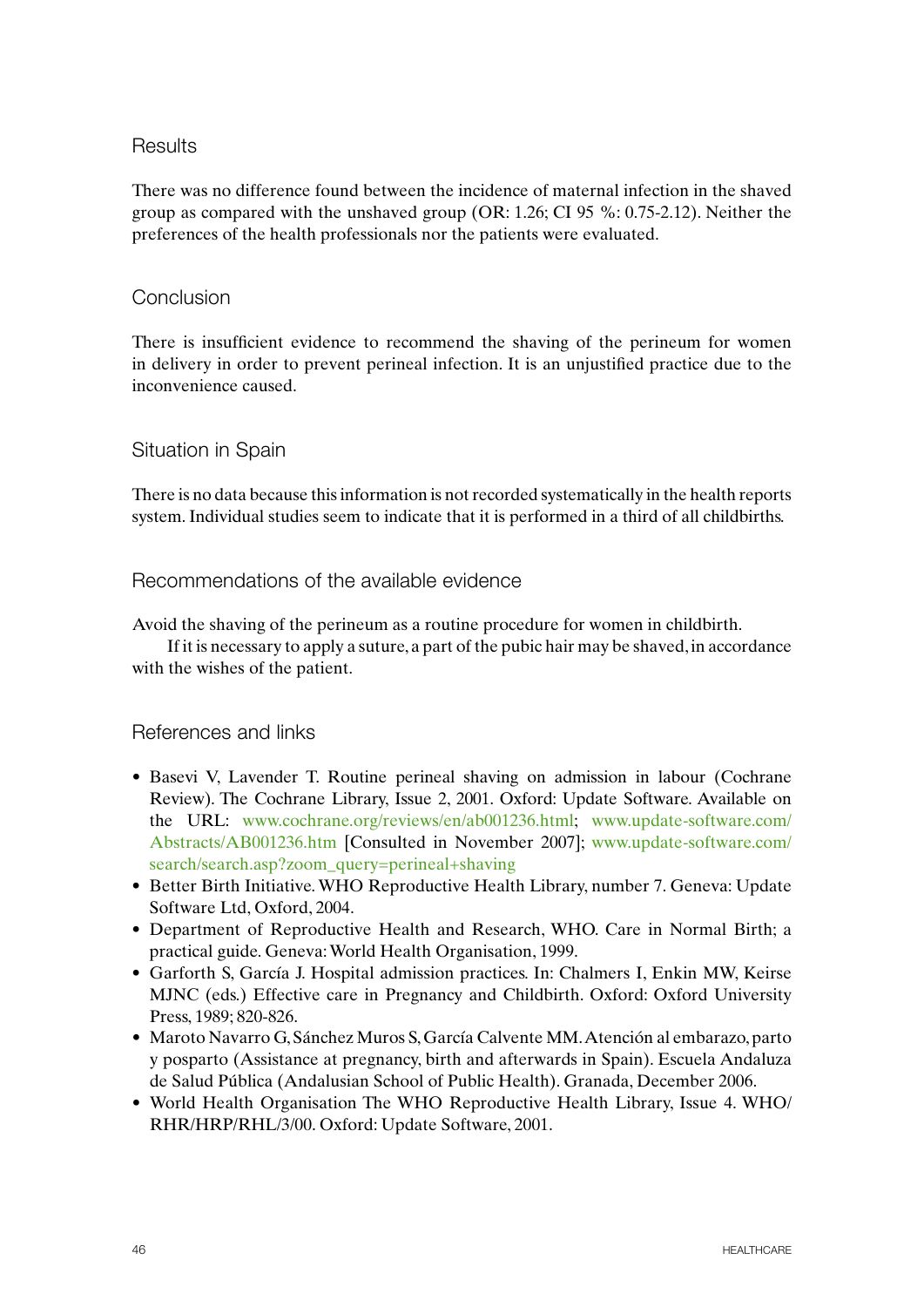### Results

There was no difference found between the incidence of maternal infection in the shaved group as compared with the unshaved group (OR: 1.26; CI 95 %: 0.75-2.12). Neither the preferences of the health professionals nor the patients were evaluated.

### Conclusion

There is insufficient evidence to recommend the shaving of the perineum for women in delivery in order to prevent perineal infection. It is an unjustified practice due to the inconvenience caused.

### Situation in Spain

There is no data because this information is not recorded systematically in the health reports system. Individual studies seem to indicate that it is performed in a third of all childbirths.

### Recommendations of the available evidence

Avoid the shaving of the perineum as a routine procedure for women in childbirth.

If it is necessary to apply a suture, a part of the pubic hair may be shaved, in accordance with the wishes of the patient.

### References and links

- Basevi V, Lavender T. Routine perineal shaving on admission in labour (Cochrane Review). The Cochrane Library, Issue 2, 2001. Oxford: Update Software. Available on the URL: www.cochrane.org/reviews/en/ab001236.html; www.update-software.com/Abstracts/AB001236.htm [Consulted in November 2007]; www.update-software.com/search/search.asp?zoom_query=perineal+shaving
- Better Birth Initiative. WHO Reproductive Health Library, number 7. Geneva: Update Software Ltd, Oxford, 2004.
- Department of Reproductive Health and Research, WHO. Care in Normal Birth; a practical guide. Geneva: World Health Organisation, 1999.
- Garforth S, García J. Hospital admission practices. In: Chalmers I, Enkin MW, Keirse MJNC (eds.) Effective care in Pregnancy and Childbirth. Oxford: Oxford University Press, 1989; 820-826.
- Maroto Navarro G, Sánchez Muros S, García Calvente MM. Atención al embarazo, parto y posparto (Assistance at pregnancy, birth and afterwards in Spain). Escuela Andaluza de Salud Pública (Andalusian School of Public Health). Granada, December 2006.
- World Health Organisation The WHO Reproductive Health Library, Issue 4. WHO/RHR/HRP/RHL/3/00. Oxford: Update Software, 2001.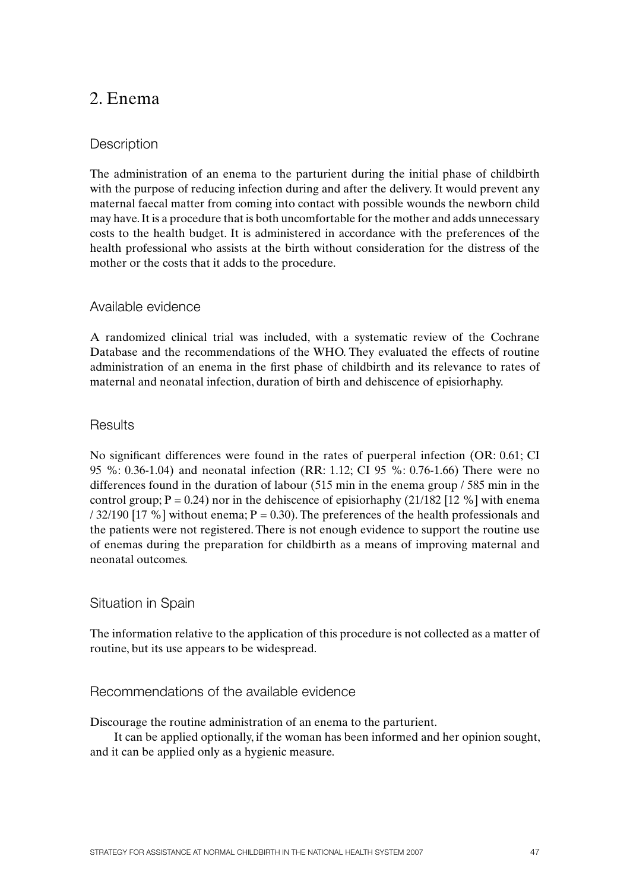## 2. Enema

### Description

The administration of an enema to the parturient during the initial phase of childbirth with the purpose of reducing infection during and after the delivery. It would prevent any maternal faecal matter from coming into contact with possible wounds the newborn child may have. It is a procedure that is both uncomfortable for the mother and adds unnecessary costs to the health budget. It is administered in accordance with the preferences of the health professional who assists at the birth without consideration for the distress of the mother or the costs that it adds to the procedure.

### Available evidence

A randomized clinical trial was included, with a systematic review of the Cochrane Database and the recommendations of the WHO. They evaluated the effects of routine administration of an enema in the first phase of childbirth and its relevance to rates of maternal and neonatal infection, duration of birth and dehiscence of episiorhaphy.

### Results

No significant differences were found in the rates of puerperal infection (OR: 0.61; CI 95 %: 0.36-1.04) and neonatal infection (RR: 1.12; CI 95 %: 0.76-1.66) There were no differences found in the duration of labour (515 min in the enema group / 585 min in the control group; P = 0.24) nor in the dehiscence of episiorhaphy (21/182 [12 %] with enema / 32/190 [17 %] without enema; P = 0.30). The preferences of the health professionals and the patients were not registered. There is not enough evidence to support the routine use of enemas during the preparation for childbirth as a means of improving maternal and neonatal outcomes.

### Situation in Spain

The information relative to the application of this procedure is not collected as a matter of routine, but its use appears to be widespread.

### Recommendations of the available evidence

Discourage the routine administration of an enema to the parturient.

It can be applied optionally, if the woman has been informed and her opinion sought, and it can be applied only as a hygienic measure.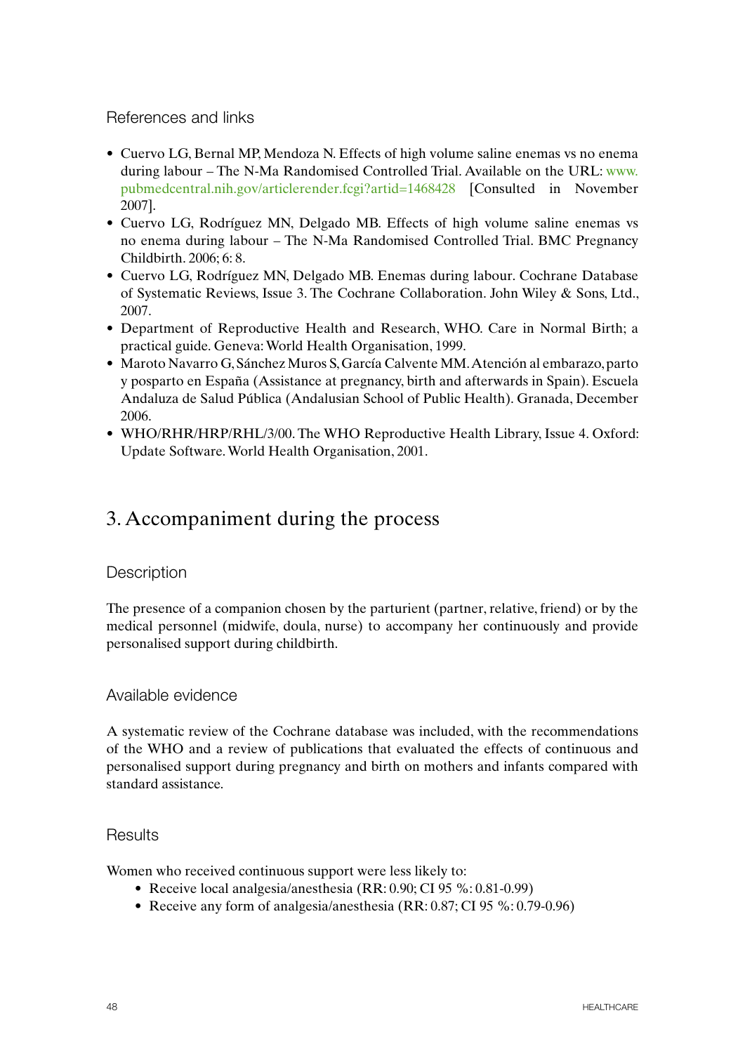### References and links

- Cuervo LG, Bernal MP, Mendoza N. Effects of high volume saline enemas vs no enema during labour – The N-Ma Randomised Controlled Trial. Available on the URL: www.pubmedcentral.nih.gov/articlerender.fcgi?artid=1468428 [Consulted in November 2007].
- Cuervo LG, Rodríguez MN, Delgado MB. Effects of high volume saline enemas vs no enema during labour – The N-Ma Randomised Controlled Trial. BMC Pregnancy Childbirth. 2006; 6: 8.
- Cuervo LG, Rodríguez MN, Delgado MB. Enemas during labour. Cochrane Database of Systematic Reviews, Issue 3. The Cochrane Collaboration. John Wiley & Sons, Ltd., 2007.
- Department of Reproductive Health and Research, WHO. Care in Normal Birth; a practical guide. Geneva: World Health Organisation, 1999.
- Maroto Navarro G, Sánchez Muros S, García Calvente MM. Atención al embarazo, parto y posparto en España (Assistance at pregnancy, birth and afterwards in Spain). Escuela Andaluza de Salud Pública (Andalusian School of Public Health). Granada, December 2006.
- WHO/RHR/HRP/RHL/3/00. The WHO Reproductive Health Library, Issue 4. Oxford: Update Software. World Health Organisation, 2001.

## 3. Accompaniment during the process

### Description

The presence of a companion chosen by the parturient (partner, relative, friend) or by the medical personnel (midwife, doula, nurse) to accompany her continuously and provide personalised support during childbirth.

### Available evidence

A systematic review of the Cochrane database was included, with the recommendations of the WHO and a review of publications that evaluated the effects of continuous and personalised support during pregnancy and birth on mothers and infants compared with standard assistance.

### Results

Women who received continuous support were less likely to:

- Receive local analgesia/anesthesia (RR: 0.90; CI 95 %: 0.81-0.99)
- Receive any form of analgesia/anesthesia (RR: 0.87; CI 95 %: 0.79-0.96)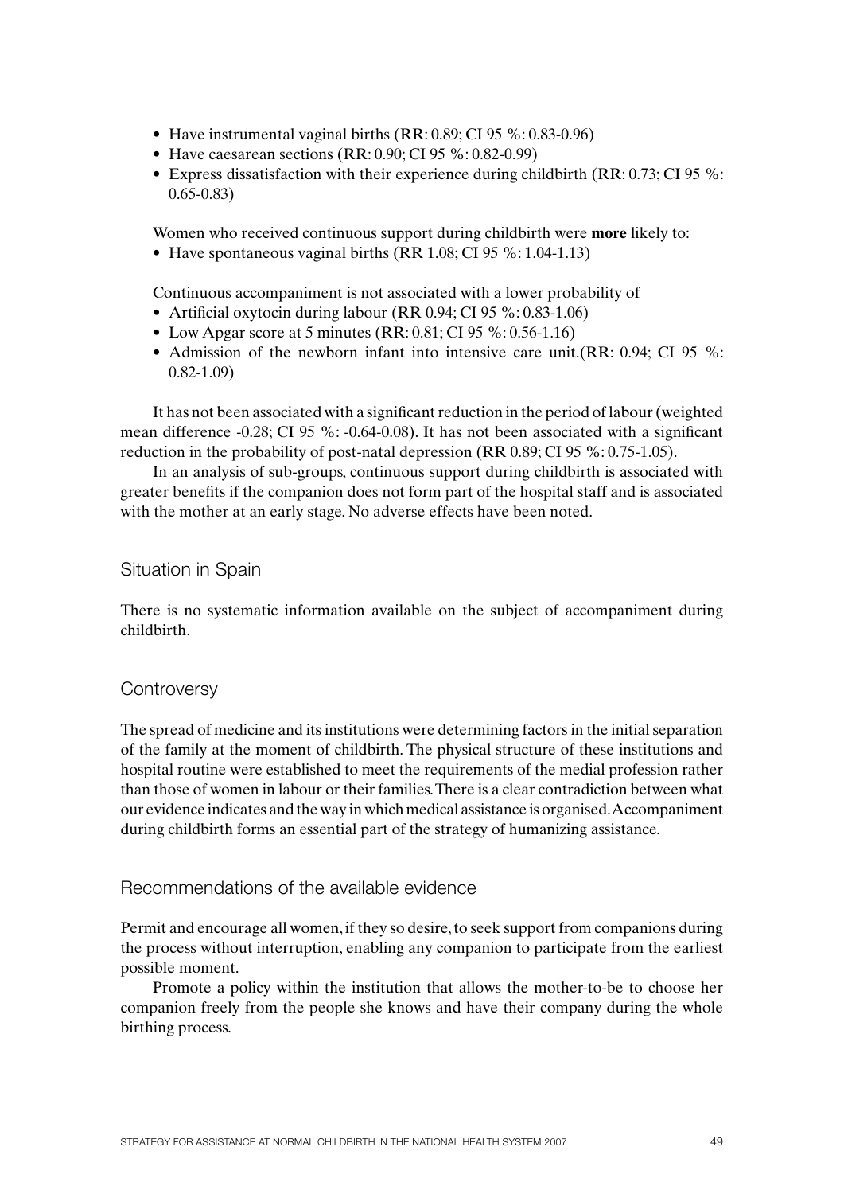- Have instrumental vaginal births (RR: 0.89; CI 95 %: 0.83-0.96)
- Have caesarean sections (RR: 0.90; CI 95 %: 0.82-0.99)
- Express dissatisfaction with their experience during childbirth (RR: 0.73; CI 95 %: 0.65-0.83)

Women who received continuous support during childbirth were **more** likely to:

- Have spontaneous vaginal births (RR 1.08; CI 95 %: 1.04-1.13)

Continuous accompaniment is not associated with a lower probability of

- Artificial oxytocin during labour (RR 0.94; CI 95 %: 0.83-1.06)
- Low Apgar score at 5 minutes (RR: 0.81; CI 95 %: 0.56-1.16)
- Admission of the newborn infant into intensive care unit.(RR: 0.94; CI 95 %: 0.82-1.09)

It has not been associated with a significant reduction in the period of labour (weighted mean difference -0.28; CI 95 %: -0.64-0.08). It has not been associated with a significant reduction in the probability of post-natal depression (RR 0.89; CI 95 %: 0.75-1.05).

In an analysis of sub-groups, continuous support during childbirth is associated with greater benefits if the companion does not form part of the hospital staff and is associated with the mother at an early stage. No adverse effects have been noted.

## Situation in Spain

There is no systematic information available on the subject of accompaniment during childbirth.

## Controversy

The spread of medicine and its institutions were determining factors in the initial separation of the family at the moment of childbirth. The physical structure of these institutions and hospital routine were established to meet the requirements of the medial profession rather than those of women in labour or their families. There is a clear contradiction between what our evidence indicates and the way in which medical assistance is organised. Accompaniment during childbirth forms an essential part of the strategy of humanizing assistance.

## Recommendations of the available evidence

Permit and encourage all women, if they so desire, to seek support from companions during the process without interruption, enabling any companion to participate from the earliest possible moment.

Promote a policy within the institution that allows the mother-to-be to choose her companion freely from the people she knows and have their company during the whole birthing process.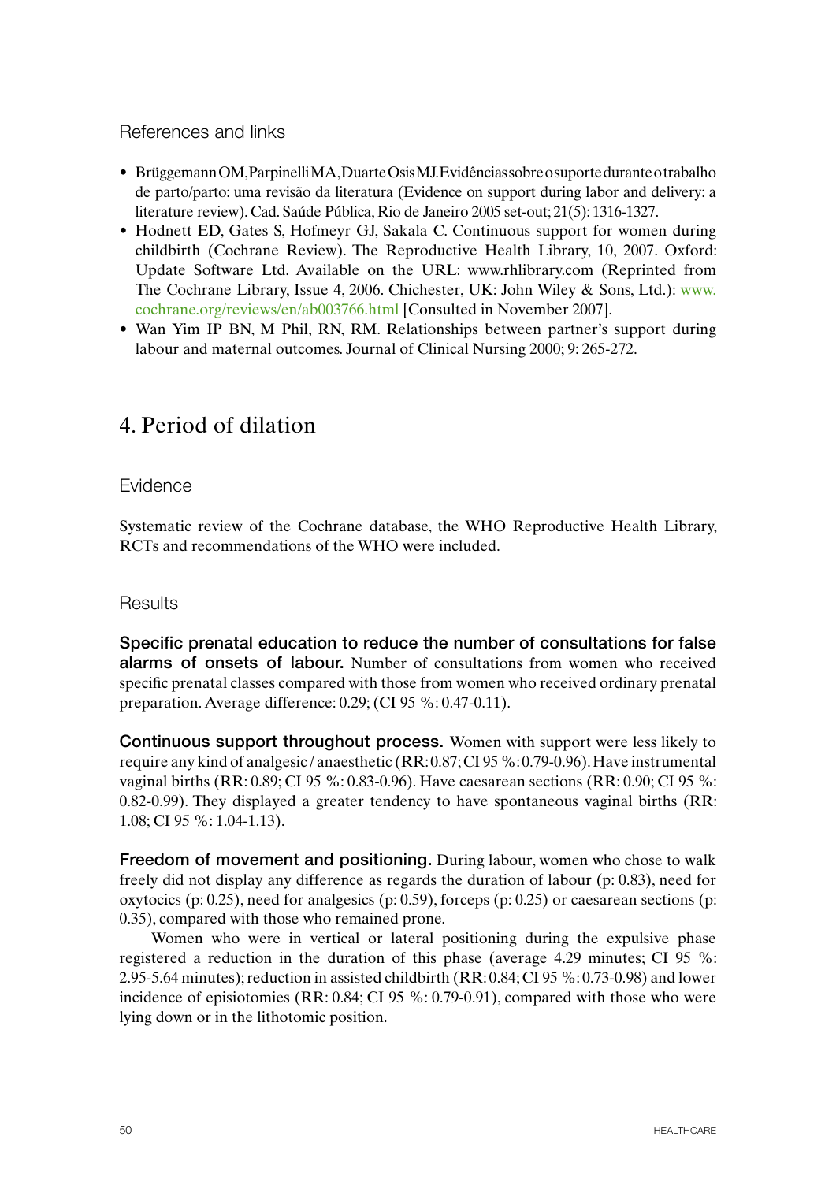### References and links

- Brüggemann OM, Parpinelli MA, Duarte Osis MJ. Evidências sobre o suporte durante o trabalho de parto/parto: uma revisão da literatura (Evidence on support during labor and delivery: a literature review). Cad. Saúde Pública, Rio de Janeiro 2005 set-out; 21(5): 1316-1327.
- Hodnett ED, Gates S, Hofmeyr GJ, Sakala C. Continuous support for women during childbirth (Cochrane Review). The Reproductive Health Library, 10, 2007. Oxford: Update Software Ltd. Available on the URL: www.rhlibrary.com (Reprinted from The Cochrane Library, Issue 4, 2006. Chichester, UK: John Wiley & Sons, Ltd.): www.cochrane.org/reviews/en/ab003766.html [Consulted in November 2007].
- Wan Yim IP BN, M Phil, RN, RM. Relationships between partner's support during labour and maternal outcomes. Journal of Clinical Nursing 2000; 9: 265-272.

## 4. Period of dilation

### Evidence

Systematic review of the Cochrane database, the WHO Reproductive Health Library, RCTs and recommendations of the WHO were included.

### Results

**Specific prenatal education to reduce the number of consultations for false alarms of onsets of labour.** Number of consultations from women who received specific prenatal classes compared with those from women who received ordinary prenatal preparation. Average difference: 0.29; (CI 95 %: 0.47-0.11).

**Continuous support throughout process.** Women with support were less likely to require any kind of analgesic / anaesthetic (RR: 0.87; CI 95 %: 0.79-0.96). Have instrumental vaginal births (RR: 0.89; CI 95 %: 0.83-0.96). Have caesarean sections (RR: 0.90; CI 95 %: 0.82-0.99). They displayed a greater tendency to have spontaneous vaginal births (RR: 1.08; CI 95 %: 1.04-1.13).

**Freedom of movement and positioning.** During labour, women who chose to walk freely did not display any difference as regards the duration of labour (p: 0.83), need for oxytocics (p: 0.25), need for analgesics (p: 0.59), forceps (p: 0.25) or caesarean sections (p: 0.35), compared with those who remained prone.

Women who were in vertical or lateral positioning during the expulsive phase registered a reduction in the duration of this phase (average 4.29 minutes; CI 95 %: 2.95-5.64 minutes); reduction in assisted childbirth (RR: 0.84; CI 95 %: 0.73-0.98) and lower incidence of episiotomies (RR: 0.84; CI 95 %: 0.79-0.91), compared with those who were lying down or in the lithotomic position.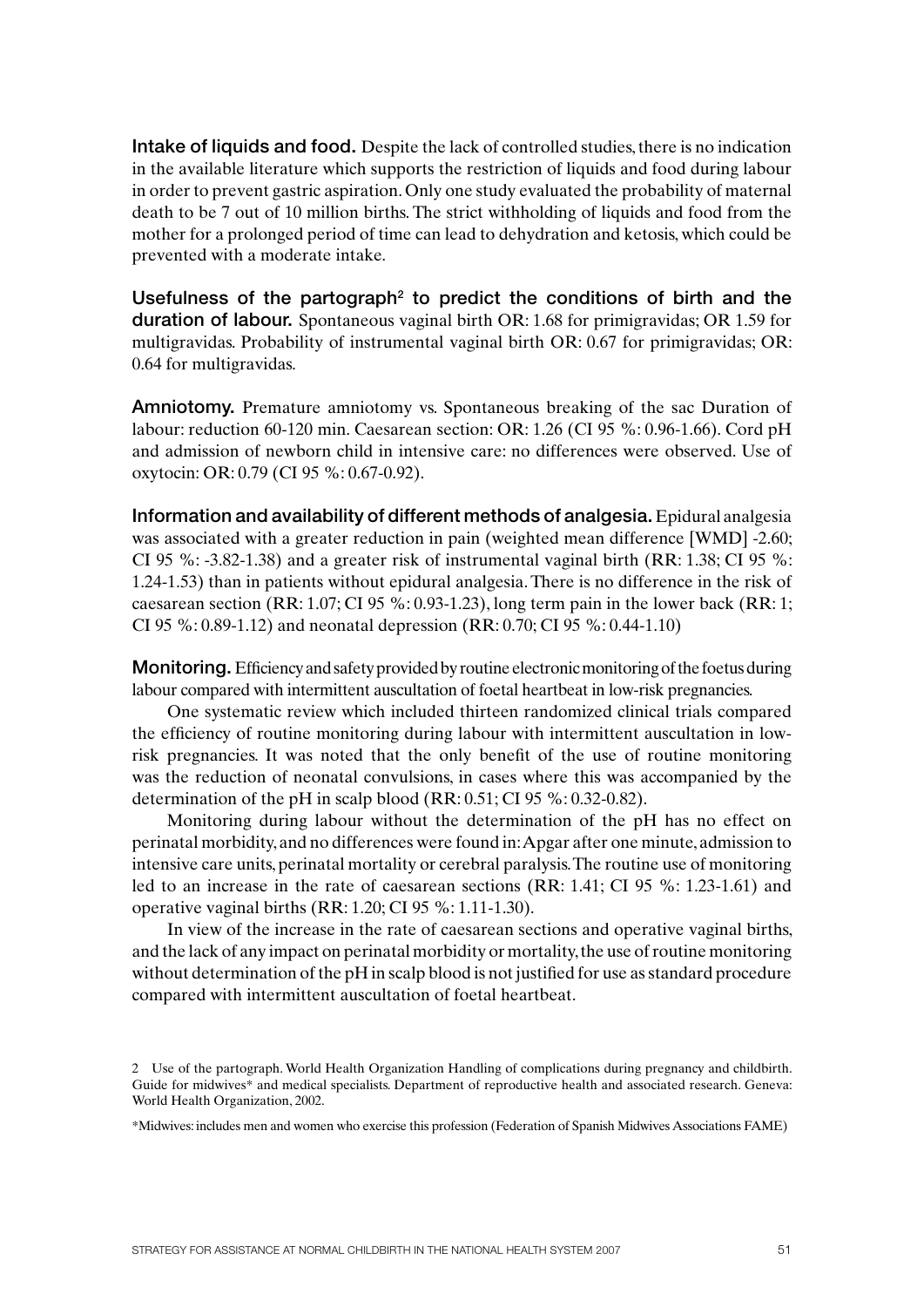**Intake of liquids and food.** Despite the lack of controlled studies, there is no indication in the available literature which supports the restriction of liquids and food during labour in order to prevent gastric aspiration. Only one study evaluated the probability of maternal death to be 7 out of 10 million births. The strict withholding of liquids and food from the mother for a prolonged period of time can lead to dehydration and ketosis, which could be prevented with a moderate intake.

**Usefulness of the partograph[2] to predict the conditions of birth and the duration of labour.** Spontaneous vaginal birth OR: 1.68 for primigravidas; OR 1.59 for multigravidas. Probability of instrumental vaginal birth OR: 0.67 for primigravidas; OR: 0.64 for multigravidas.

**Amniotomy.** Premature amniotomy vs. Spontaneous breaking of the sac Duration of labour: reduction 60-120 min. Caesarean section: OR: 1.26 (CI 95 %: 0.96-1.66). Cord pH and admission of newborn child in intensive care: no differences were observed. Use of oxytocin: OR: 0.79 (CI 95 %: 0.67-0.92).

**Information and availability of different methods of analgesia.** Epidural analgesia was associated with a greater reduction in pain (weighted mean difference [WMD] -2.60; CI 95 %: -3.82-1.38) and a greater risk of instrumental vaginal birth (RR: 1.38; CI 95 %: 1.24-1.53) than in patients without epidural analgesia. There is no difference in the risk of caesarean section (RR: 1.07; CI 95 %: 0.93-1.23), long term pain in the lower back (RR: 1; CI 95 %: 0.89-1.12) and neonatal depression (RR: 0.70; CI 95 %: 0.44-1.10)

**Monitoring.** Efficiency and safety provided by routine electronic monitoring of the foetus during labour compared with intermittent auscultation of foetal heartbeat in low-risk pregnancies.

One systematic review which included thirteen randomized clinical trials compared the efficiency of routine monitoring during labour with intermittent auscultation in low-risk pregnancies. It was noted that the only benefit of the use of routine monitoring was the reduction of neonatal convulsions, in cases where this was accompanied by the determination of the pH in scalp blood (RR: 0.51; CI 95 %: 0.32-0.82).

Monitoring during labour without the determination of the pH has no effect on perinatal morbidity, and no differences were found in: Apgar after one minute, admission to intensive care units, perinatal mortality or cerebral paralysis. The routine use of monitoring led to an increase in the rate of caesarean sections (RR: 1.41; CI 95 %: 1.23-1.61) and operative vaginal births (RR: 1.20; CI 95 %: 1.11-1.30).

In view of the increase in the rate of caesarean sections and operative vaginal births, and the lack of any impact on perinatal morbidity or mortality, the use of routine monitoring without determination of the pH in scalp blood is not justified for use as standard procedure compared with intermittent auscultation of foetal heartbeat.

---

2 Use of the partograph. World Health Organization Handling of complications during pregnancy and childbirth. Guide for midwives* and medical specialists. Department of reproductive health and associated research. Geneva: World Health Organization, 2002.

*Midwives: includes men and women who exercise this profession (Federation of Spanish Midwives Associations FAME)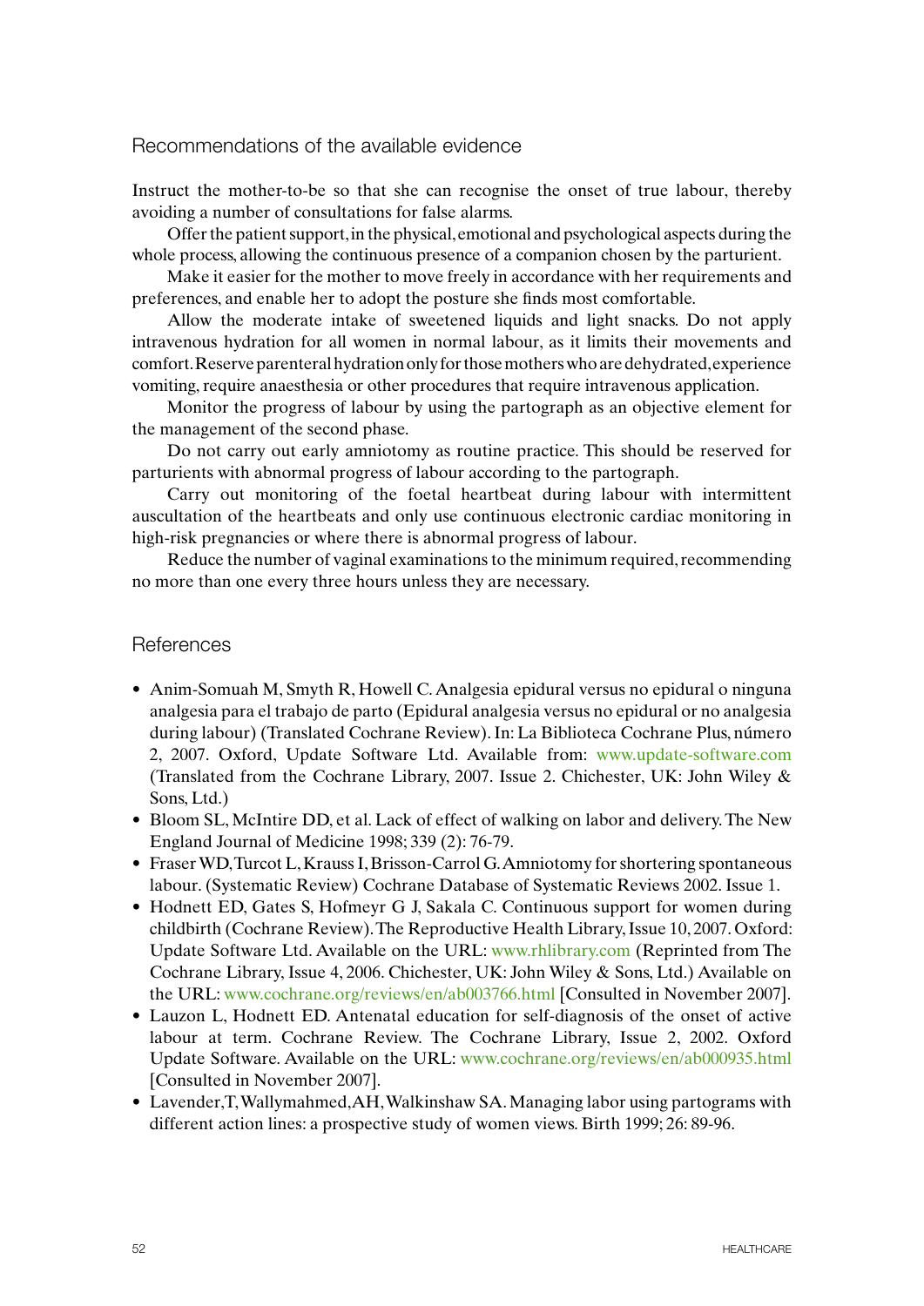## Recommendations of the available evidence

Instruct the mother-to-be so that she can recognise the onset of true labour, thereby avoiding a number of consultations for false alarms.

Offer the patient support, in the physical, emotional and psychological aspects during the whole process, allowing the continuous presence of a companion chosen by the parturient.

Make it easier for the mother to move freely in accordance with her requirements and preferences, and enable her to adopt the posture she finds most comfortable.

Allow the moderate intake of sweetened liquids and light snacks. Do not apply intravenous hydration for all women in normal labour, as it limits their movements and comfort. Reserve parenteral hydration only for those mothers who are dehydrated, experience vomiting, require anaesthesia or other procedures that require intravenous application.

Monitor the progress of labour by using the partograph as an objective element for the management of the second phase.

Do not carry out early amniotomy as routine practice. This should be reserved for parturients with abnormal progress of labour according to the partograph.

Carry out monitoring of the foetal heartbeat during labour with intermittent auscultation of the heartbeats and only use continuous electronic cardiac monitoring in high-risk pregnancies or where there is abnormal progress of labour.

Reduce the number of vaginal examinations to the minimum required, recommending no more than one every three hours unless they are necessary.

## References

- Anim-Somuah M, Smyth R, Howell C. Analgesia epidural versus no epidural o ninguna analgesia para el trabajo de parto (Epidural analgesia versus no epidural or no analgesia during labour) (Translated Cochrane Review). In: La Biblioteca Cochrane Plus, número 2, 2007. Oxford, Update Software Ltd. Available from: www.update-software.com (Translated from the Cochrane Library, 2007. Issue 2. Chichester, UK: John Wiley & Sons, Ltd.)
- Bloom SL, McIntire DD, et al. Lack of effect of walking on labor and delivery. The New England Journal of Medicine 1998; 339 (2): 76-79.
- Fraser WD, Turcot L, Krauss I, Brisson-Carrol G. Amniotomy for shortering spontaneous labour. (Systematic Review) Cochrane Database of Systematic Reviews 2002. Issue 1.
- Hodnett ED, Gates S, Hofmeyr G J, Sakala C. Continuous support for women during childbirth (Cochrane Review). The Reproductive Health Library, Issue 10, 2007. Oxford: Update Software Ltd. Available on the URL: www.rhlibrary.com (Reprinted from The Cochrane Library, Issue 4, 2006. Chichester, UK: John Wiley & Sons, Ltd.) Available on the URL: www.cochrane.org/reviews/en/ab003766.html [Consulted in November 2007].
- Lauzon L, Hodnett ED. Antenatal education for self-diagnosis of the onset of active labour at term. Cochrane Review. The Cochrane Library, Issue 2, 2002. Oxford Update Software. Available on the URL: www.cochrane.org/reviews/en/ab000935.html [Consulted in November 2007].
- Lavender,T, Wallymahmed, AH, Walkinshaw SA. Managing labor using partograms with different action lines: a prospective study of women views. Birth 1999; 26: 89-96.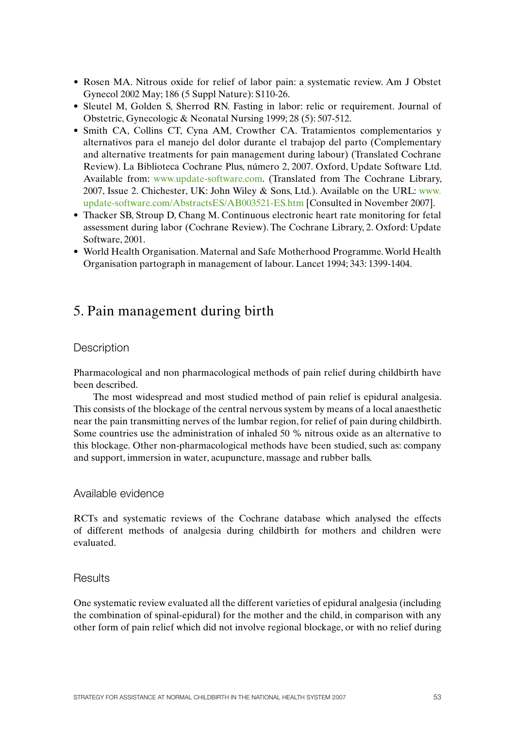- Rosen MA. Nitrous oxide for relief of labor pain: a systematic review. Am J Obstet Gynecol 2002 May; 186 (5 Suppl Nature): S110-26.
- Sleutel M, Golden S, Sherrod RN. Fasting in labor: relic or requirement. Journal of Obstetric, Gynecologic & Neonatal Nursing 1999; 28 (5): 507-512.
- Smith CA, Collins CT, Cyna AM, Crowther CA. Tratamientos complementarios y alternativos para el manejo del dolor durante el trabajop del parto (Complementary and alternative treatments for pain management during labour) (Translated Cochrane Review). La Biblioteca Cochrane Plus, número 2, 2007. Oxford, Update Software Ltd. Available from: www.update-software.com. (Translated from The Cochrane Library, 2007, Issue 2. Chichester, UK: John Wiley & Sons, Ltd.). Available on the URL: www.update-software.com/AbstractsES/AB003521-ES.htm [Consulted in November 2007].
- Thacker SB, Stroup D, Chang M. Continuous electronic heart rate monitoring for fetal assessment during labor (Cochrane Review). The Cochrane Library, 2. Oxford: Update Software, 2001.
- World Health Organisation. Maternal and Safe Motherhood Programme. World Health Organisation partograph in management of labour. Lancet 1994; 343: 1399-1404.

# 5. Pain management during birth

## Description

Pharmacological and non pharmacological methods of pain relief during childbirth have been described.

The most widespread and most studied method of pain relief is epidural analgesia. This consists of the blockage of the central nervous system by means of a local anaesthetic near the pain transmitting nerves of the lumbar region, for relief of pain during childbirth. Some countries use the administration of inhaled 50 % nitrous oxide as an alternative to this blockage. Other non-pharmacological methods have been studied, such as: company and support, immersion in water, acupuncture, massage and rubber balls.

## Available evidence

RCTs and systematic reviews of the Cochrane database which analysed the effects of different methods of analgesia during childbirth for mothers and children were evaluated.

## Results

One systematic review evaluated all the different varieties of epidural analgesia (including the combination of spinal-epidural) for the mother and the child, in comparison with any other form of pain relief which did not involve regional blockage, or with no relief during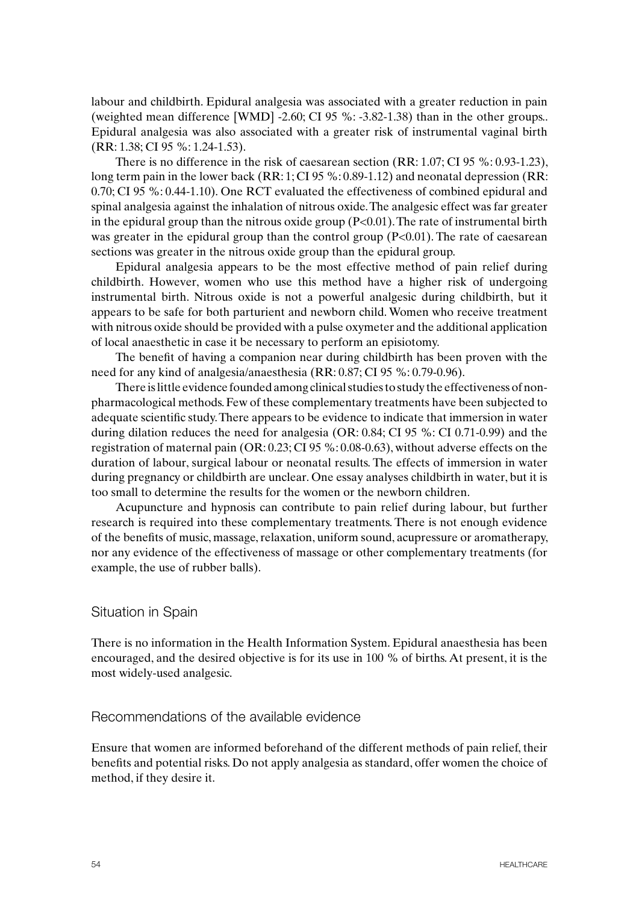labour and childbirth. Epidural analgesia was associated with a greater reduction in pain (weighted mean difference [WMD] -2.60; CI 95 %: -3.82-1.38) than in the other groups.. Epidural analgesia was also associated with a greater risk of instrumental vaginal birth (RR: 1.38; CI 95 %: 1.24-1.53).

There is no difference in the risk of caesarean section (RR: 1.07; CI 95 %: 0.93-1.23), long term pain in the lower back (RR: 1; CI 95 %: 0.89-1.12) and neonatal depression (RR: 0.70; CI 95 %: 0.44-1.10). One RCT evaluated the effectiveness of combined epidural and spinal analgesia against the inhalation of nitrous oxide. The analgesic effect was far greater in the epidural group than the nitrous oxide group ($P<0.01$). The rate of instrumental birth was greater in the epidural group than the control group ($P<0.01$). The rate of caesarean sections was greater in the nitrous oxide group than the epidural group.

Epidural analgesia appears to be the most effective method of pain relief during childbirth. However, women who use this method have a higher risk of undergoing instrumental birth. Nitrous oxide is not a powerful analgesic during childbirth, but it appears to be safe for both parturient and newborn child. Women who receive treatment with nitrous oxide should be provided with a pulse oxymeter and the additional application of local anaesthetic in case it be necessary to perform an episiotomy.

The benefit of having a companion near during childbirth has been proven with the need for any kind of analgesia/anaesthesia (RR: 0.87; CI 95 %: 0.79-0.96).

There is little evidence founded among clinical studies to study the effectiveness of non-pharmacological methods. Few of these complementary treatments have been subjected to adequate scientific study. There appears to be evidence to indicate that immersion in water during dilation reduces the need for analgesia (OR: 0.84; CI 95 %: CI 0.71-0.99) and the registration of maternal pain (OR: 0.23; CI 95 %: 0.08-0.63), without adverse effects on the duration of labour, surgical labour or neonatal results. The effects of immersion in water during pregnancy or childbirth are unclear. One essay analyses childbirth in water, but it is too small to determine the results for the women or the newborn children.

Acupuncture and hypnosis can contribute to pain relief during labour, but further research is required into these complementary treatments. There is not enough evidence of the benefits of music, massage, relaxation, uniform sound, acupressure or aromatherapy, nor any evidence of the effectiveness of massage or other complementary treatments (for example, the use of rubber balls).

## Situation in Spain

There is no information in the Health Information System. Epidural anaesthesia has been encouraged, and the desired objective is for its use in 100 % of births. At present, it is the most widely-used analgesic.

## Recommendations of the available evidence

Ensure that women are informed beforehand of the different methods of pain relief, their benefits and potential risks. Do not apply analgesia as standard, offer women the choice of method, if they desire it.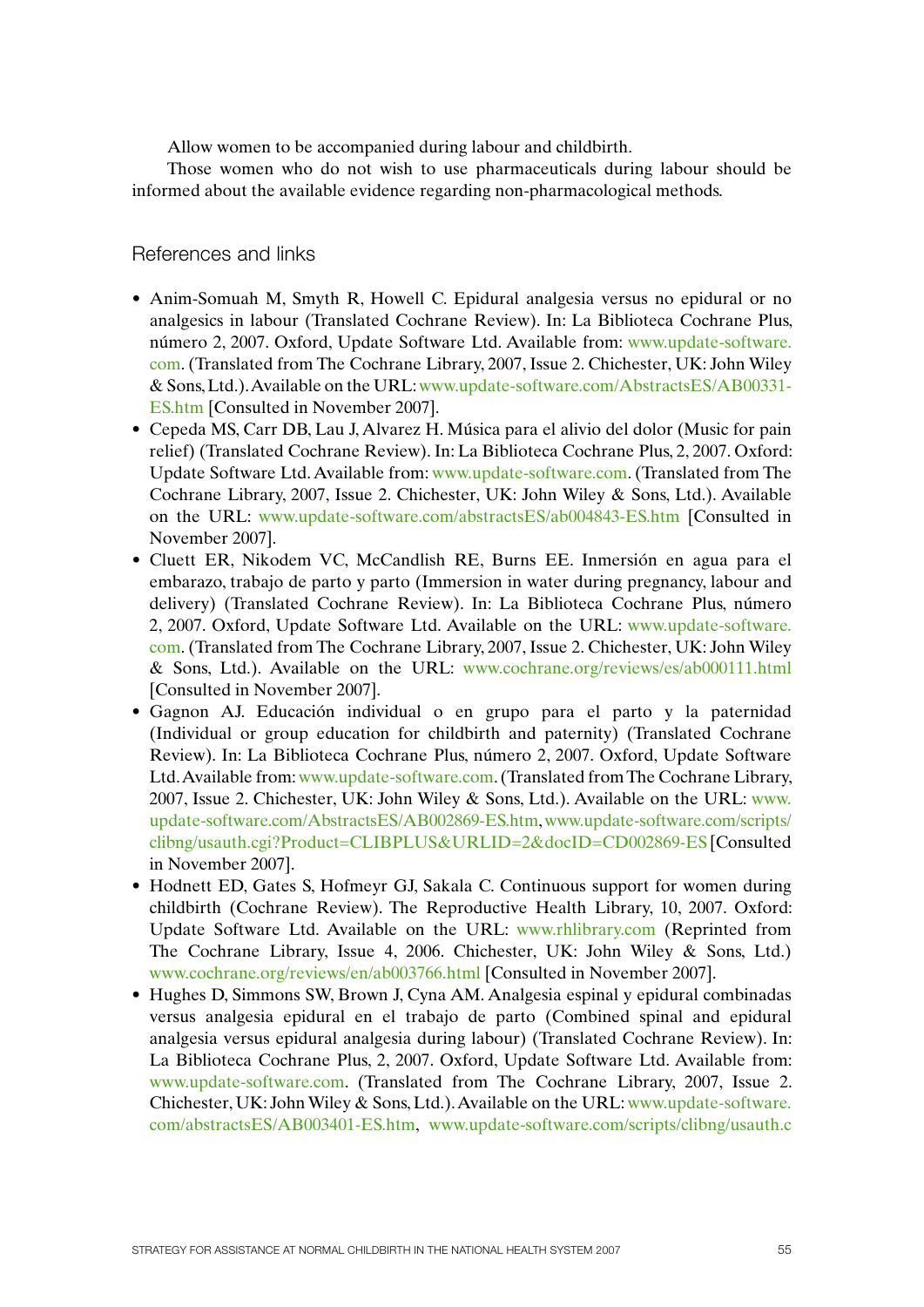Allow women to be accompanied during labour and childbirth.

Those women who do not wish to use pharmaceuticals during labour should be informed about the available evidence regarding non-pharmacological methods.

## References and links

- Anim-Somuah M, Smyth R, Howell C. Epidural analgesia versus no epidural or no analgesics in labour (Translated Cochrane Review). In: La Biblioteca Cochrane Plus, número 2, 2007. Oxford, Update Software Ltd. Available from: www.update-software.com. (Translated from The Cochrane Library, 2007, Issue 2. Chichester, UK: John Wiley & Sons, Ltd.). Available on the URL: www.update-software.com/AbstractsES/AB00331-ES.htm [Consulted in November 2007].
- Cepeda MS, Carr DB, Lau J, Alvarez H. Música para el alivio del dolor (Music for pain relief) (Translated Cochrane Review). In: La Biblioteca Cochrane Plus, 2, 2007. Oxford: Update Software Ltd. Available from: www.update-software.com. (Translated from The Cochrane Library, 2007, Issue 2. Chichester, UK: John Wiley & Sons, Ltd.). Available on the URL: www.update-software.com/abstractsES/ab004843-ES.htm [Consulted in November 2007].
- Cluett ER, Nikodem VC, McCandlish RE, Burns EE. Inmersión en agua para el embarazo, trabajo de parto y parto (Immersion in water during pregnancy, labour and delivery) (Translated Cochrane Review). In: La Biblioteca Cochrane Plus, número 2, 2007. Oxford, Update Software Ltd. Available on the URL: www.update-software.com. (Translated from The Cochrane Library, 2007, Issue 2. Chichester, UK: John Wiley & Sons, Ltd.). Available on the URL: www.cochrane.org/reviews/es/ab000111.html [Consulted in November 2007].
- Gagnon AJ. Educación individual o en grupo para el parto y la paternidad (Individual or group education for childbirth and paternity) (Translated Cochrane Review). In: La Biblioteca Cochrane Plus, número 2, 2007. Oxford, Update Software Ltd. Available from: www.update-software.com. (Translated from The Cochrane Library, 2007, Issue 2. Chichester, UK: John Wiley & Sons, Ltd.). Available on the URL: www.update-software.com/AbstractsES/AB002869-ES.htm, www.update-software.com/scripts/clibng/usauth.cgi?Product=CLIBPLUS&URLID=2&docID=CD002869-ES [Consulted in November 2007].
- Hodnett ED, Gates S, Hofmeyr GJ, Sakala C. Continuous support for women during childbirth (Cochrane Review). The Reproductive Health Library, 10, 2007. Oxford: Update Software Ltd. Available on the URL: www.rhlibrary.com (Reprinted from The Cochrane Library, Issue 4, 2006. Chichester, UK: John Wiley & Sons, Ltd.) www.cochrane.org/reviews/en/ab003766.html [Consulted in November 2007].
- Hughes D, Simmons SW, Brown J, Cyna AM. Analgesia espinal y epidural combinadas versus analgesia epidural en el trabajo de parto (Combined spinal and epidural analgesia versus epidural analgesia during labour) (Translated Cochrane Review). In: La Biblioteca Cochrane Plus, 2, 2007. Oxford, Update Software Ltd. Available from: www.update-software.com. (Translated from The Cochrane Library, 2007, Issue 2. Chichester, UK: John Wiley & Sons, Ltd.). Available on the URL: www.update-software.com/abstractsES/AB003401-ES.htm, www.update-software.com/scripts/clibng/usauth.c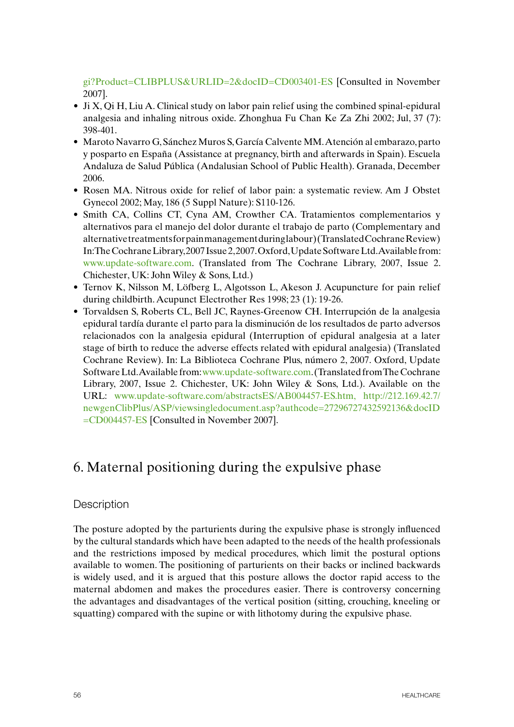gi?Product=CLIBPLUS&URLID=2&docID=CD003401-ES [Consulted in November 2007].

- Ji X, Qi H, Liu A. Clinical study on labor pain relief using the combined spinal-epidural analgesia and inhaling nitrous oxide. Zhonghua Fu Chan Ke Za Zhi 2002; Jul, 37 (7): 398-401.
- Maroto Navarro G, Sánchez Muros S, García Calvente MM. Atención al embarazo, parto y posparto en España (Assistance at pregnancy, birth and afterwards in Spain). Escuela Andaluza de Salud Pública (Andalusian School of Public Health). Granada, December 2006.
- Rosen MA. Nitrous oxide for relief of labor pain: a systematic review. Am J Obstet Gynecol 2002; May, 186 (5 Suppl Nature): S110-126.
- Smith CA, Collins CT, Cyna AM, Crowther CA. Tratamientos complementarios y alternativos para el manejo del dolor durante el trabajo de parto (Complementary and alternative treatments for pain management during labour) (Translated Cochrane Review) In: The Cochrane Library, 2007 Issue 2, 2007. Oxford, Update Software Ltd. Available from: www.update-software.com. (Translated from The Cochrane Library, 2007, Issue 2. Chichester, UK: John Wiley & Sons, Ltd.)
- Ternov K, Nilsson M, Löfberg L, Algotsson L, Akeson J. Acupuncture for pain relief during childbirth. Acupunct Electrother Res 1998; 23 (1): 19-26.
- Torvaldsen S, Roberts CL, Bell JC, Raynes-Greenow CH. Interrupción de la analgesia epidural tardía durante el parto para la disminución de los resultados de parto adversos relacionados con la analgesia epidural (Interruption of epidural analgesia at a later stage of birth to reduce the adverse effects related with epidural analgesia) (Translated Cochrane Review). In: La Biblioteca Cochrane Plus, número 2, 2007. Oxford, Update Software Ltd. Available from: www.update-software.com. (Translated from The Cochrane Library, 2007, Issue 2. Chichester, UK: John Wiley & Sons, Ltd.). Available on the URL: www.update-software.com/abstractsES/AB004457-ES.htm, http://212.169.42.7/newgenClibPlus/ASP/viewsingledocument.asp?authcode=27296727432592136&docID=CD004457-ES [Consulted in November 2007].

## 6. Maternal positioning during the expulsive phase

### Description

The posture adopted by the parturients during the expulsive phase is strongly influenced by the cultural standards which have been adapted to the needs of the health professionals and the restrictions imposed by medical procedures, which limit the postural options available to women. The positioning of parturients on their backs or inclined backwards is widely used, and it is argued that this posture allows the doctor rapid access to the maternal abdomen and makes the procedures easier. There is controversy concerning the advantages and disadvantages of the vertical position (sitting, crouching, kneeling or squatting) compared with the supine or with lithotomy during the expulsive phase.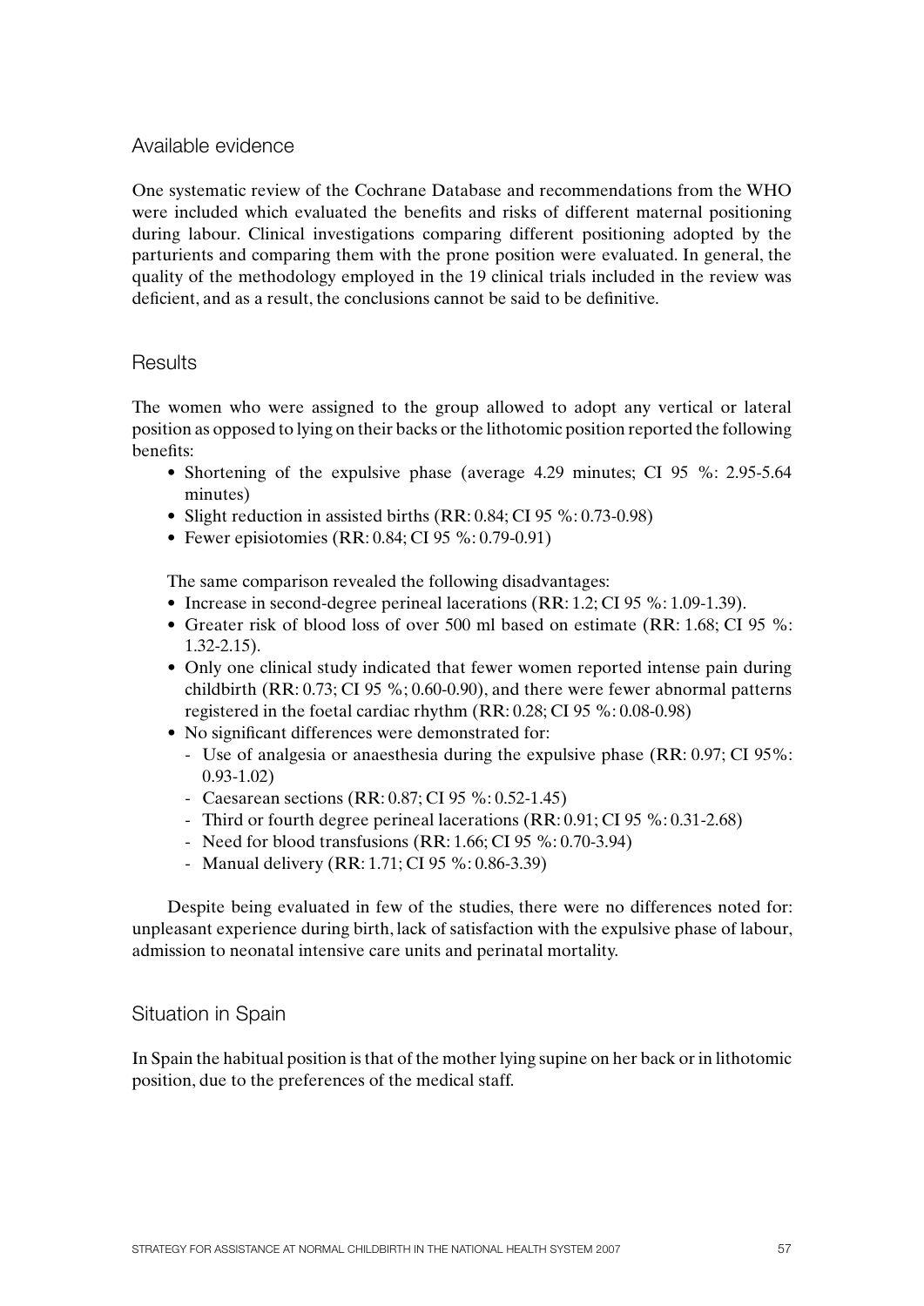## Available evidence

One systematic review of the Cochrane Database and recommendations from the WHO were included which evaluated the benefits and risks of different maternal positioning during labour. Clinical investigations comparing different positioning adopted by the parturients and comparing them with the prone position were evaluated. In general, the quality of the methodology employed in the 19 clinical trials included in the review was deficient, and as a result, the conclusions cannot be said to be definitive.

## Results

The women who were assigned to the group allowed to adopt any vertical or lateral position as opposed to lying on their backs or the lithotomic position reported the following benefits:

- Shortening of the expulsive phase (average 4.29 minutes; CI 95 %: 2.95-5.64 minutes)
- Slight reduction in assisted births (RR: 0.84; CI 95 %: 0.73-0.98)
- Fewer episiotomies (RR: 0.84; CI 95 %: 0.79-0.91)

The same comparison revealed the following disadvantages:

- Increase in second-degree perineal lacerations (RR: 1.2; CI 95 %: 1.09-1.39).
- Greater risk of blood loss of over 500 ml based on estimate (RR: 1.68; CI 95 %: 1.32-2.15).
- Only one clinical study indicated that fewer women reported intense pain during childbirth (RR: 0.73; CI 95 %; 0.60-0.90), and there were fewer abnormal patterns registered in the foetal cardiac rhythm (RR: 0.28; CI 95 %: 0.08-0.98)
- No significant differences were demonstrated for:
  - Use of analgesia or anaesthesia during the expulsive phase (RR: 0.97; CI 95%: 0.93-1.02)
  - Caesarean sections (RR: 0.87; CI 95 %: 0.52-1.45)
  - Third or fourth degree perineal lacerations (RR: 0.91; CI 95 %: 0.31-2.68)
  - Need for blood transfusions (RR: 1.66; CI 95 %: 0.70-3.94)
  - Manual delivery (RR: 1.71; CI 95 %: 0.86-3.39)

Despite being evaluated in few of the studies, there were no differences noted for: unpleasant experience during birth, lack of satisfaction with the expulsive phase of labour, admission to neonatal intensive care units and perinatal mortality.

## Situation in Spain

In Spain the habitual position is that of the mother lying supine on her back or in lithotomic position, due to the preferences of the medical staff.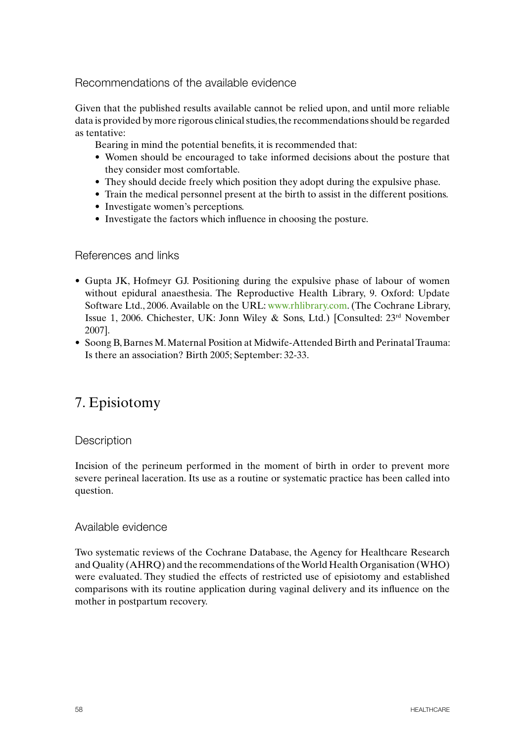### Recommendations of the available evidence

Given that the published results available cannot be relied upon, and until more reliable data is provided by more rigorous clinical studies, the recommendations should be regarded as tentative:

Bearing in mind the potential benefits, it is recommended that:

- Women should be encouraged to take informed decisions about the posture that they consider most comfortable.
- They should decide freely which position they adopt during the expulsive phase.
- Train the medical personnel present at the birth to assist in the different positions.
- Investigate women's perceptions.
- Investigate the factors which influence in choosing the posture.

### References and links

- Gupta JK, Hofmeyr GJ. Positioning during the expulsive phase of labour of women without epidural anaesthesia. The Reproductive Health Library, 9. Oxford: Update Software Ltd., 2006. Available on the URL: www.rhlibrary.com. (The Cochrane Library, Issue 1, 2006. Chichester, UK: Jonn Wiley & Sons, Ltd.) [Consulted: 23rd November 2007].
- Soong B, Barnes M. Maternal Position at Midwife-Attended Birth and Perinatal Trauma: Is there an association? Birth 2005; September: 32-33.

## 7. Episiotomy

### Description

Incision of the perineum performed in the moment of birth in order to prevent more severe perineal laceration. Its use as a routine or systematic practice has been called into question.

### Available evidence

Two systematic reviews of the Cochrane Database, the Agency for Healthcare Research and Quality (AHRQ) and the recommendations of the World Health Organisation (WHO) were evaluated. They studied the effects of restricted use of episiotomy and established comparisons with its routine application during vaginal delivery and its influence on the mother in postpartum recovery.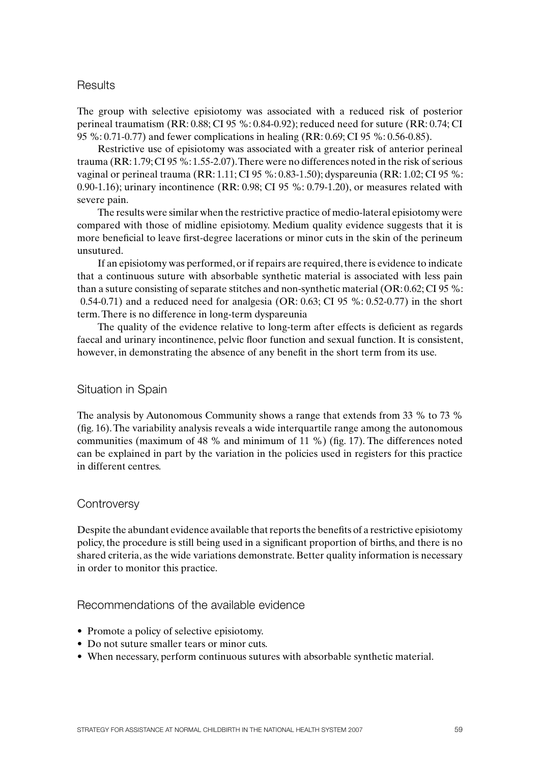## Results

The group with selective episiotomy was associated with a reduced risk of posterior perineal traumatism (RR: 0.88; CI 95 %: 0.84-0.92); reduced need for suture (RR: 0.74; CI 95 %: 0.71-0.77) and fewer complications in healing (RR: 0.69; CI 95 %: 0.56-0.85).

Restrictive use of episiotomy was associated with a greater risk of anterior perineal trauma (RR: 1.79; CI 95 %: 1.55-2.07). There were no differences noted in the risk of serious vaginal or perineal trauma (RR: 1.11; CI 95 %: 0.83-1.50); dyspareunia (RR: 1.02; CI 95 %: 0.90-1.16); urinary incontinence (RR: 0.98; CI 95 %: 0.79-1.20), or measures related with severe pain.

The results were similar when the restrictive practice of medio-lateral episiotomy were compared with those of midline episiotomy. Medium quality evidence suggests that it is more beneficial to leave first-degree lacerations or minor cuts in the skin of the perineum unsutured.

If an episiotomy was performed, or if repairs are required, there is evidence to indicate that a continuous suture with absorbable synthetic material is associated with less pain than a suture consisting of separate stitches and non-synthetic material (OR: 0.62; CI 95 %: 0.54-0.71) and a reduced need for analgesia (OR: 0.63; CI 95 %: 0.52-0.77) in the short term. There is no difference in long-term dyspareunia

The quality of the evidence relative to long-term after effects is deficient as regards faecal and urinary incontinence, pelvic floor function and sexual function. It is consistent, however, in demonstrating the absence of any benefit in the short term from its use.

## Situation in Spain

The analysis by Autonomous Community shows a range that extends from 33 % to 73 % (fig. 16). The variability analysis reveals a wide interquartile range among the autonomous communities (maximum of 48 % and minimum of 11 %) (fig. 17). The differences noted can be explained in part by the variation in the policies used in registers for this practice in different centres.

## Controversy

Despite the abundant evidence available that reports the benefits of a restrictive episiotomy policy, the procedure is still being used in a significant proportion of births, and there is no shared criteria, as the wide variations demonstrate. Better quality information is necessary in order to monitor this practice.

## Recommendations of the available evidence

- Promote a policy of selective episiotomy.
- Do not suture smaller tears or minor cuts.
- When necessary, perform continuous sutures with absorbable synthetic material.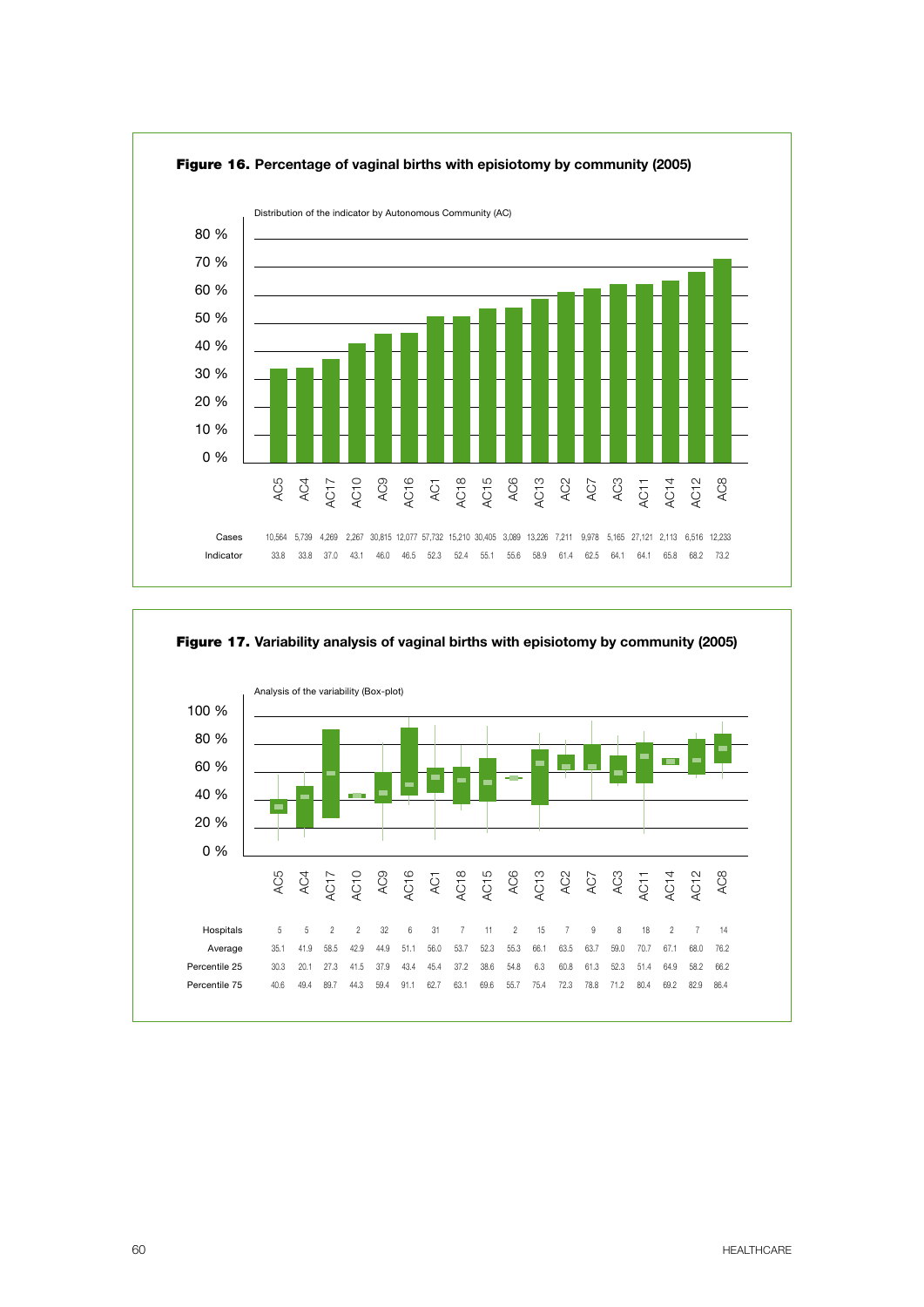**Figure 16.** **Percentage of vaginal births with episiotomy by community (2005)**

Distribution of the indicator by Autonomous Community (AC)

| | AC5 | AC4 | AC17 | AC10 | AC9 | AC16 | AC1 | AC18 | AC15 | AC6 | AC13 | AC2 | AC7 | AC3 | AC11 | AC14 | AC12 | AC8 |
|---|---|---|---|---|---|---|---|---|---|---|---|---|---|---|---|---|---|---|
| Cases | 10,564 | 5,739 | 4,269 | 2,267 | 30,815 | 12,077 | 57,732 | 15,210 | 30,405 | 3,089 | 13,226 | 7,211 | 9,978 | 5,165 | 27,121 | 2,113 | 6,516 | 12,233 |
| Indicator | 33.8 | 33.8 | 37.0 | 43.1 | 46.0 | 46.5 | 52.3 | 52.4 | 55.1 | 55.6 | 58.9 | 61.4 | 62.5 | 64.1 | 64.1 | 65.8 | 68.2 | 73.2 |

**Figure 17.** **Variability analysis of vaginal births with episiotomy by community (2005)**

Analysis of the variability (Box-plot)

| | AC5 | AC4 | AC17 | AC10 | AC9 | AC16 | AC1 | AC18 | AC15 | AC6 | AC13 | AC2 | AC7 | AC3 | AC11 | AC14 | AC12 | AC8 |
|---|---|---|---|---|---|---|---|---|---|---|---|---|---|---|---|---|---|---|
| Hospitals | 5 | 5 | 2 | 2 | 32 | 6 | 31 | 7 | 11 | 2 | 15 | 7 | 9 | 8 | 18 | 2 | 7 | 14 |
| Average | 35.1 | 41.9 | 58.5 | 42.9 | 44.9 | 51.1 | 56.0 | 53.7 | 52.3 | 55.3 | 66.1 | 63.5 | 63.7 | 59.0 | 70.7 | 67.1 | 68.0 | 76.2 |
| Percentile 25 | 30.3 | 20.1 | 27.3 | 41.5 | 37.9 | 43.4 | 45.4 | 37.2 | 38.6 | 54.8 | 6.3 | 60.8 | 61.3 | 52.3 | 51.4 | 64.9 | 58.2 | 66.2 |
| Percentile 75 | 40.6 | 49.4 | 89.7 | 44.3 | 59.4 | 91.1 | 62.7 | 63.1 | 69.6 | 55.7 | 75.4 | 72.3 | 78.8 | 71.2 | 80.4 | 69.2 | 82.9 | 86.4 |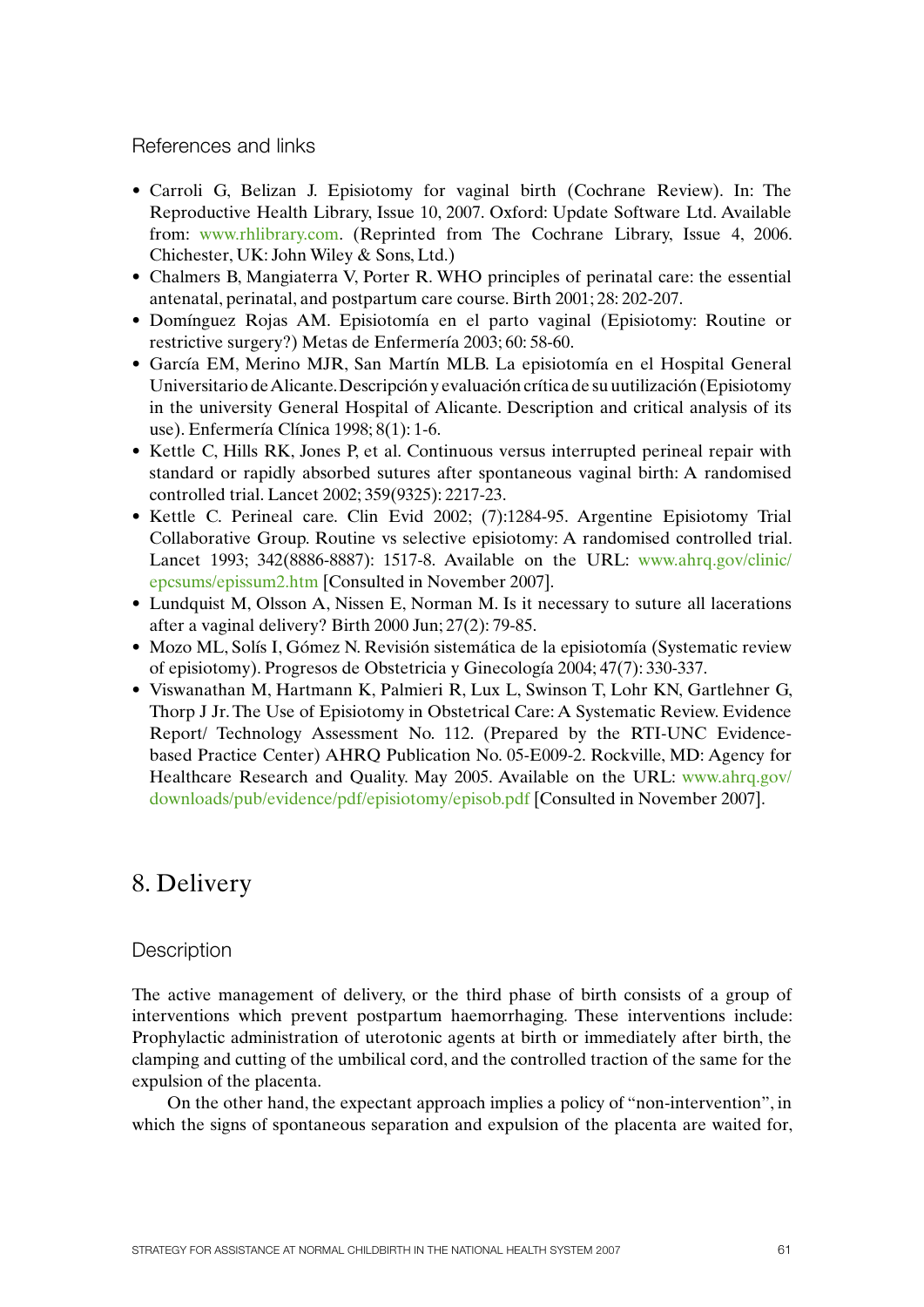### References and links

- Carroli G, Belizan J. Episiotomy for vaginal birth (Cochrane Review). In: The Reproductive Health Library, Issue 10, 2007. Oxford: Update Software Ltd. Available from: www.rhlibrary.com. (Reprinted from The Cochrane Library, Issue 4, 2006. Chichester, UK: John Wiley & Sons, Ltd.)
- Chalmers B, Mangiaterra V, Porter R. WHO principles of perinatal care: the essential antenatal, perinatal, and postpartum care course. Birth 2001; 28: 202-207.
- Domínguez Rojas AM. Episiotomía en el parto vaginal (Episiotomy: Routine or restrictive surgery?) Metas de Enfermería 2003; 60: 58-60.
- García EM, Merino MJR, San Martín MLB. La episiotomía en el Hospital General Universitario de Alicante. Descripción y evaluación crítica de su uutilización (Episiotomy in the university General Hospital of Alicante. Description and critical analysis of its use). Enfermería Clínica 1998; 8(1): 1-6.
- Kettle C, Hills RK, Jones P, et al. Continuous versus interrupted perineal repair with standard or rapidly absorbed sutures after spontaneous vaginal birth: A randomised controlled trial. Lancet 2002; 359(9325): 2217-23.
- Kettle C. Perineal care. Clin Evid 2002; (7):1284-95. Argentine Episiotomy Trial Collaborative Group. Routine vs selective episiotomy: A randomised controlled trial. Lancet 1993; 342(8886-8887): 1517-8. Available on the URL: www.ahrq.gov/clinic/epcsums/epissum2.htm [Consulted in November 2007].
- Lundquist M, Olsson A, Nissen E, Norman M. Is it necessary to suture all lacerations after a vaginal delivery? Birth 2000 Jun; 27(2): 79-85.
- Mozo ML, Solís I, Gómez N. Revisión sistemática de la episiotomía (Systematic review of episiotomy). Progresos de Obstetricia y Ginecología 2004; 47(7): 330-337.
- Viswanathan M, Hartmann K, Palmieri R, Lux L, Swinson T, Lohr KN, Gartlehner G, Thorp J Jr. The Use of Episiotomy in Obstetrical Care: A Systematic Review. Evidence Report/ Technology Assessment No. 112. (Prepared by the RTI-UNC Evidence-based Practice Center) AHRQ Publication No. 05-E009-2. Rockville, MD: Agency for Healthcare Research and Quality. May 2005. Available on the URL: www.ahrq.gov/downloads/pub/evidence/pdf/episiotomy/episob.pdf [Consulted in November 2007].

## 8. Delivery

### Description

The active management of delivery, or the third phase of birth consists of a group of interventions which prevent postpartum haemorrhaging. These interventions include: Prophylactic administration of uterotonic agents at birth or immediately after birth, the clamping and cutting of the umbilical cord, and the controlled traction of the same for the expulsion of the placenta.

On the other hand, the expectant approach implies a policy of "non-intervention", in which the signs of spontaneous separation and expulsion of the placenta are waited for,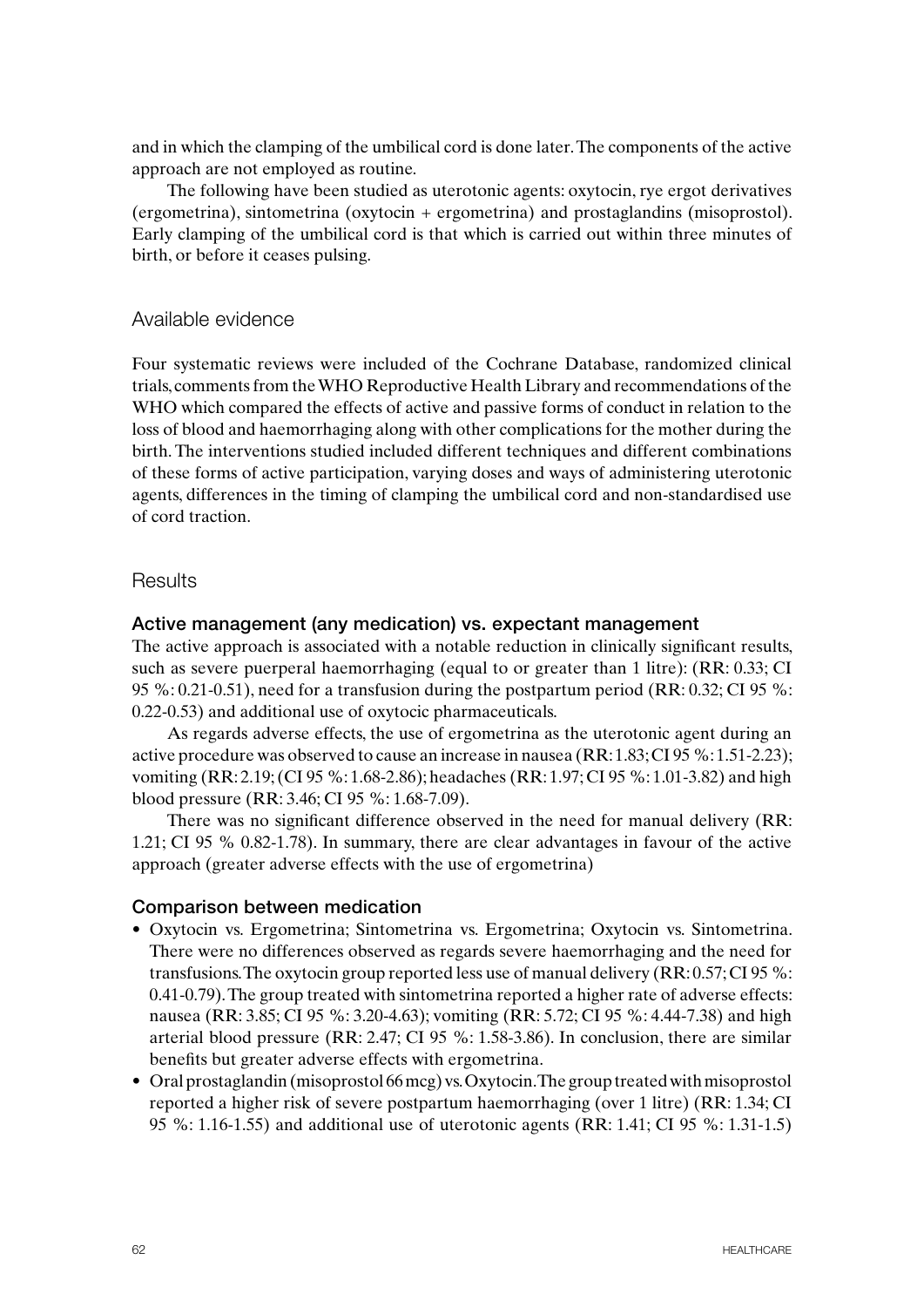and in which the clamping of the umbilical cord is done later. The components of the active approach are not employed as routine.

The following have been studied as uterotonic agents: oxytocin, rye ergot derivatives (ergometrina), sintometrina (oxytocin + ergometrina) and prostaglandins (misoprostol). Early clamping of the umbilical cord is that which is carried out within three minutes of birth, or before it ceases pulsing.

## Available evidence

Four systematic reviews were included of the Cochrane Database, randomized clinical trials, comments from the WHO Reproductive Health Library and recommendations of the WHO which compared the effects of active and passive forms of conduct in relation to the loss of blood and haemorrhaging along with other complications for the mother during the birth. The interventions studied included different techniques and different combinations of these forms of active participation, varying doses and ways of administering uterotonic agents, differences in the timing of clamping the umbilical cord and non-standardised use of cord traction.

## Results

### Active management (any medication) vs. expectant management

The active approach is associated with a notable reduction in clinically significant results, such as severe puerperal haemorrhaging (equal to or greater than 1 litre): (RR: 0.33; CI 95 %: 0.21-0.51), need for a transfusion during the postpartum period (RR: 0.32; CI 95 %: 0.22-0.53) and additional use of oxytocic pharmaceuticals.

As regards adverse effects, the use of ergometrina as the uterotonic agent during an active procedure was observed to cause an increase in nausea (RR: 1.83; CI 95 %: 1.51-2.23); vomiting (RR: 2.19; (CI 95 %: 1.68-2.86); headaches (RR: 1.97; CI 95 %: 1.01-3.82) and high blood pressure (RR: 3.46; CI 95 %: 1.68-7.09).

There was no significant difference observed in the need for manual delivery (RR: 1.21; CI 95 % 0.82-1.78). In summary, there are clear advantages in favour of the active approach (greater adverse effects with the use of ergometrina)

### Comparison between medication

- Oxytocin vs. Ergometrina; Sintometrina vs. Ergometrina; Oxytocin vs. Sintometrina. There were no differences observed as regards severe haemorrhaging and the need for transfusions. The oxytocin group reported less use of manual delivery (RR: 0.57; CI 95 %: 0.41-0.79). The group treated with sintometrina reported a higher rate of adverse effects: nausea (RR: 3.85; CI 95 %: 3.20-4.63); vomiting (RR: 5.72; CI 95 %: 4.44-7.38) and high arterial blood pressure (RR: 2.47; CI 95 %: 1.58-3.86). In conclusion, there are similar benefits but greater adverse effects with ergometrina.
- Oral prostaglandin (misoprostol 66 mcg) vs. Oxytocin. The group treated with misoprostol reported a higher risk of severe postpartum haemorrhaging (over 1 litre) (RR: 1.34; CI 95 %: 1.16-1.55) and additional use of uterotonic agents (RR: 1.41; CI 95 %: 1.31-1.5)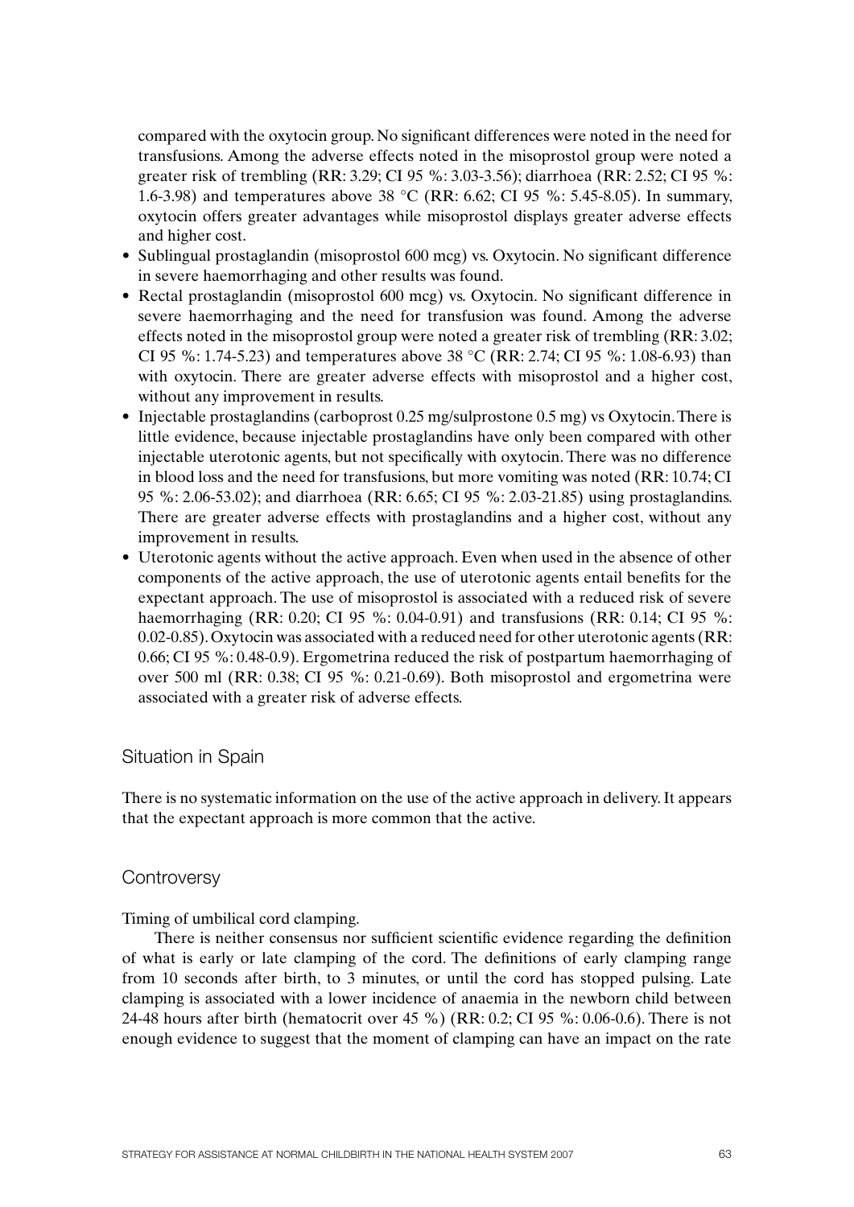compared with the oxytocin group. No significant differences were noted in the need for transfusions. Among the adverse effects noted in the misoprostol group were noted a greater risk of trembling (RR: 3.29; CI 95 %: 3.03-3.56); diarrhoea (RR: 2.52; CI 95 %: 1.6-3.98) and temperatures above 38 °C (RR: 6.62; CI 95 %: 5.45-8.05). In summary, oxytocin offers greater advantages while misoprostol displays greater adverse effects and higher cost.

- Sublingual prostaglandin (misoprostol 600 mcg) vs. Oxytocin. No significant difference in severe haemorrhaging and other results was found.
- Rectal prostaglandin (misoprostol 600 mcg) vs. Oxytocin. No significant difference in severe haemorrhaging and the need for transfusion was found. Among the adverse effects noted in the misoprostol group were noted a greater risk of trembling (RR: 3.02; CI 95 %: 1.74-5.23) and temperatures above 38 °C (RR: 2.74; CI 95 %: 1.08-6.93) than with oxytocin. There are greater adverse effects with misoprostol and a higher cost, without any improvement in results.
- Injectable prostaglandins (carboprost 0.25 mg/sulprostone 0.5 mg) vs Oxytocin. There is little evidence, because injectable prostaglandins have only been compared with other injectable uterotonic agents, but not specifically with oxytocin. There was no difference in blood loss and the need for transfusions, but more vomiting was noted (RR: 10.74; CI 95 %: 2.06-53.02); and diarrhoea (RR: 6.65; CI 95 %: 2.03-21.85) using prostaglandins. There are greater adverse effects with prostaglandins and a higher cost, without any improvement in results.
- Uterotonic agents without the active approach. Even when used in the absence of other components of the active approach, the use of uterotonic agents entail benefits for the expectant approach. The use of misoprostol is associated with a reduced risk of severe haemorrhaging (RR: 0.20; CI 95 %: 0.04-0.91) and transfusions (RR: 0.14; CI 95 %: 0.02-0.85). Oxytocin was associated with a reduced need for other uterotonic agents (RR: 0.66; CI 95 %: 0.48-0.9). Ergometrina reduced the risk of postpartum haemorrhaging of over 500 ml (RR: 0.38; CI 95 %: 0.21-0.69). Both misoprostol and ergometrina were associated with a greater risk of adverse effects.

## Situation in Spain

There is no systematic information on the use of the active approach in delivery. It appears that the expectant approach is more common that the active.

## Controversy

Timing of umbilical cord clamping.

There is neither consensus nor sufficient scientific evidence regarding the definition of what is early or late clamping of the cord. The definitions of early clamping range from 10 seconds after birth, to 3 minutes, or until the cord has stopped pulsing. Late clamping is associated with a lower incidence of anaemia in the newborn child between 24-48 hours after birth (hematocrit over 45 %) (RR: 0.2; CI 95 %: 0.06-0.6). There is not enough evidence to suggest that the moment of clamping can have an impact on the rate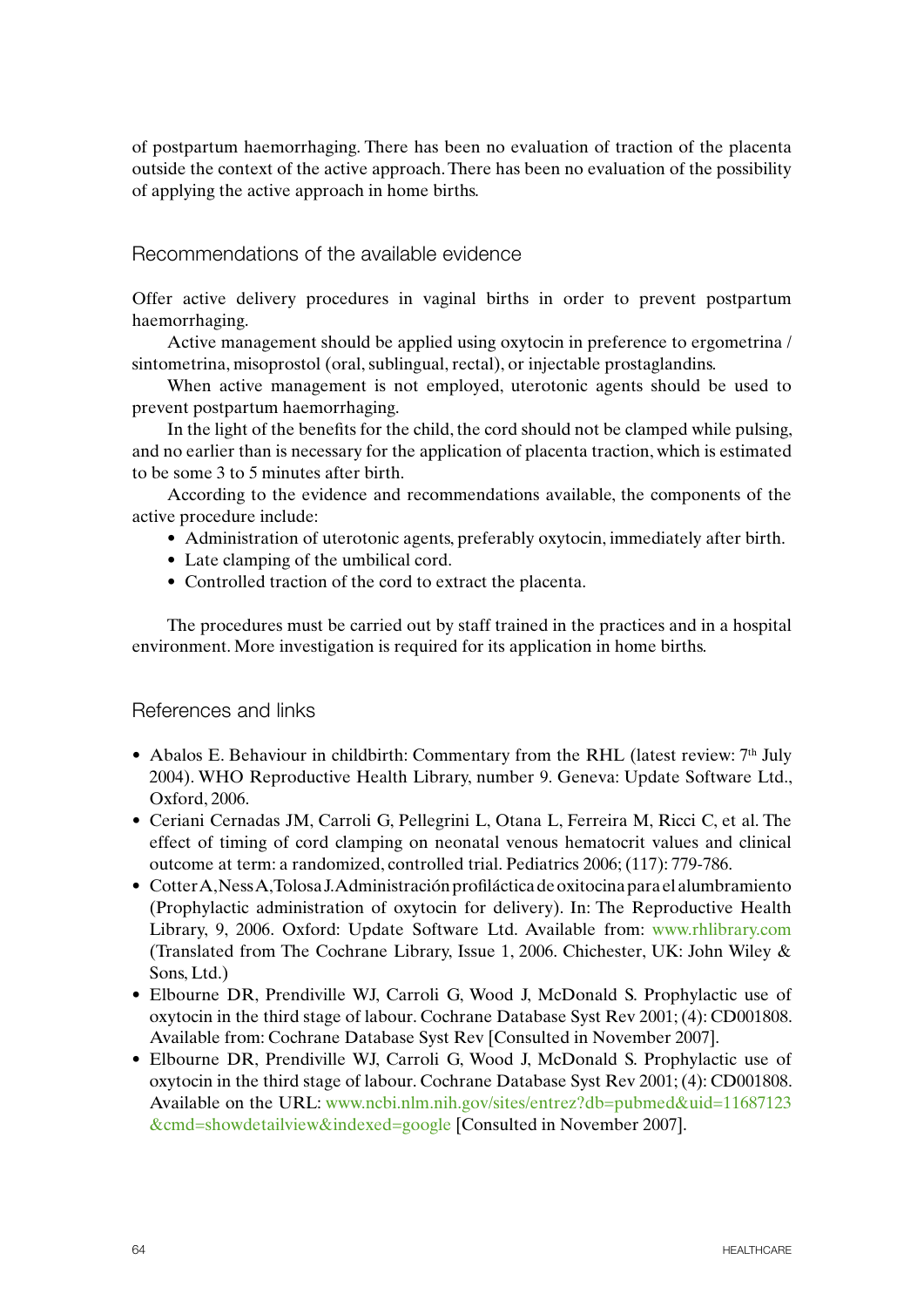of postpartum haemorrhaging. There has been no evaluation of traction of the placenta outside the context of the active approach. There has been no evaluation of the possibility of applying the active approach in home births.

## Recommendations of the available evidence

Offer active delivery procedures in vaginal births in order to prevent postpartum haemorrhaging.

Active management should be applied using oxytocin in preference to ergometrina / sintometrina, misoprostol (oral, sublingual, rectal), or injectable prostaglandins.

When active management is not employed, uterotonic agents should be used to prevent postpartum haemorrhaging.

In the light of the benefits for the child, the cord should not be clamped while pulsing, and no earlier than is necessary for the application of placenta traction, which is estimated to be some 3 to 5 minutes after birth.

According to the evidence and recommendations available, the components of the active procedure include:

- Administration of uterotonic agents, preferably oxytocin, immediately after birth.
- Late clamping of the umbilical cord.
- Controlled traction of the cord to extract the placenta.

The procedures must be carried out by staff trained in the practices and in a hospital environment. More investigation is required for its application in home births.

## References and links

- Abalos E. Behaviour in childbirth: Commentary from the RHL (latest review: 7th July 2004). WHO Reproductive Health Library, number 9. Geneva: Update Software Ltd., Oxford, 2006.
- Ceriani Cernadas JM, Carroli G, Pellegrini L, Otana L, Ferreira M, Ricci C, et al. The effect of timing of cord clamping on neonatal venous hematocrit values and clinical outcome at term: a randomized, controlled trial. Pediatrics 2006; (117): 779-786.
- Cotter A, Ness A, Tolosa J. Administración profiláctica de oxitocina para el alumbramiento (Prophylactic administration of oxytocin for delivery). In: The Reproductive Health Library, 9, 2006. Oxford: Update Software Ltd. Available from: www.rhlibrary.com (Translated from The Cochrane Library, Issue 1, 2006. Chichester, UK: John Wiley & Sons, Ltd.)
- Elbourne DR, Prendiville WJ, Carroli G, Wood J, McDonald S. Prophylactic use of oxytocin in the third stage of labour. Cochrane Database Syst Rev 2001; (4): CD001808. Available from: Cochrane Database Syst Rev [Consulted in November 2007].
- Elbourne DR, Prendiville WJ, Carroli G, Wood J, McDonald S. Prophylactic use of oxytocin in the third stage of labour. Cochrane Database Syst Rev 2001; (4): CD001808. Available on the URL: www.ncbi.nlm.nih.gov/sites/entrez?db=pubmed&uid=11687123&cmd=showdetailview&indexed=google [Consulted in November 2007].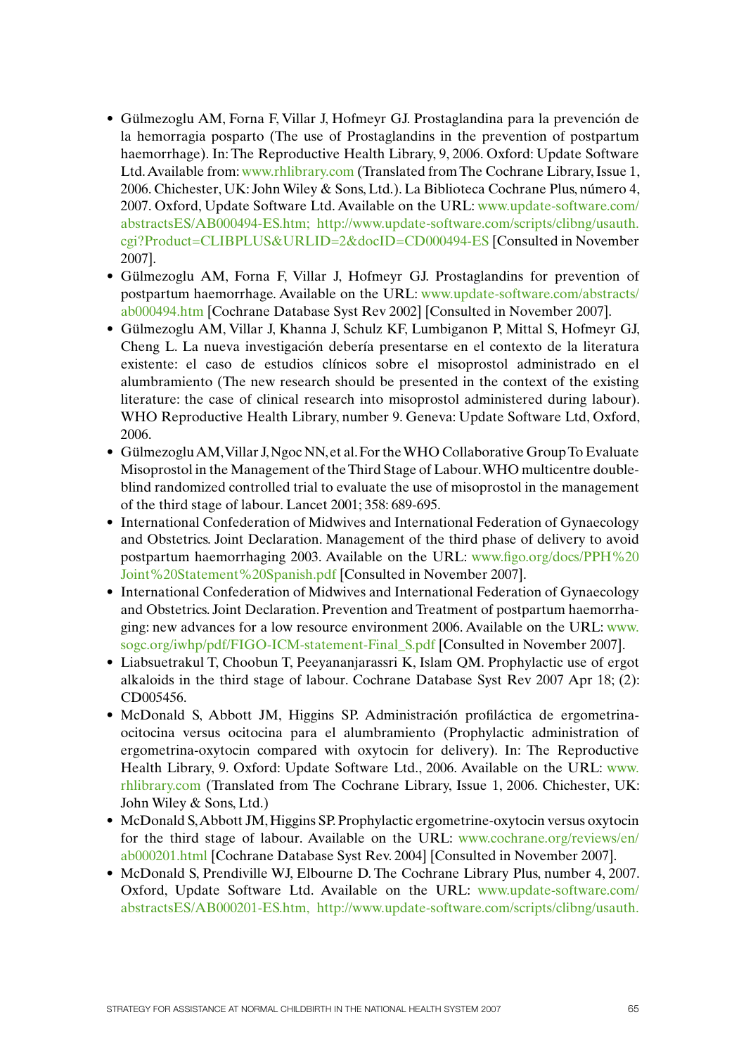- Gülmezoglu AM, Forna F, Villar J, Hofmeyr GJ. Prostaglandina para la prevención de la hemorragia posparto (The use of Prostaglandins in the prevention of postpartum haemorrhage). In: The Reproductive Health Library, 9, 2006. Oxford: Update Software Ltd. Available from: www.rhlibrary.com (Translated from The Cochrane Library, Issue 1, 2006. Chichester, UK: John Wiley & Sons, Ltd.). La Biblioteca Cochrane Plus, número 4, 2007. Oxford, Update Software Ltd. Available on the URL: www.update-software.com/abstractsES/AB000494-ES.htm; http://www.update-software.com/scripts/clibng/usauth.cgi?Product=CLIBPLUS&URLID=2&docID=CD000494-ES [Consulted in November 2007].
- Gülmezoglu AM, Forna F, Villar J, Hofmeyr GJ. Prostaglandins for prevention of postpartum haemorrhage. Available on the URL: www.update-software.com/abstracts/ab000494.htm [Cochrane Database Syst Rev 2002] [Consulted in November 2007].
- Gülmezoglu AM, Villar J, Khanna J, Schulz KF, Lumbiganon P, Mittal S, Hofmeyr GJ, Cheng L. La nueva investigación debería presentarse en el contexto de la literatura existente: el caso de estudios clínicos sobre el misoprostol administrado en el alumbramiento (The new research should be presented in the context of the existing literature: the case of clinical research into misoprostol administered during labour). WHO Reproductive Health Library, number 9. Geneva: Update Software Ltd, Oxford, 2006.
- Gülmezoglu AM, Villar J, Ngoc NN, et al. For the WHO Collaborative Group To Evaluate Misoprostol in the Management of the Third Stage of Labour. WHO multicentre double-blind randomized controlled trial to evaluate the use of misoprostol in the management of the third stage of labour. Lancet 2001; 358: 689-695.
- International Confederation of Midwives and International Federation of Gynaecology and Obstetrics. Joint Declaration. Management of the third phase of delivery to avoid postpartum haemorrhaging 2003. Available on the URL: www.figo.org/docs/PPH%20Joint%20Statement%20Spanish.pdf [Consulted in November 2007].
- International Confederation of Midwives and International Federation of Gynaecology and Obstetrics. Joint Declaration. Prevention and Treatment of postpartum haemorrhaging: new advances for a low resource environment 2006. Available on the URL: www.sogc.org/iwhp/pdf/FIGO-ICM-statement-Final_S.pdf [Consulted in November 2007].
- Liabsuetrakul T, Choobun T, Peeyananjarassri K, Islam QM. Prophylactic use of ergot alkaloids in the third stage of labour. Cochrane Database Syst Rev 2007 Apr 18; (2): CD005456.
- McDonald S, Abbott JM, Higgins SP. Administración profiláctica de ergometrina-ocitocina versus ocitocina para el alumbramiento (Prophylactic administration of ergometrina-oxytocin compared with oxytocin for delivery). In: The Reproductive Health Library, 9. Oxford: Update Software Ltd., 2006. Available on the URL: www.rhlibrary.com (Translated from The Cochrane Library, Issue 1, 2006. Chichester, UK: John Wiley & Sons, Ltd.)
- McDonald S, Abbott JM, Higgins SP. Prophylactic ergometrine-oxytocin versus oxytocin for the third stage of labour. Available on the URL: www.cochrane.org/reviews/en/ab000201.html [Cochrane Database Syst Rev. 2004] [Consulted in November 2007].
- McDonald S, Prendiville WJ, Elbourne D. The Cochrane Library Plus, number 4, 2007. Oxford, Update Software Ltd. Available on the URL: www.update-software.com/abstractsES/AB000201-ES.htm, http://www.update-software.com/scripts/clibng/usauth.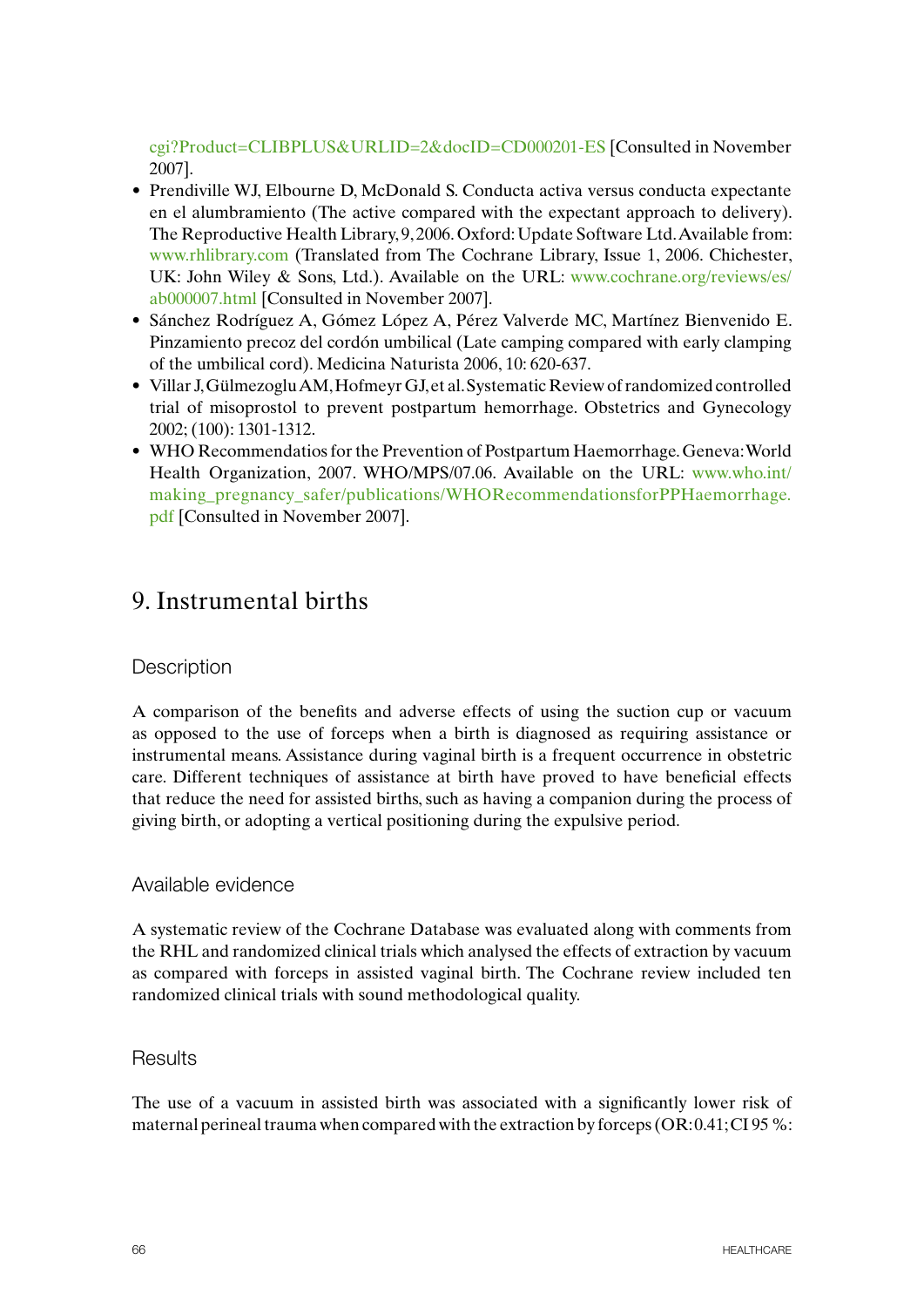cgi?Product=CLIBPLUS&URLID=2&docID=CD000201-ES [Consulted in November 2007].

- Prendiville WJ, Elbourne D, McDonald S. Conducta activa versus conducta expectante en el alumbramiento (The active compared with the expectant approach to delivery). The Reproductive Health Library, 9, 2006. Oxford: Update Software Ltd. Available from: www.rhlibrary.com (Translated from The Cochrane Library, Issue 1, 2006. Chichester, UK: John Wiley & Sons, Ltd.). Available on the URL: www.cochrane.org/reviews/es/ab000007.html [Consulted in November 2007].
- Sánchez Rodríguez A, Gómez López A, Pérez Valverde MC, Martínez Bienvenido E. Pinzamiento precoz del cordón umbilical (Late camping compared with early clamping of the umbilical cord). Medicina Naturista 2006, 10: 620-637.
- Villar J, Gülmezoglu AM, Hofmeyr GJ, et al. Systematic Review of randomized controlled trial of misoprostol to prevent postpartum hemorrhage. Obstetrics and Gynecology 2002; (100): 1301-1312.
- WHO Recommendatios for the Prevention of Postpartum Haemorrhage. Geneva: World Health Organization, 2007. WHO/MPS/07.06. Available on the URL: www.who.int/making_pregnancy_safer/publications/WHORecommendationsforPPHaemorrhage.pdf [Consulted in November 2007].

# 9. Instrumental births

## Description

A comparison of the benefits and adverse effects of using the suction cup or vacuum as opposed to the use of forceps when a birth is diagnosed as requiring assistance or instrumental means. Assistance during vaginal birth is a frequent occurrence in obstetric care. Different techniques of assistance at birth have proved to have beneficial effects that reduce the need for assisted births, such as having a companion during the process of giving birth, or adopting a vertical positioning during the expulsive period.

## Available evidence

A systematic review of the Cochrane Database was evaluated along with comments from the RHL and randomized clinical trials which analysed the effects of extraction by vacuum as compared with forceps in assisted vaginal birth. The Cochrane review included ten randomized clinical trials with sound methodological quality.

## Results

The use of a vacuum in assisted birth was associated with a significantly lower risk of maternal perineal trauma when compared with the extraction by forceps (OR: 0.41; CI 95 %: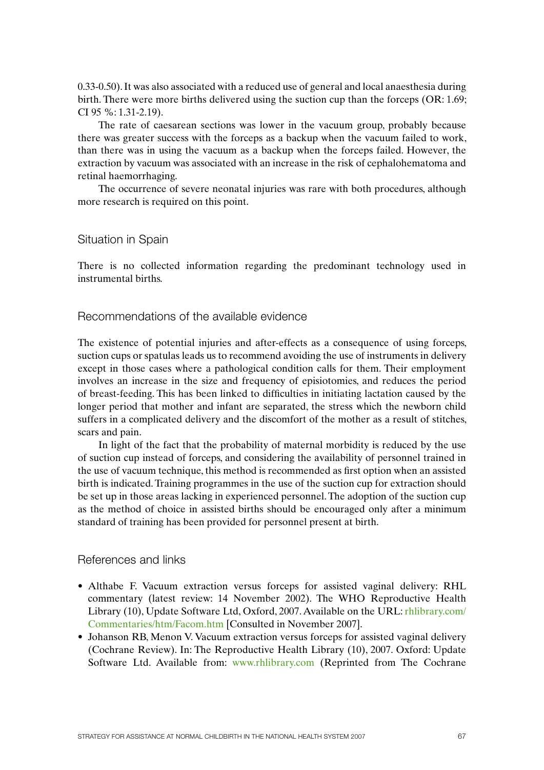0.33-0.50). It was also associated with a reduced use of general and local anaesthesia during birth. There were more births delivered using the suction cup than the forceps (OR: 1.69; CI 95 %: 1.31-2.19).

The rate of caesarean sections was lower in the vacuum group, probably because there was greater success with the forceps as a backup when the vacuum failed to work, than there was in using the vacuum as a backup when the forceps failed. However, the extraction by vacuum was associated with an increase in the risk of cephalohematoma and retinal haemorrhaging.

The occurrence of severe neonatal injuries was rare with both procedures, although more research is required on this point.

## Situation in Spain

There is no collected information regarding the predominant technology used in instrumental births.

## Recommendations of the available evidence

The existence of potential injuries and after-effects as a consequence of using forceps, suction cups or spatulas leads us to recommend avoiding the use of instruments in delivery except in those cases where a pathological condition calls for them. Their employment involves an increase in the size and frequency of episiotomies, and reduces the period of breast-feeding. This has been linked to difficulties in initiating lactation caused by the longer period that mother and infant are separated, the stress which the newborn child suffers in a complicated delivery and the discomfort of the mother as a result of stitches, scars and pain.

In light of the fact that the probability of maternal morbidity is reduced by the use of suction cup instead of forceps, and considering the availability of personnel trained in the use of vacuum technique, this method is recommended as first option when an assisted birth is indicated. Training programmes in the use of the suction cup for extraction should be set up in those areas lacking in experienced personnel. The adoption of the suction cup as the method of choice in assisted births should be encouraged only after a minimum standard of training has been provided for personnel present at birth.

## References and links

- Althabe F. Vacuum extraction versus forceps for assisted vaginal delivery: RHL commentary (latest review: 14 November 2002). The WHO Reproductive Health Library (10), Update Software Ltd, Oxford, 2007. Available on the URL: rhlibrary.com/Commentaries/htm/Facom.htm [Consulted in November 2007].
- Johanson RB, Menon V. Vacuum extraction versus forceps for assisted vaginal delivery (Cochrane Review). In: The Reproductive Health Library (10), 2007. Oxford: Update Software Ltd. Available from: www.rhlibrary.com (Reprinted from The Cochrane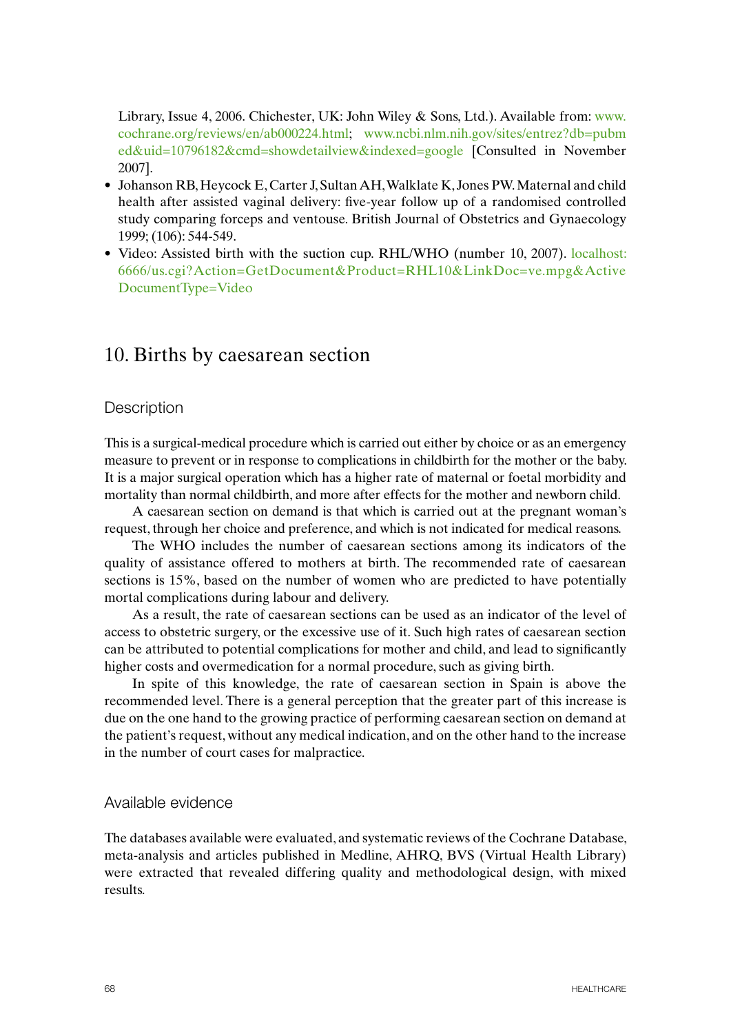Library, Issue 4, 2006. Chichester, UK: John Wiley & Sons, Ltd.). Available from: www.cochrane.org/reviews/en/ab000224.html; www.ncbi.nlm.nih.gov/sites/entrez?db=pubmed&uid=10796182&cmd=showdetailview&indexed=google [Consulted in November 2007].

- Johanson RB, Heycock E, Carter J, Sultan AH, Walklate K, Jones PW. Maternal and child health after assisted vaginal delivery: five-year follow up of a randomised controlled study comparing forceps and ventouse. British Journal of Obstetrics and Gynaecology 1999; (106): 544-549.
- Video: Assisted birth with the suction cup. RHL/WHO (number 10, 2007). localhost:6666/us.cgi?Action=GetDocument&Product=RHL10&LinkDoc=ve.mpg&ActiveDocumentType=Video

## 10. Births by caesarean section

### Description

This is a surgical-medical procedure which is carried out either by choice or as an emergency measure to prevent or in response to complications in childbirth for the mother or the baby. It is a major surgical operation which has a higher rate of maternal or foetal morbidity and mortality than normal childbirth, and more after effects for the mother and newborn child.

A caesarean section on demand is that which is carried out at the pregnant woman's request, through her choice and preference, and which is not indicated for medical reasons.

The WHO includes the number of caesarean sections among its indicators of the quality of assistance offered to mothers at birth. The recommended rate of caesarean sections is 15%, based on the number of women who are predicted to have potentially mortal complications during labour and delivery.

As a result, the rate of caesarean sections can be used as an indicator of the level of access to obstetric surgery, or the excessive use of it. Such high rates of caesarean section can be attributed to potential complications for mother and child, and lead to significantly higher costs and overmedication for a normal procedure, such as giving birth.

In spite of this knowledge, the rate of caesarean section in Spain is above the recommended level. There is a general perception that the greater part of this increase is due on the one hand to the growing practice of performing caesarean section on demand at the patient's request, without any medical indication, and on the other hand to the increase in the number of court cases for malpractice.

### Available evidence

The databases available were evaluated, and systematic reviews of the Cochrane Database, meta-analysis and articles published in Medline, AHRQ, BVS (Virtual Health Library) were extracted that revealed differing quality and methodological design, with mixed results.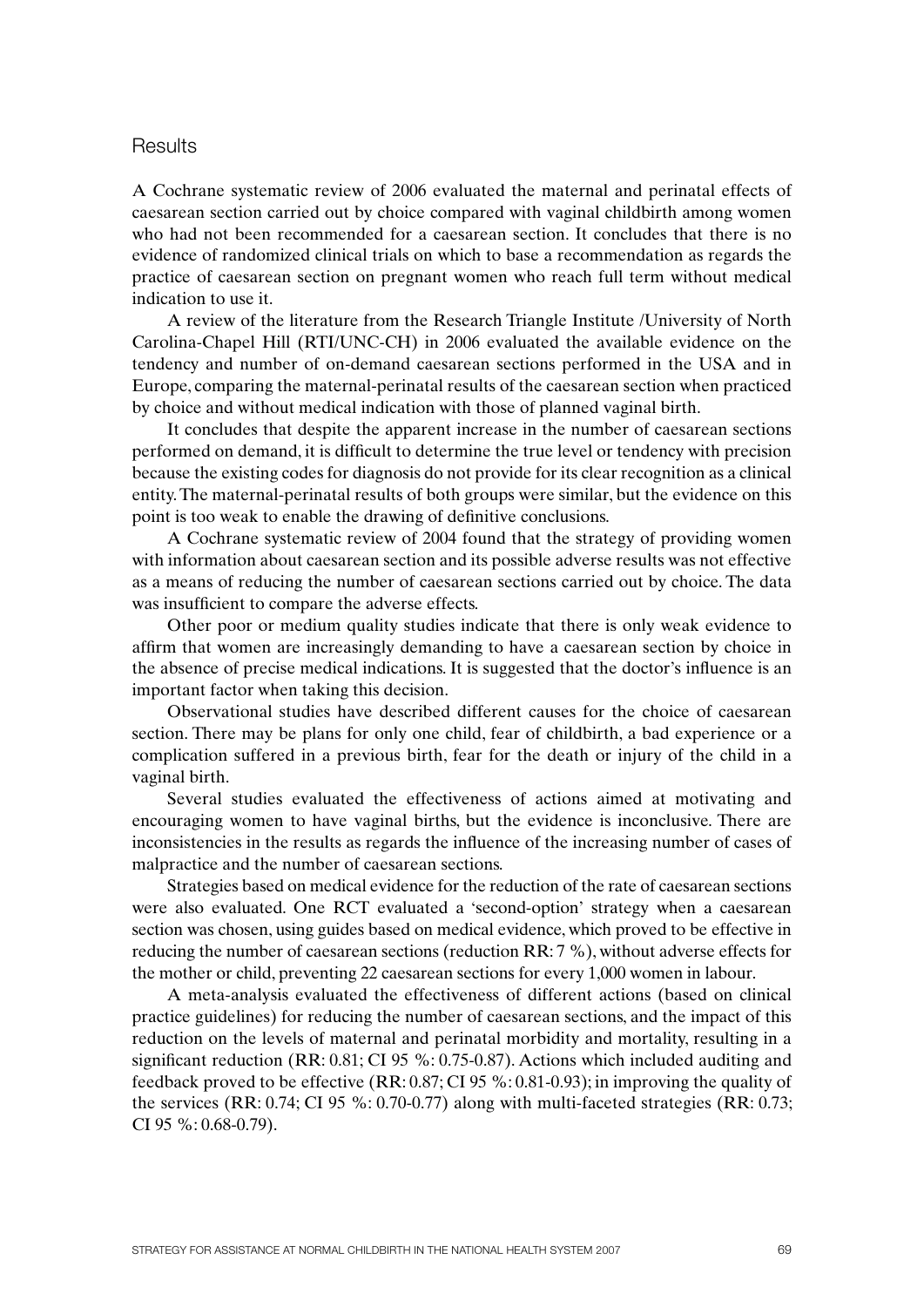## Results

A Cochrane systematic review of 2006 evaluated the maternal and perinatal effects of caesarean section carried out by choice compared with vaginal childbirth among women who had not been recommended for a caesarean section. It concludes that there is no evidence of randomized clinical trials on which to base a recommendation as regards the practice of caesarean section on pregnant women who reach full term without medical indication to use it.

A review of the literature from the Research Triangle Institute /University of North Carolina-Chapel Hill (RTI/UNC-CH) in 2006 evaluated the available evidence on the tendency and number of on-demand caesarean sections performed in the USA and in Europe, comparing the maternal-perinatal results of the caesarean section when practiced by choice and without medical indication with those of planned vaginal birth.

It concludes that despite the apparent increase in the number of caesarean sections performed on demand, it is difficult to determine the true level or tendency with precision because the existing codes for diagnosis do not provide for its clear recognition as a clinical entity. The maternal-perinatal results of both groups were similar, but the evidence on this point is too weak to enable the drawing of definitive conclusions.

A Cochrane systematic review of 2004 found that the strategy of providing women with information about caesarean section and its possible adverse results was not effective as a means of reducing the number of caesarean sections carried out by choice. The data was insufficient to compare the adverse effects.

Other poor or medium quality studies indicate that there is only weak evidence to affirm that women are increasingly demanding to have a caesarean section by choice in the absence of precise medical indications. It is suggested that the doctor's influence is an important factor when taking this decision.

Observational studies have described different causes for the choice of caesarean section. There may be plans for only one child, fear of childbirth, a bad experience or a complication suffered in a previous birth, fear for the death or injury of the child in a vaginal birth.

Several studies evaluated the effectiveness of actions aimed at motivating and encouraging women to have vaginal births, but the evidence is inconclusive. There are inconsistencies in the results as regards the influence of the increasing number of cases of malpractice and the number of caesarean sections.

Strategies based on medical evidence for the reduction of the rate of caesarean sections were also evaluated. One RCT evaluated a 'second-option' strategy when a caesarean section was chosen, using guides based on medical evidence, which proved to be effective in reducing the number of caesarean sections (reduction RR: 7 %), without adverse effects for the mother or child, preventing 22 caesarean sections for every 1,000 women in labour.

A meta-analysis evaluated the effectiveness of different actions (based on clinical practice guidelines) for reducing the number of caesarean sections, and the impact of this reduction on the levels of maternal and perinatal morbidity and mortality, resulting in a significant reduction (RR: 0.81; CI 95 %: 0.75-0.87). Actions which included auditing and feedback proved to be effective (RR: 0.87; CI 95 %: 0.81-0.93); in improving the quality of the services (RR: 0.74; CI 95 %: 0.70-0.77) along with multi-faceted strategies (RR: 0.73; CI 95 %: 0.68-0.79).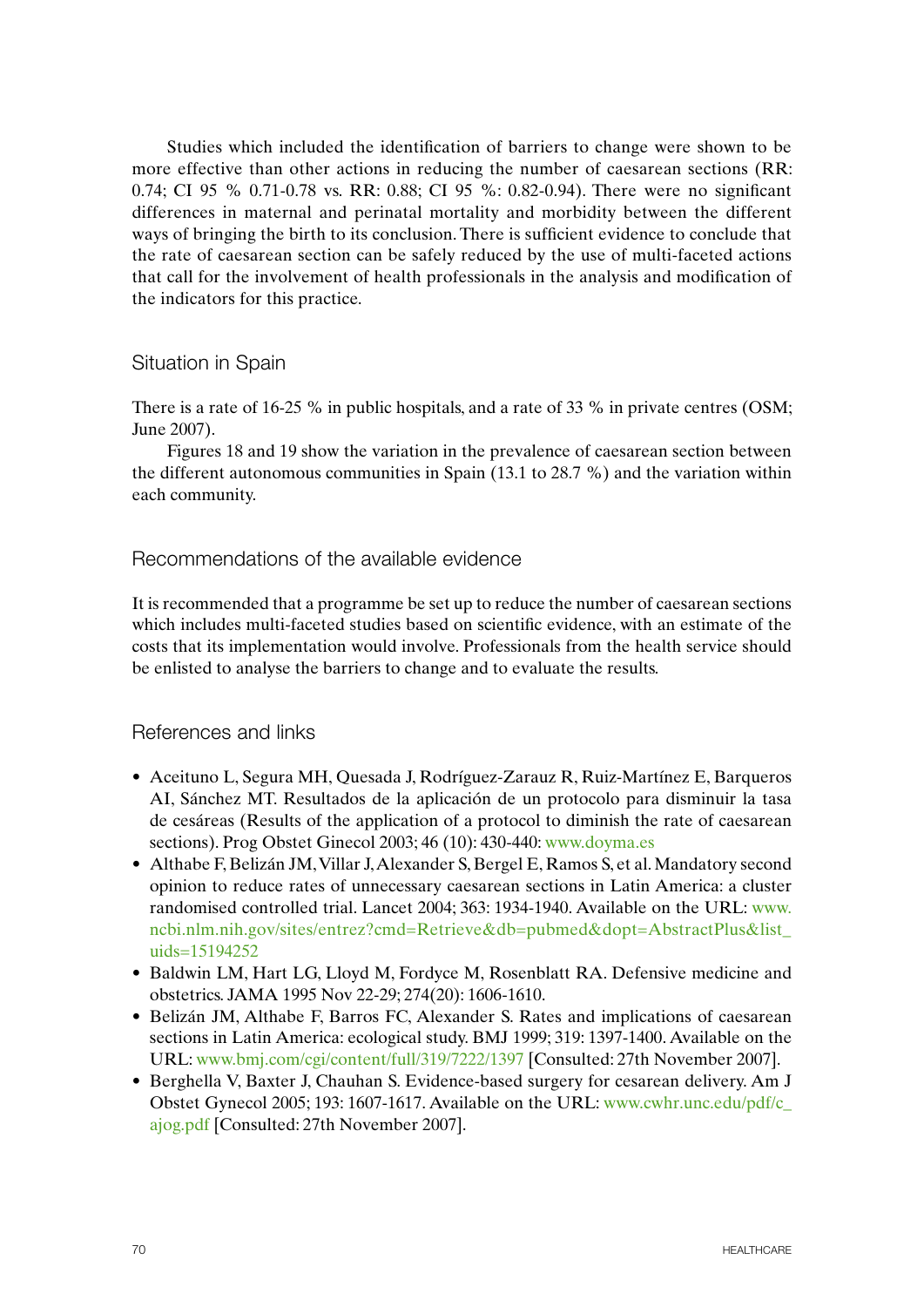Studies which included the identification of barriers to change were shown to be more effective than other actions in reducing the number of caesarean sections (RR: 0.74; CI 95 % 0.71-0.78 vs. RR: 0.88; CI 95 %: 0.82-0.94). There were no significant differences in maternal and perinatal mortality and morbidity between the different ways of bringing the birth to its conclusion. There is sufficient evidence to conclude that the rate of caesarean section can be safely reduced by the use of multi-faceted actions that call for the involvement of health professionals in the analysis and modification of the indicators for this practice.

## Situation in Spain

There is a rate of 16-25 % in public hospitals, and a rate of 33 % in private centres (OSM; June 2007).

Figures 18 and 19 show the variation in the prevalence of caesarean section between the different autonomous communities in Spain (13.1 to 28.7 %) and the variation within each community.

## Recommendations of the available evidence

It is recommended that a programme be set up to reduce the number of caesarean sections which includes multi-faceted studies based on scientific evidence, with an estimate of the costs that its implementation would involve. Professionals from the health service should be enlisted to analyse the barriers to change and to evaluate the results.

## References and links

- Aceituno L, Segura MH, Quesada J, Rodríguez-Zarauz R, Ruiz-Martínez E, Barqueros AI, Sánchez MT. Resultados de la aplicación de un protocolo para disminuir la tasa de cesáreas (Results of the application of a protocol to diminish the rate of caesarean sections). Prog Obstet Ginecol 2003; 46 (10): 430-440: www.doyma.es
- Althabe F, Belizán JM, Villar J, Alexander S, Bergel E, Ramos S, et al. Mandatory second opinion to reduce rates of unnecessary caesarean sections in Latin America: a cluster randomised controlled trial. Lancet 2004; 363: 1934-1940. Available on the URL: www.ncbi.nlm.nih.gov/sites/entrez?cmd=Retrieve&db=pubmed&dopt=AbstractPlus&list_uids=15194252
- Baldwin LM, Hart LG, Lloyd M, Fordyce M, Rosenblatt RA. Defensive medicine and obstetrics. JAMA 1995 Nov 22-29; 274(20): 1606-1610.
- Belizán JM, Althabe F, Barros FC, Alexander S. Rates and implications of caesarean sections in Latin America: ecological study. BMJ 1999; 319: 1397-1400. Available on the URL: www.bmj.com/cgi/content/full/319/7222/1397 [Consulted: 27th November 2007].
- Berghella V, Baxter J, Chauhan S. Evidence-based surgery for cesarean delivery. Am J Obstet Gynecol 2005; 193: 1607-1617. Available on the URL: www.cwhr.unc.edu/pdf/c_ajog.pdf [Consulted: 27th November 2007].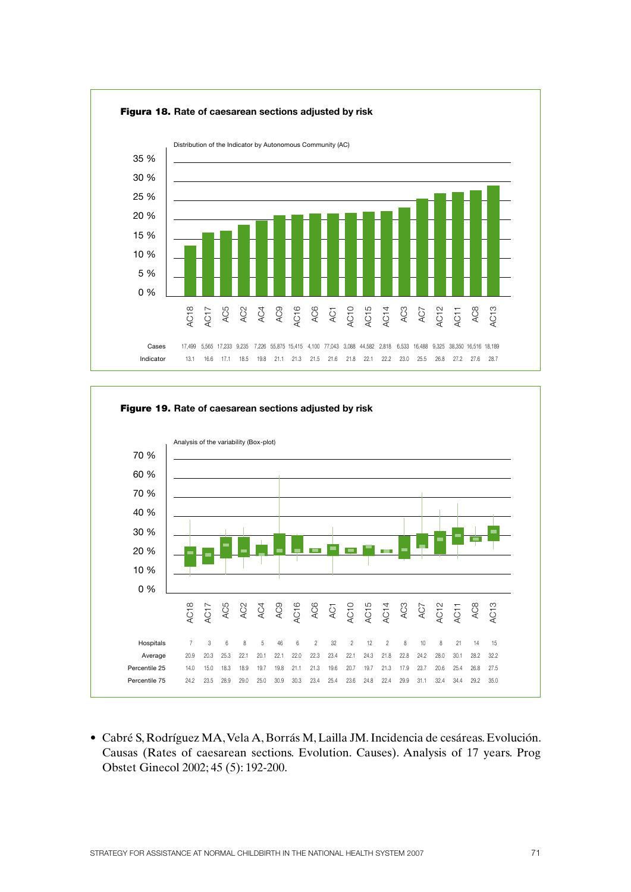**Figura 18.** Rate of caesarean sections adjusted by risk

Distribution of the Indicator by Autonomous Community (AC)

| | AC18 | AC17 | AC5 | AC2 | AC4 | AC9 | AC16 | AC6 | AC1 | AC10 | AC15 | AC14 | AC3 | AC7 | AC12 | AC11 | AC8 | AC13 |
|---|---|---|---|---|---|---|---|---|---|---|---|---|---|---|---|---|---|---|
| Cases | 17,499 | 5,565 | 17,233 | 9,235 | 7,226 | 55,875 | 15,415 | 4,100 | 77,043 | 3,088 | 44,582 | 2,818 | 6,533 | 16,488 | 9,325 | 38,350 | 16,516 | 18,189 |
| Indicator | 13.1 | 16.6 | 17.1 | 18.5 | 19.8 | 21.1 | 21.3 | 21.5 | 21.6 | 21.8 | 22.1 | 22.2 | 23.0 | 25.5 | 26.8 | 27.2 | 27.6 | 28.7 |

**Figure 19.** Rate of caesarean sections adjusted by risk

Analysis of the variability (Box-plot)

| | AC18 | AC17 | AC5 | AC2 | AC4 | AC9 | AC16 | AC6 | AC1 | AC10 | AC15 | AC14 | AC3 | AC7 | AC12 | AC11 | AC8 | AC13 |
|---|---|---|---|---|---|---|---|---|---|---|---|---|---|---|---|---|---|---|
| Hospitals | 7 | 3 | 6 | 8 | 5 | 46 | 6 | 2 | 32 | 2 | 12 | 2 | 8 | 10 | 8 | 21 | 14 | 15 |
| Average | 20.9 | 20.3 | 25.3 | 22.1 | 20.1 | 22.1 | 22.0 | 22.3 | 23.4 | 22.1 | 24.3 | 21.8 | 22.8 | 24.2 | 28.0 | 30.1 | 28.2 | 32.2 |
| Percentile 25 | 14.0 | 15.0 | 18.3 | 18.9 | 19.7 | 19.8 | 21.1 | 21.3 | 19.6 | 20.7 | 19.7 | 21.3 | 17.9 | 23.7 | 20.6 | 25.4 | 26.8 | 27.5 |
| Percentile 75 | 24.2 | 23.5 | 28.9 | 29.0 | 25.0 | 30.9 | 30.3 | 23.4 | 25.4 | 23.6 | 24.8 | 22.4 | 29.9 | 31.1 | 32.4 | 34.4 | 29.2 | 35.0 |

- Cabré S, Rodríguez MA, Vela A, Borrás M, Lailla JM. Incidencia de cesáreas. Evolución. Causas (Rates of caesarean sections. Evolution. Causes). Analysis of 17 years. Prog Obstet Ginecol 2002; 45 (5): 192-200.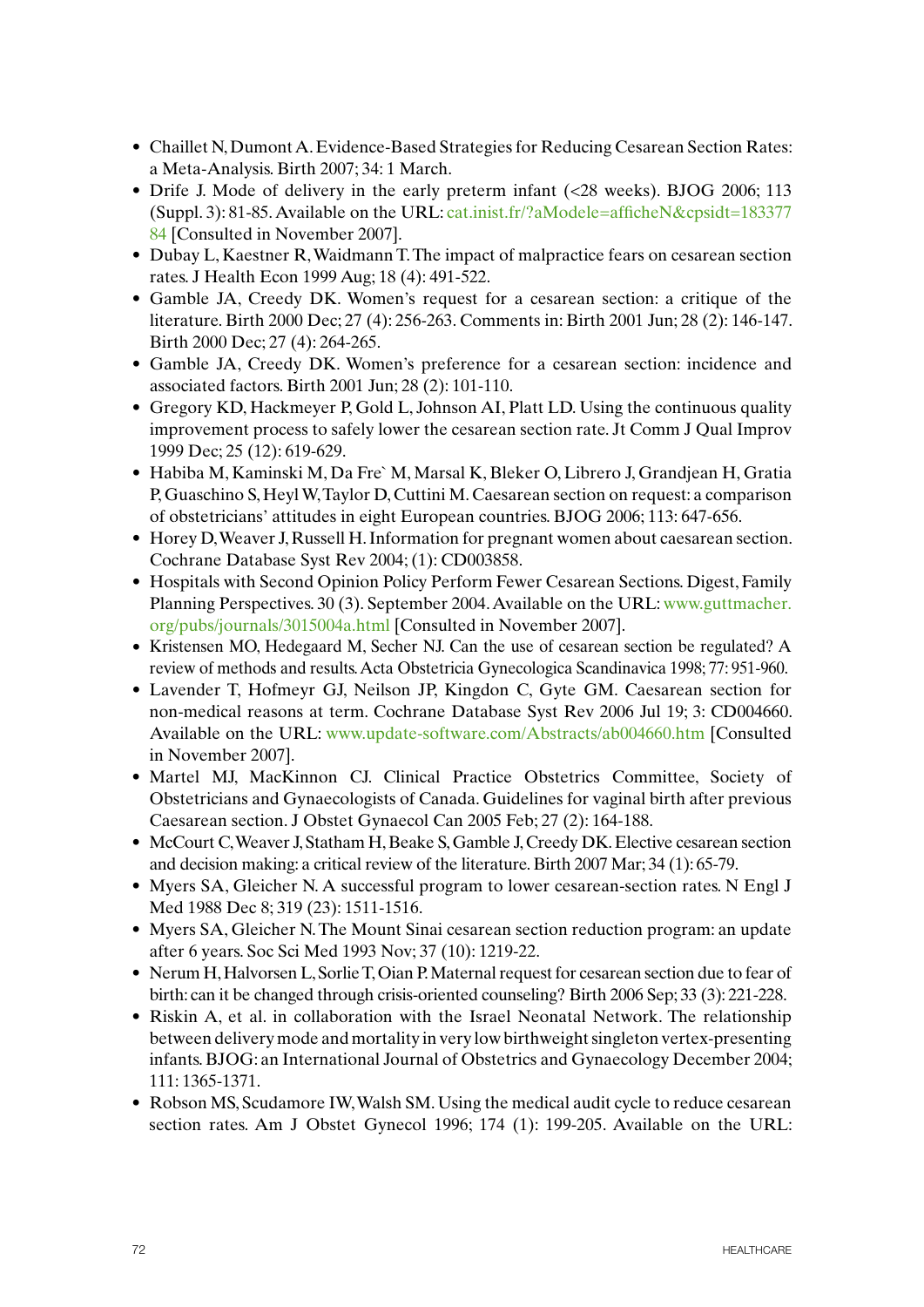- Chaillet N, Dumont A. Evidence-Based Strategies for Reducing Cesarean Section Rates: a Meta-Analysis. Birth 2007; 34: 1 March.
- Drife J. Mode of delivery in the early preterm infant (<28 weeks). BJOG 2006; 113 (Suppl. 3): 81-85. Available on the URL: cat.inist.fr/?aModele=afficheN&cpsidt=18337784 [Consulted in November 2007].
- Dubay L, Kaestner R, Waidmann T. The impact of malpractice fears on cesarean section rates. J Health Econ 1999 Aug; 18 (4): 491-522.
- Gamble JA, Creedy DK. Women's request for a cesarean section: a critique of the literature. Birth 2000 Dec; 27 (4): 256-263. Comments in: Birth 2001 Jun; 28 (2): 146-147. Birth 2000 Dec; 27 (4): 264-265.
- Gamble JA, Creedy DK. Women's preference for a cesarean section: incidence and associated factors. Birth 2001 Jun; 28 (2): 101-110.
- Gregory KD, Hackmeyer P, Gold L, Johnson AI, Platt LD. Using the continuous quality improvement process to safely lower the cesarean section rate. Jt Comm J Qual Improv 1999 Dec; 25 (12): 619-629.
- Habiba M, Kaminski M, Da Fre` M, Marsal K, Bleker O, Librero J, Grandjean H, Gratia P, Guaschino S, Heyl W, Taylor D, Cuttini M. Caesarean section on request: a comparison of obstetricians' attitudes in eight European countries. BJOG 2006; 113: 647-656.
- Horey D, Weaver J, Russell H. Information for pregnant women about caesarean section. Cochrane Database Syst Rev 2004; (1): CD003858.
- Hospitals with Second Opinion Policy Perform Fewer Cesarean Sections. Digest, Family Planning Perspectives. 30 (3). September 2004. Available on the URL: www.guttmacher.org/pubs/journals/3015004a.html [Consulted in November 2007].
- Kristensen MO, Hedegaard M, Secher NJ. Can the use of cesarean section be regulated? A review of methods and results. Acta Obstetricia Gynecologica Scandinavica 1998; 77: 951-960.
- Lavender T, Hofmeyr GJ, Neilson JP, Kingdon C, Gyte GM. Caesarean section for non-medical reasons at term. Cochrane Database Syst Rev 2006 Jul 19; 3: CD004660. Available on the URL: www.update-software.com/Abstracts/ab004660.htm [Consulted in November 2007].
- Martel MJ, MacKinnon CJ. Clinical Practice Obstetrics Committee, Society of Obstetricians and Gynaecologists of Canada. Guidelines for vaginal birth after previous Caesarean section. J Obstet Gynaecol Can 2005 Feb; 27 (2): 164-188.
- McCourt C, Weaver J, Statham H, Beake S, Gamble J, Creedy DK. Elective cesarean section and decision making: a critical review of the literature. Birth 2007 Mar; 34 (1): 65-79.
- Myers SA, Gleicher N. A successful program to lower cesarean-section rates. N Engl J Med 1988 Dec 8; 319 (23): 1511-1516.
- Myers SA, Gleicher N. The Mount Sinai cesarean section reduction program: an update after 6 years. Soc Sci Med 1993 Nov; 37 (10): 1219-22.
- Nerum H, Halvorsen L, Sorlie T, Oian P. Maternal request for cesarean section due to fear of birth: can it be changed through crisis-oriented counseling? Birth 2006 Sep; 33 (3): 221-228.
- Riskin A, et al. in collaboration with the Israel Neonatal Network. The relationship between delivery mode and mortality in very low birthweight singleton vertex-presenting infants. BJOG: an International Journal of Obstetrics and Gynaecology December 2004; 111: 1365-1371.
- Robson MS, Scudamore IW, Walsh SM. Using the medical audit cycle to reduce cesarean section rates. Am J Obstet Gynecol 1996; 174 (1): 199-205. Available on the URL: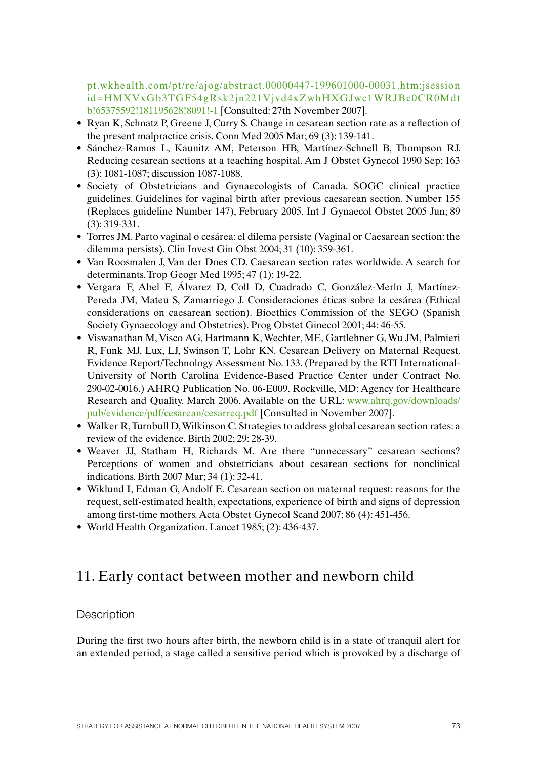pt.wkhealth.com/pt/re/ajog/abstract.00000447-199601000-00031.htm;jsessionid=HMXVxGb3TGF54gRsk2jn221Vjvd4xZwhHXGJwc1WRJBc0CR0Mdtb!65375592!181195628!8091!-1 [Consulted: 27th November 2007].

- Ryan K, Schnatz P, Greene J, Curry S. Change in cesarean section rate as a reflection of the present malpractice crisis. Conn Med 2005 Mar; 69 (3): 139-141.
- Sánchez-Ramos L, Kaunitz AM, Peterson HB, Martínez-Schnell B, Thompson RJ. Reducing cesarean sections at a teaching hospital. Am J Obstet Gynecol 1990 Sep; 163 (3): 1081-1087; discussion 1087-1088.
- Society of Obstetricians and Gynaecologists of Canada. SOGC clinical practice guidelines. Guidelines for vaginal birth after previous caesarean section. Number 155 (Replaces guideline Number 147), February 2005. Int J Gynaecol Obstet 2005 Jun; 89 (3): 319-331.
- Torres JM. Parto vaginal o cesárea: el dilema persiste (Vaginal or Caesarean section: the dilemma persists). Clin Invest Gin Obst 2004; 31 (10): 359-361.
- Van Roosmalen J, Van der Does CD. Caesarean section rates worldwide. A search for determinants. Trop Geogr Med 1995; 47 (1): 19-22.
- Vergara F, Abel F, Álvarez D, Coll D, Cuadrado C, González-Merlo J, Martínez-Pereda JM, Mateu S, Zamarriego J. Consideraciones éticas sobre la cesárea (Ethical considerations on caesarean section). Bioethics Commission of the SEGO (Spanish Society Gynaecology and Obstetrics). Prog Obstet Ginecol 2001; 44: 46-55.
- Viswanathan M, Visco AG, Hartmann K, Wechter, ME, Gartlehner G, Wu JM, Palmieri R, Funk MJ, Lux, LJ, Swinson T, Lohr KN. Cesarean Delivery on Maternal Request. Evidence Report/Technology Assessment No. 133. (Prepared by the RTI International-University of North Carolina Evidence-Based Practice Center under Contract No. 290-02-0016.) AHRQ Publication No. 06-E009. Rockville, MD: Agency for Healthcare Research and Quality. March 2006. Available on the URL: www.ahrq.gov/downloads/pub/evidence/pdf/cesarean/cesarreq.pdf [Consulted in November 2007].
- Walker R, Turnbull D, Wilkinson C. Strategies to address global cesarean section rates: a review of the evidence. Birth 2002; 29: 28-39.
- Weaver JJ, Statham H, Richards M. Are there "unnecessary" cesarean sections? Perceptions of women and obstetricians about cesarean sections for nonclinical indications. Birth 2007 Mar; 34 (1): 32-41.
- Wiklund I, Edman G, Andolf E. Cesarean section on maternal request: reasons for the request, self-estimated health, expectations, experience of birth and signs of depression among first-time mothers. Acta Obstet Gynecol Scand 2007; 86 (4): 451-456.
- World Health Organization. Lancet 1985; (2): 436-437.

## 11. Early contact between mother and newborn child

### Description

During the first two hours after birth, the newborn child is in a state of tranquil alert for an extended period, a stage called a sensitive period which is provoked by a discharge of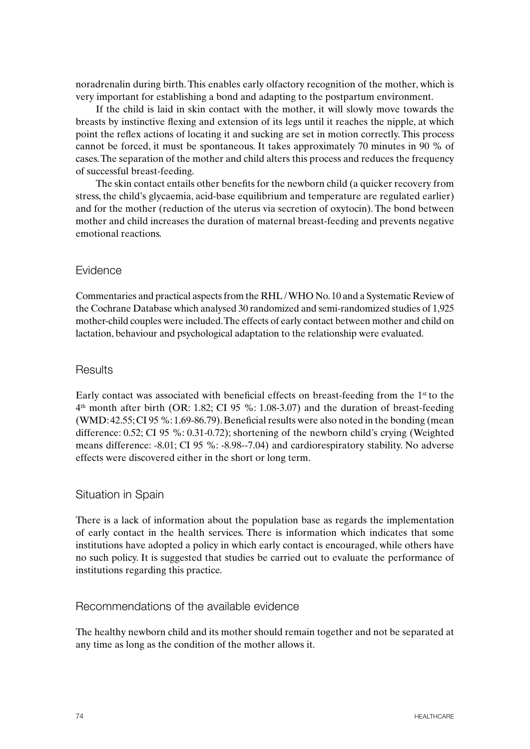noradrenalin during birth. This enables early olfactory recognition of the mother, which is very important for establishing a bond and adapting to the postpartum environment.

If the child is laid in skin contact with the mother, it will slowly move towards the breasts by instinctive flexing and extension of its legs until it reaches the nipple, at which point the reflex actions of locating it and sucking are set in motion correctly. This process cannot be forced, it must be spontaneous. It takes approximately 70 minutes in 90 % of cases. The separation of the mother and child alters this process and reduces the frequency of successful breast-feeding.

The skin contact entails other benefits for the newborn child (a quicker recovery from stress, the child's glycaemia, acid-base equilibrium and temperature are regulated earlier) and for the mother (reduction of the uterus via secretion of oxytocin). The bond between mother and child increases the duration of maternal breast-feeding and prevents negative emotional reactions.

## Evidence

Commentaries and practical aspects from the RHL / WHO No. 10 and a Systematic Review of the Cochrane Database which analysed 30 randomized and semi-randomized studies of 1,925 mother-child couples were included. The effects of early contact between mother and child on lactation, behaviour and psychological adaptation to the relationship were evaluated.

## Results

Early contact was associated with beneficial effects on breast-feeding from the 1st to the 4th month after birth (OR: 1.82; CI 95 %: 1.08-3.07) and the duration of breast-feeding (WMD: 42.55; CI 95 %: 1.69-86.79). Beneficial results were also noted in the bonding (mean difference: 0.52; CI 95 %: 0.31-0.72); shortening of the newborn child's crying (Weighted means difference: -8.01; CI 95 %: -8.98--7.04) and cardiorespiratory stability. No adverse effects were discovered either in the short or long term.

## Situation in Spain

There is a lack of information about the population base as regards the implementation of early contact in the health services. There is information which indicates that some institutions have adopted a policy in which early contact is encouraged, while others have no such policy. It is suggested that studies be carried out to evaluate the performance of institutions regarding this practice.

## Recommendations of the available evidence

The healthy newborn child and its mother should remain together and not be separated at any time as long as the condition of the mother allows it.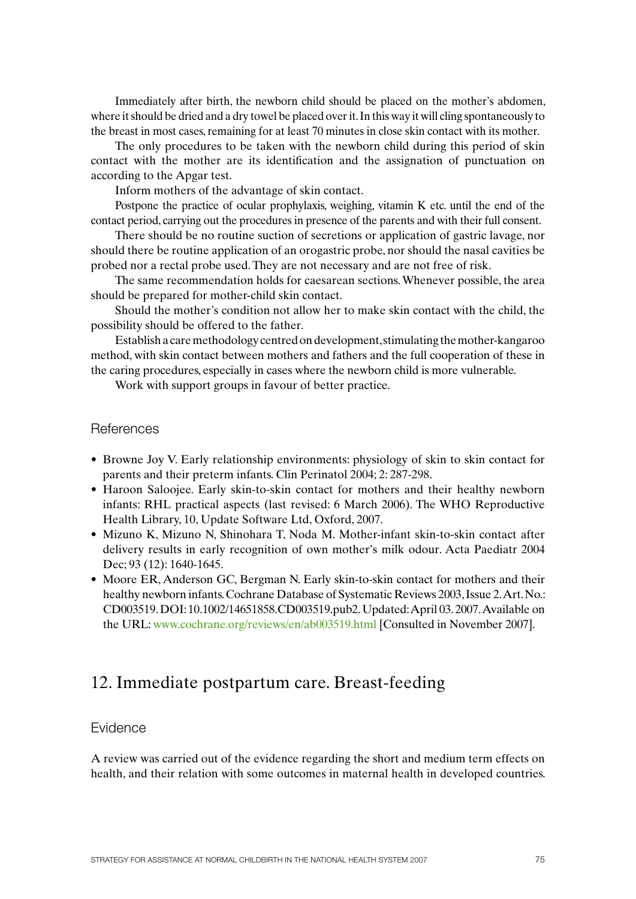Immediately after birth, the newborn child should be placed on the mother's abdomen, where it should be dried and a dry towel be placed over it. In this way it will cling spontaneously to the breast in most cases, remaining for at least 70 minutes in close skin contact with its mother.

The only procedures to be taken with the newborn child during this period of skin contact with the mother are its identification and the assignation of punctuation on according to the Apgar test.

Inform mothers of the advantage of skin contact.

Postpone the practice of ocular prophylaxis, weighing, vitamin K etc. until the end of the contact period, carrying out the procedures in presence of the parents and with their full consent.

There should be no routine suction of secretions or application of gastric lavage, nor should there be routine application of an orogastric probe, nor should the nasal cavities be probed nor a rectal probe used. They are not necessary and are not free of risk.

The same recommendation holds for caesarean sections. Whenever possible, the area should be prepared for mother-child skin contact.

Should the mother's condition not allow her to make skin contact with the child, the possibility should be offered to the father.

Establish a care methodology centred on development, stimulating the mother-kangaroo method, with skin contact between mothers and fathers and the full cooperation of these in the caring procedures, especially in cases where the newborn child is more vulnerable.

Work with support groups in favour of better practice.

### References

- Browne Joy V. Early relationship environments: physiology of skin to skin contact for parents and their preterm infants. Clin Perinatol 2004; 2: 287-298.
- Haroon Saloojee. Early skin-to-skin contact for mothers and their healthy newborn infants: RHL practical aspects (last revised: 6 March 2006). The WHO Reproductive Health Library, 10, Update Software Ltd, Oxford, 2007.
- Mizuno K, Mizuno N, Shinohara T, Noda M. Mother-infant skin-to-skin contact after delivery results in early recognition of own mother's milk odour. Acta Paediatr 2004 Dec; 93 (12): 1640-1645.
- Moore ER, Anderson GC, Bergman N. Early skin-to-skin contact for mothers and their healthy newborn infants. Cochrane Database of Systematic Reviews 2003, Issue 2. Art. No.: CD003519. DOI: 10.1002/14651858.CD003519.pub2. Updated: April 03. 2007. Available on the URL: www.cochrane.org/reviews/en/ab003519.html [Consulted in November 2007].

## 12. Immediate postpartum care. Breast-feeding

### Evidence

A review was carried out of the evidence regarding the short and medium term effects on health, and their relation with some outcomes in maternal health in developed countries.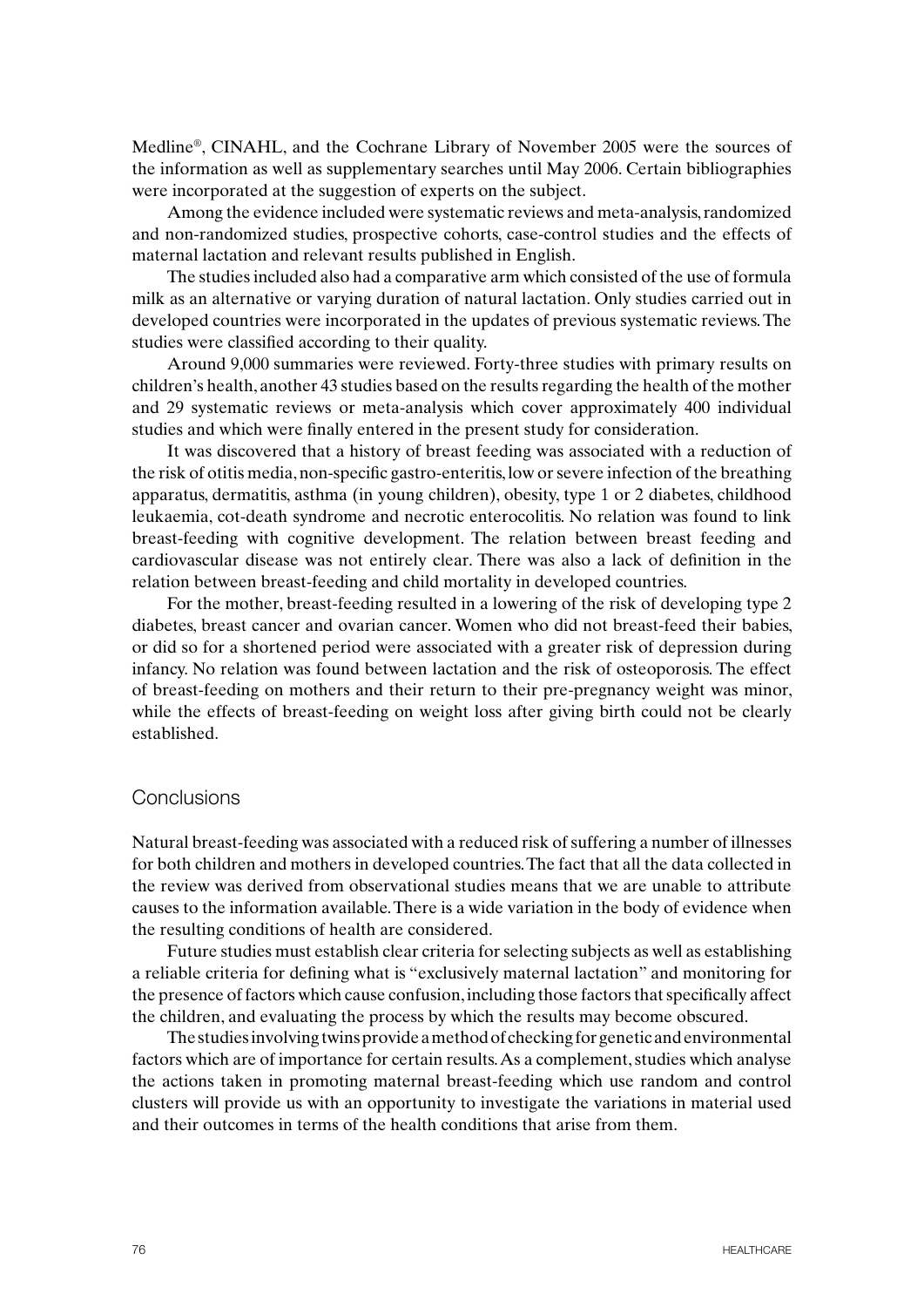Medline®, CINAHL, and the Cochrane Library of November 2005 were the sources of the information as well as supplementary searches until May 2006. Certain bibliographies were incorporated at the suggestion of experts on the subject.

Among the evidence included were systematic reviews and meta-analysis, randomized and non-randomized studies, prospective cohorts, case-control studies and the effects of maternal lactation and relevant results published in English.

The studies included also had a comparative arm which consisted of the use of formula milk as an alternative or varying duration of natural lactation. Only studies carried out in developed countries were incorporated in the updates of previous systematic reviews. The studies were classified according to their quality.

Around 9,000 summaries were reviewed. Forty-three studies with primary results on children's health, another 43 studies based on the results regarding the health of the mother and 29 systematic reviews or meta-analysis which cover approximately 400 individual studies and which were finally entered in the present study for consideration.

It was discovered that a history of breast feeding was associated with a reduction of the risk of otitis media, non-specific gastro-enteritis, low or severe infection of the breathing apparatus, dermatitis, asthma (in young children), obesity, type 1 or 2 diabetes, childhood leukaemia, cot-death syndrome and necrotic enterocolitis. No relation was found to link breast-feeding with cognitive development. The relation between breast feeding and cardiovascular disease was not entirely clear. There was also a lack of definition in the relation between breast-feeding and child mortality in developed countries.

For the mother, breast-feeding resulted in a lowering of the risk of developing type 2 diabetes, breast cancer and ovarian cancer. Women who did not breast-feed their babies, or did so for a shortened period were associated with a greater risk of depression during infancy. No relation was found between lactation and the risk of osteoporosis. The effect of breast-feeding on mothers and their return to their pre-pregnancy weight was minor, while the effects of breast-feeding on weight loss after giving birth could not be clearly established.

## Conclusions

Natural breast-feeding was associated with a reduced risk of suffering a number of illnesses for both children and mothers in developed countries. The fact that all the data collected in the review was derived from observational studies means that we are unable to attribute causes to the information available. There is a wide variation in the body of evidence when the resulting conditions of health are considered.

Future studies must establish clear criteria for selecting subjects as well as establishing a reliable criteria for defining what is "exclusively maternal lactation" and monitoring for the presence of factors which cause confusion, including those factors that specifically affect the children, and evaluating the process by which the results may become obscured.

The studies involving twins provide a method of checking for genetic and environmental factors which are of importance for certain results. As a complement, studies which analyse the actions taken in promoting maternal breast-feeding which use random and control clusters will provide us with an opportunity to investigate the variations in material used and their outcomes in terms of the health conditions that arise from them.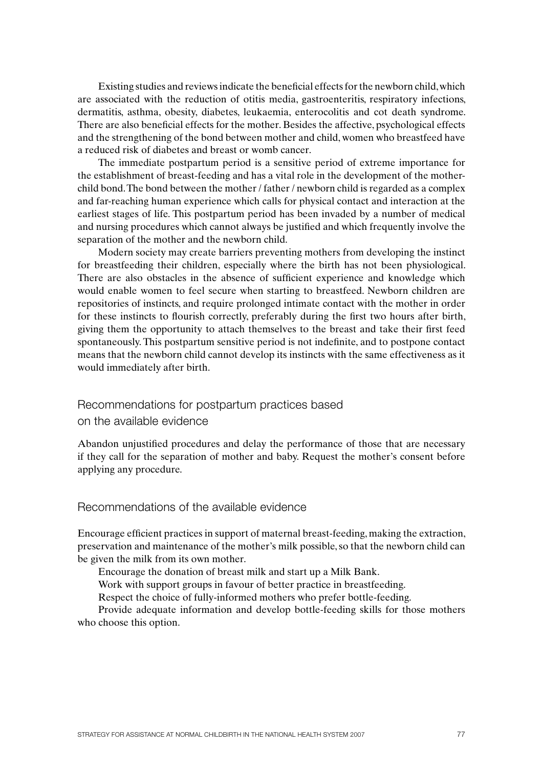Existing studies and reviews indicate the beneficial effects for the newborn child, which are associated with the reduction of otitis media, gastroenteritis, respiratory infections, dermatitis, asthma, obesity, diabetes, leukaemia, enterocolitis and cot death syndrome. There are also beneficial effects for the mother. Besides the affective, psychological effects and the strengthening of the bond between mother and child, women who breastfeed have a reduced risk of diabetes and breast or womb cancer.

The immediate postpartum period is a sensitive period of extreme importance for the establishment of breast-feeding and has a vital role in the development of the mother-child bond. The bond between the mother / father / newborn child is regarded as a complex and far-reaching human experience which calls for physical contact and interaction at the earliest stages of life. This postpartum period has been invaded by a number of medical and nursing procedures which cannot always be justified and which frequently involve the separation of the mother and the newborn child.

Modern society may create barriers preventing mothers from developing the instinct for breastfeeding their children, especially where the birth has not been physiological. There are also obstacles in the absence of sufficient experience and knowledge which would enable women to feel secure when starting to breastfeed. Newborn children are repositories of instincts, and require prolonged intimate contact with the mother in order for these instincts to flourish correctly, preferably during the first two hours after birth, giving them the opportunity to attach themselves to the breast and take their first feed spontaneously. This postpartum sensitive period is not indefinite, and to postpone contact means that the newborn child cannot develop its instincts with the same effectiveness as it would immediately after birth.

## Recommendations for postpartum practices based on the available evidence

Abandon unjustified procedures and delay the performance of those that are necessary if they call for the separation of mother and baby. Request the mother's consent before applying any procedure.

## Recommendations of the available evidence

Encourage efficient practices in support of maternal breast-feeding, making the extraction, preservation and maintenance of the mother's milk possible, so that the newborn child can be given the milk from its own mother.

Encourage the donation of breast milk and start up a Milk Bank.

Work with support groups in favour of better practice in breastfeeding.

Respect the choice of fully-informed mothers who prefer bottle-feeding.

Provide adequate information and develop bottle-feeding skills for those mothers who choose this option.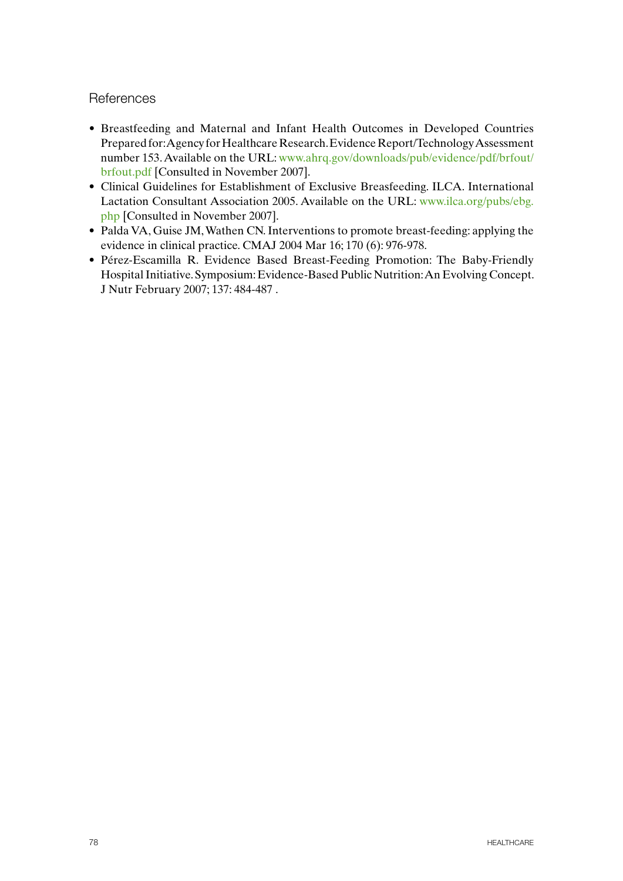## References

- Breastfeeding and Maternal and Infant Health Outcomes in Developed Countries Prepared for: Agency for Healthcare Research. Evidence Report/Technology Assessment number 153. Available on the URL: www.ahrq.gov/downloads/pub/evidence/pdf/brfout/brfout.pdf [Consulted in November 2007].
- Clinical Guidelines for Establishment of Exclusive Breasfeeding. ILCA. International Lactation Consultant Association 2005. Available on the URL: www.ilca.org/pubs/ebg.php [Consulted in November 2007].
- Palda VA, Guise JM, Wathen CN. Interventions to promote breast-feeding: applying the evidence in clinical practice. CMAJ 2004 Mar 16; 170 (6): 976-978.
- Pérez-Escamilla R. Evidence Based Breast-Feeding Promotion: The Baby-Friendly Hospital Initiative. Symposium: Evidence-Based Public Nutrition: An Evolving Concept. J Nutr February 2007; 137: 484-487 .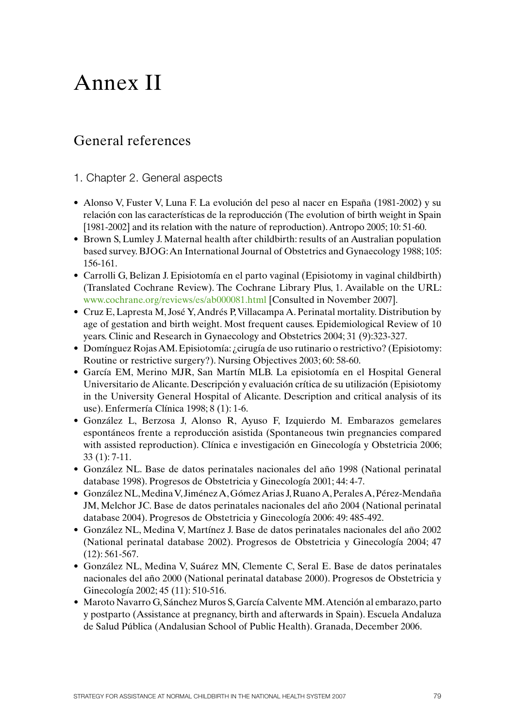# Annex II

## General references

### 1. Chapter 2. General aspects

- Alonso V, Fuster V, Luna F. La evolución del peso al nacer en España (1981-2002) y su relación con las características de la reproducción (The evolution of birth weight in Spain [1981-2002] and its relation with the nature of reproduction). Antropo 2005; 10: 51-60.
- Brown S, Lumley J. Maternal health after childbirth: results of an Australian population based survey. BJOG: An International Journal of Obstetrics and Gynaecology 1988; 105: 156-161.
- Carrolli G, Belizan J. Episiotomía en el parto vaginal (Episiotomy in vaginal childbirth) (Translated Cochrane Review). The Cochrane Library Plus, 1. Available on the URL: www.cochrane.org/reviews/es/ab000081.html [Consulted in November 2007].
- Cruz E, Lapresta M, José Y, Andrés P, Villacampa A. Perinatal mortality. Distribution by age of gestation and birth weight. Most frequent causes. Epidemiological Review of 10 years. Clinic and Research in Gynaecology and Obstetrics 2004; 31 (9):323-327.
- Domínguez Rojas AM. Episiotomía: ¿cirugía de uso rutinario o restrictivo? (Episiotomy: Routine or restrictive surgery?). Nursing Objectives 2003; 60: 58-60.
- García EM, Merino MJR, San Martín MLB. La episiotomía en el Hospital General Universitario de Alicante. Descripción y evaluación crítica de su utilización (Episiotomy in the University General Hospital of Alicante. Description and critical analysis of its use). Enfermería Clínica 1998; 8 (1): 1-6.
- González L, Berzosa J, Alonso R, Ayuso F, Izquierdo M. Embarazos gemelares espontáneos frente a reproducción asistida (Spontaneous twin pregnancies compared with assisted reproduction). Clínica e investigación en Ginecología y Obstetricia 2006; 33 (1): 7-11.
- González NL. Base de datos perinatales nacionales del año 1998 (National perinatal database 1998). Progresos de Obstetricia y Ginecología 2001; 44: 4-7.
- González NL, Medina V, Jiménez A, Gómez Arias J, Ruano A, Perales A, Pérez-Mendaña JM, Melchor JC. Base de datos perinatales nacionales del año 2004 (National perinatal database 2004). Progresos de Obstetricia y Ginecología 2006: 49: 485-492.
- González NL, Medina V, Martínez J. Base de datos perinatales nacionales del año 2002 (National perinatal database 2002). Progresos de Obstetricia y Ginecología 2004; 47 (12): 561-567.
- González NL, Medina V, Suárez MN, Clemente C, Seral E. Base de datos perinatales nacionales del año 2000 (National perinatal database 2000). Progresos de Obstetricia y Ginecología 2002; 45 (11): 510-516.
- Maroto Navarro G, Sánchez Muros S, García Calvente MM. Atención al embarazo, parto y postparto (Assistance at pregnancy, birth and afterwards in Spain). Escuela Andaluza de Salud Pública (Andalusian School of Public Health). Granada, December 2006.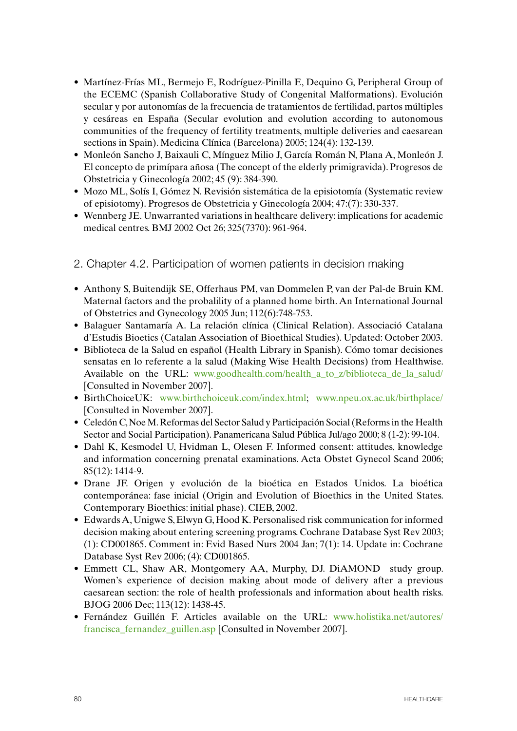- Martínez-Frías ML, Bermejo E, Rodríguez-Pinilla E, Dequino G, Peripheral Group of the ECEMC (Spanish Collaborative Study of Congenital Malformations). Evolución secular y por autonomías de la frecuencia de tratamientos de fertilidad, partos múltiples y cesáreas en España (Secular evolution and evolution according to autonomous communities of the frequency of fertility treatments, multiple deliveries and caesarean sections in Spain). Medicina Clínica (Barcelona) 2005; 124(4): 132-139.
- Monleón Sancho J, Baixauli C, Mínguez Milio J, García Román N, Plana A, Monleón J. El concepto de primípara añosa (The concept of the elderly primigravida). Progresos de Obstetricia y Ginecología 2002; 45 (9): 384-390.
- Mozo ML, Solís I, Gómez N. Revisión sistemática de la episiotomía (Systematic review of episiotomy). Progresos de Obstetricia y Ginecología 2004; 47:(7): 330-337.
- Wennberg JE. Unwarranted variations in healthcare delivery: implications for academic medical centres. BMJ 2002 Oct 26; 325(7370): 961-964.

## 2. Chapter 4.2. Participation of women patients in decision making

- Anthony S, Buitendijk SE, Offerhaus PM, van Dommelen P, van der Pal-de Bruin KM. Maternal factors and the probalility of a planned home birth. An International Journal of Obstetrics and Gynecology 2005 Jun; 112(6):748-753.
- Balaguer Santamaría A. La relación clínica (Clinical Relation). Associació Catalana d'Estudis Bioetics (Catalan Association of Bioethical Studies). Updated: October 2003.
- Biblioteca de la Salud en español (Health Library in Spanish). Cómo tomar decisiones sensatas en lo referente a la salud (Making Wise Health Decisions) from Healthwise. Available on the URL: www.goodhealth.com/health_a_to_z/biblioteca_de_la_salud/ [Consulted in November 2007].
- BirthChoiceUK: www.birthchoiceuk.com/index.html; www.npeu.ox.ac.uk/birthplace/ [Consulted in November 2007].
- Celedón C, Noe M. Reformas del Sector Salud y Participación Social (Reforms in the Health Sector and Social Participation). Panamericana Salud Pública Jul/ago 2000; 8 (1-2): 99-104.
- Dahl K, Kesmodel U, Hvidman L, Olesen F. Informed consent: attitudes, knowledge and information concerning prenatal examinations. Acta Obstet Gynecol Scand 2006; 85(12): 1414-9.
- Drane JF. Origen y evolución de la bioética en Estados Unidos. La bioética contemporánea: fase inicial (Origin and Evolution of Bioethics in the United States. Contemporary Bioethics: initial phase). CIEB, 2002.
- Edwards A, Unigwe S, Elwyn G, Hood K. Personalised risk communication for informed decision making about entering screening programs. Cochrane Database Syst Rev 2003; (1): CD001865. Comment in: Evid Based Nurs 2004 Jan; 7(1): 14. Update in: Cochrane Database Syst Rev 2006; (4): CD001865.
- Emmett CL, Shaw AR, Montgomery AA, Murphy, DJ. DiAMOND study group. Women's experience of decision making about mode of delivery after a previous caesarean section: the role of health professionals and information about health risks. BJOG 2006 Dec; 113(12): 1438-45.
- Fernández Guillén F. Articles available on the URL: www.holistika.net/autores/francisca_fernandez_guillen.asp [Consulted in November 2007].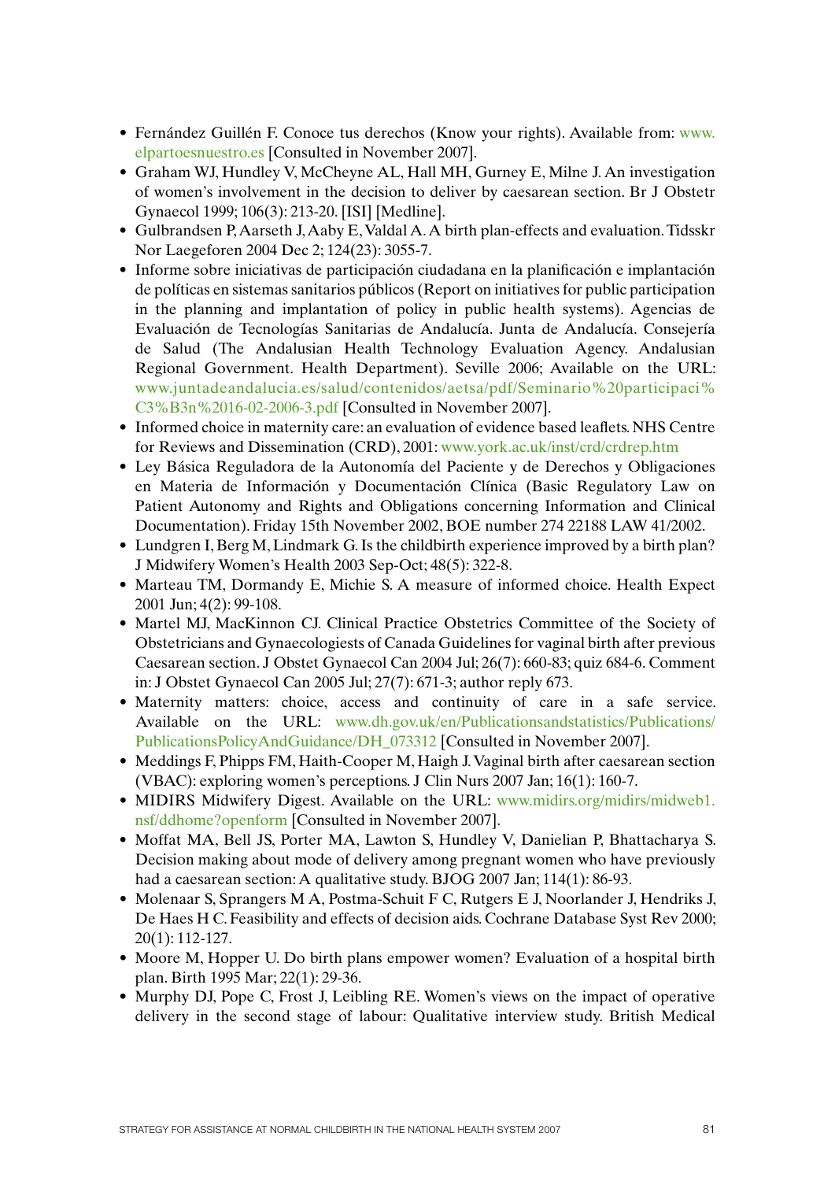- Fernández Guillén F. Conoce tus derechos (Know your rights). Available from: www.elpartoesnuestro.es [Consulted in November 2007].
- Graham WJ, Hundley V, McCheyne AL, Hall MH, Gurney E, Milne J. An investigation of women's involvement in the decision to deliver by caesarean section. Br J Obstetr Gynaecol 1999; 106(3): 213-20. [ISI] [Medline].
- Gulbrandsen P, Aarseth J, Aaby E, Valdal A. A birth plan-effects and evaluation. Tidsskr Nor Laegeforen 2004 Dec 2; 124(23): 3055-7.
- Informe sobre iniciativas de participación ciudadana en la planificación e implantación de políticas en sistemas sanitarios públicos (Report on initiatives for public participation in the planning and implantation of policy in public health systems). Agencias de Evaluación de Tecnologías Sanitarias de Andalucía. Junta de Andalucía. Consejería de Salud (The Andalusian Health Technology Evaluation Agency. Andalusian Regional Government. Health Department). Seville 2006; Available on the URL: www.juntadeandalucia.es/salud/contenidos/aetsa/pdf/Seminario%20participaci%C3%B3n%2016-02-2006-3.pdf [Consulted in November 2007].
- Informed choice in maternity care: an evaluation of evidence based leaflets. NHS Centre for Reviews and Dissemination (CRD), 2001: www.york.ac.uk/inst/crd/crdrep.htm
- Ley Básica Reguladora de la Autonomía del Paciente y de Derechos y Obligaciones en Materia de Información y Documentación Clínica (Basic Regulatory Law on Patient Autonomy and Rights and Obligations concerning Information and Clinical Documentation). Friday 15th November 2002, BOE number 274 22188 LAW 41/2002.
- Lundgren I, Berg M, Lindmark G. Is the childbirth experience improved by a birth plan? J Midwifery Women's Health 2003 Sep-Oct; 48(5): 322-8.
- Marteau TM, Dormandy E, Michie S. A measure of informed choice. Health Expect 2001 Jun; 4(2): 99-108.
- Martel MJ, MacKinnon CJ. Clinical Practice Obstetrics Committee of the Society of Obstetricians and Gynaecologists of Canada Guidelines for vaginal birth after previous Caesarean section. J Obstet Gynaecol Can 2004 Jul; 26(7): 660-83; quiz 684-6. Comment in: J Obstet Gynaecol Can 2005 Jul; 27(7): 671-3; author reply 673.
- Maternity matters: choice, access and continuity of care in a safe service. Available on the URL: www.dh.gov.uk/en/Publicationsandstatistics/Publications/PublicationsPolicyAndGuidance/DH_073312 [Consulted in November 2007].
- Meddings F, Phipps FM, Haith-Cooper M, Haigh J. Vaginal birth after caesarean section (VBAC): exploring women's perceptions. J Clin Nurs 2007 Jan; 16(1): 160-7.
- MIDIRS Midwifery Digest. Available on the URL: www.midirs.org/midirs/midweb1.nsf/ddhome?openform [Consulted in November 2007].
- Moffat MA, Bell JS, Porter MA, Lawton S, Hundley V, Danielian P, Bhattacharya S. Decision making about mode of delivery among pregnant women who have previously had a caesarean section: A qualitative study. BJOG 2007 Jan; 114(1): 86-93.
- Molenaar S, Sprangers M A, Postma-Schuit F C, Rutgers E J, Noorlander J, Hendriks J, De Haes H C. Feasibility and effects of decision aids. Cochrane Database Syst Rev 2000; 20(1): 112-127.
- Moore M, Hopper U. Do birth plans empower women? Evaluation of a hospital birth plan. Birth 1995 Mar; 22(1): 29-36.
- Murphy DJ, Pope C, Frost J, Leibling RE. Women's views on the impact of operative delivery in the second stage of labour: Qualitative interview study. British Medical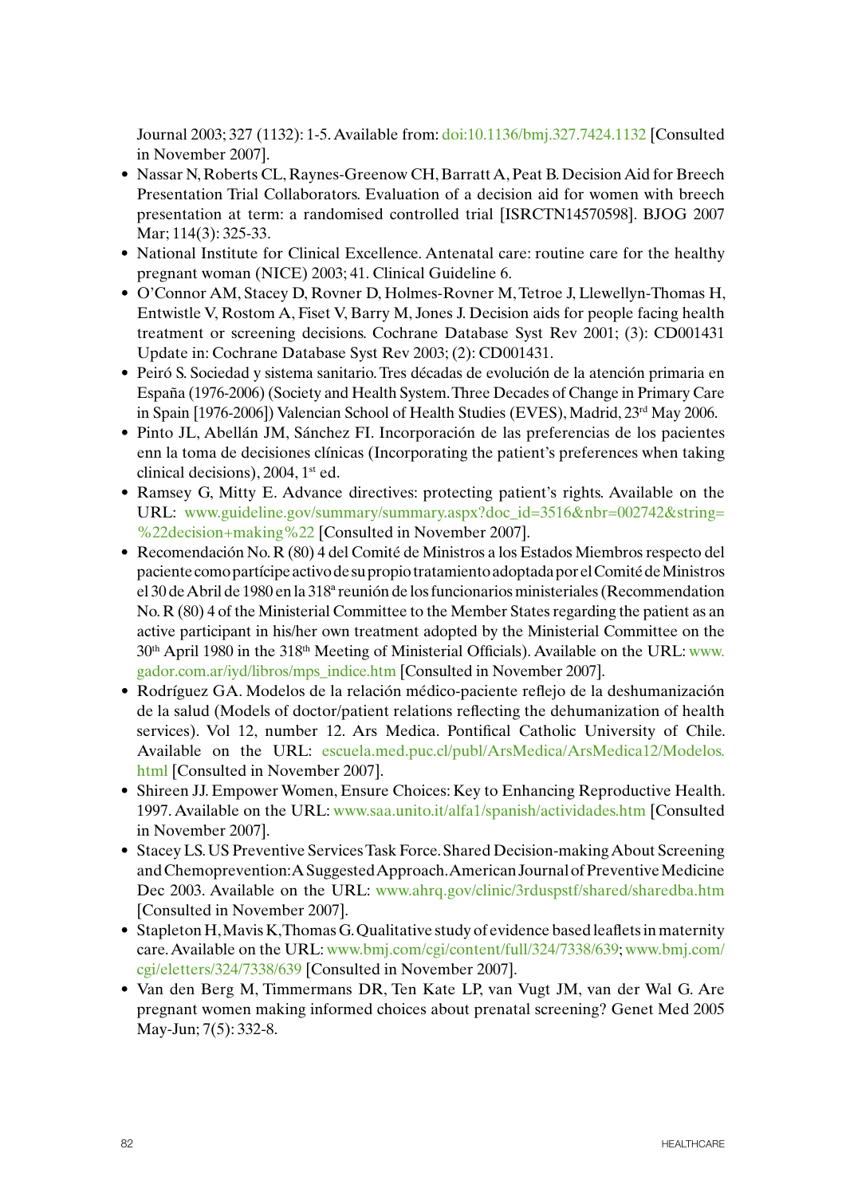Journal 2003; 327 (1132): 1-5. Available from: doi:10.1136/bmj.327.7424.1132 [Consulted in November 2007].

- Nassar N, Roberts CL, Raynes-Greenow CH, Barratt A, Peat B. Decision Aid for Breech Presentation Trial Collaborators. Evaluation of a decision aid for women with breech presentation at term: a randomised controlled trial [ISRCTN14570598]. BJOG 2007 Mar; 114(3): 325-33.
- National Institute for Clinical Excellence. Antenatal care: routine care for the healthy pregnant woman (NICE) 2003; 41. Clinical Guideline 6.
- O'Connor AM, Stacey D, Rovner D, Holmes-Rovner M, Tetroe J, Llewellyn-Thomas H, Entwistle V, Rostom A, Fiset V, Barry M, Jones J. Decision aids for people facing health treatment or screening decisions. Cochrane Database Syst Rev 2001; (3): CD001431 Update in: Cochrane Database Syst Rev 2003; (2): CD001431.
- Peiró S. Sociedad y sistema sanitario. Tres décadas de evolución de la atención primaria en España (1976-2006) (Society and Health System. Three Decades of Change in Primary Care in Spain [1976-2006]) Valencian School of Health Studies (EVES), Madrid, 23rd May 2006.
- Pinto JL, Abellán JM, Sánchez FI. Incorporación de las preferencias de los pacientes enn la toma de decisiones clínicas (Incorporating the patient's preferences when taking clinical decisions), 2004, 1st ed.
- Ramsey G, Mitty E. Advance directives: protecting patient's rights. Available on the URL: www.guideline.gov/summary/summary.aspx?doc_id=3516&nbr=002742&string=%22decision+making%22 [Consulted in November 2007].
- Recomendación No. R (80) 4 del Comité de Ministros a los Estados Miembros respecto del paciente como partícipe activo de su propio tratamiento adoptada por el Comité de Ministros el 30 de Abril de 1980 en la 318ª reunión de los funcionarios ministeriales (Recommendation No. R (80) 4 of the Ministerial Committee to the Member States regarding the patient as an active participant in his/her own treatment adopted by the Ministerial Committee on the 30th April 1980 in the 318th Meeting of Ministerial Officials). Available on the URL: www.gador.com.ar/iyd/libros/mps_indice.htm [Consulted in November 2007].
- Rodríguez GA. Modelos de la relación médico-paciente reflejo de la deshumanización de la salud (Models of doctor/patient relations reflecting the dehumanization of health services). Vol 12, number 12. Ars Medica. Pontifical Catholic University of Chile. Available on the URL: escuela.med.puc.cl/publ/ArsMedica/ArsMedica12/Modelos.html [Consulted in November 2007].
- Shireen JJ. Empower Women, Ensure Choices: Key to Enhancing Reproductive Health. 1997. Available on the URL: www.saa.unito.it/alfa1/spanish/actividades.htm [Consulted in November 2007].
- Stacey LS. US Preventive Services Task Force. Shared Decision-making About Screening and Chemoprevention: A Suggested Approach. American Journal of Preventive Medicine Dec 2003. Available on the URL: www.ahrq.gov/clinic/3rduspstf/shared/sharedba.htm [Consulted in November 2007].
- Stapleton H, Mavis K, Thomas G. Qualitative study of evidence based leaflets in maternity care. Available on the URL: www.bmj.com/cgi/content/full/324/7338/639; www.bmj.com/cgi/eletters/324/7338/639 [Consulted in November 2007].
- Van den Berg M, Timmermans DR, Ten Kate LP, van Vugt JM, van der Wal G. Are pregnant women making informed choices about prenatal screening? Genet Med 2005 May-Jun; 7(5): 332-8.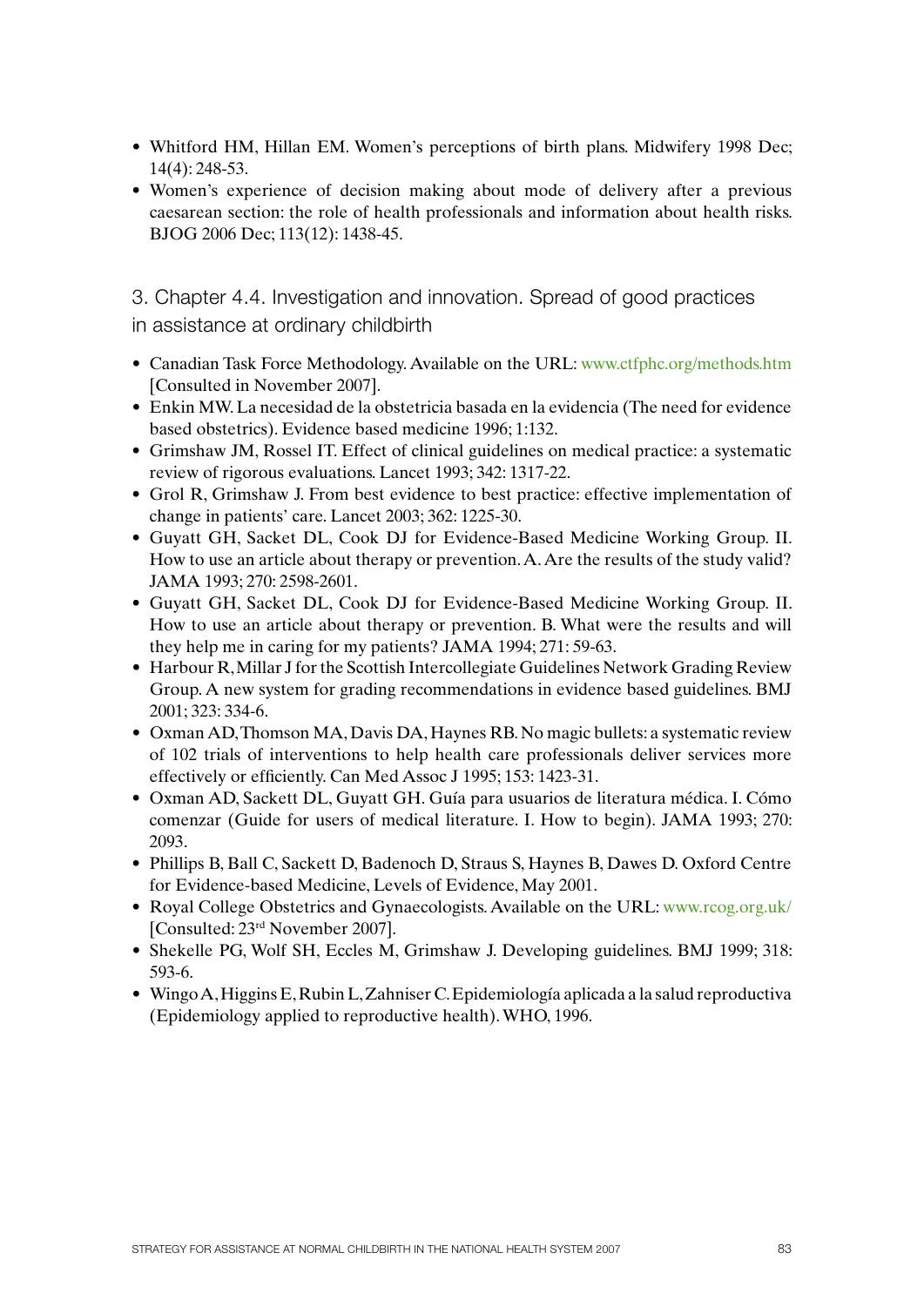- Whitford HM, Hillan EM. Women's perceptions of birth plans. Midwifery 1998 Dec; 14(4): 248-53.
- Women's experience of decision making about mode of delivery after a previous caesarean section: the role of health professionals and information about health risks. BJOG 2006 Dec; 113(12): 1438-45.

### 3. Chapter 4.4. Investigation and innovation. Spread of good practices in assistance at ordinary childbirth

- Canadian Task Force Methodology. Available on the URL: www.ctfphc.org/methods.htm [Consulted in November 2007].
- Enkin MW. La necesidad de la obstetricia basada en la evidencia (The need for evidence based obstetrics). Evidence based medicine 1996; 1:132.
- Grimshaw JM, Rossel IT. Effect of clinical guidelines on medical practice: a systematic review of rigorous evaluations. Lancet 1993; 342: 1317-22.
- Grol R, Grimshaw J. From best evidence to best practice: effective implementation of change in patients' care. Lancet 2003; 362: 1225-30.
- Guyatt GH, Sacket DL, Cook DJ for Evidence-Based Medicine Working Group. II. How to use an article about therapy or prevention. A. Are the results of the study valid? JAMA 1993; 270: 2598-2601.
- Guyatt GH, Sacket DL, Cook DJ for Evidence-Based Medicine Working Group. II. How to use an article about therapy or prevention. B. What were the results and will they help me in caring for my patients? JAMA 1994; 271: 59-63.
- Harbour R, Millar J for the Scottish Intercollegiate Guidelines Network Grading Review Group. A new system for grading recommendations in evidence based guidelines. BMJ 2001; 323: 334-6.
- Oxman AD, Thomson MA, Davis DA, Haynes RB. No magic bullets: a systematic review of 102 trials of interventions to help health care professionals deliver services more effectively or efficiently. Can Med Assoc J 1995; 153: 1423-31.
- Oxman AD, Sackett DL, Guyatt GH. Guía para usuarios de literatura médica. I. Cómo comenzar (Guide for users of medical literature. I. How to begin). JAMA 1993; 270: 2093.
- Phillips B, Ball C, Sackett D, Badenoch D, Straus S, Haynes B, Dawes D. Oxford Centre for Evidence-based Medicine, Levels of Evidence, May 2001.
- Royal College Obstetrics and Gynaecologists. Available on the URL: www.rcog.org.uk/ [Consulted: 23rd November 2007].
- Shekelle PG, Wolf SH, Eccles M, Grimshaw J. Developing guidelines. BMJ 1999; 318: 593-6.
- Wingo A, Higgins E, Rubin L, Zahniser C. Epidemiología aplicada a la salud reproductiva (Epidemiology applied to reproductive health). WHO, 1996.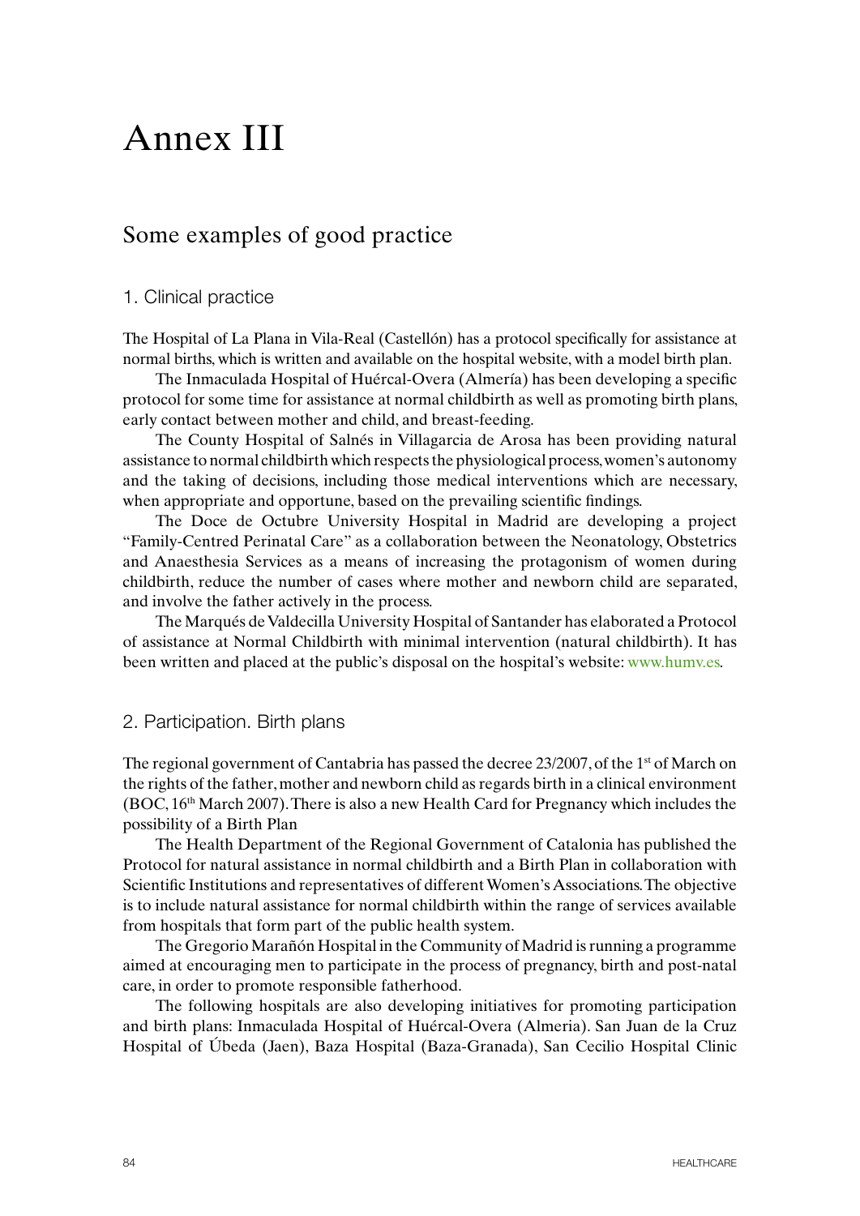# Annex III

## Some examples of good practice

### 1. Clinical practice

The Hospital of La Plana in Vila-Real (Castellón) has a protocol specifically for assistance at normal births, which is written and available on the hospital website, with a model birth plan.

The Inmaculada Hospital of Huércal-Overa (Almería) has been developing a specific protocol for some time for assistance at normal childbirth as well as promoting birth plans, early contact between mother and child, and breast-feeding.

The County Hospital of Salnés in Villagarcia de Arosa has been providing natural assistance to normal childbirth which respects the physiological process, women's autonomy and the taking of decisions, including those medical interventions which are necessary, when appropriate and opportune, based on the prevailing scientific findings.

The Doce de Octubre University Hospital in Madrid are developing a project "Family-Centred Perinatal Care" as a collaboration between the Neonatology, Obstetrics and Anaesthesia Services as a means of increasing the protagonism of women during childbirth, reduce the number of cases where mother and newborn child are separated, and involve the father actively in the process.

The Marqués de Valdecilla University Hospital of Santander has elaborated a Protocol of assistance at Normal Childbirth with minimal intervention (natural childbirth). It has been written and placed at the public's disposal on the hospital's website: www.humv.es.

### 2. Participation. Birth plans

The regional government of Cantabria has passed the decree 23/2007, of the 1st of March on the rights of the father, mother and newborn child as regards birth in a clinical environment (BOC, 16th March 2007). There is also a new Health Card for Pregnancy which includes the possibility of a Birth Plan

The Health Department of the Regional Government of Catalonia has published the Protocol for natural assistance in normal childbirth and a Birth Plan in collaboration with Scientific Institutions and representatives of different Women's Associations. The objective is to include natural assistance for normal childbirth within the range of services available from hospitals that form part of the public health system.

The Gregorio Marañón Hospital in the Community of Madrid is running a programme aimed at encouraging men to participate in the process of pregnancy, birth and post-natal care, in order to promote responsible fatherhood.

The following hospitals are also developing initiatives for promoting participation and birth plans: Inmaculada Hospital of Huércal-Overa (Almeria). San Juan de la Cruz Hospital of Úbeda (Jaen), Baza Hospital (Baza-Granada), San Cecilio Hospital Clinic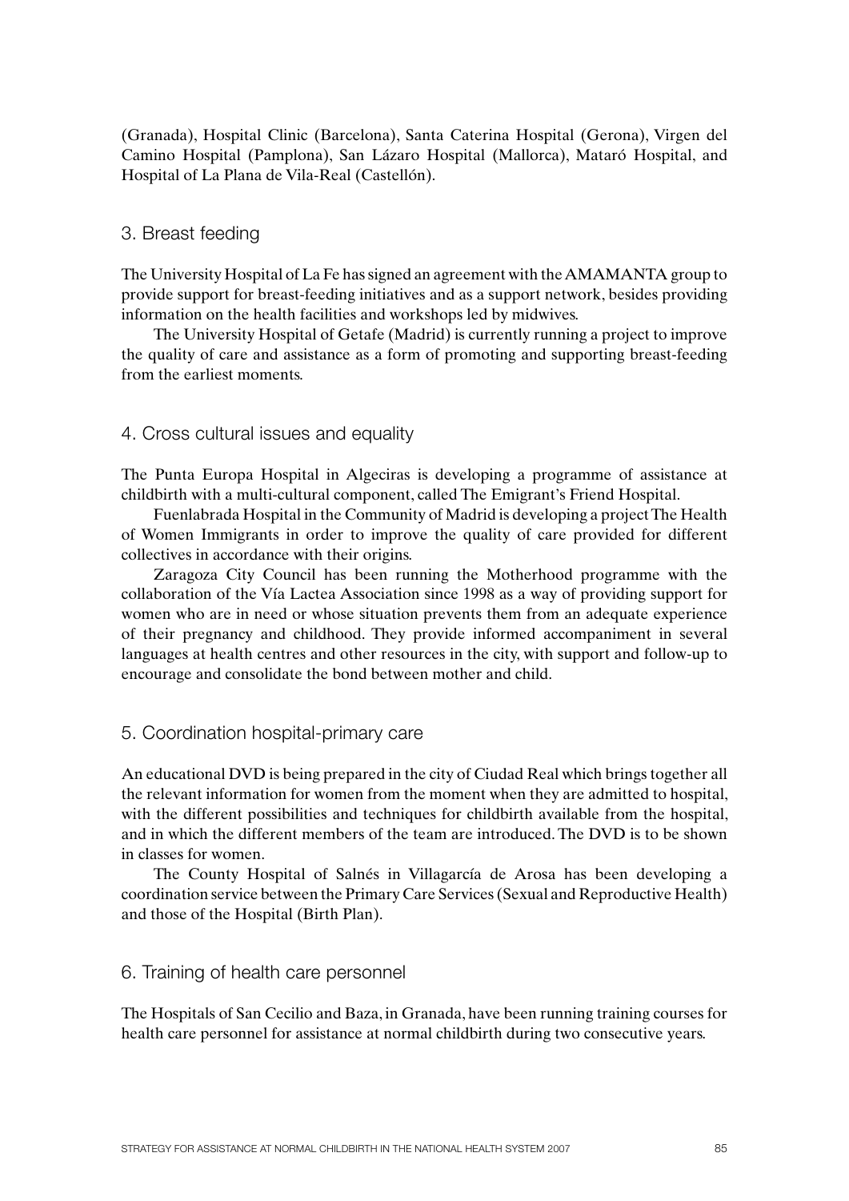(Granada), Hospital Clinic (Barcelona), Santa Caterina Hospital (Gerona), Virgen del Camino Hospital (Pamplona), San Lázaro Hospital (Mallorca), Mataró Hospital, and Hospital of La Plana de Vila-Real (Castellón).

## 3. Breast feeding

The University Hospital of La Fe has signed an agreement with the AMAMANTA group to provide support for breast-feeding initiatives and as a support network, besides providing information on the health facilities and workshops led by midwives.

The University Hospital of Getafe (Madrid) is currently running a project to improve the quality of care and assistance as a form of promoting and supporting breast-feeding from the earliest moments.

## 4. Cross cultural issues and equality

The Punta Europa Hospital in Algeciras is developing a programme of assistance at childbirth with a multi-cultural component, called The Emigrant's Friend Hospital.

Fuenlabrada Hospital in the Community of Madrid is developing a project The Health of Women Immigrants in order to improve the quality of care provided for different collectives in accordance with their origins.

Zaragoza City Council has been running the Motherhood programme with the collaboration of the Vía Lactea Association since 1998 as a way of providing support for women who are in need or whose situation prevents them from an adequate experience of their pregnancy and childhood. They provide informed accompaniment in several languages at health centres and other resources in the city, with support and follow-up to encourage and consolidate the bond between mother and child.

## 5. Coordination hospital-primary care

An educational DVD is being prepared in the city of Ciudad Real which brings together all the relevant information for women from the moment when they are admitted to hospital, with the different possibilities and techniques for childbirth available from the hospital, and in which the different members of the team are introduced. The DVD is to be shown in classes for women.

The County Hospital of Salnés in Villagarcía de Arosa has been developing a coordination service between the Primary Care Services (Sexual and Reproductive Health) and those of the Hospital (Birth Plan).

## 6. Training of health care personnel

The Hospitals of San Cecilio and Baza, in Granada, have been running training courses for health care personnel for assistance at normal childbirth during two consecutive years.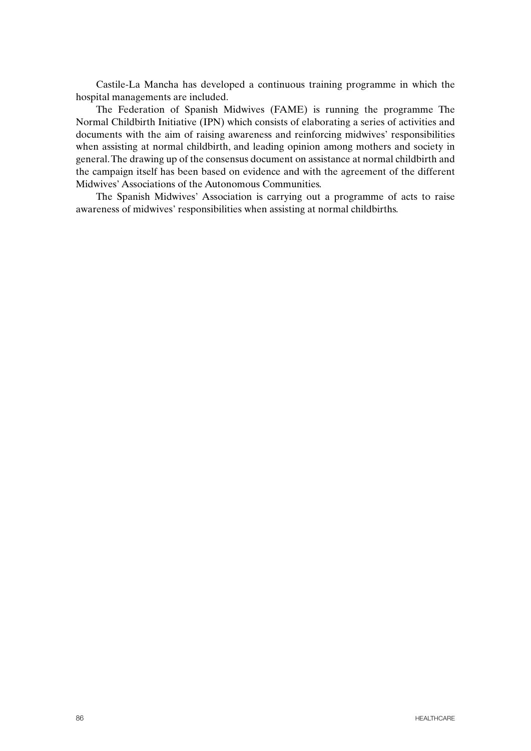Castile-La Mancha has developed a continuous training programme in which the hospital managements are included.

The Federation of Spanish Midwives (FAME) is running the programme The Normal Childbirth Initiative (IPN) which consists of elaborating a series of activities and documents with the aim of raising awareness and reinforcing midwives' responsibilities when assisting at normal childbirth, and leading opinion among mothers and society in general. The drawing up of the consensus document on assistance at normal childbirth and the campaign itself has been based on evidence and with the agreement of the different Midwives' Associations of the Autonomous Communities.

The Spanish Midwives' Association is carrying out a programme of acts to raise awareness of midwives' responsibilities when assisting at normal childbirths.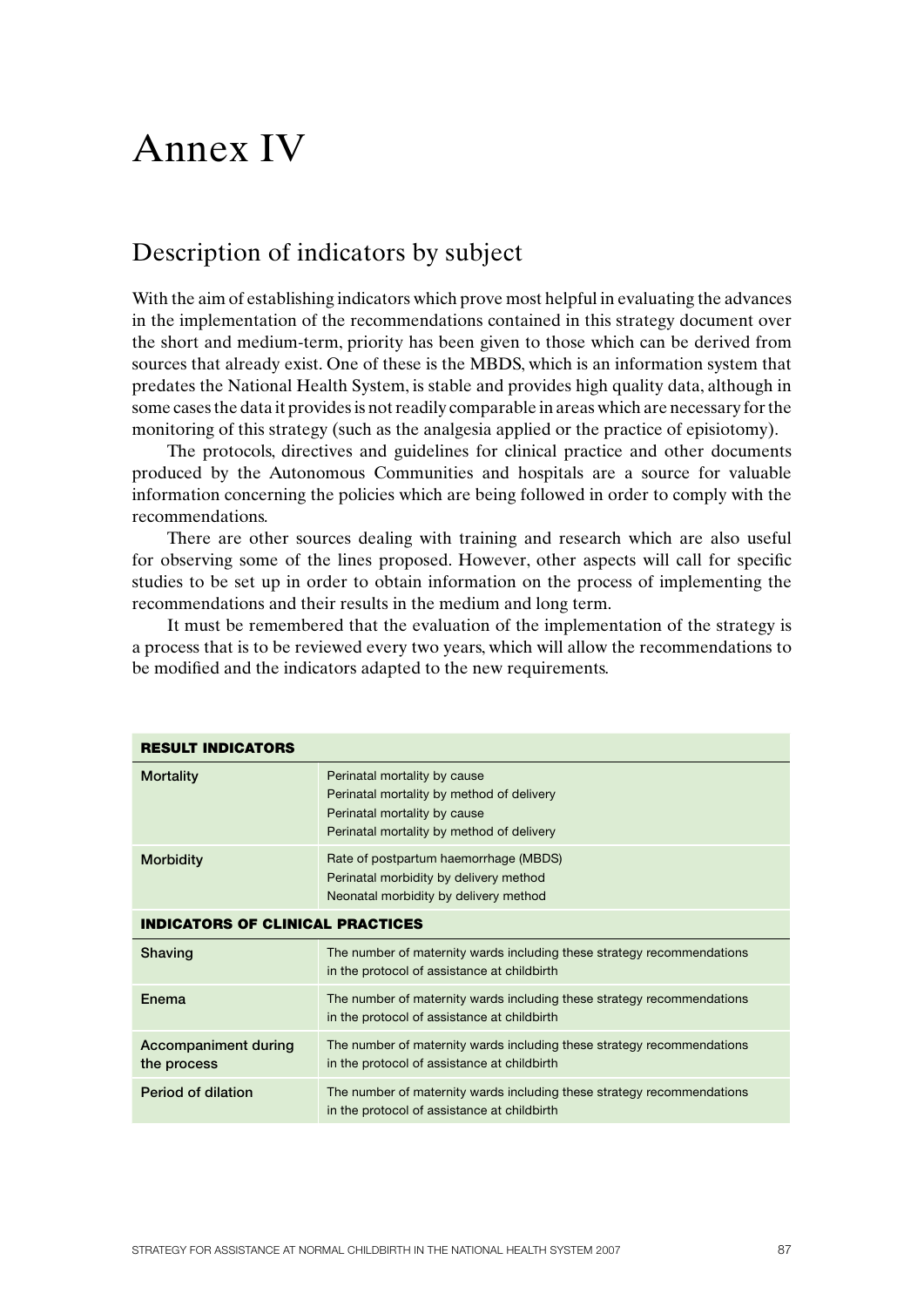# Annex IV

## Description of indicators by subject

With the aim of establishing indicators which prove most helpful in evaluating the advances in the implementation of the recommendations contained in this strategy document over the short and medium-term, priority has been given to those which can be derived from sources that already exist. One of these is the MBDS, which is an information system that predates the National Health System, is stable and provides high quality data, although in some cases the data it provides is not readily comparable in areas which are necessary for the monitoring of this strategy (such as the analgesia applied or the practice of episiotomy).

The protocols, directives and guidelines for clinical practice and other documents produced by the Autonomous Communities and hospitals are a source for valuable information concerning the policies which are being followed in order to comply with the recommendations.

There are other sources dealing with training and research which are also useful for observing some of the lines proposed. However, other aspects will call for specific studies to be set up in order to obtain information on the process of implementing the recommendations and their results in the medium and long term.

It must be remembered that the evaluation of the implementation of the strategy is a process that is to be reviewed every two years, which will allow the recommendations to be modified and the indicators adapted to the new requirements.

| **RESULT INDICATORS** | |
|---|---|
| **Mortality** | Perinatal mortality by cause<br>Perinatal mortality by method of delivery<br>Perinatal mortality by cause<br>Perinatal mortality by method of delivery |
| **Morbidity** | Rate of postpartum haemorrhage (MBDS)<br>Perinatal morbidity by delivery method<br>Neonatal morbidity by delivery method |
| **INDICATORS OF CLINICAL PRACTICES** | |
| **Shaving** | The number of maternity wards including these strategy recommendations in the protocol of assistance at childbirth |
| **Enema** | The number of maternity wards including these strategy recommendations in the protocol of assistance at childbirth |
| **Accompaniment during the process** | The number of maternity wards including these strategy recommendations in the protocol of assistance at childbirth |
| **Period of dilation** | The number of maternity wards including these strategy recommendations in the protocol of assistance at childbirth |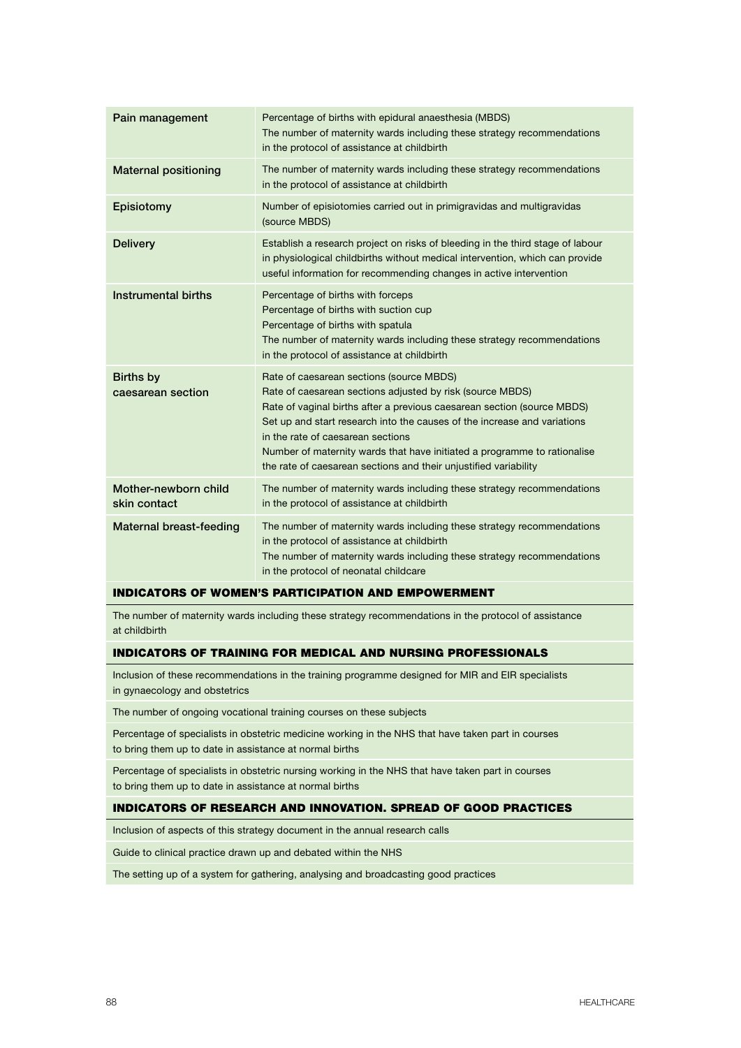| | |
|---|---|
| Pain management | Percentage of births with epidural anaesthesia (MBDS)<br>The number of maternity wards including these strategy recommendations in the protocol of assistance at childbirth |
| Maternal positioning | The number of maternity wards including these strategy recommendations in the protocol of assistance at childbirth |
| Episiotomy | Number of episiotomies carried out in primigravidas and multigravidas (source MBDS) |
| Delivery | Establish a research project on risks of bleeding in the third stage of labour in physiological childbirths without medical intervention, which can provide useful information for recommending changes in active intervention |
| Instrumental births | Percentage of births with forceps<br>Percentage of births with suction cup<br>Percentage of births with spatula<br>The number of maternity wards including these strategy recommendations in the protocol of assistance at childbirth |
| Births by caesarean section | Rate of caesarean sections (source MBDS)<br>Rate of caesarean sections adjusted by risk (source MBDS)<br>Rate of vaginal births after a previous caesarean section (source MBDS)<br>Set up and start research into the causes of the increase and variations in the rate of caesarean sections<br>Number of maternity wards that have initiated a programme to rationalise the rate of caesarean sections and their unjustified variability |
| Mother-newborn child skin contact | The number of maternity wards including these strategy recommendations in the protocol of assistance at childbirth |
| Maternal breast-feeding | The number of maternity wards including these strategy recommendations in the protocol of assistance at childbirth<br>The number of maternity wards including these strategy recommendations in the protocol of neonatal childcare |

### INDICATORS OF WOMEN'S PARTICIPATION AND EMPOWERMENT

The number of maternity wards including these strategy recommendations in the protocol of assistance at childbirth

### INDICATORS OF TRAINING FOR MEDICAL AND NURSING PROFESSIONALS

Inclusion of these recommendations in the training programme designed for MIR and EIR specialists in gynaecology and obstetrics

The number of ongoing vocational training courses on these subjects

Percentage of specialists in obstetric medicine working in the NHS that have taken part in courses to bring them up to date in assistance at normal births

Percentage of specialists in obstetric nursing working in the NHS that have taken part in courses to bring them up to date in assistance at normal births

### INDICATORS OF RESEARCH AND INNOVATION. SPREAD OF GOOD PRACTICES

Inclusion of aspects of this strategy document in the annual research calls

Guide to clinical practice drawn up and debated within the NHS

The setting up of a system for gathering, analysing and broadcasting good practices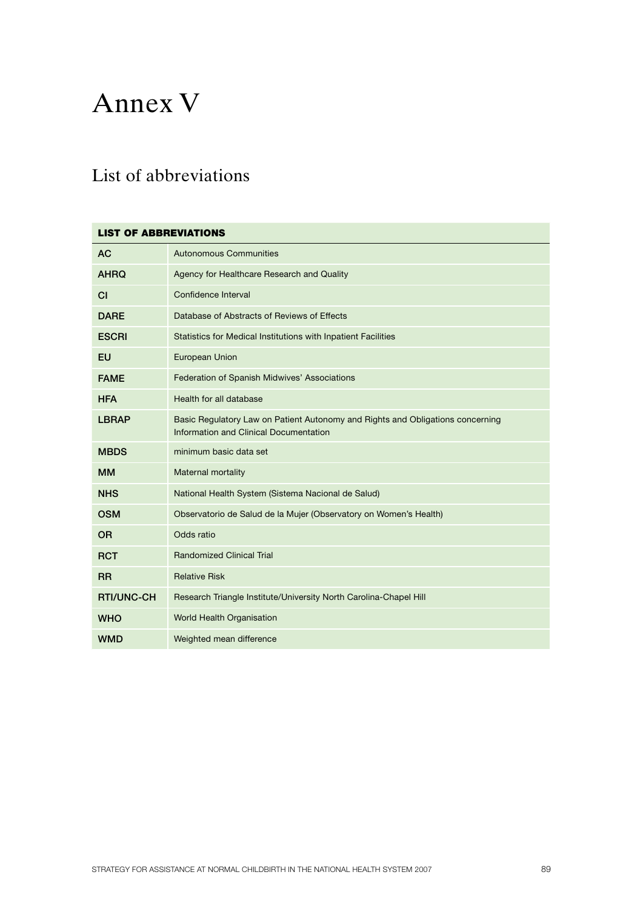# Annex V

## List of abbreviations

| LIST OF ABBREVIATIONS | |
|---|---|
| **AC** | Autonomous Communities |
| **AHRQ** | Agency for Healthcare Research and Quality |
| **CI** | Confidence Interval |
| **DARE** | Database of Abstracts of Reviews of Effects |
| **ESCRI** | Statistics for Medical Institutions with Inpatient Facilities |
| **EU** | European Union |
| **FAME** | Federation of Spanish Midwives' Associations |
| **HFA** | Health for all database |
| **LBRAP** | Basic Regulatory Law on Patient Autonomy and Rights and Obligations concerning Information and Clinical Documentation |
| **MBDS** | minimum basic data set |
| **MM** | Maternal mortality |
| **NHS** | National Health System (Sistema Nacional de Salud) |
| **OSM** | Observatorio de Salud de la Mujer (Observatory on Women's Health) |
| **OR** | Odds ratio |
| **RCT** | Randomized Clinical Trial |
| **RR** | Relative Risk |
| **RTI/UNC-CH** | Research Triangle Institute/University North Carolina-Chapel Hill |
| **WHO** | World Health Organisation |
| **WMD** | Weighted mean difference |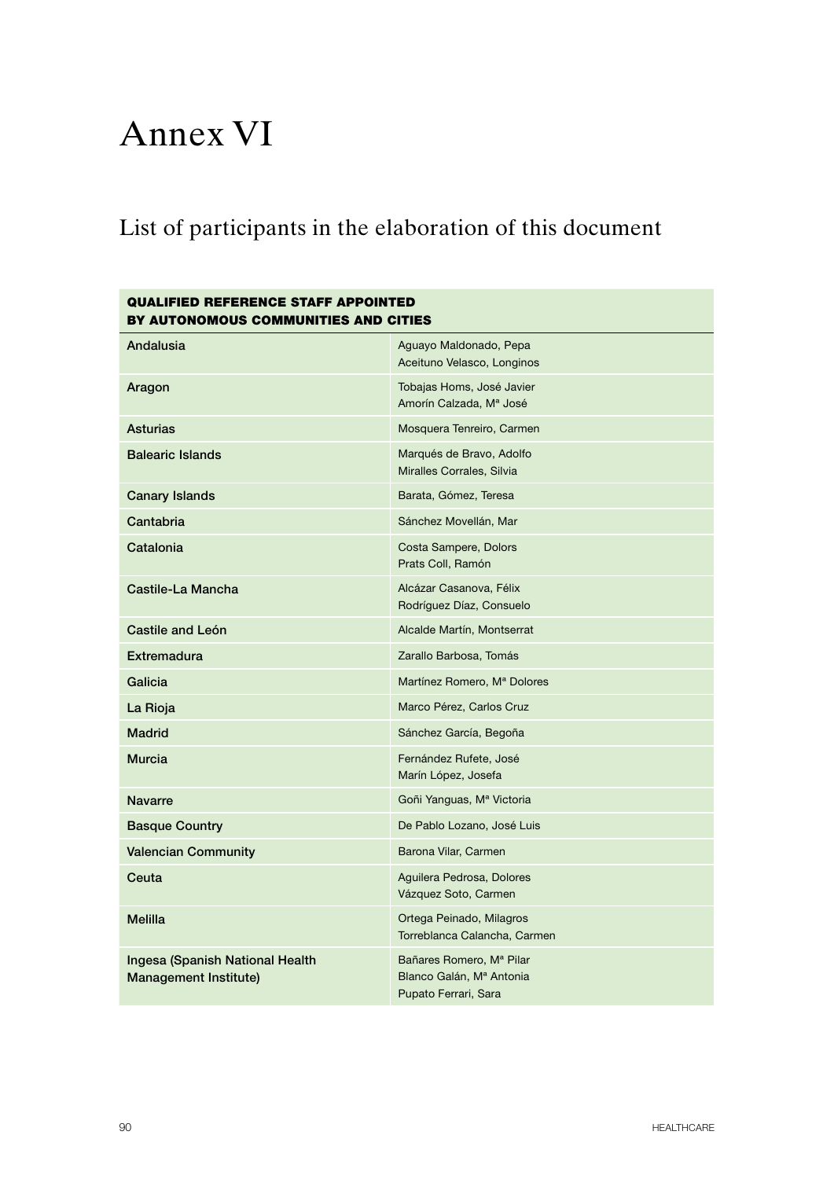# Annex VI

## List of participants in the elaboration of this document

| QUALIFIED REFERENCE STAFF APPOINTED BY AUTONOMOUS COMMUNITIES AND CITIES | |
|---|---|
| Andalusia | Aguayo Maldonado, Pepa<br>Aceituno Velasco, Longinos |
| Aragon | Tobajas Homs, José Javier<br>Amorín Calzada, Mª José |
| Asturias | Mosquera Tenreiro, Carmen |
| Balearic Islands | Marqués de Bravo, Adolfo<br>Miralles Corrales, Silvia |
| Canary Islands | Barata, Gómez, Teresa |
| Cantabria | Sánchez Movellán, Mar |
| Catalonia | Costa Sampere, Dolors<br>Prats Coll, Ramón |
| Castile-La Mancha | Alcázar Casanova, Félix<br>Rodríguez Díaz, Consuelo |
| Castile and León | Alcalde Martín, Montserrat |
| Extremadura | Zarallo Barbosa, Tomás |
| Galicia | Martínez Romero, Mª Dolores |
| La Rioja | Marco Pérez, Carlos Cruz |
| Madrid | Sánchez García, Begoña |
| Murcia | Fernández Rufete, José<br>Marín López, Josefa |
| Navarre | Goñi Yanguas, Mª Victoria |
| Basque Country | De Pablo Lozano, José Luis |
| Valencian Community | Barona Vilar, Carmen |
| Ceuta | Aguilera Pedrosa, Dolores<br>Vázquez Soto, Carmen |
| Melilla | Ortega Peinado, Milagros<br>Torreblanca Calancha, Carmen |
| Ingesa (Spanish National Health Management Institute) | Bañares Romero, Mª Pilar<br>Blanco Galán, Mª Antonia<br>Pupato Ferrari, Sara |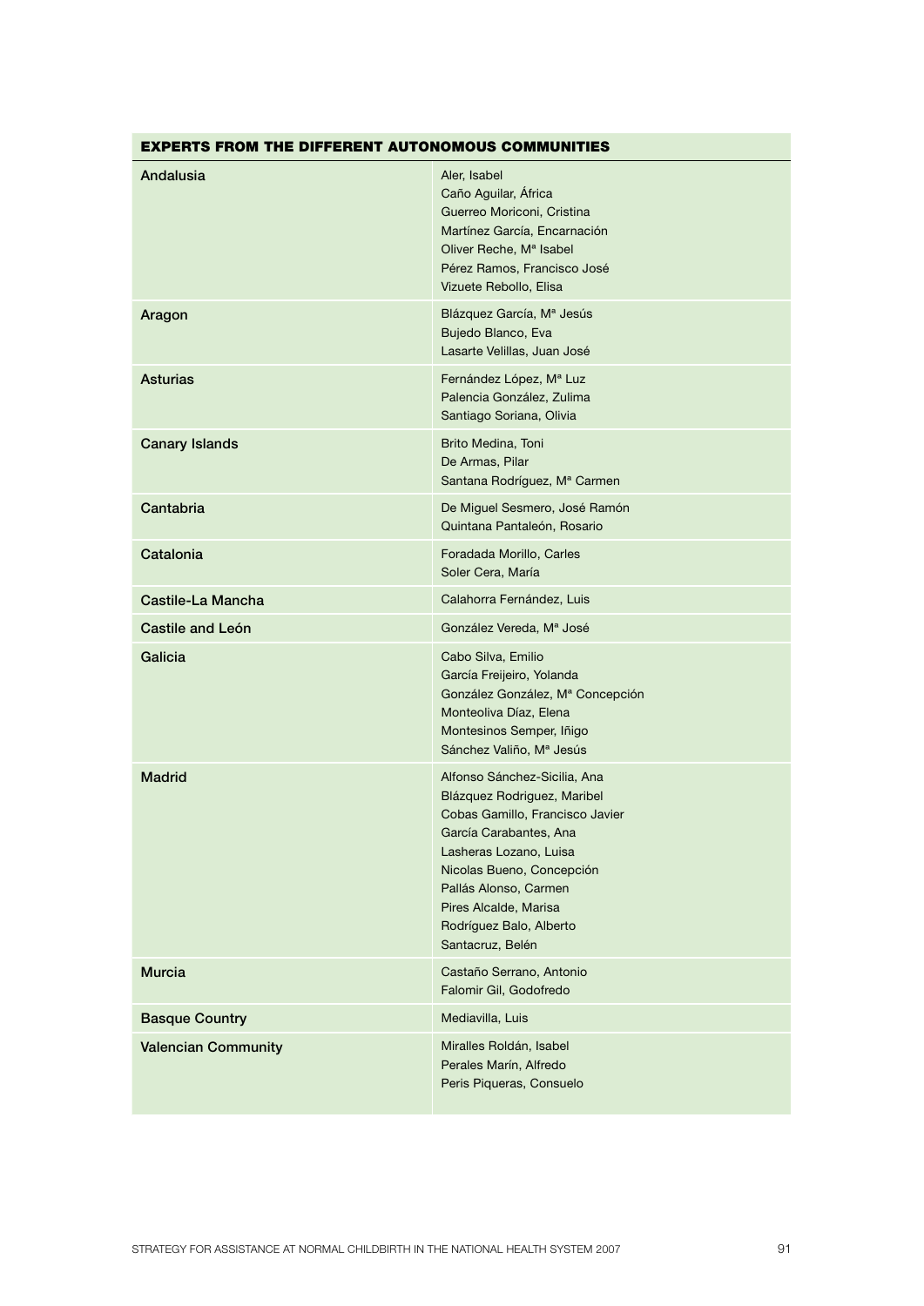| EXPERTS FROM THE DIFFERENT AUTONOMOUS COMMUNITIES | |
|---|---|
| Andalusia | Aler, Isabel<br>Caño Aguilar, África<br>Guerreo Moriconi, Cristina<br>Martínez García, Encarnación<br>Oliver Reche, Mª Isabel<br>Pérez Ramos, Francisco José<br>Vizuete Rebollo, Elisa |
| Aragon | Blázquez García, Mª Jesús<br>Bujedo Blanco, Eva<br>Lasarte Velillas, Juan José |
| Asturias | Fernández López, Mª Luz<br>Palencia González, Zulima<br>Santiago Soriana, Olivia |
| Canary Islands | Brito Medina, Toni<br>De Armas, Pilar<br>Santana Rodríguez, Mª Carmen |
| Cantabria | De Miguel Sesmero, José Ramón<br>Quintana Pantaleón, Rosario |
| Catalonia | Foradada Morillo, Carles<br>Soler Cera, María |
| Castile-La Mancha | Calahorra Fernández, Luis |
| Castile and León | González Vereda, Mª José |
| Galicia | Cabo Silva, Emilio<br>García Freijeiro, Yolanda<br>González González, Mª Concepción<br>Monteoliva Díaz, Elena<br>Montesinos Semper, Iñigo<br>Sánchez Valiño, Mª Jesús |
| Madrid | Alfonso Sánchez-Sicilia, Ana<br>Blázquez Rodriguez, Maribel<br>Cobas Gamillo, Francisco Javier<br>García Carabantes, Ana<br>Lasheras Lozano, Luisa<br>Nicolas Bueno, Concepción<br>Pallás Alonso, Carmen<br>Pires Alcalde, Marisa<br>Rodríguez Balo, Alberto<br>Santacruz, Belén |
| Murcia | Castaño Serrano, Antonio<br>Falomir Gil, Godofredo |
| Basque Country | Mediavilla, Luis |
| Valencian Community | Miralles Roldán, Isabel<br>Perales Marín, Alfredo<br>Peris Piqueras, Consuelo |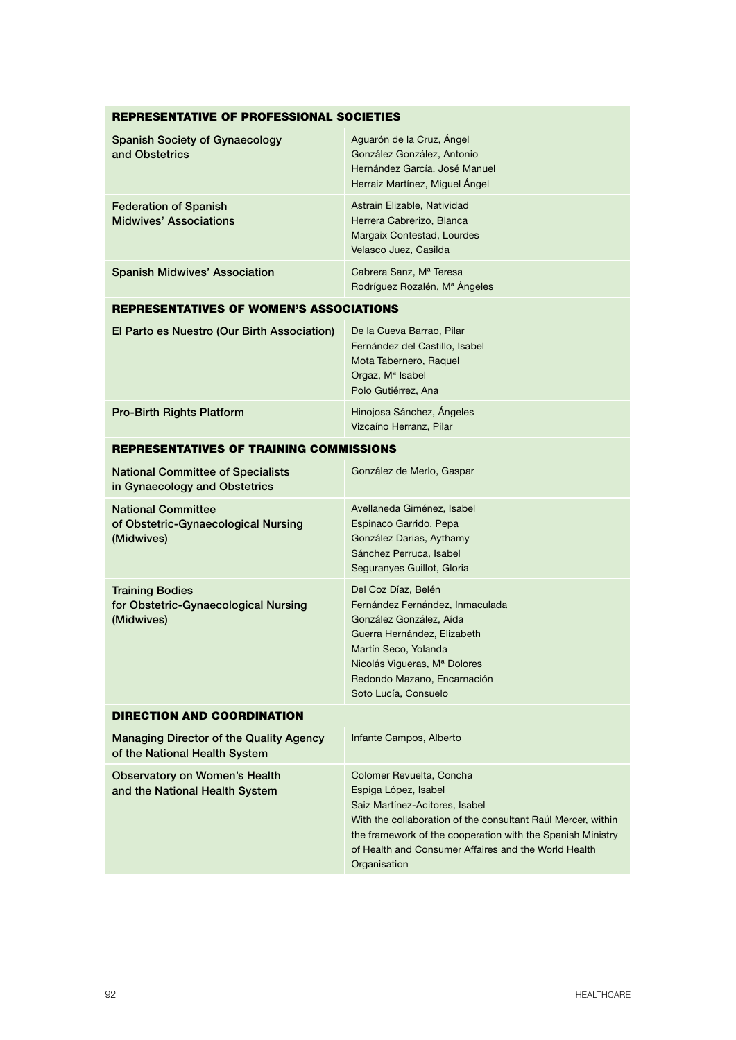| REPRESENTATIVE OF PROFESSIONAL SOCIETIES | |
|---|---|
| Spanish Society of Gynaecology and Obstetrics | Aguarón de la Cruz, Ángel<br>González González, Antonio<br>Hernández García. José Manuel<br>Herraiz Martínez, Miguel Ángel |
| Federation of Spanish Midwives' Associations | Astrain Elizable, Natividad<br>Herrera Cabrerizo, Blanca<br>Margaix Contestad, Lourdes<br>Velasco Juez, Casilda |
| Spanish Midwives' Association | Cabrera Sanz, Mª Teresa<br>Rodríguez Rozalén, Mª Ángeles |
| **REPRESENTATIVES OF WOMEN'S ASSOCIATIONS** | |
| El Parto es Nuestro (Our Birth Association) | De la Cueva Barrao, Pilar<br>Fernández del Castillo, Isabel<br>Mota Tabernero, Raquel<br>Orgaz, Mª Isabel<br>Polo Gutiérrez, Ana |
| Pro-Birth Rights Platform | Hinojosa Sánchez, Ángeles<br>Vizcaíno Herranz, Pilar |
| **REPRESENTATIVES OF TRAINING COMMISSIONS** | |
| National Committee of Specialists in Gynaecology and Obstetrics | González de Merlo, Gaspar |
| National Committee of Obstetric-Gynaecological Nursing (Midwives) | Avellaneda Giménez, Isabel<br>Espinaco Garrido, Pepa<br>González Darias, Aythamy<br>Sánchez Perruca, Isabel<br>Seguranyes Guillot, Gloria |
| Training Bodies for Obstetric-Gynaecological Nursing (Midwives) | Del Coz Díaz, Belén<br>Fernández Fernández, Inmaculada<br>González González, Aída<br>Guerra Hernández, Elizabeth<br>Martín Seco, Yolanda<br>Nicolás Vigueras, Mª Dolores<br>Redondo Mazano, Encarnación<br>Soto Lucía, Consuelo |
| **DIRECTION AND COORDINATION** | |
| Managing Director of the Quality Agency of the National Health System | Infante Campos, Alberto |
| Observatory on Women's Health and the National Health System | Colomer Revuelta, Concha<br>Espiga López, Isabel<br>Saiz Martínez-Acitores, Isabel<br>With the collaboration of the consultant Raúl Mercer, within the framework of the cooperation with the Spanish Ministry of Health and Consumer Affaires and the World Health Organisation |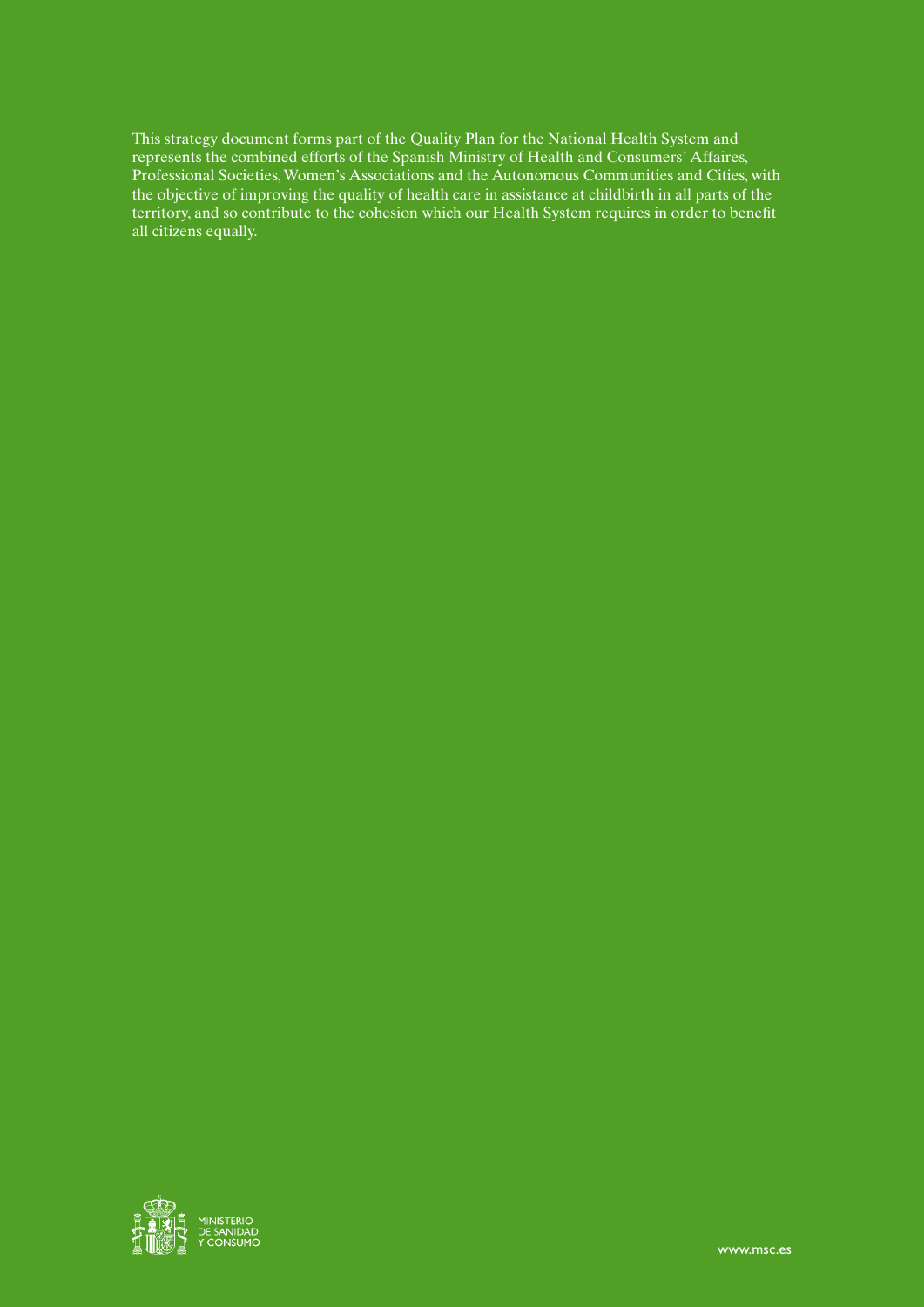This strategy document forms part of the Quality Plan for the National Health System and represents the combined efforts of the Spanish Ministry of Health and Consumers' Affaires, Professional Societies, Women's Associations and the Autonomous Communities and Cities, with the objective of improving the quality of health care in assistance at childbirth in all parts of the territory, and so contribute to the cohesion which our Health System requires in order to benefit all citizens equally.

MINISTERIO
DE SANIDAD
Y CONSUMO

www.msc.es